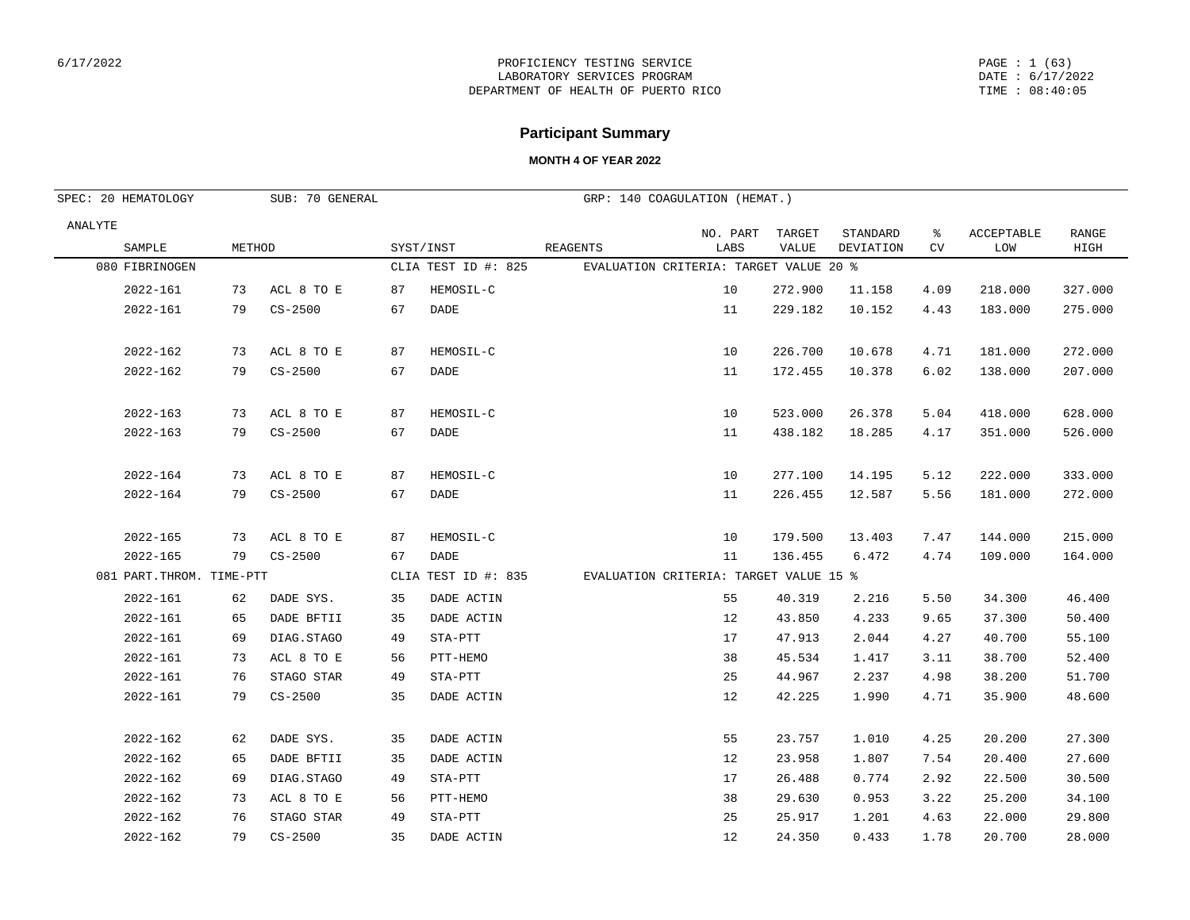PROFICIENCY TESTING SERVICE
LABORATORY SERVICES PROGRAM
DEPARTMENT OF HEALTH OF PUERTO RICO

# Participant Summary

### MONTH 4 OF YEAR 2022

SPEC: 20 HEMATOLOGY | SUB: 70 GENERAL | GRP: 140 COAGULATION (HEMAT.)

| ANALYTE / SAMPLE | METHOD | | SYST/INST | | REAGENTS | NO. PART LABS | TARGET VALUE | STANDARD DEVIATION | % CV | ACCEPTABLE LOW | RANGE HIGH |
|---|---|---|---|---|---|---|---|---|---|---|---|
| 080 FIBRINOGEN | | | CLIA TEST ID #: 825 | | EVALUATION CRITERIA: TARGET VALUE 20 % | | | | | | |
| 2022-161 | 73 | ACL 8 TO E | 87 | HEMOSIL-C | | 10 | 272.900 | 11.158 | 4.09 | 218.000 | 327.000 |
| 2022-161 | 79 | CS-2500 | 67 | DADE | | 11 | 229.182 | 10.152 | 4.43 | 183.000 | 275.000 |
| 2022-162 | 73 | ACL 8 TO E | 87 | HEMOSIL-C | | 10 | 226.700 | 10.678 | 4.71 | 181.000 | 272.000 |
| 2022-162 | 79 | CS-2500 | 67 | DADE | | 11 | 172.455 | 10.378 | 6.02 | 138.000 | 207.000 |
| 2022-163 | 73 | ACL 8 TO E | 87 | HEMOSIL-C | | 10 | 523.000 | 26.378 | 5.04 | 418.000 | 628.000 |
| 2022-163 | 79 | CS-2500 | 67 | DADE | | 11 | 438.182 | 18.285 | 4.17 | 351.000 | 526.000 |
| 2022-164 | 73 | ACL 8 TO E | 87 | HEMOSIL-C | | 10 | 277.100 | 14.195 | 5.12 | 222.000 | 333.000 |
| 2022-164 | 79 | CS-2500 | 67 | DADE | | 11 | 226.455 | 12.587 | 5.56 | 181.000 | 272.000 |
| 2022-165 | 73 | ACL 8 TO E | 87 | HEMOSIL-C | | 10 | 179.500 | 13.403 | 7.47 | 144.000 | 215.000 |
| 2022-165 | 79 | CS-2500 | 67 | DADE | | 11 | 136.455 | 6.472 | 4.74 | 109.000 | 164.000 |
| 081 PART.THROM. TIME-PTT | | | CLIA TEST ID #: 835 | | EVALUATION CRITERIA: TARGET VALUE 15 % | | | | | | |
| 2022-161 | 62 | DADE SYS. | 35 | DADE ACTIN | | 55 | 40.319 | 2.216 | 5.50 | 34.300 | 46.400 |
| 2022-161 | 65 | DADE BFTII | 35 | DADE ACTIN | | 12 | 43.850 | 4.233 | 9.65 | 37.300 | 50.400 |
| 2022-161 | 69 | DIAG.STAGO | 49 | STA-PTT | | 17 | 47.913 | 2.044 | 4.27 | 40.700 | 55.100 |
| 2022-161 | 73 | ACL 8 TO E | 56 | PTT-HEMO | | 38 | 45.534 | 1.417 | 3.11 | 38.700 | 52.400 |
| 2022-161 | 76 | STAGO STAR | 49 | STA-PTT | | 25 | 44.967 | 2.237 | 4.98 | 38.200 | 51.700 |
| 2022-161 | 79 | CS-2500 | 35 | DADE ACTIN | | 12 | 42.225 | 1.990 | 4.71 | 35.900 | 48.600 |
| 2022-162 | 62 | DADE SYS. | 35 | DADE ACTIN | | 55 | 23.757 | 1.010 | 4.25 | 20.200 | 27.300 |
| 2022-162 | 65 | DADE BFTII | 35 | DADE ACTIN | | 12 | 23.958 | 1.807 | 7.54 | 20.400 | 27.600 |
| 2022-162 | 69 | DIAG.STAGO | 49 | STA-PTT | | 17 | 26.488 | 0.774 | 2.92 | 22.500 | 30.500 |
| 2022-162 | 73 | ACL 8 TO E | 56 | PTT-HEMO | | 38 | 29.630 | 0.953 | 3.22 | 25.200 | 34.100 |
| 2022-162 | 76 | STAGO STAR | 49 | STA-PTT | | 25 | 25.917 | 1.201 | 4.63 | 22.000 | 29.800 |
| 2022-162 | 79 | CS-2500 | 35 | DADE ACTIN | | 12 | 24.350 | 0.433 | 1.78 | 20.700 | 28.000 |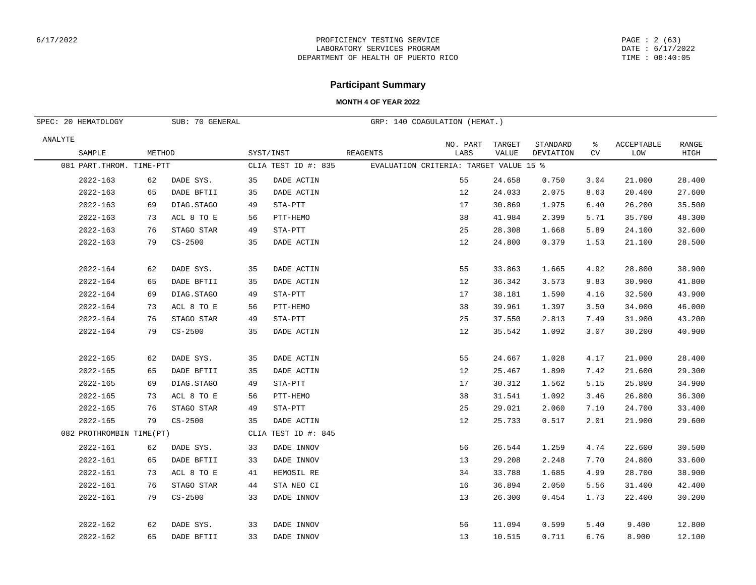PROFICIENCY TESTING SERVICE
LABORATORY SERVICES PROGRAM
DEPARTMENT OF HEALTH OF PUERTO RICO

# Participant Summary

**MONTH 4 OF YEAR 2022**

SPEC: 20 HEMATOLOGY &nbsp;&nbsp; SUB: 70 GENERAL &nbsp;&nbsp; GRP: 140 COAGULATION (HEMAT.)

| ANALYTE / SAMPLE | METHOD | | SYST/INST | | REAGENTS | NO. PART LABS | TARGET VALUE | STANDARD DEVIATION | % CV | ACCEPTABLE LOW | RANGE HIGH |
|---|---|---|---|---|---|---|---|---|---|---|---|
| 081 PART.THROM. TIME-PTT | | | CLIA TEST ID #: 835 | | EVALUATION CRITERIA: TARGET VALUE 15 % | | | | | | |
| 2022-163 | 62 | DADE SYS. | 35 | DADE ACTIN | | 55 | 24.658 | 0.750 | 3.04 | 21.000 | 28.400 |
| 2022-163 | 65 | DADE BFTII | 35 | DADE ACTIN | | 12 | 24.033 | 2.075 | 8.63 | 20.400 | 27.600 |
| 2022-163 | 69 | DIAG.STAGO | 49 | STA-PTT | | 17 | 30.869 | 1.975 | 6.40 | 26.200 | 35.500 |
| 2022-163 | 73 | ACL 8 TO E | 56 | PTT-HEMO | | 38 | 41.984 | 2.399 | 5.71 | 35.700 | 48.300 |
| 2022-163 | 76 | STAGO STAR | 49 | STA-PTT | | 25 | 28.308 | 1.668 | 5.89 | 24.100 | 32.600 |
| 2022-163 | 79 | CS-2500 | 35 | DADE ACTIN | | 12 | 24.800 | 0.379 | 1.53 | 21.100 | 28.500 |
| 2022-164 | 62 | DADE SYS. | 35 | DADE ACTIN | | 55 | 33.863 | 1.665 | 4.92 | 28.800 | 38.900 |
| 2022-164 | 65 | DADE BFTII | 35 | DADE ACTIN | | 12 | 36.342 | 3.573 | 9.83 | 30.900 | 41.800 |
| 2022-164 | 69 | DIAG.STAGO | 49 | STA-PTT | | 17 | 38.181 | 1.590 | 4.16 | 32.500 | 43.900 |
| 2022-164 | 73 | ACL 8 TO E | 56 | PTT-HEMO | | 38 | 39.961 | 1.397 | 3.50 | 34.000 | 46.000 |
| 2022-164 | 76 | STAGO STAR | 49 | STA-PTT | | 25 | 37.550 | 2.813 | 7.49 | 31.900 | 43.200 |
| 2022-164 | 79 | CS-2500 | 35 | DADE ACTIN | | 12 | 35.542 | 1.092 | 3.07 | 30.200 | 40.900 |
| 2022-165 | 62 | DADE SYS. | 35 | DADE ACTIN | | 55 | 24.667 | 1.028 | 4.17 | 21.000 | 28.400 |
| 2022-165 | 65 | DADE BFTII | 35 | DADE ACTIN | | 12 | 25.467 | 1.890 | 7.42 | 21.600 | 29.300 |
| 2022-165 | 69 | DIAG.STAGO | 49 | STA-PTT | | 17 | 30.312 | 1.562 | 5.15 | 25.800 | 34.900 |
| 2022-165 | 73 | ACL 8 TO E | 56 | PTT-HEMO | | 38 | 31.541 | 1.092 | 3.46 | 26.800 | 36.300 |
| 2022-165 | 76 | STAGO STAR | 49 | STA-PTT | | 25 | 29.021 | 2.060 | 7.10 | 24.700 | 33.400 |
| 2022-165 | 79 | CS-2500 | 35 | DADE ACTIN | | 12 | 25.733 | 0.517 | 2.01 | 21.900 | 29.600 |
| 082 PROTHROMBIN TIME(PT) | | | CLIA TEST ID #: 845 | | | | | | | | |
| 2022-161 | 62 | DADE SYS. | 33 | DADE INNOV | | 56 | 26.544 | 1.259 | 4.74 | 22.600 | 30.500 |
| 2022-161 | 65 | DADE BFTII | 33 | DADE INNOV | | 13 | 29.208 | 2.248 | 7.70 | 24.800 | 33.600 |
| 2022-161 | 73 | ACL 8 TO E | 41 | HEMOSIL RE | | 34 | 33.788 | 1.685 | 4.99 | 28.700 | 38.900 |
| 2022-161 | 76 | STAGO STAR | 44 | STA NEO CI | | 16 | 36.894 | 2.050 | 5.56 | 31.400 | 42.400 |
| 2022-161 | 79 | CS-2500 | 33 | DADE INNOV | | 13 | 26.300 | 0.454 | 1.73 | 22.400 | 30.200 |
| 2022-162 | 62 | DADE SYS. | 33 | DADE INNOV | | 56 | 11.094 | 0.599 | 5.40 | 9.400 | 12.800 |
| 2022-162 | 65 | DADE BFTII | 33 | DADE INNOV | | 13 | 10.515 | 0.711 | 6.76 | 8.900 | 12.100 |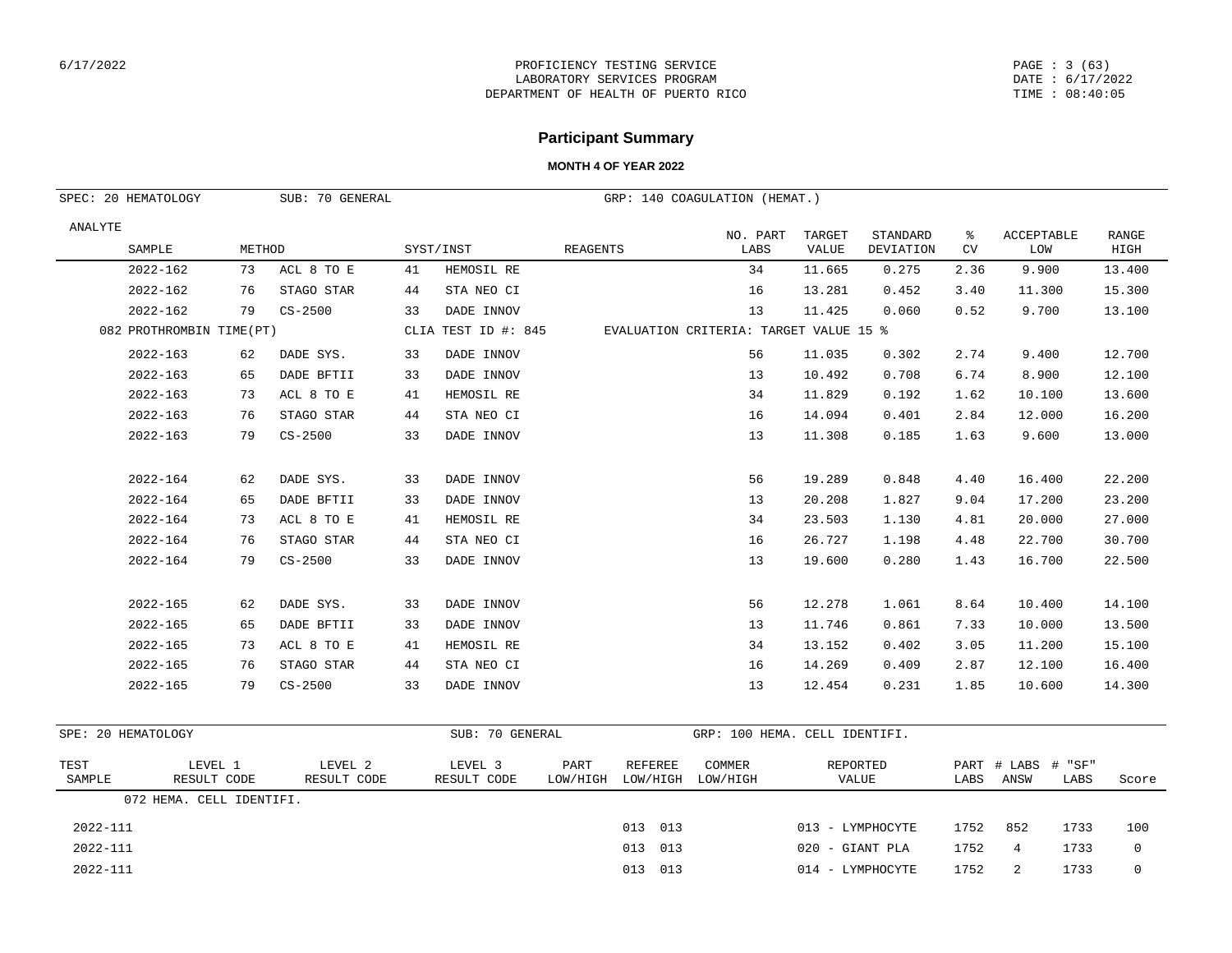6/17/2022

PROFICIENCY TESTING SERVICE
LABORATORY SERVICES PROGRAM
DEPARTMENT OF HEALTH OF PUERTO RICO

PAGE : 3 (63)
DATE : 6/17/2022
TIME : 08:40:05

## Participant Summary

**MONTH 4 OF YEAR 2022**

SPEC: 20 HEMATOLOGY SUB: 70 GENERAL GRP: 140 COAGULATION (HEMAT.)

| ANALYTE / SAMPLE | METHOD | | SYST/INST | | REAGENTS | NO. PART LABS | TARGET VALUE | STANDARD DEVIATION | % CV | ACCEPTABLE LOW | RANGE HIGH |
|---|---|---|---|---|---|---|---|---|---|---|---|
| 2022-162 | 73 | ACL 8 TO E | 41 | HEMOSIL RE | | 34 | 11.665 | 0.275 | 2.36 | 9.900 | 13.400 |
| 2022-162 | 76 | STAGO STAR | 44 | STA NEO CI | | 16 | 13.281 | 0.452 | 3.40 | 11.300 | 15.300 |
| 2022-162 | 79 | CS-2500 | 33 | DADE INNOV | | 13 | 11.425 | 0.060 | 0.52 | 9.700 | 13.100 |
| 082 PROTHROMBIN TIME(PT) | | | CLIA TEST ID #: 845 | | EVALUATION CRITERIA: TARGET VALUE 15 % | | | | | | |
| 2022-163 | 62 | DADE SYS. | 33 | DADE INNOV | | 56 | 11.035 | 0.302 | 2.74 | 9.400 | 12.700 |
| 2022-163 | 65 | DADE BFTII | 33 | DADE INNOV | | 13 | 10.492 | 0.708 | 6.74 | 8.900 | 12.100 |
| 2022-163 | 73 | ACL 8 TO E | 41 | HEMOSIL RE | | 34 | 11.829 | 0.192 | 1.62 | 10.100 | 13.600 |
| 2022-163 | 76 | STAGO STAR | 44 | STA NEO CI | | 16 | 14.094 | 0.401 | 2.84 | 12.000 | 16.200 |
| 2022-163 | 79 | CS-2500 | 33 | DADE INNOV | | 13 | 11.308 | 0.185 | 1.63 | 9.600 | 13.000 |
| 2022-164 | 62 | DADE SYS. | 33 | DADE INNOV | | 56 | 19.289 | 0.848 | 4.40 | 16.400 | 22.200 |
| 2022-164 | 65 | DADE BFTII | 33 | DADE INNOV | | 13 | 20.208 | 1.827 | 9.04 | 17.200 | 23.200 |
| 2022-164 | 73 | ACL 8 TO E | 41 | HEMOSIL RE | | 34 | 23.503 | 1.130 | 4.81 | 20.000 | 27.000 |
| 2022-164 | 76 | STAGO STAR | 44 | STA NEO CI | | 16 | 26.727 | 1.198 | 4.48 | 22.700 | 30.700 |
| 2022-164 | 79 | CS-2500 | 33 | DADE INNOV | | 13 | 19.600 | 0.280 | 1.43 | 16.700 | 22.500 |
| 2022-165 | 62 | DADE SYS. | 33 | DADE INNOV | | 56 | 12.278 | 1.061 | 8.64 | 10.400 | 14.100 |
| 2022-165 | 65 | DADE BFTII | 33 | DADE INNOV | | 13 | 11.746 | 0.861 | 7.33 | 10.000 | 13.500 |
| 2022-165 | 73 | ACL 8 TO E | 41 | HEMOSIL RE | | 34 | 13.152 | 0.402 | 3.05 | 11.200 | 15.100 |
| 2022-165 | 76 | STAGO STAR | 44 | STA NEO CI | | 16 | 14.269 | 0.409 | 2.87 | 12.100 | 16.400 |
| 2022-165 | 79 | CS-2500 | 33 | DADE INNOV | | 13 | 12.454 | 0.231 | 1.85 | 10.600 | 14.300 |

SPE: 20 HEMATOLOGY SUB: 70 GENERAL GRP: 100 HEMA. CELL IDENTIFI.

| TEST SAMPLE | LEVEL 1 RESULT CODE | LEVEL 2 RESULT CODE | LEVEL 3 RESULT CODE | PART LOW/HIGH | REFEREE LOW/HIGH | COMMER LOW/HIGH | REPORTED VALUE | PART LABS | # LABS ANSW | # "SF" LABS | Score |
|---|---|---|---|---|---|---|---|---|---|---|---|
| 072 HEMA. CELL IDENTIFI. | | | | | | | | | | | |
| 2022-111 | | | | | 013 013 | | 013 - LYMPHOCYTE | 1752 | 852 | 1733 | 100 |
| 2022-111 | | | | | 013 013 | | 020 - GIANT PLA | 1752 | 4 | 1733 | 0 |
| 2022-111 | | | | | 013 013 | | 014 - LYMPHOCYTE | 1752 | 2 | 1733 | 0 |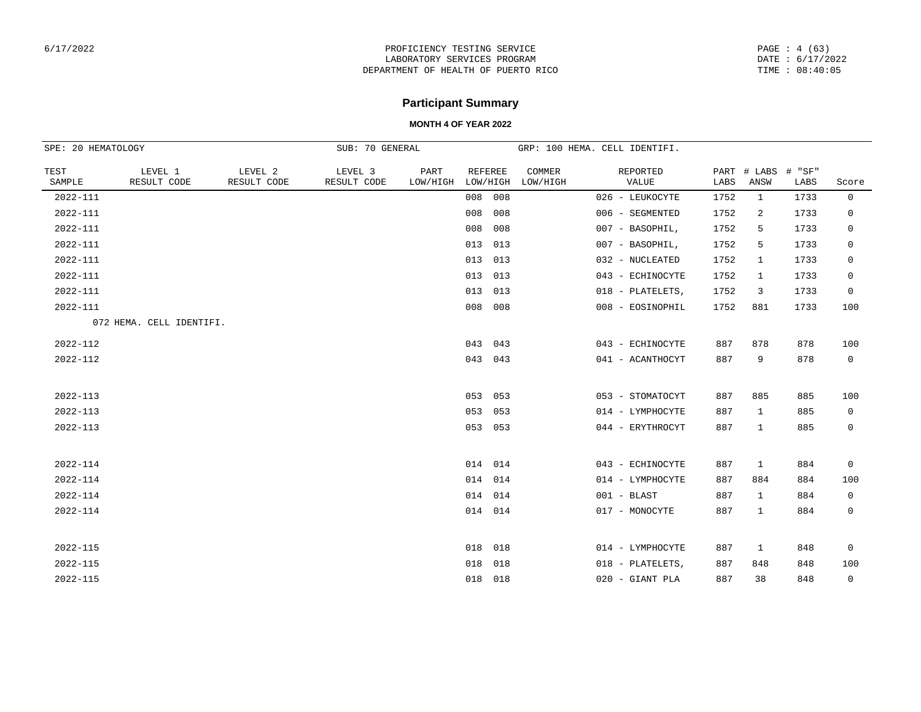PROFICIENCY TESTING SERVICE
LABORATORY SERVICES PROGRAM
DEPARTMENT OF HEALTH OF PUERTO RICO

PAGE : 4 (63)
DATE : 6/17/2022
TIME : 08:40:05

## Participant Summary

**MONTH 4 OF YEAR 2022**

SPE: 20 HEMATOLOGY | SUB: 70 GENERAL | GRP: 100 HEMA. CELL IDENTIFI.

| TEST SAMPLE | LEVEL 1 RESULT CODE | LEVEL 2 RESULT CODE | LEVEL 3 RESULT CODE | PART LOW/HIGH | REFEREE LOW/HIGH | COMMER LOW/HIGH | REPORTED VALUE | PART LABS | # LABS ANSW | # "SF" LABS | Score |
|---|---|---|---|---|---|---|---|---|---|---|---|
| 2022-111 | | | | | 008 008 | | 026 - LEUKOCYTE | 1752 | 1 | 1733 | 0 |
| 2022-111 | | | | | 008 008 | | 006 - SEGMENTED | 1752 | 2 | 1733 | 0 |
| 2022-111 | | | | | 008 008 | | 007 - BASOPHIL, | 1752 | 5 | 1733 | 0 |
| 2022-111 | | | | | 013 013 | | 007 - BASOPHIL, | 1752 | 5 | 1733 | 0 |
| 2022-111 | | | | | 013 013 | | 032 - NUCLEATED | 1752 | 1 | 1733 | 0 |
| 2022-111 | | | | | 013 013 | | 043 - ECHINOCYTE | 1752 | 1 | 1733 | 0 |
| 2022-111 | | | | | 013 013 | | 018 - PLATELETS, | 1752 | 3 | 1733 | 0 |
| 2022-111 | | | | | 008 008 | | 008 - EOSINOPHIL | 1752 | 881 | 1733 | 100 |
| | 072 HEMA. CELL IDENTIFI. | | | | | | | | | | |
| 2022-112 | | | | | 043 043 | | 043 - ECHINOCYTE | 887 | 878 | 878 | 100 |
| 2022-112 | | | | | 043 043 | | 041 - ACANTHOCYT | 887 | 9 | 878 | 0 |
| 2022-113 | | | | | 053 053 | | 053 - STOMATOCYT | 887 | 885 | 885 | 100 |
| 2022-113 | | | | | 053 053 | | 014 - LYMPHOCYTE | 887 | 1 | 885 | 0 |
| 2022-113 | | | | | 053 053 | | 044 - ERYTHROCYT | 887 | 1 | 885 | 0 |
| 2022-114 | | | | | 014 014 | | 043 - ECHINOCYTE | 887 | 1 | 884 | 0 |
| 2022-114 | | | | | 014 014 | | 014 - LYMPHOCYTE | 887 | 884 | 884 | 100 |
| 2022-114 | | | | | 014 014 | | 001 - BLAST | 887 | 1 | 884 | 0 |
| 2022-114 | | | | | 014 014 | | 017 - MONOCYTE | 887 | 1 | 884 | 0 |
| 2022-115 | | | | | 018 018 | | 014 - LYMPHOCYTE | 887 | 1 | 848 | 0 |
| 2022-115 | | | | | 018 018 | | 018 - PLATELETS, | 887 | 848 | 848 | 100 |
| 2022-115 | | | | | 018 018 | | 020 - GIANT PLA | 887 | 38 | 848 | 0 |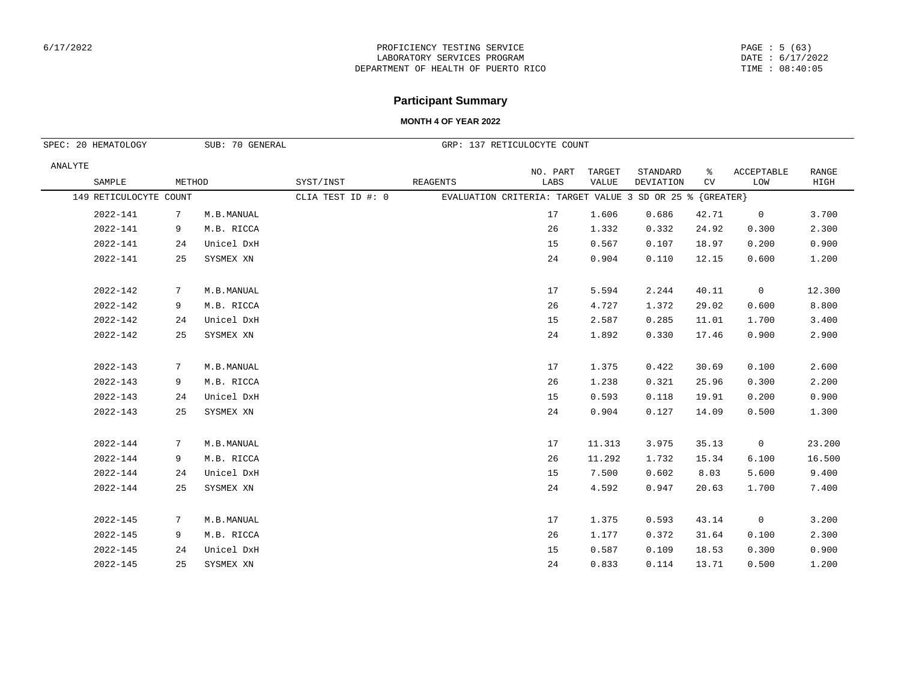PROFICIENCY TESTING SERVICE
LABORATORY SERVICES PROGRAM
DEPARTMENT OF HEALTH OF PUERTO RICO

## Participant Summary

**MONTH 4 OF YEAR 2022**

SPEC: 20 HEMATOLOGY SUB: 70 GENERAL GRP: 137 RETICULOCYTE COUNT

ANALYTE: 149 RETICULOCYTE COUNT — CLIA TEST ID #: 0 — EVALUATION CRITERIA: TARGET VALUE 3 SD OR 25 % {GREATER}

| SAMPLE | METHOD | | SYST/INST | REAGENTS | NO. PART LABS | TARGET VALUE | STANDARD DEVIATION | % CV | ACCEPTABLE LOW | RANGE HIGH |
|---|---|---|---|---|---|---|---|---|---|---|
| 2022-141 | 7 | M.B.MANUAL | | | 17 | 1.606 | 0.686 | 42.71 | 0 | 3.700 |
| 2022-141 | 9 | M.B. RICCA | | | 26 | 1.332 | 0.332 | 24.92 | 0.300 | 2.300 |
| 2022-141 | 24 | Unicel DxH | | | 15 | 0.567 | 0.107 | 18.97 | 0.200 | 0.900 |
| 2022-141 | 25 | SYSMEX XN | | | 24 | 0.904 | 0.110 | 12.15 | 0.600 | 1.200 |
| 2022-142 | 7 | M.B.MANUAL | | | 17 | 5.594 | 2.244 | 40.11 | 0 | 12.300 |
| 2022-142 | 9 | M.B. RICCA | | | 26 | 4.727 | 1.372 | 29.02 | 0.600 | 8.800 |
| 2022-142 | 24 | Unicel DxH | | | 15 | 2.587 | 0.285 | 11.01 | 1.700 | 3.400 |
| 2022-142 | 25 | SYSMEX XN | | | 24 | 1.892 | 0.330 | 17.46 | 0.900 | 2.900 |
| 2022-143 | 7 | M.B.MANUAL | | | 17 | 1.375 | 0.422 | 30.69 | 0.100 | 2.600 |
| 2022-143 | 9 | M.B. RICCA | | | 26 | 1.238 | 0.321 | 25.96 | 0.300 | 2.200 |
| 2022-143 | 24 | Unicel DxH | | | 15 | 0.593 | 0.118 | 19.91 | 0.200 | 0.900 |
| 2022-143 | 25 | SYSMEX XN | | | 24 | 0.904 | 0.127 | 14.09 | 0.500 | 1.300 |
| 2022-144 | 7 | M.B.MANUAL | | | 17 | 11.313 | 3.975 | 35.13 | 0 | 23.200 |
| 2022-144 | 9 | M.B. RICCA | | | 26 | 11.292 | 1.732 | 15.34 | 6.100 | 16.500 |
| 2022-144 | 24 | Unicel DxH | | | 15 | 7.500 | 0.602 | 8.03 | 5.600 | 9.400 |
| 2022-144 | 25 | SYSMEX XN | | | 24 | 4.592 | 0.947 | 20.63 | 1.700 | 7.400 |
| 2022-145 | 7 | M.B.MANUAL | | | 17 | 1.375 | 0.593 | 43.14 | 0 | 3.200 |
| 2022-145 | 9 | M.B. RICCA | | | 26 | 1.177 | 0.372 | 31.64 | 0.100 | 2.300 |
| 2022-145 | 24 | Unicel DxH | | | 15 | 0.587 | 0.109 | 18.53 | 0.300 | 0.900 |
| 2022-145 | 25 | SYSMEX XN | | | 24 | 0.833 | 0.114 | 13.71 | 0.500 | 1.200 |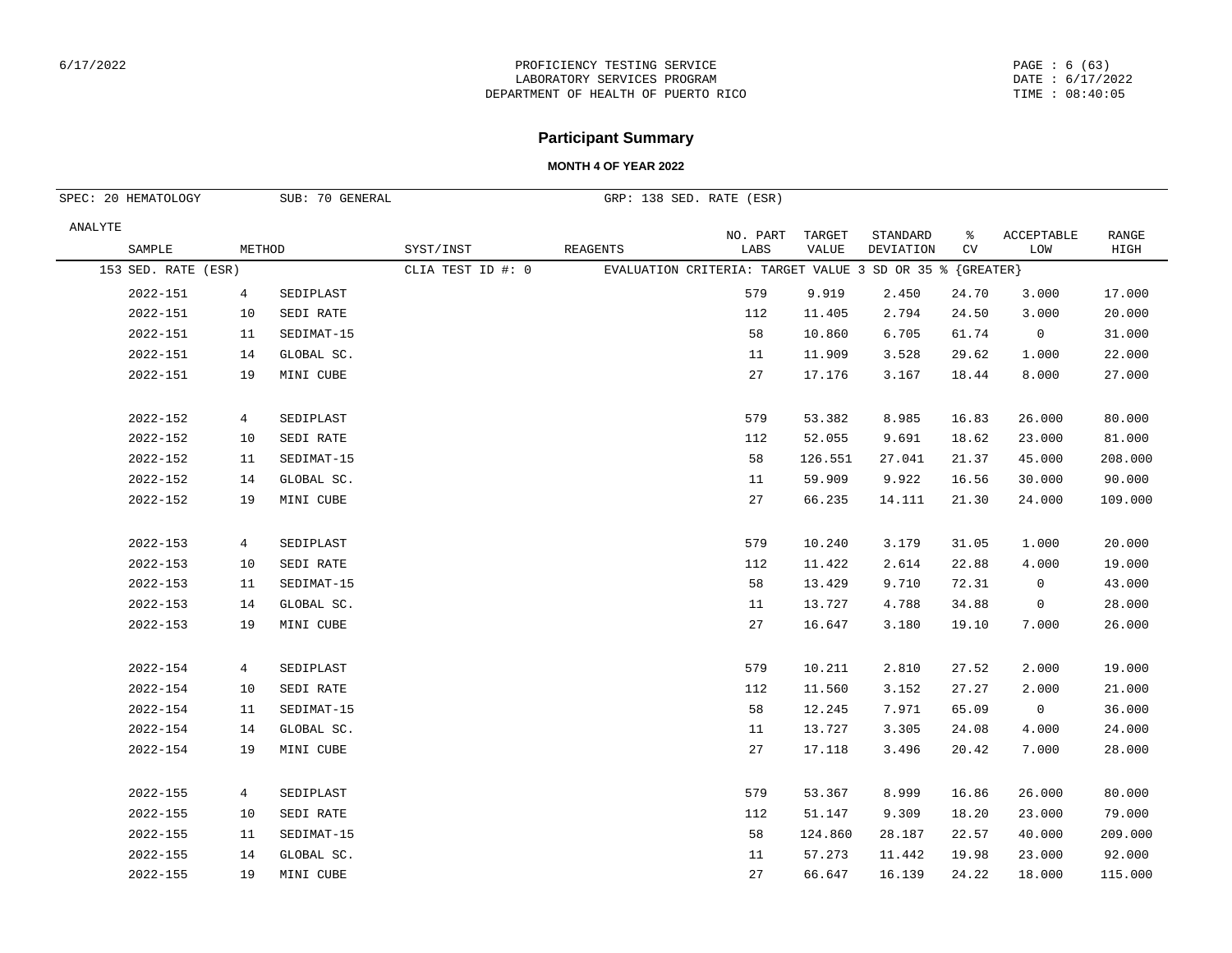PROFICIENCY TESTING SERVICE
LABORATORY SERVICES PROGRAM
DEPARTMENT OF HEALTH OF PUERTO RICO

# Participant Summary

**MONTH 4 OF YEAR 2022**

SPEC: 20 HEMATOLOGY    SUB: 70 GENERAL    GRP: 138 SED. RATE (ESR)

153 SED. RATE (ESR)    CLIA TEST ID #: 0    EVALUATION CRITERIA: TARGET VALUE 3 SD OR 35 % {GREATER}

| SAMPLE | METHOD | | SYST/INST | REAGENTS | NO. PART LABS | TARGET VALUE | STANDARD DEVIATION | % CV | ACCEPTABLE LOW | RANGE HIGH |
|---|---|---|---|---|---|---|---|---|---|---|
| 2022-151 | 4 | SEDIPLAST | | | 579 | 9.919 | 2.450 | 24.70 | 3.000 | 17.000 |
| 2022-151 | 10 | SEDI RATE | | | 112 | 11.405 | 2.794 | 24.50 | 3.000 | 20.000 |
| 2022-151 | 11 | SEDIMAT-15 | | | 58 | 10.860 | 6.705 | 61.74 | 0 | 31.000 |
| 2022-151 | 14 | GLOBAL SC. | | | 11 | 11.909 | 3.528 | 29.62 | 1.000 | 22.000 |
| 2022-151 | 19 | MINI CUBE | | | 27 | 17.176 | 3.167 | 18.44 | 8.000 | 27.000 |
| 2022-152 | 4 | SEDIPLAST | | | 579 | 53.382 | 8.985 | 16.83 | 26.000 | 80.000 |
| 2022-152 | 10 | SEDI RATE | | | 112 | 52.055 | 9.691 | 18.62 | 23.000 | 81.000 |
| 2022-152 | 11 | SEDIMAT-15 | | | 58 | 126.551 | 27.041 | 21.37 | 45.000 | 208.000 |
| 2022-152 | 14 | GLOBAL SC. | | | 11 | 59.909 | 9.922 | 16.56 | 30.000 | 90.000 |
| 2022-152 | 19 | MINI CUBE | | | 27 | 66.235 | 14.111 | 21.30 | 24.000 | 109.000 |
| 2022-153 | 4 | SEDIPLAST | | | 579 | 10.240 | 3.179 | 31.05 | 1.000 | 20.000 |
| 2022-153 | 10 | SEDI RATE | | | 112 | 11.422 | 2.614 | 22.88 | 4.000 | 19.000 |
| 2022-153 | 11 | SEDIMAT-15 | | | 58 | 13.429 | 9.710 | 72.31 | 0 | 43.000 |
| 2022-153 | 14 | GLOBAL SC. | | | 11 | 13.727 | 4.788 | 34.88 | 0 | 28.000 |
| 2022-153 | 19 | MINI CUBE | | | 27 | 16.647 | 3.180 | 19.10 | 7.000 | 26.000 |
| 2022-154 | 4 | SEDIPLAST | | | 579 | 10.211 | 2.810 | 27.52 | 2.000 | 19.000 |
| 2022-154 | 10 | SEDI RATE | | | 112 | 11.560 | 3.152 | 27.27 | 2.000 | 21.000 |
| 2022-154 | 11 | SEDIMAT-15 | | | 58 | 12.245 | 7.971 | 65.09 | 0 | 36.000 |
| 2022-154 | 14 | GLOBAL SC. | | | 11 | 13.727 | 3.305 | 24.08 | 4.000 | 24.000 |
| 2022-154 | 19 | MINI CUBE | | | 27 | 17.118 | 3.496 | 20.42 | 7.000 | 28.000 |
| 2022-155 | 4 | SEDIPLAST | | | 579 | 53.367 | 8.999 | 16.86 | 26.000 | 80.000 |
| 2022-155 | 10 | SEDI RATE | | | 112 | 51.147 | 9.309 | 18.20 | 23.000 | 79.000 |
| 2022-155 | 11 | SEDIMAT-15 | | | 58 | 124.860 | 28.187 | 22.57 | 40.000 | 209.000 |
| 2022-155 | 14 | GLOBAL SC. | | | 11 | 57.273 | 11.442 | 19.98 | 23.000 | 92.000 |
| 2022-155 | 19 | MINI CUBE | | | 27 | 66.647 | 16.139 | 24.22 | 18.000 | 115.000 |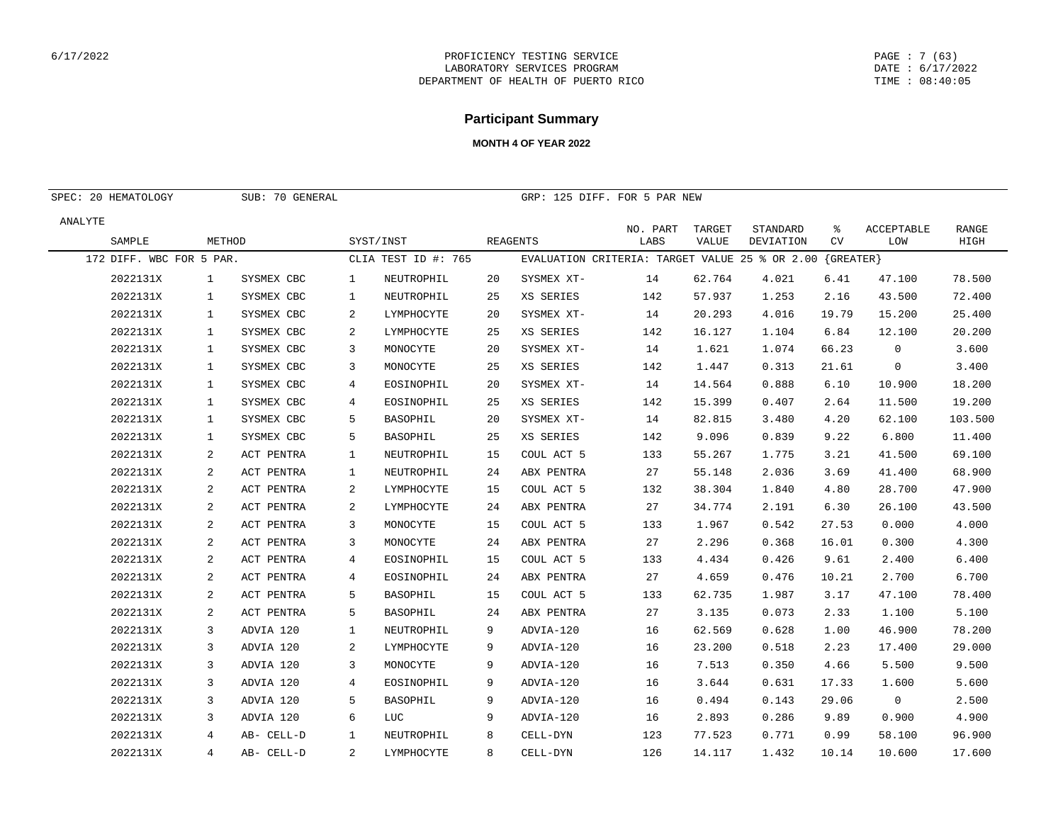# Participant Summary

**MONTH 4 OF YEAR 2022**

SPEC: 20 HEMATOLOGY SUB: 70 GENERAL GRP: 125 DIFF. FOR 5 PAR NEW

ANALYTE: 172 DIFF. WBC FOR 5 PAR. CLIA TEST ID #: 765 EVALUATION CRITERIA: TARGET VALUE 25 % OR 2.00 {GREATER}

| SAMPLE | METHOD | | SYST/INST | | REAGENTS | | NO. PART LABS | TARGET VALUE | STANDARD DEVIATION | % CV | ACCEPTABLE LOW | RANGE HIGH |
|---|---|---|---|---|---|---|---|---|---|---|---|---|
| 2022131X | 1 | SYSMEX CBC | 1 | NEUTROPHIL | 20 | SYSMEX XT- | 14 | 62.764 | 4.021 | 6.41 | 47.100 | 78.500 |
| 2022131X | 1 | SYSMEX CBC | 1 | NEUTROPHIL | 25 | XS SERIES | 142 | 57.937 | 1.253 | 2.16 | 43.500 | 72.400 |
| 2022131X | 1 | SYSMEX CBC | 2 | LYMPHOCYTE | 20 | SYSMEX XT- | 14 | 20.293 | 4.016 | 19.79 | 15.200 | 25.400 |
| 2022131X | 1 | SYSMEX CBC | 2 | LYMPHOCYTE | 25 | XS SERIES | 142 | 16.127 | 1.104 | 6.84 | 12.100 | 20.200 |
| 2022131X | 1 | SYSMEX CBC | 3 | MONOCYTE | 20 | SYSMEX XT- | 14 | 1.621 | 1.074 | 66.23 | 0 | 3.600 |
| 2022131X | 1 | SYSMEX CBC | 3 | MONOCYTE | 25 | XS SERIES | 142 | 1.447 | 0.313 | 21.61 | 0 | 3.400 |
| 2022131X | 1 | SYSMEX CBC | 4 | EOSINOPHIL | 20 | SYSMEX XT- | 14 | 14.564 | 0.888 | 6.10 | 10.900 | 18.200 |
| 2022131X | 1 | SYSMEX CBC | 4 | EOSINOPHIL | 25 | XS SERIES | 142 | 15.399 | 0.407 | 2.64 | 11.500 | 19.200 |
| 2022131X | 1 | SYSMEX CBC | 5 | BASOPHIL | 20 | SYSMEX XT- | 14 | 82.815 | 3.480 | 4.20 | 62.100 | 103.500 |
| 2022131X | 1 | SYSMEX CBC | 5 | BASOPHIL | 25 | XS SERIES | 142 | 9.096 | 0.839 | 9.22 | 6.800 | 11.400 |
| 2022131X | 2 | ACT PENTRA | 1 | NEUTROPHIL | 15 | COUL ACT 5 | 133 | 55.267 | 1.775 | 3.21 | 41.500 | 69.100 |
| 2022131X | 2 | ACT PENTRA | 1 | NEUTROPHIL | 24 | ABX PENTRA | 27 | 55.148 | 2.036 | 3.69 | 41.400 | 68.900 |
| 2022131X | 2 | ACT PENTRA | 2 | LYMPHOCYTE | 15 | COUL ACT 5 | 132 | 38.304 | 1.840 | 4.80 | 28.700 | 47.900 |
| 2022131X | 2 | ACT PENTRA | 2 | LYMPHOCYTE | 24 | ABX PENTRA | 27 | 34.774 | 2.191 | 6.30 | 26.100 | 43.500 |
| 2022131X | 2 | ACT PENTRA | 3 | MONOCYTE | 15 | COUL ACT 5 | 133 | 1.967 | 0.542 | 27.53 | 0.000 | 4.000 |
| 2022131X | 2 | ACT PENTRA | 3 | MONOCYTE | 24 | ABX PENTRA | 27 | 2.296 | 0.368 | 16.01 | 0.300 | 4.300 |
| 2022131X | 2 | ACT PENTRA | 4 | EOSINOPHIL | 15 | COUL ACT 5 | 133 | 4.434 | 0.426 | 9.61 | 2.400 | 6.400 |
| 2022131X | 2 | ACT PENTRA | 4 | EOSINOPHIL | 24 | ABX PENTRA | 27 | 4.659 | 0.476 | 10.21 | 2.700 | 6.700 |
| 2022131X | 2 | ACT PENTRA | 5 | BASOPHIL | 15 | COUL ACT 5 | 133 | 62.735 | 1.987 | 3.17 | 47.100 | 78.400 |
| 2022131X | 2 | ACT PENTRA | 5 | BASOPHIL | 24 | ABX PENTRA | 27 | 3.135 | 0.073 | 2.33 | 1.100 | 5.100 |
| 2022131X | 3 | ADVIA 120 | 1 | NEUTROPHIL | 9 | ADVIA-120 | 16 | 62.569 | 0.628 | 1.00 | 46.900 | 78.200 |
| 2022131X | 3 | ADVIA 120 | 2 | LYMPHOCYTE | 9 | ADVIA-120 | 16 | 23.200 | 0.518 | 2.23 | 17.400 | 29.000 |
| 2022131X | 3 | ADVIA 120 | 3 | MONOCYTE | 9 | ADVIA-120 | 16 | 7.513 | 0.350 | 4.66 | 5.500 | 9.500 |
| 2022131X | 3 | ADVIA 120 | 4 | EOSINOPHIL | 9 | ADVIA-120 | 16 | 3.644 | 0.631 | 17.33 | 1.600 | 5.600 |
| 2022131X | 3 | ADVIA 120 | 5 | BASOPHIL | 9 | ADVIA-120 | 16 | 0.494 | 0.143 | 29.06 | 0 | 2.500 |
| 2022131X | 3 | ADVIA 120 | 6 | LUC | 9 | ADVIA-120 | 16 | 2.893 | 0.286 | 9.89 | 0.900 | 4.900 |
| 2022131X | 4 | AB- CELL-D | 1 | NEUTROPHIL | 8 | CELL-DYN | 123 | 77.523 | 0.771 | 0.99 | 58.100 | 96.900 |
| 2022131X | 4 | AB- CELL-D | 2 | LYMPHOCYTE | 8 | CELL-DYN | 126 | 14.117 | 1.432 | 10.14 | 10.600 | 17.600 |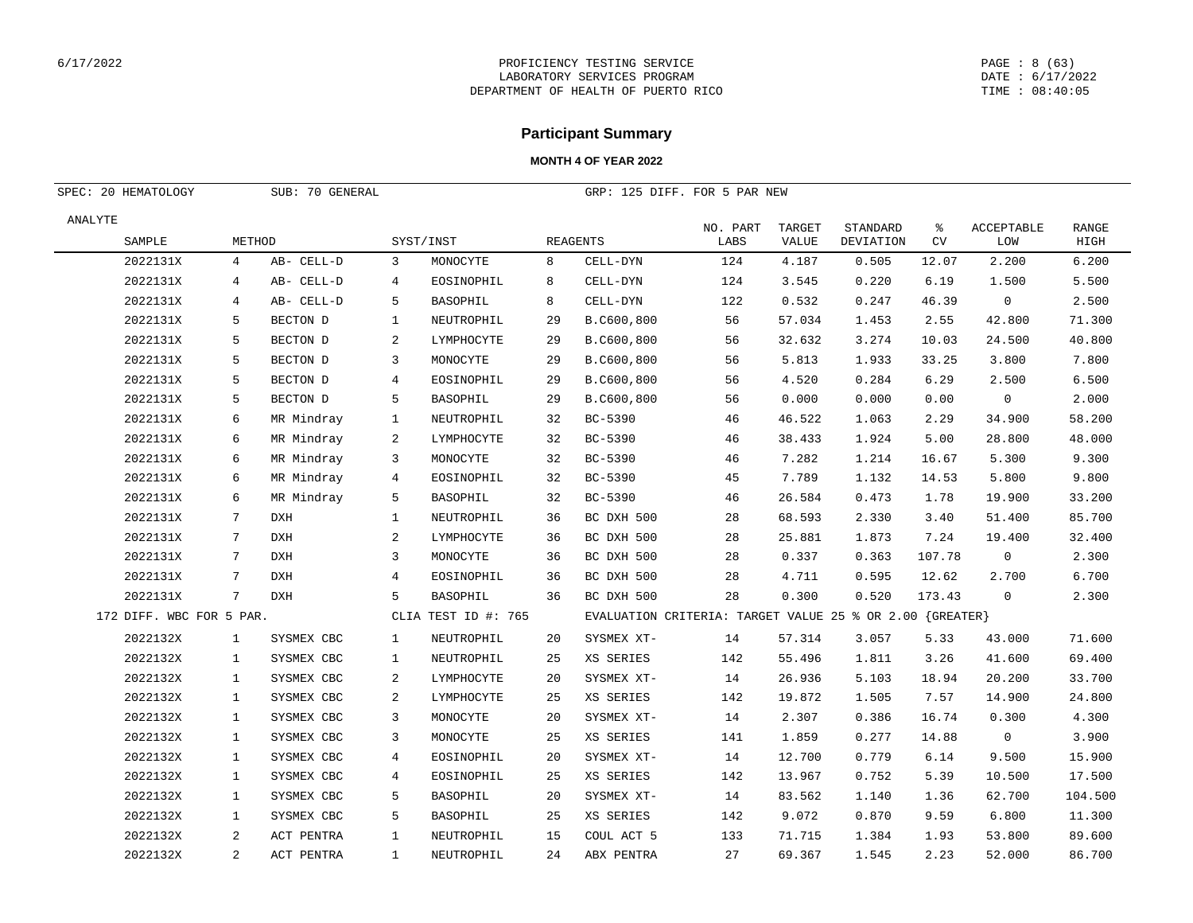PROFICIENCY TESTING SERVICE
LABORATORY SERVICES PROGRAM
DEPARTMENT OF HEALTH OF PUERTO RICO

## Participant Summary

**MONTH 4 OF YEAR 2022**

SPEC: 20 HEMATOLOGY SUB: 70 GENERAL GRP: 125 DIFF. FOR 5 PAR NEW

| ANALYTE SAMPLE | METHOD | | SYST/INST | | REAGENTS | | NO. PART LABS | TARGET VALUE | STANDARD DEVIATION | % CV | ACCEPTABLE LOW | RANGE HIGH |
|---|---|---|---|---|---|---|---|---|---|---|---|---|
| 2022131X | 4 | AB- CELL-D | 3 | MONOCYTE | 8 | CELL-DYN | 124 | 4.187 | 0.505 | 12.07 | 2.200 | 6.200 |
| 2022131X | 4 | AB- CELL-D | 4 | EOSINOPHIL | 8 | CELL-DYN | 124 | 3.545 | 0.220 | 6.19 | 1.500 | 5.500 |
| 2022131X | 4 | AB- CELL-D | 5 | BASOPHIL | 8 | CELL-DYN | 122 | 0.532 | 0.247 | 46.39 | 0 | 2.500 |
| 2022131X | 5 | BECTON D | 1 | NEUTROPHIL | 29 | B.C600,800 | 56 | 57.034 | 1.453 | 2.55 | 42.800 | 71.300 |
| 2022131X | 5 | BECTON D | 2 | LYMPHOCYTE | 29 | B.C600,800 | 56 | 32.632 | 3.274 | 10.03 | 24.500 | 40.800 |
| 2022131X | 5 | BECTON D | 3 | MONOCYTE | 29 | B.C600,800 | 56 | 5.813 | 1.933 | 33.25 | 3.800 | 7.800 |
| 2022131X | 5 | BECTON D | 4 | EOSINOPHIL | 29 | B.C600,800 | 56 | 4.520 | 0.284 | 6.29 | 2.500 | 6.500 |
| 2022131X | 5 | BECTON D | 5 | BASOPHIL | 29 | B.C600,800 | 56 | 0.000 | 0.000 | 0.00 | 0 | 2.000 |
| 2022131X | 6 | MR Mindray | 1 | NEUTROPHIL | 32 | BC-5390 | 46 | 46.522 | 1.063 | 2.29 | 34.900 | 58.200 |
| 2022131X | 6 | MR Mindray | 2 | LYMPHOCYTE | 32 | BC-5390 | 46 | 38.433 | 1.924 | 5.00 | 28.800 | 48.000 |
| 2022131X | 6 | MR Mindray | 3 | MONOCYTE | 32 | BC-5390 | 46 | 7.282 | 1.214 | 16.67 | 5.300 | 9.300 |
| 2022131X | 6 | MR Mindray | 4 | EOSINOPHIL | 32 | BC-5390 | 45 | 7.789 | 1.132 | 14.53 | 5.800 | 9.800 |
| 2022131X | 6 | MR Mindray | 5 | BASOPHIL | 32 | BC-5390 | 46 | 26.584 | 0.473 | 1.78 | 19.900 | 33.200 |
| 2022131X | 7 | DXH | 1 | NEUTROPHIL | 36 | BC DXH 500 | 28 | 68.593 | 2.330 | 3.40 | 51.400 | 85.700 |
| 2022131X | 7 | DXH | 2 | LYMPHOCYTE | 36 | BC DXH 500 | 28 | 25.881 | 1.873 | 7.24 | 19.400 | 32.400 |
| 2022131X | 7 | DXH | 3 | MONOCYTE | 36 | BC DXH 500 | 28 | 0.337 | 0.363 | 107.78 | 0 | 2.300 |
| 2022131X | 7 | DXH | 4 | EOSINOPHIL | 36 | BC DXH 500 | 28 | 4.711 | 0.595 | 12.62 | 2.700 | 6.700 |
| 2022131X | 7 | DXH | 5 | BASOPHIL | 36 | BC DXH 500 | 28 | 0.300 | 0.520 | 173.43 | 0 | 2.300 |
| 172 DIFF. WBC FOR 5 PAR. | | | CLIA TEST ID #: 765 | | EVALUATION CRITERIA: TARGET VALUE 25 % OR 2.00 {GREATER} | | | | | | | |
| 2022132X | 1 | SYSMEX CBC | 1 | NEUTROPHIL | 20 | SYSMEX XT- | 14 | 57.314 | 3.057 | 5.33 | 43.000 | 71.600 |
| 2022132X | 1 | SYSMEX CBC | 1 | NEUTROPHIL | 25 | XS SERIES | 142 | 55.496 | 1.811 | 3.26 | 41.600 | 69.400 |
| 2022132X | 1 | SYSMEX CBC | 2 | LYMPHOCYTE | 20 | SYSMEX XT- | 14 | 26.936 | 5.103 | 18.94 | 20.200 | 33.700 |
| 2022132X | 1 | SYSMEX CBC | 2 | LYMPHOCYTE | 25 | XS SERIES | 142 | 19.872 | 1.505 | 7.57 | 14.900 | 24.800 |
| 2022132X | 1 | SYSMEX CBC | 3 | MONOCYTE | 20 | SYSMEX XT- | 14 | 2.307 | 0.386 | 16.74 | 0.300 | 4.300 |
| 2022132X | 1 | SYSMEX CBC | 3 | MONOCYTE | 25 | XS SERIES | 141 | 1.859 | 0.277 | 14.88 | 0 | 3.900 |
| 2022132X | 1 | SYSMEX CBC | 4 | EOSINOPHIL | 20 | SYSMEX XT- | 14 | 12.700 | 0.779 | 6.14 | 9.500 | 15.900 |
| 2022132X | 1 | SYSMEX CBC | 4 | EOSINOPHIL | 25 | XS SERIES | 142 | 13.967 | 0.752 | 5.39 | 10.500 | 17.500 |
| 2022132X | 1 | SYSMEX CBC | 5 | BASOPHIL | 20 | SYSMEX XT- | 14 | 83.562 | 1.140 | 1.36 | 62.700 | 104.500 |
| 2022132X | 1 | SYSMEX CBC | 5 | BASOPHIL | 25 | XS SERIES | 142 | 9.072 | 0.870 | 9.59 | 6.800 | 11.300 |
| 2022132X | 2 | ACT PENTRA | 1 | NEUTROPHIL | 15 | COUL ACT 5 | 133 | 71.715 | 1.384 | 1.93 | 53.800 | 89.600 |
| 2022132X | 2 | ACT PENTRA | 1 | NEUTROPHIL | 24 | ABX PENTRA | 27 | 69.367 | 1.545 | 2.23 | 52.000 | 86.700 |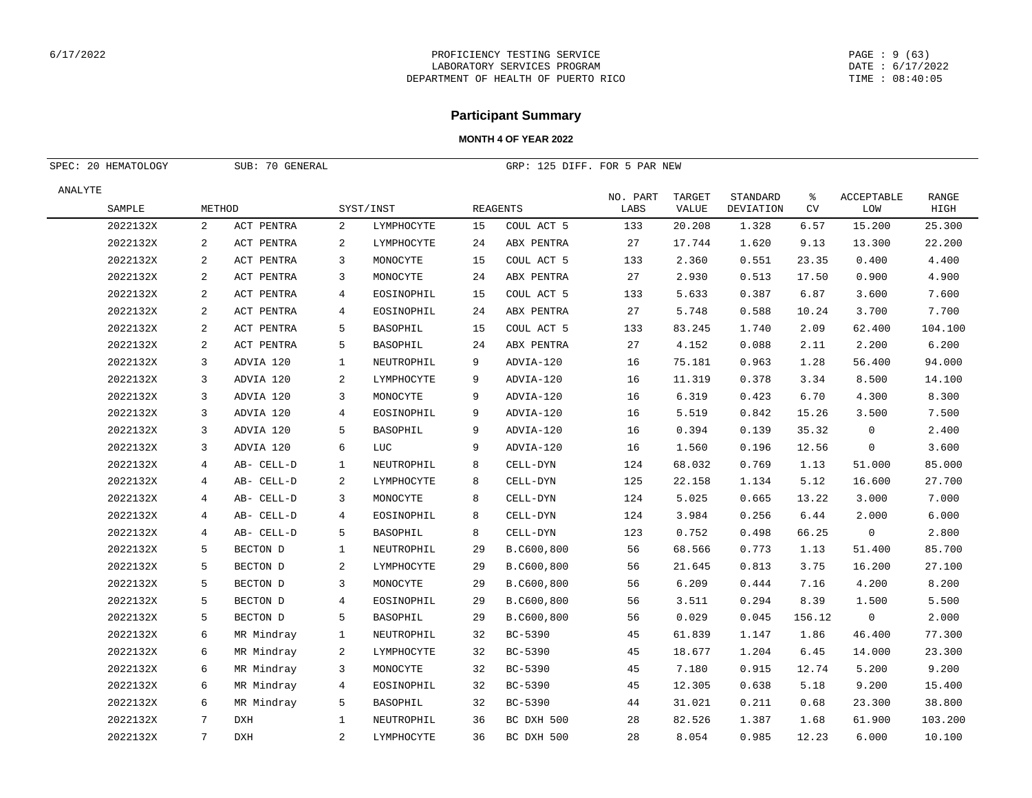# Participant Summary

**MONTH 4 OF YEAR 2022**

SPEC: 20 HEMATOLOGY SUB: 70 GENERAL GRP: 125 DIFF. FOR 5 PAR NEW

| ANALYTE SAMPLE | METHOD | | SYST/INST | | REAGENTS | | NO. PART LABS | TARGET VALUE | STANDARD DEVIATION | % CV | ACCEPTABLE LOW | RANGE HIGH |
|---|---|---|---|---|---|---|---|---|---|---|---|---|
| 2022132X | 2 | ACT PENTRA | 2 | LYMPHOCYTE | 15 | COUL ACT 5 | 133 | 20.208 | 1.328 | 6.57 | 15.200 | 25.300 |
| 2022132X | 2 | ACT PENTRA | 2 | LYMPHOCYTE | 24 | ABX PENTRA | 27 | 17.744 | 1.620 | 9.13 | 13.300 | 22.200 |
| 2022132X | 2 | ACT PENTRA | 3 | MONOCYTE | 15 | COUL ACT 5 | 133 | 2.360 | 0.551 | 23.35 | 0.400 | 4.400 |
| 2022132X | 2 | ACT PENTRA | 3 | MONOCYTE | 24 | ABX PENTRA | 27 | 2.930 | 0.513 | 17.50 | 0.900 | 4.900 |
| 2022132X | 2 | ACT PENTRA | 4 | EOSINOPHIL | 15 | COUL ACT 5 | 133 | 5.633 | 0.387 | 6.87 | 3.600 | 7.600 |
| 2022132X | 2 | ACT PENTRA | 4 | EOSINOPHIL | 24 | ABX PENTRA | 27 | 5.748 | 0.588 | 10.24 | 3.700 | 7.700 |
| 2022132X | 2 | ACT PENTRA | 5 | BASOPHIL | 15 | COUL ACT 5 | 133 | 83.245 | 1.740 | 2.09 | 62.400 | 104.100 |
| 2022132X | 2 | ACT PENTRA | 5 | BASOPHIL | 24 | ABX PENTRA | 27 | 4.152 | 0.088 | 2.11 | 2.200 | 6.200 |
| 2022132X | 3 | ADVIA 120 | 1 | NEUTROPHIL | 9 | ADVIA-120 | 16 | 75.181 | 0.963 | 1.28 | 56.400 | 94.000 |
| 2022132X | 3 | ADVIA 120 | 2 | LYMPHOCYTE | 9 | ADVIA-120 | 16 | 11.319 | 0.378 | 3.34 | 8.500 | 14.100 |
| 2022132X | 3 | ADVIA 120 | 3 | MONOCYTE | 9 | ADVIA-120 | 16 | 6.319 | 0.423 | 6.70 | 4.300 | 8.300 |
| 2022132X | 3 | ADVIA 120 | 4 | EOSINOPHIL | 9 | ADVIA-120 | 16 | 5.519 | 0.842 | 15.26 | 3.500 | 7.500 |
| 2022132X | 3 | ADVIA 120 | 5 | BASOPHIL | 9 | ADVIA-120 | 16 | 0.394 | 0.139 | 35.32 | 0 | 2.400 |
| 2022132X | 3 | ADVIA 120 | 6 | LUC | 9 | ADVIA-120 | 16 | 1.560 | 0.196 | 12.56 | 0 | 3.600 |
| 2022132X | 4 | AB- CELL-D | 1 | NEUTROPHIL | 8 | CELL-DYN | 124 | 68.032 | 0.769 | 1.13 | 51.000 | 85.000 |
| 2022132X | 4 | AB- CELL-D | 2 | LYMPHOCYTE | 8 | CELL-DYN | 125 | 22.158 | 1.134 | 5.12 | 16.600 | 27.700 |
| 2022132X | 4 | AB- CELL-D | 3 | MONOCYTE | 8 | CELL-DYN | 124 | 5.025 | 0.665 | 13.22 | 3.000 | 7.000 |
| 2022132X | 4 | AB- CELL-D | 4 | EOSINOPHIL | 8 | CELL-DYN | 124 | 3.984 | 0.256 | 6.44 | 2.000 | 6.000 |
| 2022132X | 4 | AB- CELL-D | 5 | BASOPHIL | 8 | CELL-DYN | 123 | 0.752 | 0.498 | 66.25 | 0 | 2.800 |
| 2022132X | 5 | BECTON D | 1 | NEUTROPHIL | 29 | B.C600,800 | 56 | 68.566 | 0.773 | 1.13 | 51.400 | 85.700 |
| 2022132X | 5 | BECTON D | 2 | LYMPHOCYTE | 29 | B.C600,800 | 56 | 21.645 | 0.813 | 3.75 | 16.200 | 27.100 |
| 2022132X | 5 | BECTON D | 3 | MONOCYTE | 29 | B.C600,800 | 56 | 6.209 | 0.444 | 7.16 | 4.200 | 8.200 |
| 2022132X | 5 | BECTON D | 4 | EOSINOPHIL | 29 | B.C600,800 | 56 | 3.511 | 0.294 | 8.39 | 1.500 | 5.500 |
| 2022132X | 5 | BECTON D | 5 | BASOPHIL | 29 | B.C600,800 | 56 | 0.029 | 0.045 | 156.12 | 0 | 2.000 |
| 2022132X | 6 | MR Mindray | 1 | NEUTROPHIL | 32 | BC-5390 | 45 | 61.839 | 1.147 | 1.86 | 46.400 | 77.300 |
| 2022132X | 6 | MR Mindray | 2 | LYMPHOCYTE | 32 | BC-5390 | 45 | 18.677 | 1.204 | 6.45 | 14.000 | 23.300 |
| 2022132X | 6 | MR Mindray | 3 | MONOCYTE | 32 | BC-5390 | 45 | 7.180 | 0.915 | 12.74 | 5.200 | 9.200 |
| 2022132X | 6 | MR Mindray | 4 | EOSINOPHIL | 32 | BC-5390 | 45 | 12.305 | 0.638 | 5.18 | 9.200 | 15.400 |
| 2022132X | 6 | MR Mindray | 5 | BASOPHIL | 32 | BC-5390 | 44 | 31.021 | 0.211 | 0.68 | 23.300 | 38.800 |
| 2022132X | 7 | DXH | 1 | NEUTROPHIL | 36 | BC DXH 500 | 28 | 82.526 | 1.387 | 1.68 | 61.900 | 103.200 |
| 2022132X | 7 | DXH | 2 | LYMPHOCYTE | 36 | BC DXH 500 | 28 | 8.054 | 0.985 | 12.23 | 6.000 | 10.100 |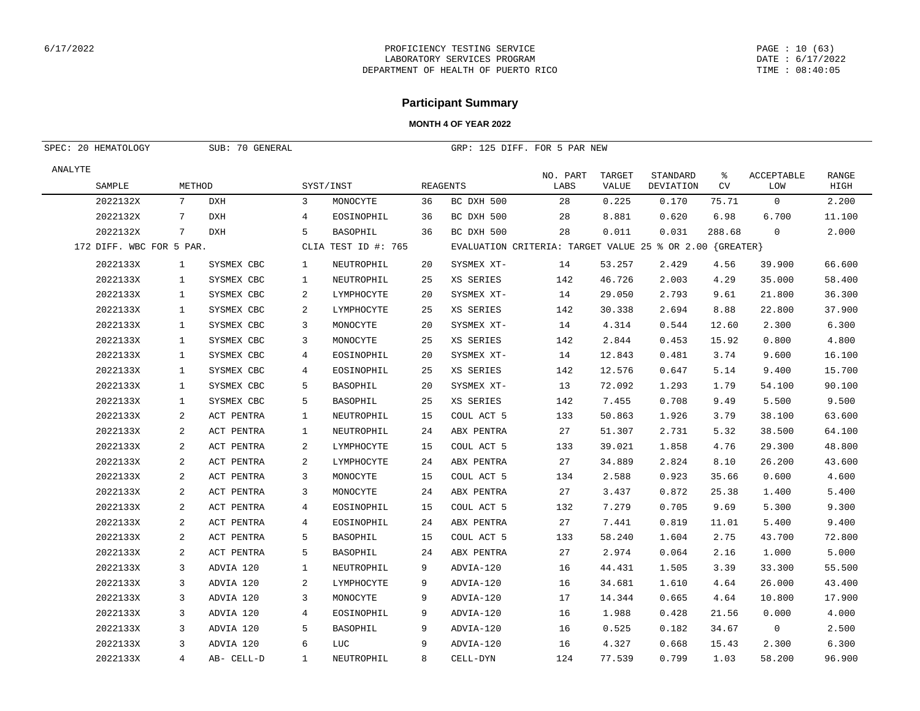6/17/2022

PROFICIENCY TESTING SERVICE
LABORATORY SERVICES PROGRAM
DEPARTMENT OF HEALTH OF PUERTO RICO

PAGE : 10 (63)
DATE : 6/17/2022
TIME : 08:40:05

## Participant Summary

**MONTH 4 OF YEAR 2022**

SPEC: 20 HEMATOLOGY | SUB: 70 GENERAL | GRP: 125 DIFF. FOR 5 PAR NEW

| ANALYTE SAMPLE | METHOD | | SYST/INST | | REAGENTS | | NO. PART LABS | TARGET VALUE | STANDARD DEVIATION | % CV | ACCEPTABLE LOW | RANGE HIGH |
|---|---|---|---|---|---|---|---|---|---|---|---|---|
| 2022132X | 7 | DXH | 3 | MONOCYTE | 36 | BC DXH 500 | 28 | 0.225 | 0.170 | 75.71 | 0 | 2.200 |
| 2022132X | 7 | DXH | 4 | EOSINOPHIL | 36 | BC DXH 500 | 28 | 8.881 | 0.620 | 6.98 | 6.700 | 11.100 |
| 2022132X | 7 | DXH | 5 | BASOPHIL | 36 | BC DXH 500 | 28 | 0.011 | 0.031 | 288.68 | 0 | 2.000 |
| 172 DIFF. WBC FOR 5 PAR. | | | CLIA TEST ID #: 765 | | EVALUATION CRITERIA: TARGET VALUE 25 % OR 2.00 {GREATER} | | | | | | | |
| 2022133X | 1 | SYSMEX CBC | 1 | NEUTROPHIL | 20 | SYSMEX XT- | 14 | 53.257 | 2.429 | 4.56 | 39.900 | 66.600 |
| 2022133X | 1 | SYSMEX CBC | 1 | NEUTROPHIL | 25 | XS SERIES | 142 | 46.726 | 2.003 | 4.29 | 35.000 | 58.400 |
| 2022133X | 1 | SYSMEX CBC | 2 | LYMPHOCYTE | 20 | SYSMEX XT- | 14 | 29.050 | 2.793 | 9.61 | 21.800 | 36.300 |
| 2022133X | 1 | SYSMEX CBC | 2 | LYMPHOCYTE | 25 | XS SERIES | 142 | 30.338 | 2.694 | 8.88 | 22.800 | 37.900 |
| 2022133X | 1 | SYSMEX CBC | 3 | MONOCYTE | 20 | SYSMEX XT- | 14 | 4.314 | 0.544 | 12.60 | 2.300 | 6.300 |
| 2022133X | 1 | SYSMEX CBC | 3 | MONOCYTE | 25 | XS SERIES | 142 | 2.844 | 0.453 | 15.92 | 0.800 | 4.800 |
| 2022133X | 1 | SYSMEX CBC | 4 | EOSINOPHIL | 20 | SYSMEX XT- | 14 | 12.843 | 0.481 | 3.74 | 9.600 | 16.100 |
| 2022133X | 1 | SYSMEX CBC | 4 | EOSINOPHIL | 25 | XS SERIES | 142 | 12.576 | 0.647 | 5.14 | 9.400 | 15.700 |
| 2022133X | 1 | SYSMEX CBC | 5 | BASOPHIL | 20 | SYSMEX XT- | 13 | 72.092 | 1.293 | 1.79 | 54.100 | 90.100 |
| 2022133X | 1 | SYSMEX CBC | 5 | BASOPHIL | 25 | XS SERIES | 142 | 7.455 | 0.708 | 9.49 | 5.500 | 9.500 |
| 2022133X | 2 | ACT PENTRA | 1 | NEUTROPHIL | 15 | COUL ACT 5 | 133 | 50.863 | 1.926 | 3.79 | 38.100 | 63.600 |
| 2022133X | 2 | ACT PENTRA | 1 | NEUTROPHIL | 24 | ABX PENTRA | 27 | 51.307 | 2.731 | 5.32 | 38.500 | 64.100 |
| 2022133X | 2 | ACT PENTRA | 2 | LYMPHOCYTE | 15 | COUL ACT 5 | 133 | 39.021 | 1.858 | 4.76 | 29.300 | 48.800 |
| 2022133X | 2 | ACT PENTRA | 2 | LYMPHOCYTE | 24 | ABX PENTRA | 27 | 34.889 | 2.824 | 8.10 | 26.200 | 43.600 |
| 2022133X | 2 | ACT PENTRA | 3 | MONOCYTE | 15 | COUL ACT 5 | 134 | 2.588 | 0.923 | 35.66 | 0.600 | 4.600 |
| 2022133X | 2 | ACT PENTRA | 3 | MONOCYTE | 24 | ABX PENTRA | 27 | 3.437 | 0.872 | 25.38 | 1.400 | 5.400 |
| 2022133X | 2 | ACT PENTRA | 4 | EOSINOPHIL | 15 | COUL ACT 5 | 132 | 7.279 | 0.705 | 9.69 | 5.300 | 9.300 |
| 2022133X | 2 | ACT PENTRA | 4 | EOSINOPHIL | 24 | ABX PENTRA | 27 | 7.441 | 0.819 | 11.01 | 5.400 | 9.400 |
| 2022133X | 2 | ACT PENTRA | 5 | BASOPHIL | 15 | COUL ACT 5 | 133 | 58.240 | 1.604 | 2.75 | 43.700 | 72.800 |
| 2022133X | 2 | ACT PENTRA | 5 | BASOPHIL | 24 | ABX PENTRA | 27 | 2.974 | 0.064 | 2.16 | 1.000 | 5.000 |
| 2022133X | 3 | ADVIA 120 | 1 | NEUTROPHIL | 9 | ADVIA-120 | 16 | 44.431 | 1.505 | 3.39 | 33.300 | 55.500 |
| 2022133X | 3 | ADVIA 120 | 2 | LYMPHOCYTE | 9 | ADVIA-120 | 16 | 34.681 | 1.610 | 4.64 | 26.000 | 43.400 |
| 2022133X | 3 | ADVIA 120 | 3 | MONOCYTE | 9 | ADVIA-120 | 17 | 14.344 | 0.665 | 4.64 | 10.800 | 17.900 |
| 2022133X | 3 | ADVIA 120 | 4 | EOSINOPHIL | 9 | ADVIA-120 | 16 | 1.988 | 0.428 | 21.56 | 0.000 | 4.000 |
| 2022133X | 3 | ADVIA 120 | 5 | BASOPHIL | 9 | ADVIA-120 | 16 | 0.525 | 0.182 | 34.67 | 0 | 2.500 |
| 2022133X | 3 | ADVIA 120 | 6 | LUC | 9 | ADVIA-120 | 16 | 4.327 | 0.668 | 15.43 | 2.300 | 6.300 |
| 2022133X | 4 | AB- CELL-D | 1 | NEUTROPHIL | 8 | CELL-DYN | 124 | 77.539 | 0.799 | 1.03 | 58.200 | 96.900 |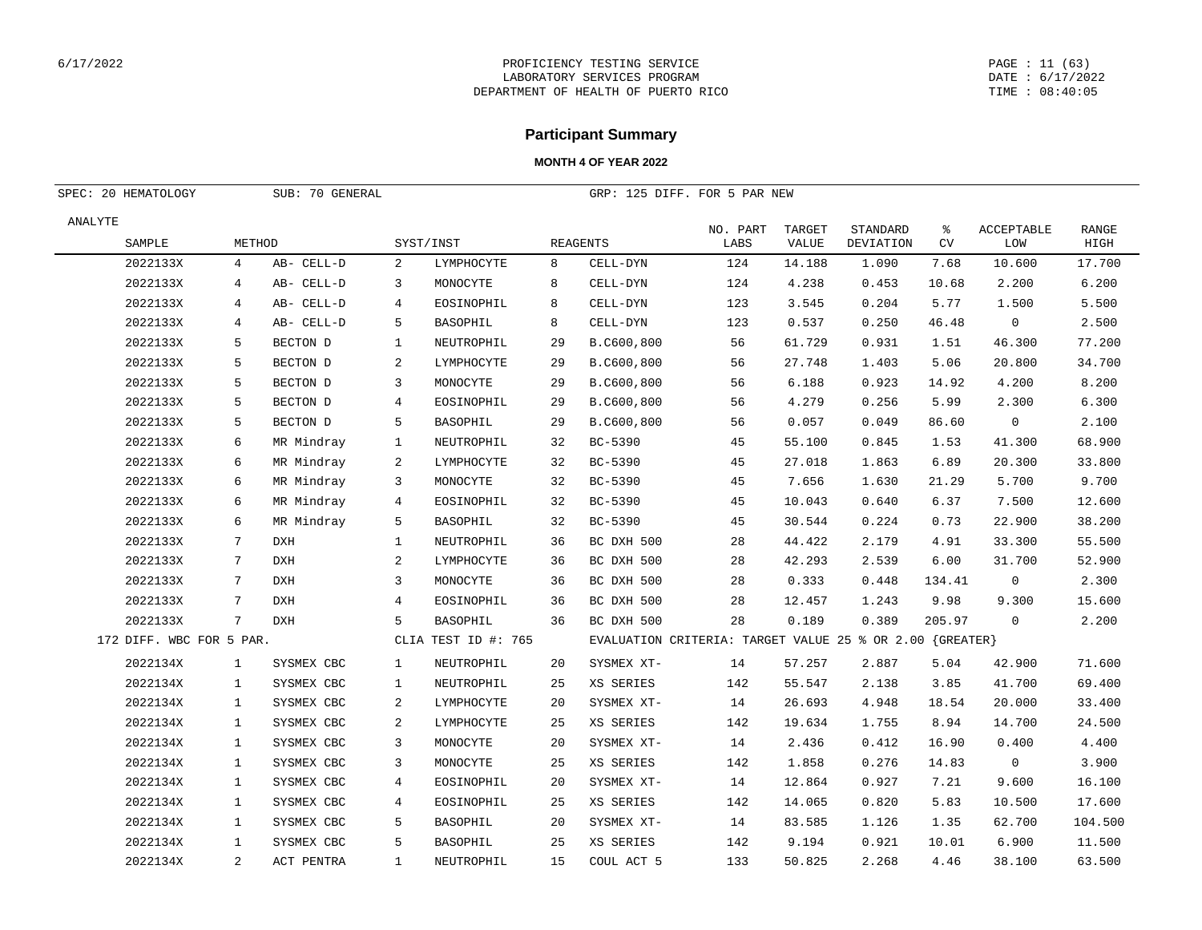## Participant Summary

**MONTH 4 OF YEAR 2022**

SPEC: 20 HEMATOLOGY    SUB: 70 GENERAL    GRP: 125 DIFF. FOR 5 PAR NEW

| ANALYTE SAMPLE | METHOD | | SYST/INST | | REAGENTS | | NO. PART LABS | TARGET VALUE | STANDARD DEVIATION | % CV | ACCEPTABLE LOW | RANGE HIGH |
|---|---|---|---|---|---|---|---|---|---|---|---|---|
| 2022133X | 4 | AB- CELL-D | 2 | LYMPHOCYTE | 8 | CELL-DYN | 124 | 14.188 | 1.090 | 7.68 | 10.600 | 17.700 |
| 2022133X | 4 | AB- CELL-D | 3 | MONOCYTE | 8 | CELL-DYN | 124 | 4.238 | 0.453 | 10.68 | 2.200 | 6.200 |
| 2022133X | 4 | AB- CELL-D | 4 | EOSINOPHIL | 8 | CELL-DYN | 123 | 3.545 | 0.204 | 5.77 | 1.500 | 5.500 |
| 2022133X | 4 | AB- CELL-D | 5 | BASOPHIL | 8 | CELL-DYN | 123 | 0.537 | 0.250 | 46.48 | 0 | 2.500 |
| 2022133X | 5 | BECTON D | 1 | NEUTROPHIL | 29 | B.C600,800 | 56 | 61.729 | 0.931 | 1.51 | 46.300 | 77.200 |
| 2022133X | 5 | BECTON D | 2 | LYMPHOCYTE | 29 | B.C600,800 | 56 | 27.748 | 1.403 | 5.06 | 20.800 | 34.700 |
| 2022133X | 5 | BECTON D | 3 | MONOCYTE | 29 | B.C600,800 | 56 | 6.188 | 0.923 | 14.92 | 4.200 | 8.200 |
| 2022133X | 5 | BECTON D | 4 | EOSINOPHIL | 29 | B.C600,800 | 56 | 4.279 | 0.256 | 5.99 | 2.300 | 6.300 |
| 2022133X | 5 | BECTON D | 5 | BASOPHIL | 29 | B.C600,800 | 56 | 0.057 | 0.049 | 86.60 | 0 | 2.100 |
| 2022133X | 6 | MR Mindray | 1 | NEUTROPHIL | 32 | BC-5390 | 45 | 55.100 | 0.845 | 1.53 | 41.300 | 68.900 |
| 2022133X | 6 | MR Mindray | 2 | LYMPHOCYTE | 32 | BC-5390 | 45 | 27.018 | 1.863 | 6.89 | 20.300 | 33.800 |
| 2022133X | 6 | MR Mindray | 3 | MONOCYTE | 32 | BC-5390 | 45 | 7.656 | 1.630 | 21.29 | 5.700 | 9.700 |
| 2022133X | 6 | MR Mindray | 4 | EOSINOPHIL | 32 | BC-5390 | 45 | 10.043 | 0.640 | 6.37 | 7.500 | 12.600 |
| 2022133X | 6 | MR Mindray | 5 | BASOPHIL | 32 | BC-5390 | 45 | 30.544 | 0.224 | 0.73 | 22.900 | 38.200 |
| 2022133X | 7 | DXH | 1 | NEUTROPHIL | 36 | BC DXH 500 | 28 | 44.422 | 2.179 | 4.91 | 33.300 | 55.500 |
| 2022133X | 7 | DXH | 2 | LYMPHOCYTE | 36 | BC DXH 500 | 28 | 42.293 | 2.539 | 6.00 | 31.700 | 52.900 |
| 2022133X | 7 | DXH | 3 | MONOCYTE | 36 | BC DXH 500 | 28 | 0.333 | 0.448 | 134.41 | 0 | 2.300 |
| 2022133X | 7 | DXH | 4 | EOSINOPHIL | 36 | BC DXH 500 | 28 | 12.457 | 1.243 | 9.98 | 9.300 | 15.600 |
| 2022133X | 7 | DXH | 5 | BASOPHIL | 36 | BC DXH 500 | 28 | 0.189 | 0.389 | 205.97 | 0 | 2.200 |
| 172 DIFF. WBC FOR 5 PAR. | | | CLIA TEST ID #: 765 | | EVALUATION CRITERIA: TARGET VALUE 25 % OR 2.00 {GREATER} | | | | | | | |
| 2022134X | 1 | SYSMEX CBC | 1 | NEUTROPHIL | 20 | SYSMEX XT- | 14 | 57.257 | 2.887 | 5.04 | 42.900 | 71.600 |
| 2022134X | 1 | SYSMEX CBC | 1 | NEUTROPHIL | 25 | XS SERIES | 142 | 55.547 | 2.138 | 3.85 | 41.700 | 69.400 |
| 2022134X | 1 | SYSMEX CBC | 2 | LYMPHOCYTE | 20 | SYSMEX XT- | 14 | 26.693 | 4.948 | 18.54 | 20.000 | 33.400 |
| 2022134X | 1 | SYSMEX CBC | 2 | LYMPHOCYTE | 25 | XS SERIES | 142 | 19.634 | 1.755 | 8.94 | 14.700 | 24.500 |
| 2022134X | 1 | SYSMEX CBC | 3 | MONOCYTE | 20 | SYSMEX XT- | 14 | 2.436 | 0.412 | 16.90 | 0.400 | 4.400 |
| 2022134X | 1 | SYSMEX CBC | 3 | MONOCYTE | 25 | XS SERIES | 142 | 1.858 | 0.276 | 14.83 | 0 | 3.900 |
| 2022134X | 1 | SYSMEX CBC | 4 | EOSINOPHIL | 20 | SYSMEX XT- | 14 | 12.864 | 0.927 | 7.21 | 9.600 | 16.100 |
| 2022134X | 1 | SYSMEX CBC | 4 | EOSINOPHIL | 25 | XS SERIES | 142 | 14.065 | 0.820 | 5.83 | 10.500 | 17.600 |
| 2022134X | 1 | SYSMEX CBC | 5 | BASOPHIL | 20 | SYSMEX XT- | 14 | 83.585 | 1.126 | 1.35 | 62.700 | 104.500 |
| 2022134X | 1 | SYSMEX CBC | 5 | BASOPHIL | 25 | XS SERIES | 142 | 9.194 | 0.921 | 10.01 | 6.900 | 11.500 |
| 2022134X | 2 | ACT PENTRA | 1 | NEUTROPHIL | 15 | COUL ACT 5 | 133 | 50.825 | 2.268 | 4.46 | 38.100 | 63.500 |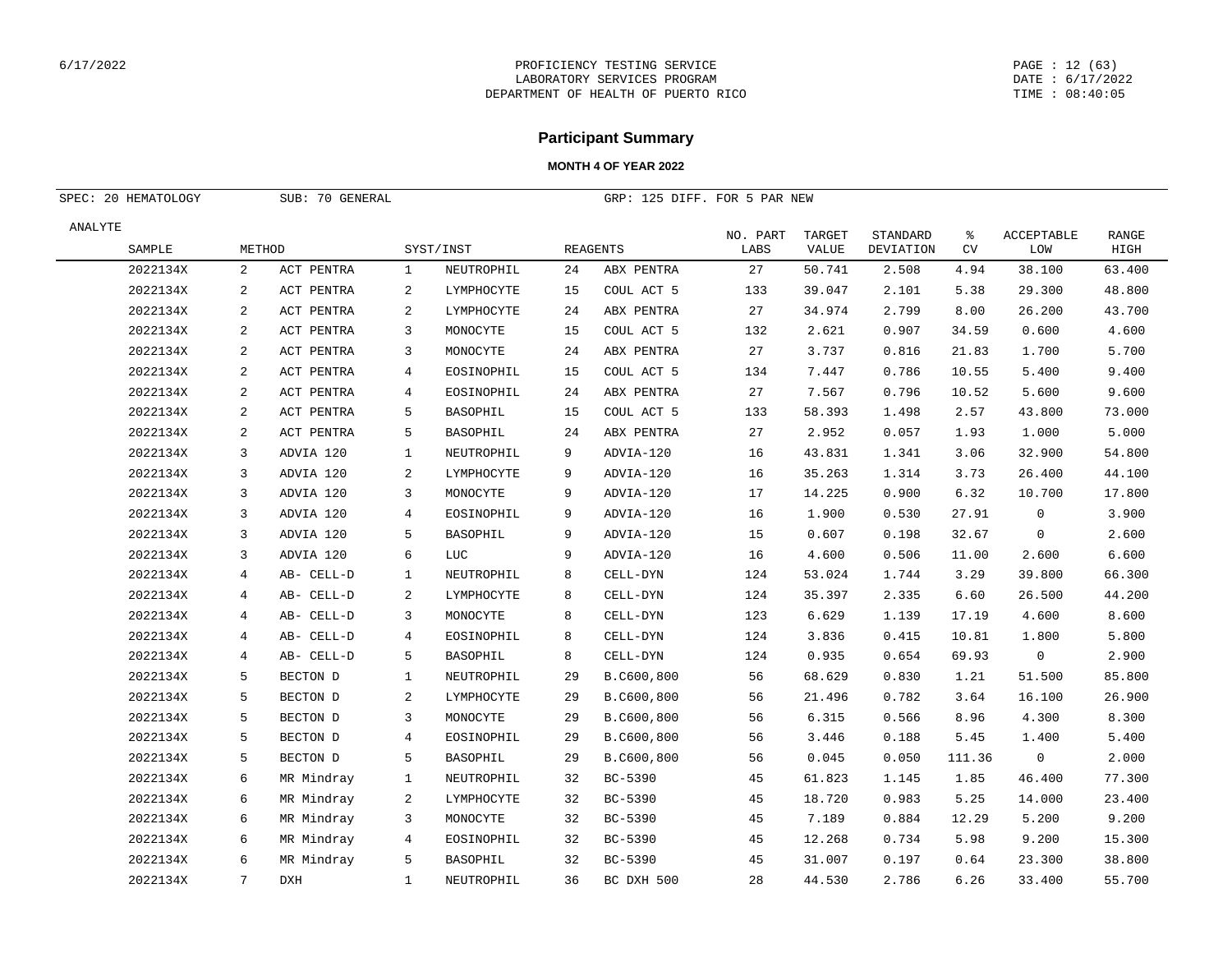PROFICIENCY TESTING SERVICE
LABORATORY SERVICES PROGRAM
DEPARTMENT OF HEALTH OF PUERTO RICO

## Participant Summary

**MONTH 4 OF YEAR 2022**

SPEC: 20 HEMATOLOGY    SUB: 70 GENERAL    GRP: 125 DIFF. FOR 5 PAR NEW

| ANALYTE SAMPLE | METHOD | | SYST/INST | | REAGENTS | | NO. PART LABS | TARGET VALUE | STANDARD DEVIATION | % CV | ACCEPTABLE LOW | RANGE HIGH |
|---|---|---|---|---|---|---|---|---|---|---|---|---|
| 2022134X | 2 | ACT PENTRA | 1 | NEUTROPHIL | 24 | ABX PENTRA | 27 | 50.741 | 2.508 | 4.94 | 38.100 | 63.400 |
| 2022134X | 2 | ACT PENTRA | 2 | LYMPHOCYTE | 15 | COUL ACT 5 | 133 | 39.047 | 2.101 | 5.38 | 29.300 | 48.800 |
| 2022134X | 2 | ACT PENTRA | 2 | LYMPHOCYTE | 24 | ABX PENTRA | 27 | 34.974 | 2.799 | 8.00 | 26.200 | 43.700 |
| 2022134X | 2 | ACT PENTRA | 3 | MONOCYTE | 15 | COUL ACT 5 | 132 | 2.621 | 0.907 | 34.59 | 0.600 | 4.600 |
| 2022134X | 2 | ACT PENTRA | 3 | MONOCYTE | 24 | ABX PENTRA | 27 | 3.737 | 0.816 | 21.83 | 1.700 | 5.700 |
| 2022134X | 2 | ACT PENTRA | 4 | EOSINOPHIL | 15 | COUL ACT 5 | 134 | 7.447 | 0.786 | 10.55 | 5.400 | 9.400 |
| 2022134X | 2 | ACT PENTRA | 4 | EOSINOPHIL | 24 | ABX PENTRA | 27 | 7.567 | 0.796 | 10.52 | 5.600 | 9.600 |
| 2022134X | 2 | ACT PENTRA | 5 | BASOPHIL | 15 | COUL ACT 5 | 133 | 58.393 | 1.498 | 2.57 | 43.800 | 73.000 |
| 2022134X | 2 | ACT PENTRA | 5 | BASOPHIL | 24 | ABX PENTRA | 27 | 2.952 | 0.057 | 1.93 | 1.000 | 5.000 |
| 2022134X | 3 | ADVIA 120 | 1 | NEUTROPHIL | 9 | ADVIA-120 | 16 | 43.831 | 1.341 | 3.06 | 32.900 | 54.800 |
| 2022134X | 3 | ADVIA 120 | 2 | LYMPHOCYTE | 9 | ADVIA-120 | 16 | 35.263 | 1.314 | 3.73 | 26.400 | 44.100 |
| 2022134X | 3 | ADVIA 120 | 3 | MONOCYTE | 9 | ADVIA-120 | 17 | 14.225 | 0.900 | 6.32 | 10.700 | 17.800 |
| 2022134X | 3 | ADVIA 120 | 4 | EOSINOPHIL | 9 | ADVIA-120 | 16 | 1.900 | 0.530 | 27.91 | 0 | 3.900 |
| 2022134X | 3 | ADVIA 120 | 5 | BASOPHIL | 9 | ADVIA-120 | 15 | 0.607 | 0.198 | 32.67 | 0 | 2.600 |
| 2022134X | 3 | ADVIA 120 | 6 | LUC | 9 | ADVIA-120 | 16 | 4.600 | 0.506 | 11.00 | 2.600 | 6.600 |
| 2022134X | 4 | AB- CELL-D | 1 | NEUTROPHIL | 8 | CELL-DYN | 124 | 53.024 | 1.744 | 3.29 | 39.800 | 66.300 |
| 2022134X | 4 | AB- CELL-D | 2 | LYMPHOCYTE | 8 | CELL-DYN | 124 | 35.397 | 2.335 | 6.60 | 26.500 | 44.200 |
| 2022134X | 4 | AB- CELL-D | 3 | MONOCYTE | 8 | CELL-DYN | 123 | 6.629 | 1.139 | 17.19 | 4.600 | 8.600 |
| 2022134X | 4 | AB- CELL-D | 4 | EOSINOPHIL | 8 | CELL-DYN | 124 | 3.836 | 0.415 | 10.81 | 1.800 | 5.800 |
| 2022134X | 4 | AB- CELL-D | 5 | BASOPHIL | 8 | CELL-DYN | 124 | 0.935 | 0.654 | 69.93 | 0 | 2.900 |
| 2022134X | 5 | BECTON D | 1 | NEUTROPHIL | 29 | B.C600,800 | 56 | 68.629 | 0.830 | 1.21 | 51.500 | 85.800 |
| 2022134X | 5 | BECTON D | 2 | LYMPHOCYTE | 29 | B.C600,800 | 56 | 21.496 | 0.782 | 3.64 | 16.100 | 26.900 |
| 2022134X | 5 | BECTON D | 3 | MONOCYTE | 29 | B.C600,800 | 56 | 6.315 | 0.566 | 8.96 | 4.300 | 8.300 |
| 2022134X | 5 | BECTON D | 4 | EOSINOPHIL | 29 | B.C600,800 | 56 | 3.446 | 0.188 | 5.45 | 1.400 | 5.400 |
| 2022134X | 5 | BECTON D | 5 | BASOPHIL | 29 | B.C600,800 | 56 | 0.045 | 0.050 | 111.36 | 0 | 2.000 |
| 2022134X | 6 | MR Mindray | 1 | NEUTROPHIL | 32 | BC-5390 | 45 | 61.823 | 1.145 | 1.85 | 46.400 | 77.300 |
| 2022134X | 6 | MR Mindray | 2 | LYMPHOCYTE | 32 | BC-5390 | 45 | 18.720 | 0.983 | 5.25 | 14.000 | 23.400 |
| 2022134X | 6 | MR Mindray | 3 | MONOCYTE | 32 | BC-5390 | 45 | 7.189 | 0.884 | 12.29 | 5.200 | 9.200 |
| 2022134X | 6 | MR Mindray | 4 | EOSINOPHIL | 32 | BC-5390 | 45 | 12.268 | 0.734 | 5.98 | 9.200 | 15.300 |
| 2022134X | 6 | MR Mindray | 5 | BASOPHIL | 32 | BC-5390 | 45 | 31.007 | 0.197 | 0.64 | 23.300 | 38.800 |
| 2022134X | 7 | DXH | 1 | NEUTROPHIL | 36 | BC DXH 500 | 28 | 44.530 | 2.786 | 6.26 | 33.400 | 55.700 |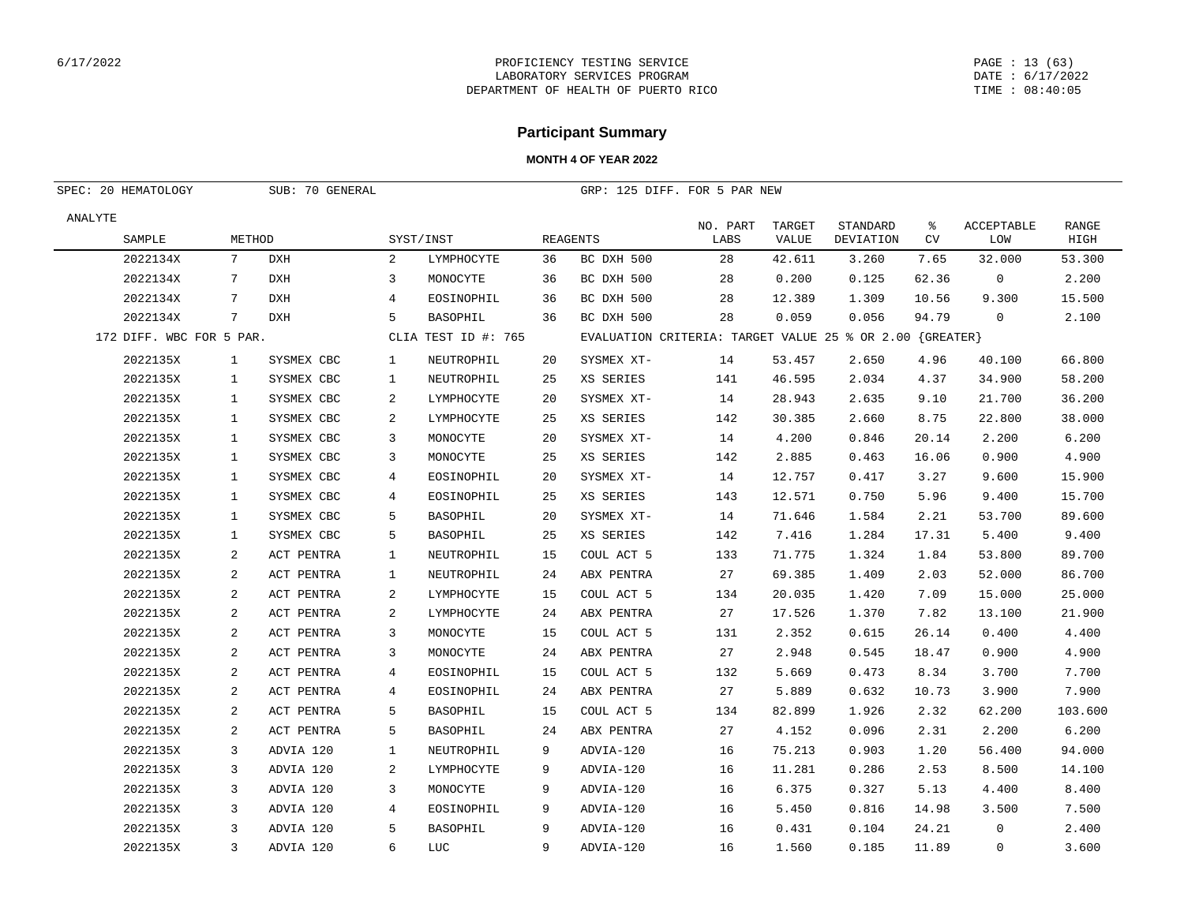## Participant Summary

**MONTH 4 OF YEAR 2022**

SPEC: 20 HEMATOLOGY SUB: 70 GENERAL GRP: 125 DIFF. FOR 5 PAR NEW

| ANALYTE / SAMPLE | METHOD | | SYST/INST | | REAGENTS | | NO. PART LABS | TARGET VALUE | STANDARD DEVIATION | % CV | ACCEPTABLE LOW | RANGE HIGH |
|---|---|---|---|---|---|---|---|---|---|---|---|---|
| 2022134X | 7 | DXH | 2 | LYMPHOCYTE | 36 | BC DXH 500 | 28 | 42.611 | 3.260 | 7.65 | 32.000 | 53.300 |
| 2022134X | 7 | DXH | 3 | MONOCYTE | 36 | BC DXH 500 | 28 | 0.200 | 0.125 | 62.36 | 0 | 2.200 |
| 2022134X | 7 | DXH | 4 | EOSINOPHIL | 36 | BC DXH 500 | 28 | 12.389 | 1.309 | 10.56 | 9.300 | 15.500 |
| 2022134X | 7 | DXH | 5 | BASOPHIL | 36 | BC DXH 500 | 28 | 0.059 | 0.056 | 94.79 | 0 | 2.100 |
| 172 DIFF. WBC FOR 5 PAR. | | | CLIA TEST ID #: 765 | | EVALUATION CRITERIA: TARGET VALUE 25 % OR 2.00 {GREATER} | | | | | | | |
| 2022135X | 1 | SYSMEX CBC | 1 | NEUTROPHIL | 20 | SYSMEX XT- | 14 | 53.457 | 2.650 | 4.96 | 40.100 | 66.800 |
| 2022135X | 1 | SYSMEX CBC | 1 | NEUTROPHIL | 25 | XS SERIES | 141 | 46.595 | 2.034 | 4.37 | 34.900 | 58.200 |
| 2022135X | 1 | SYSMEX CBC | 2 | LYMPHOCYTE | 20 | SYSMEX XT- | 14 | 28.943 | 2.635 | 9.10 | 21.700 | 36.200 |
| 2022135X | 1 | SYSMEX CBC | 2 | LYMPHOCYTE | 25 | XS SERIES | 142 | 30.385 | 2.660 | 8.75 | 22.800 | 38.000 |
| 2022135X | 1 | SYSMEX CBC | 3 | MONOCYTE | 20 | SYSMEX XT- | 14 | 4.200 | 0.846 | 20.14 | 2.200 | 6.200 |
| 2022135X | 1 | SYSMEX CBC | 3 | MONOCYTE | 25 | XS SERIES | 142 | 2.885 | 0.463 | 16.06 | 0.900 | 4.900 |
| 2022135X | 1 | SYSMEX CBC | 4 | EOSINOPHIL | 20 | SYSMEX XT- | 14 | 12.757 | 0.417 | 3.27 | 9.600 | 15.900 |
| 2022135X | 1 | SYSMEX CBC | 4 | EOSINOPHIL | 25 | XS SERIES | 143 | 12.571 | 0.750 | 5.96 | 9.400 | 15.700 |
| 2022135X | 1 | SYSMEX CBC | 5 | BASOPHIL | 20 | SYSMEX XT- | 14 | 71.646 | 1.584 | 2.21 | 53.700 | 89.600 |
| 2022135X | 1 | SYSMEX CBC | 5 | BASOPHIL | 25 | XS SERIES | 142 | 7.416 | 1.284 | 17.31 | 5.400 | 9.400 |
| 2022135X | 2 | ACT PENTRA | 1 | NEUTROPHIL | 15 | COUL ACT 5 | 133 | 71.775 | 1.324 | 1.84 | 53.800 | 89.700 |
| 2022135X | 2 | ACT PENTRA | 1 | NEUTROPHIL | 24 | ABX PENTRA | 27 | 69.385 | 1.409 | 2.03 | 52.000 | 86.700 |
| 2022135X | 2 | ACT PENTRA | 2 | LYMPHOCYTE | 15 | COUL ACT 5 | 134 | 20.035 | 1.420 | 7.09 | 15.000 | 25.000 |
| 2022135X | 2 | ACT PENTRA | 2 | LYMPHOCYTE | 24 | ABX PENTRA | 27 | 17.526 | 1.370 | 7.82 | 13.100 | 21.900 |
| 2022135X | 2 | ACT PENTRA | 3 | MONOCYTE | 15 | COUL ACT 5 | 131 | 2.352 | 0.615 | 26.14 | 0.400 | 4.400 |
| 2022135X | 2 | ACT PENTRA | 3 | MONOCYTE | 24 | ABX PENTRA | 27 | 2.948 | 0.545 | 18.47 | 0.900 | 4.900 |
| 2022135X | 2 | ACT PENTRA | 4 | EOSINOPHIL | 15 | COUL ACT 5 | 132 | 5.669 | 0.473 | 8.34 | 3.700 | 7.700 |
| 2022135X | 2 | ACT PENTRA | 4 | EOSINOPHIL | 24 | ABX PENTRA | 27 | 5.889 | 0.632 | 10.73 | 3.900 | 7.900 |
| 2022135X | 2 | ACT PENTRA | 5 | BASOPHIL | 15 | COUL ACT 5 | 134 | 82.899 | 1.926 | 2.32 | 62.200 | 103.600 |
| 2022135X | 2 | ACT PENTRA | 5 | BASOPHIL | 24 | ABX PENTRA | 27 | 4.152 | 0.096 | 2.31 | 2.200 | 6.200 |
| 2022135X | 3 | ADVIA 120 | 1 | NEUTROPHIL | 9 | ADVIA-120 | 16 | 75.213 | 0.903 | 1.20 | 56.400 | 94.000 |
| 2022135X | 3 | ADVIA 120 | 2 | LYMPHOCYTE | 9 | ADVIA-120 | 16 | 11.281 | 0.286 | 2.53 | 8.500 | 14.100 |
| 2022135X | 3 | ADVIA 120 | 3 | MONOCYTE | 9 | ADVIA-120 | 16 | 6.375 | 0.327 | 5.13 | 4.400 | 8.400 |
| 2022135X | 3 | ADVIA 120 | 4 | EOSINOPHIL | 9 | ADVIA-120 | 16 | 5.450 | 0.816 | 14.98 | 3.500 | 7.500 |
| 2022135X | 3 | ADVIA 120 | 5 | BASOPHIL | 9 | ADVIA-120 | 16 | 0.431 | 0.104 | 24.21 | 0 | 2.400 |
| 2022135X | 3 | ADVIA 120 | 6 | LUC | 9 | ADVIA-120 | 16 | 1.560 | 0.185 | 11.89 | 0 | 3.600 |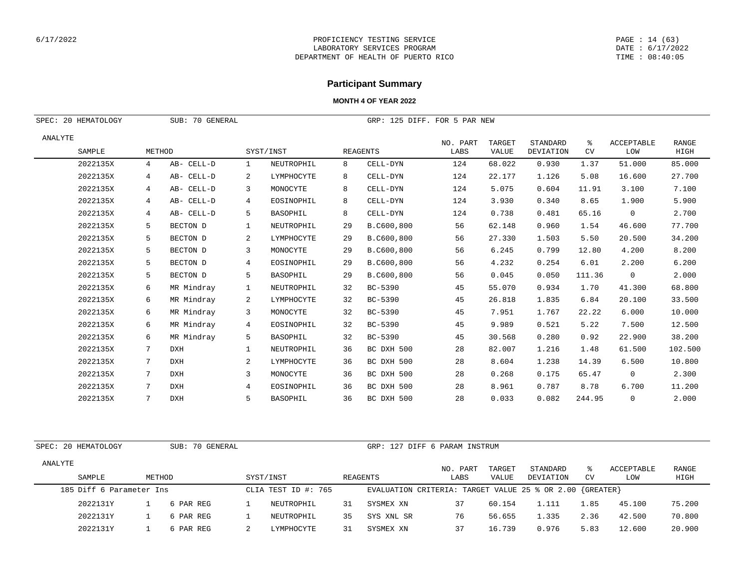# Participant Summary

**MONTH 4 OF YEAR 2022**

SPEC: 20 HEMATOLOGY &nbsp;&nbsp; SUB: 70 GENERAL &nbsp;&nbsp; GRP: 125 DIFF. FOR 5 PAR NEW

| ANALYTE SAMPLE | METHOD | | SYST/INST | | REAGENTS | | NO. PART LABS | TARGET VALUE | STANDARD DEVIATION | % CV | ACCEPTABLE LOW | RANGE HIGH |
|---|---|---|---|---|---|---|---|---|---|---|---|---|
| 2022135X | 4 | AB- CELL-D | 1 | NEUTROPHIL | 8 | CELL-DYN | 124 | 68.022 | 0.930 | 1.37 | 51.000 | 85.000 |
| 2022135X | 4 | AB- CELL-D | 2 | LYMPHOCYTE | 8 | CELL-DYN | 124 | 22.177 | 1.126 | 5.08 | 16.600 | 27.700 |
| 2022135X | 4 | AB- CELL-D | 3 | MONOCYTE | 8 | CELL-DYN | 124 | 5.075 | 0.604 | 11.91 | 3.100 | 7.100 |
| 2022135X | 4 | AB- CELL-D | 4 | EOSINOPHIL | 8 | CELL-DYN | 124 | 3.930 | 0.340 | 8.65 | 1.900 | 5.900 |
| 2022135X | 4 | AB- CELL-D | 5 | BASOPHIL | 8 | CELL-DYN | 124 | 0.738 | 0.481 | 65.16 | 0 | 2.700 |
| 2022135X | 5 | BECTON D | 1 | NEUTROPHIL | 29 | B.C600,800 | 56 | 62.148 | 0.960 | 1.54 | 46.600 | 77.700 |
| 2022135X | 5 | BECTON D | 2 | LYMPHOCYTE | 29 | B.C600,800 | 56 | 27.330 | 1.503 | 5.50 | 20.500 | 34.200 |
| 2022135X | 5 | BECTON D | 3 | MONOCYTE | 29 | B.C600,800 | 56 | 6.245 | 0.799 | 12.80 | 4.200 | 8.200 |
| 2022135X | 5 | BECTON D | 4 | EOSINOPHIL | 29 | B.C600,800 | 56 | 4.232 | 0.254 | 6.01 | 2.200 | 6.200 |
| 2022135X | 5 | BECTON D | 5 | BASOPHIL | 29 | B.C600,800 | 56 | 0.045 | 0.050 | 111.36 | 0 | 2.000 |
| 2022135X | 6 | MR Mindray | 1 | NEUTROPHIL | 32 | BC-5390 | 45 | 55.070 | 0.934 | 1.70 | 41.300 | 68.800 |
| 2022135X | 6 | MR Mindray | 2 | LYMPHOCYTE | 32 | BC-5390 | 45 | 26.818 | 1.835 | 6.84 | 20.100 | 33.500 |
| 2022135X | 6 | MR Mindray | 3 | MONOCYTE | 32 | BC-5390 | 45 | 7.951 | 1.767 | 22.22 | 6.000 | 10.000 |
| 2022135X | 6 | MR Mindray | 4 | EOSINOPHIL | 32 | BC-5390 | 45 | 9.989 | 0.521 | 5.22 | 7.500 | 12.500 |
| 2022135X | 6 | MR Mindray | 5 | BASOPHIL | 32 | BC-5390 | 45 | 30.568 | 0.280 | 0.92 | 22.900 | 38.200 |
| 2022135X | 7 | DXH | 1 | NEUTROPHIL | 36 | BC DXH 500 | 28 | 82.007 | 1.216 | 1.48 | 61.500 | 102.500 |
| 2022135X | 7 | DXH | 2 | LYMPHOCYTE | 36 | BC DXH 500 | 28 | 8.604 | 1.238 | 14.39 | 6.500 | 10.800 |
| 2022135X | 7 | DXH | 3 | MONOCYTE | 36 | BC DXH 500 | 28 | 0.268 | 0.175 | 65.47 | 0 | 2.300 |
| 2022135X | 7 | DXH | 4 | EOSINOPHIL | 36 | BC DXH 500 | 28 | 8.961 | 0.787 | 8.78 | 6.700 | 11.200 |
| 2022135X | 7 | DXH | 5 | BASOPHIL | 36 | BC DXH 500 | 28 | 0.033 | 0.082 | 244.95 | 0 | 2.000 |

SPEC: 20 HEMATOLOGY &nbsp;&nbsp; SUB: 70 GENERAL &nbsp;&nbsp; GRP: 127 DIFF 6 PARAM INSTRUM

185 Diff 6 Parameter Ins &nbsp;&nbsp; CLIA TEST ID #: 765 &nbsp;&nbsp; EVALUATION CRITERIA: TARGET VALUE 25 % OR 2.00 {GREATER}

| ANALYTE SAMPLE | METHOD | | SYST/INST | | REAGENTS | | NO. PART LABS | TARGET VALUE | STANDARD DEVIATION | % CV | ACCEPTABLE LOW | RANGE HIGH |
|---|---|---|---|---|---|---|---|---|---|---|---|---|
| 2022131Y | 1 | 6 PAR REG | 1 | NEUTROPHIL | 31 | SYSMEX XN | 37 | 60.154 | 1.111 | 1.85 | 45.100 | 75.200 |
| 2022131Y | 1 | 6 PAR REG | 1 | NEUTROPHIL | 35 | SYS XNL SR | 76 | 56.655 | 1.335 | 2.36 | 42.500 | 70.800 |
| 2022131Y | 1 | 6 PAR REG | 2 | LYMPHOCYTE | 31 | SYSMEX XN | 37 | 16.739 | 0.976 | 5.83 | 12.600 | 20.900 |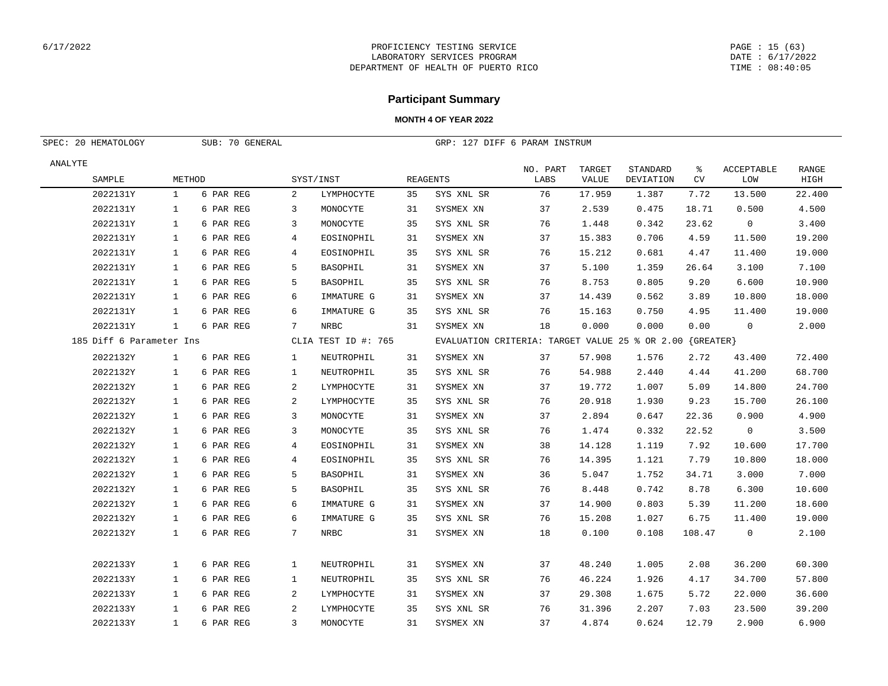PROFICIENCY TESTING SERVICE
LABORATORY SERVICES PROGRAM
DEPARTMENT OF HEALTH OF PUERTO RICO

## Participant Summary

### MONTH 4 OF YEAR 2022

SPEC: 20 HEMATOLOGY　　SUB: 70 GENERAL　　GRP: 127 DIFF 6 PARAM INSTRUM

| ANALYTE SAMPLE | METHOD | | SYST/INST | | REAGENTS | | NO. PART LABS | TARGET VALUE | STANDARD DEVIATION | % CV | ACCEPTABLE LOW | RANGE HIGH |
|---|---|---|---|---|---|---|---|---|---|---|---|---|
| 2022131Y | 1 | 6 PAR REG | 2 | LYMPHOCYTE | 35 | SYS XNL SR | 76 | 17.959 | 1.387 | 7.72 | 13.500 | 22.400 |
| 2022131Y | 1 | 6 PAR REG | 3 | MONOCYTE | 31 | SYSMEX XN | 37 | 2.539 | 0.475 | 18.71 | 0.500 | 4.500 |
| 2022131Y | 1 | 6 PAR REG | 3 | MONOCYTE | 35 | SYS XNL SR | 76 | 1.448 | 0.342 | 23.62 | 0 | 3.400 |
| 2022131Y | 1 | 6 PAR REG | 4 | EOSINOPHIL | 31 | SYSMEX XN | 37 | 15.383 | 0.706 | 4.59 | 11.500 | 19.200 |
| 2022131Y | 1 | 6 PAR REG | 4 | EOSINOPHIL | 35 | SYS XNL SR | 76 | 15.212 | 0.681 | 4.47 | 11.400 | 19.000 |
| 2022131Y | 1 | 6 PAR REG | 5 | BASOPHIL | 31 | SYSMEX XN | 37 | 5.100 | 1.359 | 26.64 | 3.100 | 7.100 |
| 2022131Y | 1 | 6 PAR REG | 5 | BASOPHIL | 35 | SYS XNL SR | 76 | 8.753 | 0.805 | 9.20 | 6.600 | 10.900 |
| 2022131Y | 1 | 6 PAR REG | 6 | IMMATURE G | 31 | SYSMEX XN | 37 | 14.439 | 0.562 | 3.89 | 10.800 | 18.000 |
| 2022131Y | 1 | 6 PAR REG | 6 | IMMATURE G | 35 | SYS XNL SR | 76 | 15.163 | 0.750 | 4.95 | 11.400 | 19.000 |
| 2022131Y | 1 | 6 PAR REG | 7 | NRBC | 31 | SYSMEX XN | 18 | 0.000 | 0.000 | 0.00 | 0 | 2.000 |
| 185 Diff 6 Parameter Ins | | | CLIA TEST ID #: 765 | | EVALUATION CRITERIA: TARGET VALUE 25 % OR 2.00 {GREATER} | | | | | | | |
| 2022132Y | 1 | 6 PAR REG | 1 | NEUTROPHIL | 31 | SYSMEX XN | 37 | 57.908 | 1.576 | 2.72 | 43.400 | 72.400 |
| 2022132Y | 1 | 6 PAR REG | 1 | NEUTROPHIL | 35 | SYS XNL SR | 76 | 54.988 | 2.440 | 4.44 | 41.200 | 68.700 |
| 2022132Y | 1 | 6 PAR REG | 2 | LYMPHOCYTE | 31 | SYSMEX XN | 37 | 19.772 | 1.007 | 5.09 | 14.800 | 24.700 |
| 2022132Y | 1 | 6 PAR REG | 2 | LYMPHOCYTE | 35 | SYS XNL SR | 76 | 20.918 | 1.930 | 9.23 | 15.700 | 26.100 |
| 2022132Y | 1 | 6 PAR REG | 3 | MONOCYTE | 31 | SYSMEX XN | 37 | 2.894 | 0.647 | 22.36 | 0.900 | 4.900 |
| 2022132Y | 1 | 6 PAR REG | 3 | MONOCYTE | 35 | SYS XNL SR | 76 | 1.474 | 0.332 | 22.52 | 0 | 3.500 |
| 2022132Y | 1 | 6 PAR REG | 4 | EOSINOPHIL | 31 | SYSMEX XN | 38 | 14.128 | 1.119 | 7.92 | 10.600 | 17.700 |
| 2022132Y | 1 | 6 PAR REG | 4 | EOSINOPHIL | 35 | SYS XNL SR | 76 | 14.395 | 1.121 | 7.79 | 10.800 | 18.000 |
| 2022132Y | 1 | 6 PAR REG | 5 | BASOPHIL | 31 | SYSMEX XN | 36 | 5.047 | 1.752 | 34.71 | 3.000 | 7.000 |
| 2022132Y | 1 | 6 PAR REG | 5 | BASOPHIL | 35 | SYS XNL SR | 76 | 8.448 | 0.742 | 8.78 | 6.300 | 10.600 |
| 2022132Y | 1 | 6 PAR REG | 6 | IMMATURE G | 31 | SYSMEX XN | 37 | 14.900 | 0.803 | 5.39 | 11.200 | 18.600 |
| 2022132Y | 1 | 6 PAR REG | 6 | IMMATURE G | 35 | SYS XNL SR | 76 | 15.208 | 1.027 | 6.75 | 11.400 | 19.000 |
| 2022132Y | 1 | 6 PAR REG | 7 | NRBC | 31 | SYSMEX XN | 18 | 0.100 | 0.108 | 108.47 | 0 | 2.100 |
| 2022133Y | 1 | 6 PAR REG | 1 | NEUTROPHIL | 31 | SYSMEX XN | 37 | 48.240 | 1.005 | 2.08 | 36.200 | 60.300 |
| 2022133Y | 1 | 6 PAR REG | 1 | NEUTROPHIL | 35 | SYS XNL SR | 76 | 46.224 | 1.926 | 4.17 | 34.700 | 57.800 |
| 2022133Y | 1 | 6 PAR REG | 2 | LYMPHOCYTE | 31 | SYSMEX XN | 37 | 29.308 | 1.675 | 5.72 | 22.000 | 36.600 |
| 2022133Y | 1 | 6 PAR REG | 2 | LYMPHOCYTE | 35 | SYS XNL SR | 76 | 31.396 | 2.207 | 7.03 | 23.500 | 39.200 |
| 2022133Y | 1 | 6 PAR REG | 3 | MONOCYTE | 31 | SYSMEX XN | 37 | 4.874 | 0.624 | 12.79 | 2.900 | 6.900 |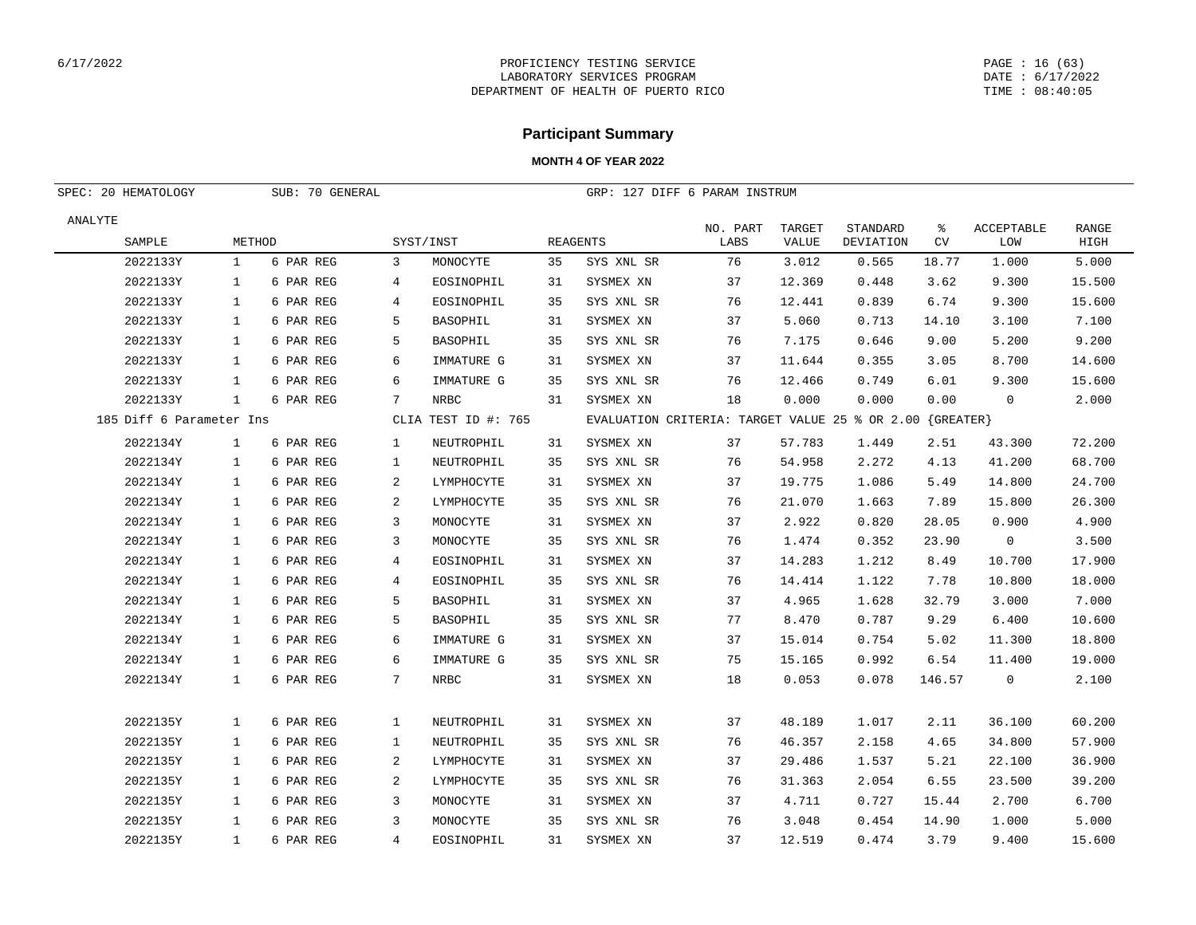# Participant Summary

**MONTH 4 OF YEAR 2022**

SPEC: 20 HEMATOLOGY SUB: 70 GENERAL GRP: 127 DIFF 6 PARAM INSTRUM

| ANALYTE SAMPLE | METHOD | | SYST/INST | | REAGENTS | | NO. PART LABS | TARGET VALUE | STANDARD DEVIATION | % CV | ACCEPTABLE LOW | RANGE HIGH |
|---|---|---|---|---|---|---|---|---|---|---|---|---|
| 2022133Y | 1 | 6 PAR REG | 3 | MONOCYTE | 35 | SYS XNL SR | 76 | 3.012 | 0.565 | 18.77 | 1.000 | 5.000 |
| 2022133Y | 1 | 6 PAR REG | 4 | EOSINOPHIL | 31 | SYSMEX XN | 37 | 12.369 | 0.448 | 3.62 | 9.300 | 15.500 |
| 2022133Y | 1 | 6 PAR REG | 4 | EOSINOPHIL | 35 | SYS XNL SR | 76 | 12.441 | 0.839 | 6.74 | 9.300 | 15.600 |
| 2022133Y | 1 | 6 PAR REG | 5 | BASOPHIL | 31 | SYSMEX XN | 37 | 5.060 | 0.713 | 14.10 | 3.100 | 7.100 |
| 2022133Y | 1 | 6 PAR REG | 5 | BASOPHIL | 35 | SYS XNL SR | 76 | 7.175 | 0.646 | 9.00 | 5.200 | 9.200 |
| 2022133Y | 1 | 6 PAR REG | 6 | IMMATURE G | 31 | SYSMEX XN | 37 | 11.644 | 0.355 | 3.05 | 8.700 | 14.600 |
| 2022133Y | 1 | 6 PAR REG | 6 | IMMATURE G | 35 | SYS XNL SR | 76 | 12.466 | 0.749 | 6.01 | 9.300 | 15.600 |
| 2022133Y | 1 | 6 PAR REG | 7 | NRBC | 31 | SYSMEX XN | 18 | 0.000 | 0.000 | 0.00 | 0 | 2.000 |
| 185 Diff 6 Parameter Ins | | | CLIA TEST ID #: 765 | | EVALUATION CRITERIA: TARGET VALUE 25 % OR 2.00 {GREATER} | | | | | | | |
| 2022134Y | 1 | 6 PAR REG | 1 | NEUTROPHIL | 31 | SYSMEX XN | 37 | 57.783 | 1.449 | 2.51 | 43.300 | 72.200 |
| 2022134Y | 1 | 6 PAR REG | 1 | NEUTROPHIL | 35 | SYS XNL SR | 76 | 54.958 | 2.272 | 4.13 | 41.200 | 68.700 |
| 2022134Y | 1 | 6 PAR REG | 2 | LYMPHOCYTE | 31 | SYSMEX XN | 37 | 19.775 | 1.086 | 5.49 | 14.800 | 24.700 |
| 2022134Y | 1 | 6 PAR REG | 2 | LYMPHOCYTE | 35 | SYS XNL SR | 76 | 21.070 | 1.663 | 7.89 | 15.800 | 26.300 |
| 2022134Y | 1 | 6 PAR REG | 3 | MONOCYTE | 31 | SYSMEX XN | 37 | 2.922 | 0.820 | 28.05 | 0.900 | 4.900 |
| 2022134Y | 1 | 6 PAR REG | 3 | MONOCYTE | 35 | SYS XNL SR | 76 | 1.474 | 0.352 | 23.90 | 0 | 3.500 |
| 2022134Y | 1 | 6 PAR REG | 4 | EOSINOPHIL | 31 | SYSMEX XN | 37 | 14.283 | 1.212 | 8.49 | 10.700 | 17.900 |
| 2022134Y | 1 | 6 PAR REG | 4 | EOSINOPHIL | 35 | SYS XNL SR | 76 | 14.414 | 1.122 | 7.78 | 10.800 | 18.000 |
| 2022134Y | 1 | 6 PAR REG | 5 | BASOPHIL | 31 | SYSMEX XN | 37 | 4.965 | 1.628 | 32.79 | 3.000 | 7.000 |
| 2022134Y | 1 | 6 PAR REG | 5 | BASOPHIL | 35 | SYS XNL SR | 77 | 8.470 | 0.787 | 9.29 | 6.400 | 10.600 |
| 2022134Y | 1 | 6 PAR REG | 6 | IMMATURE G | 31 | SYSMEX XN | 37 | 15.014 | 0.754 | 5.02 | 11.300 | 18.800 |
| 2022134Y | 1 | 6 PAR REG | 6 | IMMATURE G | 35 | SYS XNL SR | 75 | 15.165 | 0.992 | 6.54 | 11.400 | 19.000 |
| 2022134Y | 1 | 6 PAR REG | 7 | NRBC | 31 | SYSMEX XN | 18 | 0.053 | 0.078 | 146.57 | 0 | 2.100 |
| 2022135Y | 1 | 6 PAR REG | 1 | NEUTROPHIL | 31 | SYSMEX XN | 37 | 48.189 | 1.017 | 2.11 | 36.100 | 60.200 |
| 2022135Y | 1 | 6 PAR REG | 1 | NEUTROPHIL | 35 | SYS XNL SR | 76 | 46.357 | 2.158 | 4.65 | 34.800 | 57.900 |
| 2022135Y | 1 | 6 PAR REG | 2 | LYMPHOCYTE | 31 | SYSMEX XN | 37 | 29.486 | 1.537 | 5.21 | 22.100 | 36.900 |
| 2022135Y | 1 | 6 PAR REG | 2 | LYMPHOCYTE | 35 | SYS XNL SR | 76 | 31.363 | 2.054 | 6.55 | 23.500 | 39.200 |
| 2022135Y | 1 | 6 PAR REG | 3 | MONOCYTE | 31 | SYSMEX XN | 37 | 4.711 | 0.727 | 15.44 | 2.700 | 6.700 |
| 2022135Y | 1 | 6 PAR REG | 3 | MONOCYTE | 35 | SYS XNL SR | 76 | 3.048 | 0.454 | 14.90 | 1.000 | 5.000 |
| 2022135Y | 1 | 6 PAR REG | 4 | EOSINOPHIL | 31 | SYSMEX XN | 37 | 12.519 | 0.474 | 3.79 | 9.400 | 15.600 |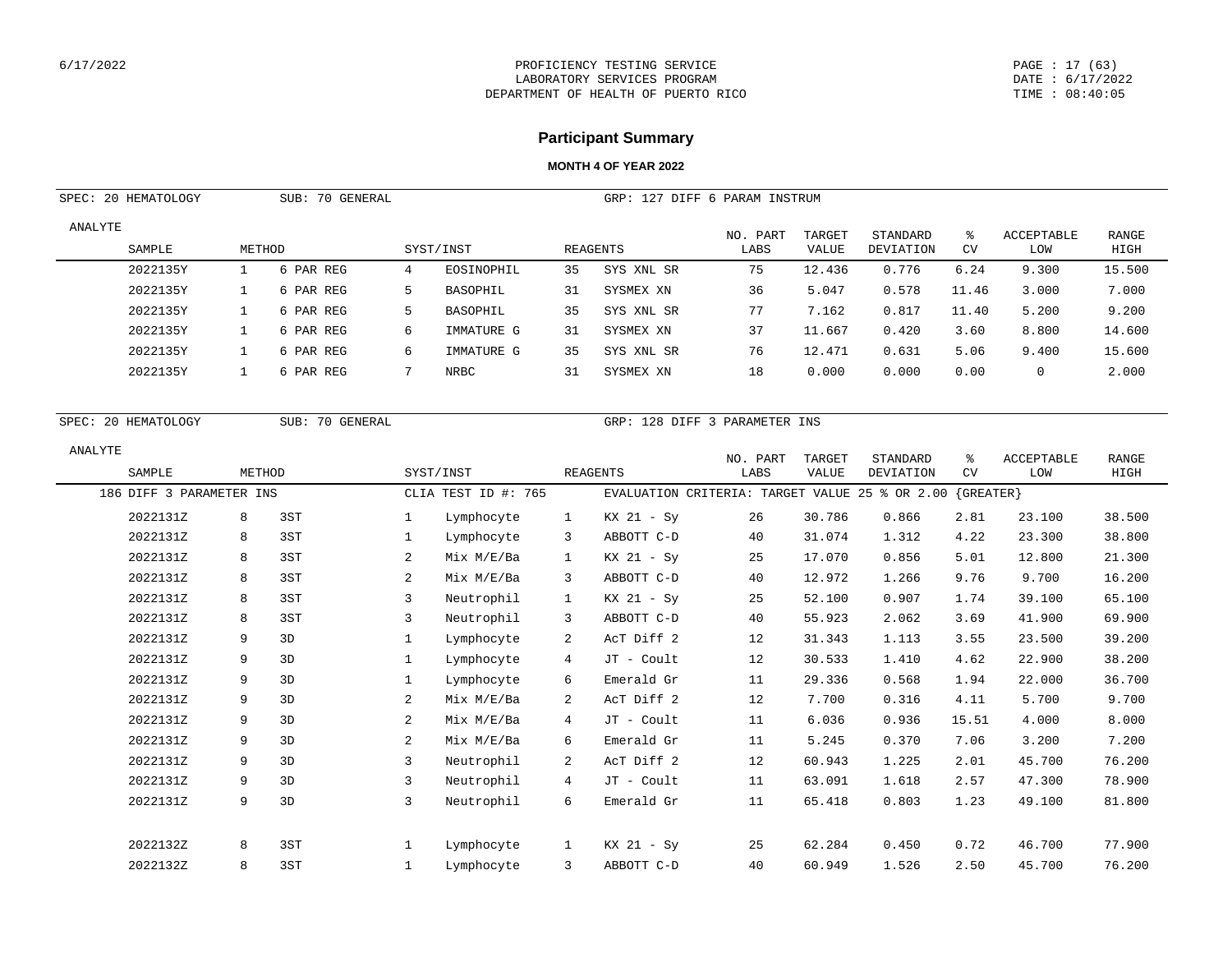## Participant Summary

**MONTH 4 OF YEAR 2022**

SPEC: 20 HEMATOLOGY    SUB: 70 GENERAL    GRP: 127 DIFF 6 PARAM INSTRUM

| SAMPLE | METHOD | | SYST/INST | | REAGENTS | | NO. PART LABS | TARGET VALUE | STANDARD DEVIATION | % CV | ACCEPTABLE LOW | RANGE HIGH |
|---|---|---|---|---|---|---|---|---|---|---|---|---|
| 2022135Y | 1 | 6 PAR REG | 4 | EOSINOPHIL | 35 | SYS XNL SR | 75 | 12.436 | 0.776 | 6.24 | 9.300 | 15.500 |
| 2022135Y | 1 | 6 PAR REG | 5 | BASOPHIL | 31 | SYSMEX XN | 36 | 5.047 | 0.578 | 11.46 | 3.000 | 7.000 |
| 2022135Y | 1 | 6 PAR REG | 5 | BASOPHIL | 35 | SYS XNL SR | 77 | 7.162 | 0.817 | 11.40 | 5.200 | 9.200 |
| 2022135Y | 1 | 6 PAR REG | 6 | IMMATURE G | 31 | SYSMEX XN | 37 | 11.667 | 0.420 | 3.60 | 8.800 | 14.600 |
| 2022135Y | 1 | 6 PAR REG | 6 | IMMATURE G | 35 | SYS XNL SR | 76 | 12.471 | 0.631 | 5.06 | 9.400 | 15.600 |
| 2022135Y | 1 | 6 PAR REG | 7 | NRBC | 31 | SYSMEX XN | 18 | 0.000 | 0.000 | 0.00 | 0 | 2.000 |

SPEC: 20 HEMATOLOGY    SUB: 70 GENERAL    GRP: 128 DIFF 3 PARAMETER INS

186 DIFF 3 PARAMETER INS    CLIA TEST ID #: 765    EVALUATION CRITERIA: TARGET VALUE 25 % OR 2.00 {GREATER}

| SAMPLE | METHOD | | SYST/INST | | REAGENTS | | NO. PART LABS | TARGET VALUE | STANDARD DEVIATION | % CV | ACCEPTABLE LOW | RANGE HIGH |
|---|---|---|---|---|---|---|---|---|---|---|---|---|
| 2022131Z | 8 | 3ST | 1 | Lymphocyte | 1 | KX 21 - Sy | 26 | 30.786 | 0.866 | 2.81 | 23.100 | 38.500 |
| 2022131Z | 8 | 3ST | 1 | Lymphocyte | 3 | ABBOTT C-D | 40 | 31.074 | 1.312 | 4.22 | 23.300 | 38.800 |
| 2022131Z | 8 | 3ST | 2 | Mix M/E/Ba | 1 | KX 21 - Sy | 25 | 17.070 | 0.856 | 5.01 | 12.800 | 21.300 |
| 2022131Z | 8 | 3ST | 2 | Mix M/E/Ba | 3 | ABBOTT C-D | 40 | 12.972 | 1.266 | 9.76 | 9.700 | 16.200 |
| 2022131Z | 8 | 3ST | 3 | Neutrophil | 1 | KX 21 - Sy | 25 | 52.100 | 0.907 | 1.74 | 39.100 | 65.100 |
| 2022131Z | 8 | 3ST | 3 | Neutrophil | 3 | ABBOTT C-D | 40 | 55.923 | 2.062 | 3.69 | 41.900 | 69.900 |
| 2022131Z | 9 | 3D | 1 | Lymphocyte | 2 | AcT Diff 2 | 12 | 31.343 | 1.113 | 3.55 | 23.500 | 39.200 |
| 2022131Z | 9 | 3D | 1 | Lymphocyte | 4 | JT - Coult | 12 | 30.533 | 1.410 | 4.62 | 22.900 | 38.200 |
| 2022131Z | 9 | 3D | 1 | Lymphocyte | 6 | Emerald Gr | 11 | 29.336 | 0.568 | 1.94 | 22.000 | 36.700 |
| 2022131Z | 9 | 3D | 2 | Mix M/E/Ba | 2 | AcT Diff 2 | 12 | 7.700 | 0.316 | 4.11 | 5.700 | 9.700 |
| 2022131Z | 9 | 3D | 2 | Mix M/E/Ba | 4 | JT - Coult | 11 | 6.036 | 0.936 | 15.51 | 4.000 | 8.000 |
| 2022131Z | 9 | 3D | 2 | Mix M/E/Ba | 6 | Emerald Gr | 11 | 5.245 | 0.370 | 7.06 | 3.200 | 7.200 |
| 2022131Z | 9 | 3D | 3 | Neutrophil | 2 | AcT Diff 2 | 12 | 60.943 | 1.225 | 2.01 | 45.700 | 76.200 |
| 2022131Z | 9 | 3D | 3 | Neutrophil | 4 | JT - Coult | 11 | 63.091 | 1.618 | 2.57 | 47.300 | 78.900 |
| 2022131Z | 9 | 3D | 3 | Neutrophil | 6 | Emerald Gr | 11 | 65.418 | 0.803 | 1.23 | 49.100 | 81.800 |
| 2022132Z | 8 | 3ST | 1 | Lymphocyte | 1 | KX 21 - Sy | 25 | 62.284 | 0.450 | 0.72 | 46.700 | 77.900 |
| 2022132Z | 8 | 3ST | 1 | Lymphocyte | 3 | ABBOTT C-D | 40 | 60.949 | 1.526 | 2.50 | 45.700 | 76.200 |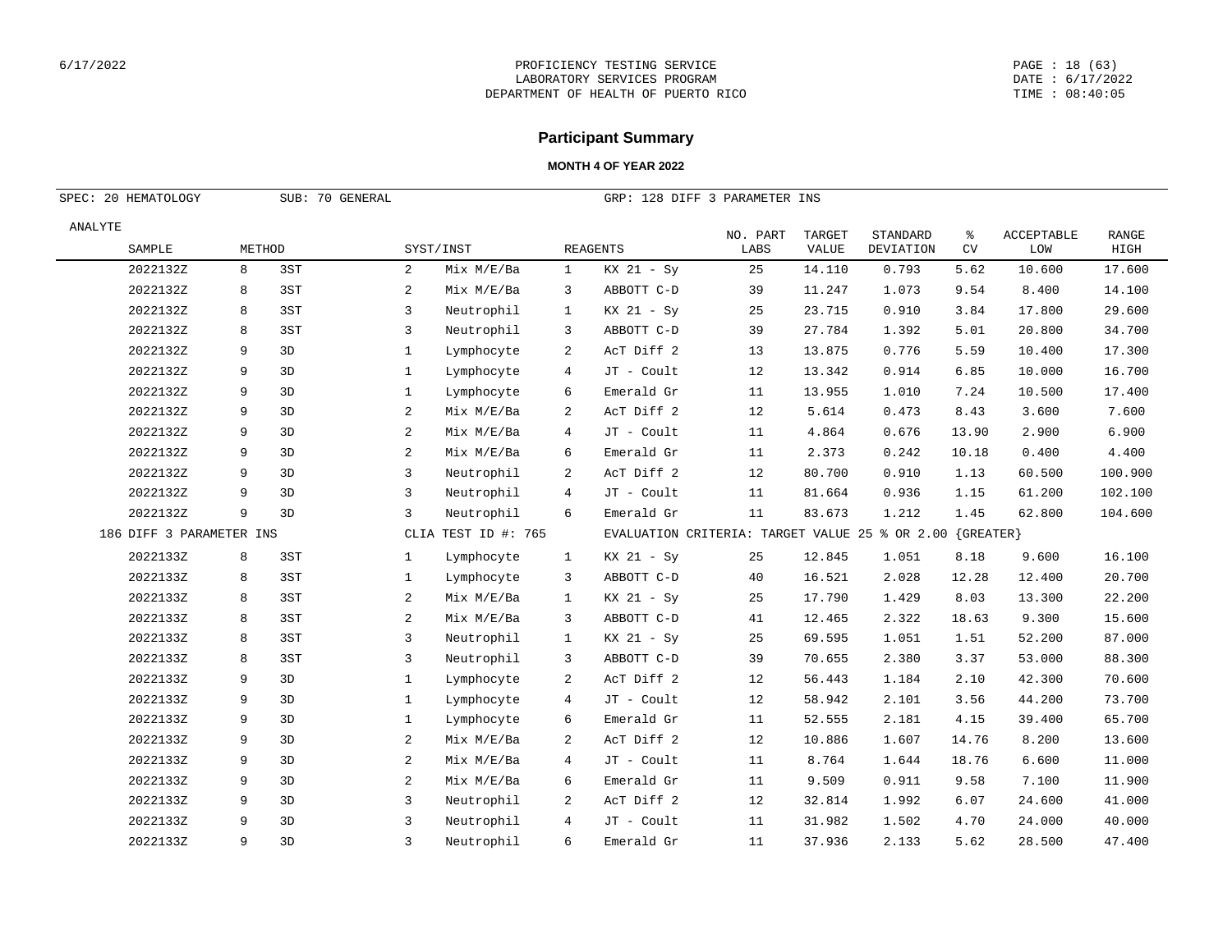## Participant Summary

**MONTH 4 OF YEAR 2022**

SPEC: 20 HEMATOLOGY    SUB: 70 GENERAL    GRP: 128 DIFF 3 PARAMETER INS

| ANALYTE / SAMPLE | METHOD | | SYST/INST | | REAGENTS | | NO. PART LABS | TARGET VALUE | STANDARD DEVIATION | % CV | ACCEPTABLE LOW | RANGE HIGH |
|---|---|---|---|---|---|---|---|---|---|---|---|---|
| 2022132Z | 8 | 3ST | 2 | Mix M/E/Ba | 1 | KX 21 - Sy | 25 | 14.110 | 0.793 | 5.62 | 10.600 | 17.600 |
| 2022132Z | 8 | 3ST | 2 | Mix M/E/Ba | 3 | ABBOTT C-D | 39 | 11.247 | 1.073 | 9.54 | 8.400 | 14.100 |
| 2022132Z | 8 | 3ST | 3 | Neutrophil | 1 | KX 21 - Sy | 25 | 23.715 | 0.910 | 3.84 | 17.800 | 29.600 |
| 2022132Z | 8 | 3ST | 3 | Neutrophil | 3 | ABBOTT C-D | 39 | 27.784 | 1.392 | 5.01 | 20.800 | 34.700 |
| 2022132Z | 9 | 3D | 1 | Lymphocyte | 2 | AcT Diff 2 | 13 | 13.875 | 0.776 | 5.59 | 10.400 | 17.300 |
| 2022132Z | 9 | 3D | 1 | Lymphocyte | 4 | JT - Coult | 12 | 13.342 | 0.914 | 6.85 | 10.000 | 16.700 |
| 2022132Z | 9 | 3D | 1 | Lymphocyte | 6 | Emerald Gr | 11 | 13.955 | 1.010 | 7.24 | 10.500 | 17.400 |
| 2022132Z | 9 | 3D | 2 | Mix M/E/Ba | 2 | AcT Diff 2 | 12 | 5.614 | 0.473 | 8.43 | 3.600 | 7.600 |
| 2022132Z | 9 | 3D | 2 | Mix M/E/Ba | 4 | JT - Coult | 11 | 4.864 | 0.676 | 13.90 | 2.900 | 6.900 |
| 2022132Z | 9 | 3D | 2 | Mix M/E/Ba | 6 | Emerald Gr | 11 | 2.373 | 0.242 | 10.18 | 0.400 | 4.400 |
| 2022132Z | 9 | 3D | 3 | Neutrophil | 2 | AcT Diff 2 | 12 | 80.700 | 0.910 | 1.13 | 60.500 | 100.900 |
| 2022132Z | 9 | 3D | 3 | Neutrophil | 4 | JT - Coult | 11 | 81.664 | 0.936 | 1.15 | 61.200 | 102.100 |
| 2022132Z | 9 | 3D | 3 | Neutrophil | 6 | Emerald Gr | 11 | 83.673 | 1.212 | 1.45 | 62.800 | 104.600 |
| 186 DIFF 3 PARAMETER INS | | | CLIA TEST ID #: 765 | | EVALUATION CRITERIA: TARGET VALUE 25 % OR 2.00 {GREATER} | | | | | | | |
| 2022133Z | 8 | 3ST | 1 | Lymphocyte | 1 | KX 21 - Sy | 25 | 12.845 | 1.051 | 8.18 | 9.600 | 16.100 |
| 2022133Z | 8 | 3ST | 1 | Lymphocyte | 3 | ABBOTT C-D | 40 | 16.521 | 2.028 | 12.28 | 12.400 | 20.700 |
| 2022133Z | 8 | 3ST | 2 | Mix M/E/Ba | 1 | KX 21 - Sy | 25 | 17.790 | 1.429 | 8.03 | 13.300 | 22.200 |
| 2022133Z | 8 | 3ST | 2 | Mix M/E/Ba | 3 | ABBOTT C-D | 41 | 12.465 | 2.322 | 18.63 | 9.300 | 15.600 |
| 2022133Z | 8 | 3ST | 3 | Neutrophil | 1 | KX 21 - Sy | 25 | 69.595 | 1.051 | 1.51 | 52.200 | 87.000 |
| 2022133Z | 8 | 3ST | 3 | Neutrophil | 3 | ABBOTT C-D | 39 | 70.655 | 2.380 | 3.37 | 53.000 | 88.300 |
| 2022133Z | 9 | 3D | 1 | Lymphocyte | 2 | AcT Diff 2 | 12 | 56.443 | 1.184 | 2.10 | 42.300 | 70.600 |
| 2022133Z | 9 | 3D | 1 | Lymphocyte | 4 | JT - Coult | 12 | 58.942 | 2.101 | 3.56 | 44.200 | 73.700 |
| 2022133Z | 9 | 3D | 1 | Lymphocyte | 6 | Emerald Gr | 11 | 52.555 | 2.181 | 4.15 | 39.400 | 65.700 |
| 2022133Z | 9 | 3D | 2 | Mix M/E/Ba | 2 | AcT Diff 2 | 12 | 10.886 | 1.607 | 14.76 | 8.200 | 13.600 |
| 2022133Z | 9 | 3D | 2 | Mix M/E/Ba | 4 | JT - Coult | 11 | 8.764 | 1.644 | 18.76 | 6.600 | 11.000 |
| 2022133Z | 9 | 3D | 2 | Mix M/E/Ba | 6 | Emerald Gr | 11 | 9.509 | 0.911 | 9.58 | 7.100 | 11.900 |
| 2022133Z | 9 | 3D | 3 | Neutrophil | 2 | AcT Diff 2 | 12 | 32.814 | 1.992 | 6.07 | 24.600 | 41.000 |
| 2022133Z | 9 | 3D | 3 | Neutrophil | 4 | JT - Coult | 11 | 31.982 | 1.502 | 4.70 | 24.000 | 40.000 |
| 2022133Z | 9 | 3D | 3 | Neutrophil | 6 | Emerald Gr | 11 | 37.936 | 2.133 | 5.62 | 28.500 | 47.400 |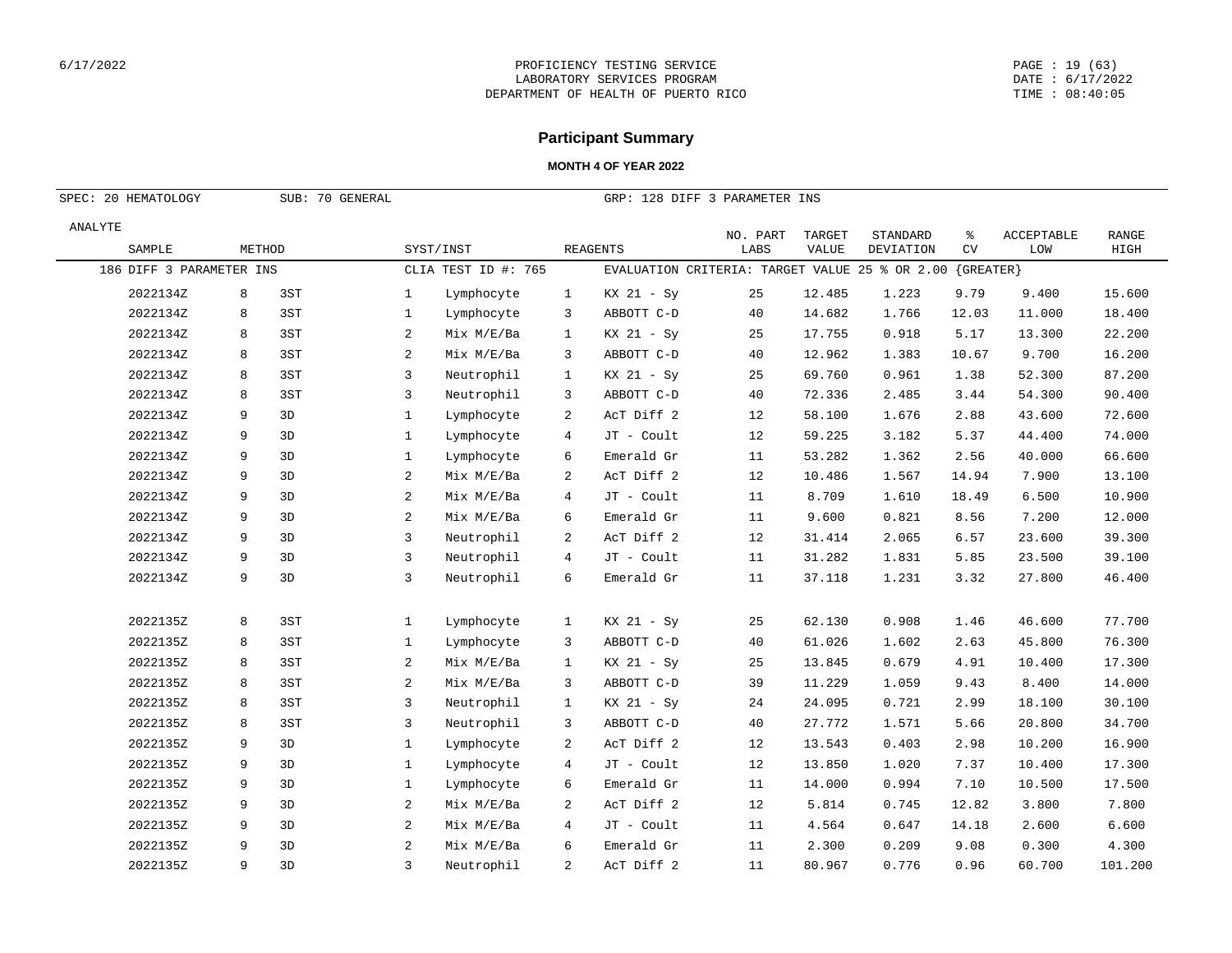## Participant Summary

**MONTH 4 OF YEAR 2022**

SPEC: 20 HEMATOLOGY SUB: 70 GENERAL GRP: 128 DIFF 3 PARAMETER INS

| ANALYTE SAMPLE | METHOD | | SYST/INST | | REAGENTS | | NO. PART LABS | TARGET VALUE | STANDARD DEVIATION | % CV | ACCEPTABLE LOW | RANGE HIGH |
|---|---|---|---|---|---|---|---|---|---|---|---|---|
| 186 DIFF 3 PARAMETER INS | | | CLIA TEST ID #: 765 | | EVALUATION CRITERIA: TARGET VALUE 25 % OR 2.00 {GREATER} | | | | | | | |
| 2022134Z | 8 | 3ST | 1 | Lymphocyte | 1 | KX 21 - Sy | 25 | 12.485 | 1.223 | 9.79 | 9.400 | 15.600 |
| 2022134Z | 8 | 3ST | 1 | Lymphocyte | 3 | ABBOTT C-D | 40 | 14.682 | 1.766 | 12.03 | 11.000 | 18.400 |
| 2022134Z | 8 | 3ST | 2 | Mix M/E/Ba | 1 | KX 21 - Sy | 25 | 17.755 | 0.918 | 5.17 | 13.300 | 22.200 |
| 2022134Z | 8 | 3ST | 2 | Mix M/E/Ba | 3 | ABBOTT C-D | 40 | 12.962 | 1.383 | 10.67 | 9.700 | 16.200 |
| 2022134Z | 8 | 3ST | 3 | Neutrophil | 1 | KX 21 - Sy | 25 | 69.760 | 0.961 | 1.38 | 52.300 | 87.200 |
| 2022134Z | 8 | 3ST | 3 | Neutrophil | 3 | ABBOTT C-D | 40 | 72.336 | 2.485 | 3.44 | 54.300 | 90.400 |
| 2022134Z | 9 | 3D | 1 | Lymphocyte | 2 | AcT Diff 2 | 12 | 58.100 | 1.676 | 2.88 | 43.600 | 72.600 |
| 2022134Z | 9 | 3D | 1 | Lymphocyte | 4 | JT - Coult | 12 | 59.225 | 3.182 | 5.37 | 44.400 | 74.000 |
| 2022134Z | 9 | 3D | 1 | Lymphocyte | 6 | Emerald Gr | 11 | 53.282 | 1.362 | 2.56 | 40.000 | 66.600 |
| 2022134Z | 9 | 3D | 2 | Mix M/E/Ba | 2 | AcT Diff 2 | 12 | 10.486 | 1.567 | 14.94 | 7.900 | 13.100 |
| 2022134Z | 9 | 3D | 2 | Mix M/E/Ba | 4 | JT - Coult | 11 | 8.709 | 1.610 | 18.49 | 6.500 | 10.900 |
| 2022134Z | 9 | 3D | 2 | Mix M/E/Ba | 6 | Emerald Gr | 11 | 9.600 | 0.821 | 8.56 | 7.200 | 12.000 |
| 2022134Z | 9 | 3D | 3 | Neutrophil | 2 | AcT Diff 2 | 12 | 31.414 | 2.065 | 6.57 | 23.600 | 39.300 |
| 2022134Z | 9 | 3D | 3 | Neutrophil | 4 | JT - Coult | 11 | 31.282 | 1.831 | 5.85 | 23.500 | 39.100 |
| 2022134Z | 9 | 3D | 3 | Neutrophil | 6 | Emerald Gr | 11 | 37.118 | 1.231 | 3.32 | 27.800 | 46.400 |
| 2022135Z | 8 | 3ST | 1 | Lymphocyte | 1 | KX 21 - Sy | 25 | 62.130 | 0.908 | 1.46 | 46.600 | 77.700 |
| 2022135Z | 8 | 3ST | 1 | Lymphocyte | 3 | ABBOTT C-D | 40 | 61.026 | 1.602 | 2.63 | 45.800 | 76.300 |
| 2022135Z | 8 | 3ST | 2 | Mix M/E/Ba | 1 | KX 21 - Sy | 25 | 13.845 | 0.679 | 4.91 | 10.400 | 17.300 |
| 2022135Z | 8 | 3ST | 2 | Mix M/E/Ba | 3 | ABBOTT C-D | 39 | 11.229 | 1.059 | 9.43 | 8.400 | 14.000 |
| 2022135Z | 8 | 3ST | 3 | Neutrophil | 1 | KX 21 - Sy | 24 | 24.095 | 0.721 | 2.99 | 18.100 | 30.100 |
| 2022135Z | 8 | 3ST | 3 | Neutrophil | 3 | ABBOTT C-D | 40 | 27.772 | 1.571 | 5.66 | 20.800 | 34.700 |
| 2022135Z | 9 | 3D | 1 | Lymphocyte | 2 | AcT Diff 2 | 12 | 13.543 | 0.403 | 2.98 | 10.200 | 16.900 |
| 2022135Z | 9 | 3D | 1 | Lymphocyte | 4 | JT - Coult | 12 | 13.850 | 1.020 | 7.37 | 10.400 | 17.300 |
| 2022135Z | 9 | 3D | 1 | Lymphocyte | 6 | Emerald Gr | 11 | 14.000 | 0.994 | 7.10 | 10.500 | 17.500 |
| 2022135Z | 9 | 3D | 2 | Mix M/E/Ba | 2 | AcT Diff 2 | 12 | 5.814 | 0.745 | 12.82 | 3.800 | 7.800 |
| 2022135Z | 9 | 3D | 2 | Mix M/E/Ba | 4 | JT - Coult | 11 | 4.564 | 0.647 | 14.18 | 2.600 | 6.600 |
| 2022135Z | 9 | 3D | 2 | Mix M/E/Ba | 6 | Emerald Gr | 11 | 2.300 | 0.209 | 9.08 | 0.300 | 4.300 |
| 2022135Z | 9 | 3D | 3 | Neutrophil | 2 | AcT Diff 2 | 11 | 80.967 | 0.776 | 0.96 | 60.700 | 101.200 |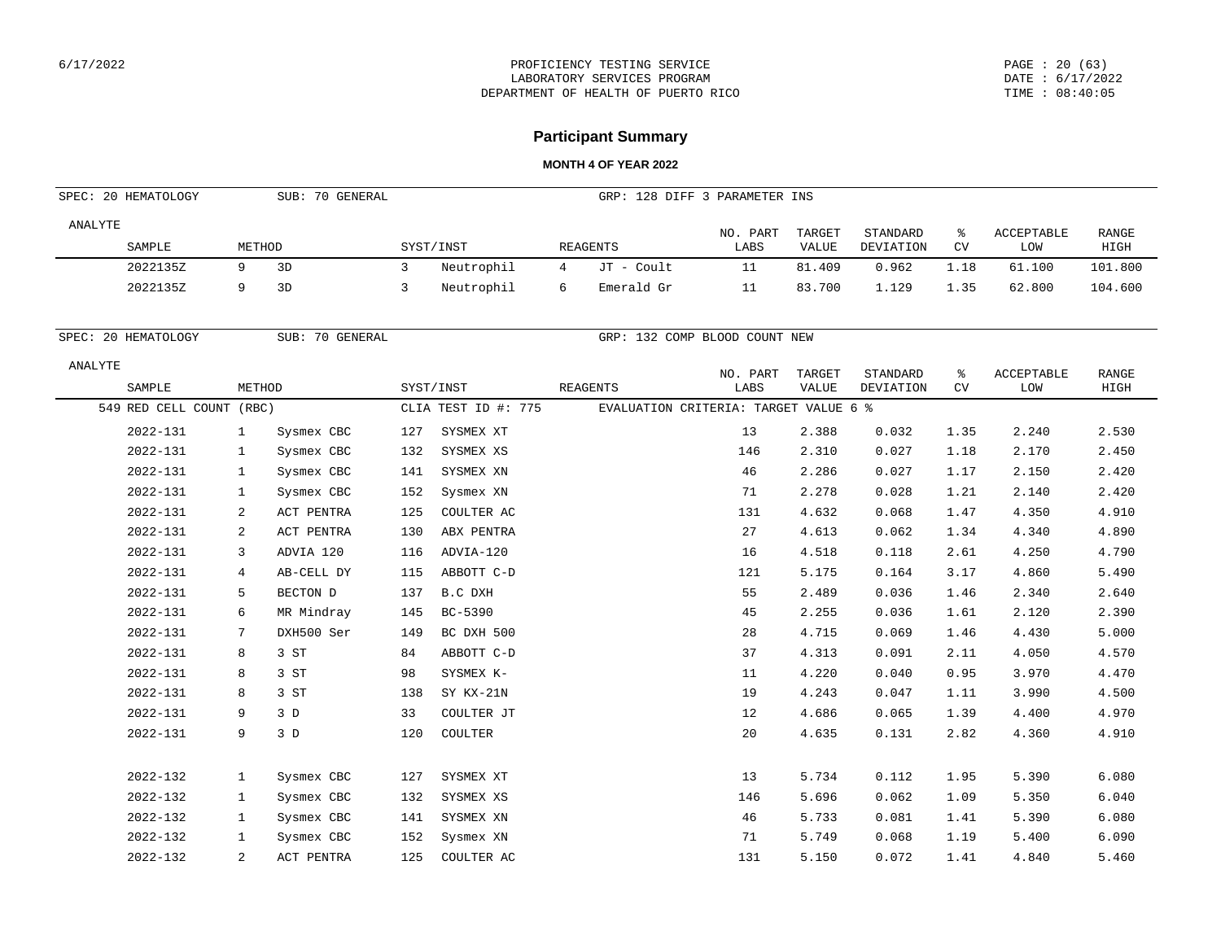**PROFICIENCY TESTING SERVICE**
**LABORATORY SERVICES PROGRAM**
**DEPARTMENT OF HEALTH OF PUERTO RICO**

PAGE : 20 (63)
DATE : 6/17/2022
TIME : 08:40:05

## Participant Summary

### MONTH 4 OF YEAR 2022

SPEC: 20 HEMATOLOGY | SUB: 70 GENERAL | GRP: 128 DIFF 3 PARAMETER INS

| ANALYTE / SAMPLE | METHOD | | SYST/INST | | REAGENTS | | NO. PART LABS | TARGET VALUE | STANDARD DEVIATION | % CV | ACCEPTABLE LOW | RANGE HIGH |
|---|---|---|---|---|---|---|---|---|---|---|---|---|
| 2022135Z | 9 | 3D | 3 | Neutrophil | 4 | JT - Coult | 11 | 81.409 | 0.962 | 1.18 | 61.100 | 101.800 |
| 2022135Z | 9 | 3D | 3 | Neutrophil | 6 | Emerald Gr | 11 | 83.700 | 1.129 | 1.35 | 62.800 | 104.600 |

SPEC: 20 HEMATOLOGY | SUB: 70 GENERAL | GRP: 132 COMP BLOOD COUNT NEW

549 RED CELL COUNT (RBC) — CLIA TEST ID #: 775 — EVALUATION CRITERIA: TARGET VALUE 6 %

| ANALYTE / SAMPLE | METHOD | | SYST/INST | | REAGENTS | NO. PART LABS | TARGET VALUE | STANDARD DEVIATION | % CV | ACCEPTABLE LOW | RANGE HIGH |
|---|---|---|---|---|---|---|---|---|---|---|---|
| 2022-131 | 1 | Sysmex CBC | 127 | SYSMEX XT | | 13 | 2.388 | 0.032 | 1.35 | 2.240 | 2.530 |
| 2022-131 | 1 | Sysmex CBC | 132 | SYSMEX XS | | 146 | 2.310 | 0.027 | 1.18 | 2.170 | 2.450 |
| 2022-131 | 1 | Sysmex CBC | 141 | SYSMEX XN | | 46 | 2.286 | 0.027 | 1.17 | 2.150 | 2.420 |
| 2022-131 | 1 | Sysmex CBC | 152 | Sysmex XN | | 71 | 2.278 | 0.028 | 1.21 | 2.140 | 2.420 |
| 2022-131 | 2 | ACT PENTRA | 125 | COULTER AC | | 131 | 4.632 | 0.068 | 1.47 | 4.350 | 4.910 |
| 2022-131 | 2 | ACT PENTRA | 130 | ABX PENTRA | | 27 | 4.613 | 0.062 | 1.34 | 4.340 | 4.890 |
| 2022-131 | 3 | ADVIA 120 | 116 | ADVIA-120 | | 16 | 4.518 | 0.118 | 2.61 | 4.250 | 4.790 |
| 2022-131 | 4 | AB-CELL DY | 115 | ABBOTT C-D | | 121 | 5.175 | 0.164 | 3.17 | 4.860 | 5.490 |
| 2022-131 | 5 | BECTON D | 137 | B.C DXH | | 55 | 2.489 | 0.036 | 1.46 | 2.340 | 2.640 |
| 2022-131 | 6 | MR Mindray | 145 | BC-5390 | | 45 | 2.255 | 0.036 | 1.61 | 2.120 | 2.390 |
| 2022-131 | 7 | DXH500 Ser | 149 | BC DXH 500 | | 28 | 4.715 | 0.069 | 1.46 | 4.430 | 5.000 |
| 2022-131 | 8 | 3 ST | 84 | ABBOTT C-D | | 37 | 4.313 | 0.091 | 2.11 | 4.050 | 4.570 |
| 2022-131 | 8 | 3 ST | 98 | SYSMEX K- | | 11 | 4.220 | 0.040 | 0.95 | 3.970 | 4.470 |
| 2022-131 | 8 | 3 ST | 138 | SY KX-21N | | 19 | 4.243 | 0.047 | 1.11 | 3.990 | 4.500 |
| 2022-131 | 9 | 3 D | 33 | COULTER JT | | 12 | 4.686 | 0.065 | 1.39 | 4.400 | 4.970 |
| 2022-131 | 9 | 3 D | 120 | COULTER | | 20 | 4.635 | 0.131 | 2.82 | 4.360 | 4.910 |
| 2022-132 | 1 | Sysmex CBC | 127 | SYSMEX XT | | 13 | 5.734 | 0.112 | 1.95 | 5.390 | 6.080 |
| 2022-132 | 1 | Sysmex CBC | 132 | SYSMEX XS | | 146 | 5.696 | 0.062 | 1.09 | 5.350 | 6.040 |
| 2022-132 | 1 | Sysmex CBC | 141 | SYSMEX XN | | 46 | 5.733 | 0.081 | 1.41 | 5.390 | 6.080 |
| 2022-132 | 1 | Sysmex CBC | 152 | Sysmex XN | | 71 | 5.749 | 0.068 | 1.19 | 5.400 | 6.090 |
| 2022-132 | 2 | ACT PENTRA | 125 | COULTER AC | | 131 | 5.150 | 0.072 | 1.41 | 4.840 | 5.460 |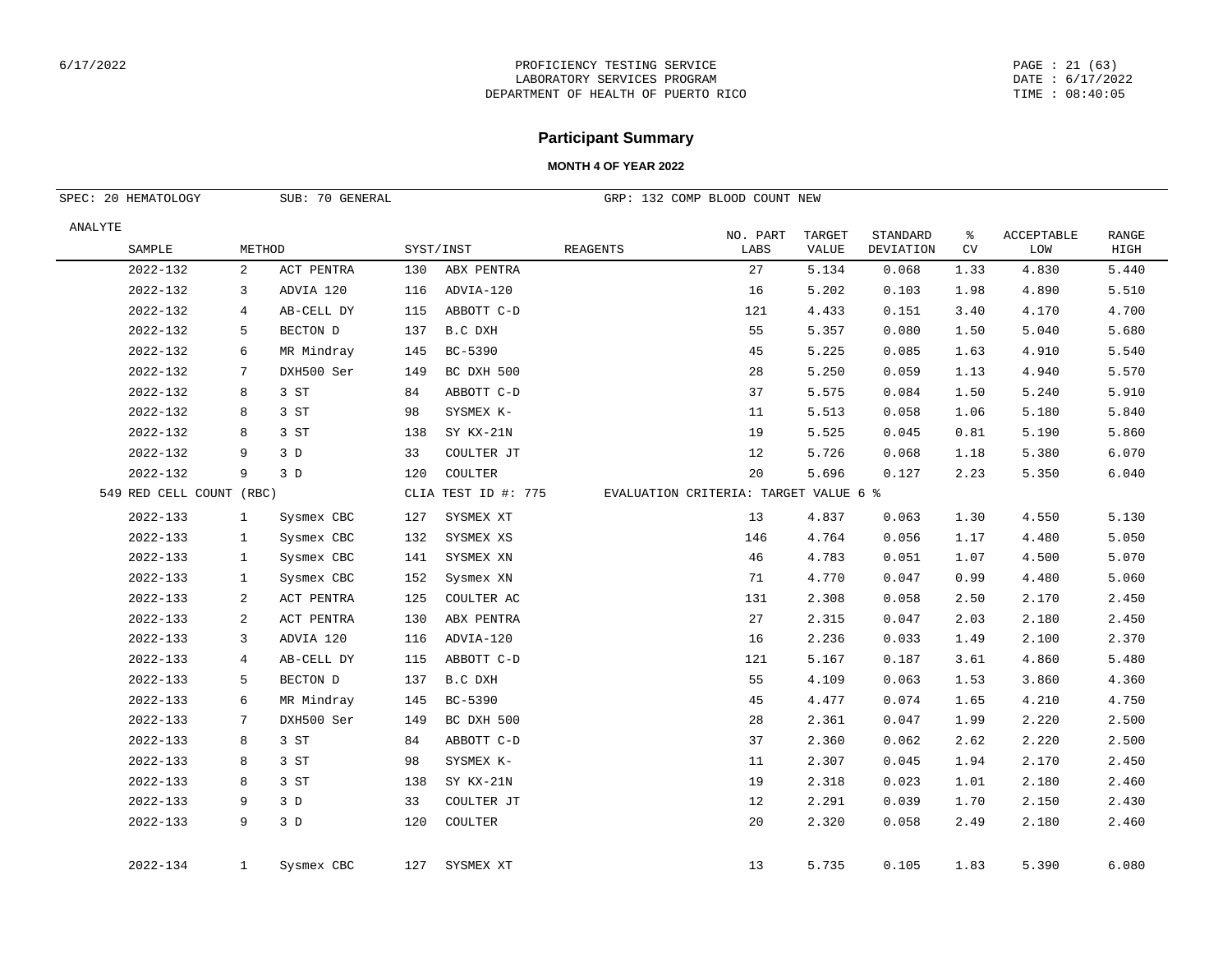PROFICIENCY TESTING SERVICE
LABORATORY SERVICES PROGRAM
DEPARTMENT OF HEALTH OF PUERTO RICO

## Participant Summary

### MONTH 4 OF YEAR 2022

SPEC: 20 HEMATOLOGY | SUB: 70 GENERAL | GRP: 132 COMP BLOOD COUNT NEW

| ANALYTE / SAMPLE | METHOD | | SYST/INST | | REAGENTS | NO. PART LABS | TARGET VALUE | STANDARD DEVIATION | % CV | ACCEPTABLE LOW | RANGE HIGH |
|---|---|---|---|---|---|---|---|---|---|---|---|
| 2022-132 | 2 | ACT PENTRA | 130 | ABX PENTRA | | 27 | 5.134 | 0.068 | 1.33 | 4.830 | 5.440 |
| 2022-132 | 3 | ADVIA 120 | 116 | ADVIA-120 | | 16 | 5.202 | 0.103 | 1.98 | 4.890 | 5.510 |
| 2022-132 | 4 | AB-CELL DY | 115 | ABBOTT C-D | | 121 | 4.433 | 0.151 | 3.40 | 4.170 | 4.700 |
| 2022-132 | 5 | BECTON D | 137 | B.C DXH | | 55 | 5.357 | 0.080 | 1.50 | 5.040 | 5.680 |
| 2022-132 | 6 | MR Mindray | 145 | BC-5390 | | 45 | 5.225 | 0.085 | 1.63 | 4.910 | 5.540 |
| 2022-132 | 7 | DXH500 Ser | 149 | BC DXH 500 | | 28 | 5.250 | 0.059 | 1.13 | 4.940 | 5.570 |
| 2022-132 | 8 | 3 ST | 84 | ABBOTT C-D | | 37 | 5.575 | 0.084 | 1.50 | 5.240 | 5.910 |
| 2022-132 | 8 | 3 ST | 98 | SYSMEX K- | | 11 | 5.513 | 0.058 | 1.06 | 5.180 | 5.840 |
| 2022-132 | 8 | 3 ST | 138 | SY KX-21N | | 19 | 5.525 | 0.045 | 0.81 | 5.190 | 5.860 |
| 2022-132 | 9 | 3 D | 33 | COULTER JT | | 12 | 5.726 | 0.068 | 1.18 | 5.380 | 6.070 |
| 2022-132 | 9 | 3 D | 120 | COULTER | | 20 | 5.696 | 0.127 | 2.23 | 5.350 | 6.040 |
| 549 RED CELL COUNT (RBC) | | | CLIA TEST ID #: 775 | | EVALUATION CRITERIA: TARGET VALUE 6 % | | | | | | |
| 2022-133 | 1 | Sysmex CBC | 127 | SYSMEX XT | | 13 | 4.837 | 0.063 | 1.30 | 4.550 | 5.130 |
| 2022-133 | 1 | Sysmex CBC | 132 | SYSMEX XS | | 146 | 4.764 | 0.056 | 1.17 | 4.480 | 5.050 |
| 2022-133 | 1 | Sysmex CBC | 141 | SYSMEX XN | | 46 | 4.783 | 0.051 | 1.07 | 4.500 | 5.070 |
| 2022-133 | 1 | Sysmex CBC | 152 | Sysmex XN | | 71 | 4.770 | 0.047 | 0.99 | 4.480 | 5.060 |
| 2022-133 | 2 | ACT PENTRA | 125 | COULTER AC | | 131 | 2.308 | 0.058 | 2.50 | 2.170 | 2.450 |
| 2022-133 | 2 | ACT PENTRA | 130 | ABX PENTRA | | 27 | 2.315 | 0.047 | 2.03 | 2.180 | 2.450 |
| 2022-133 | 3 | ADVIA 120 | 116 | ADVIA-120 | | 16 | 2.236 | 0.033 | 1.49 | 2.100 | 2.370 |
| 2022-133 | 4 | AB-CELL DY | 115 | ABBOTT C-D | | 121 | 5.167 | 0.187 | 3.61 | 4.860 | 5.480 |
| 2022-133 | 5 | BECTON D | 137 | B.C DXH | | 55 | 4.109 | 0.063 | 1.53 | 3.860 | 4.360 |
| 2022-133 | 6 | MR Mindray | 145 | BC-5390 | | 45 | 4.477 | 0.074 | 1.65 | 4.210 | 4.750 |
| 2022-133 | 7 | DXH500 Ser | 149 | BC DXH 500 | | 28 | 2.361 | 0.047 | 1.99 | 2.220 | 2.500 |
| 2022-133 | 8 | 3 ST | 84 | ABBOTT C-D | | 37 | 2.360 | 0.062 | 2.62 | 2.220 | 2.500 |
| 2022-133 | 8 | 3 ST | 98 | SYSMEX K- | | 11 | 2.307 | 0.045 | 1.94 | 2.170 | 2.450 |
| 2022-133 | 8 | 3 ST | 138 | SY KX-21N | | 19 | 2.318 | 0.023 | 1.01 | 2.180 | 2.460 |
| 2022-133 | 9 | 3 D | 33 | COULTER JT | | 12 | 2.291 | 0.039 | 1.70 | 2.150 | 2.430 |
| 2022-133 | 9 | 3 D | 120 | COULTER | | 20 | 2.320 | 0.058 | 2.49 | 2.180 | 2.460 |
| 2022-134 | 1 | Sysmex CBC | 127 | SYSMEX XT | | 13 | 5.735 | 0.105 | 1.83 | 5.390 | 6.080 |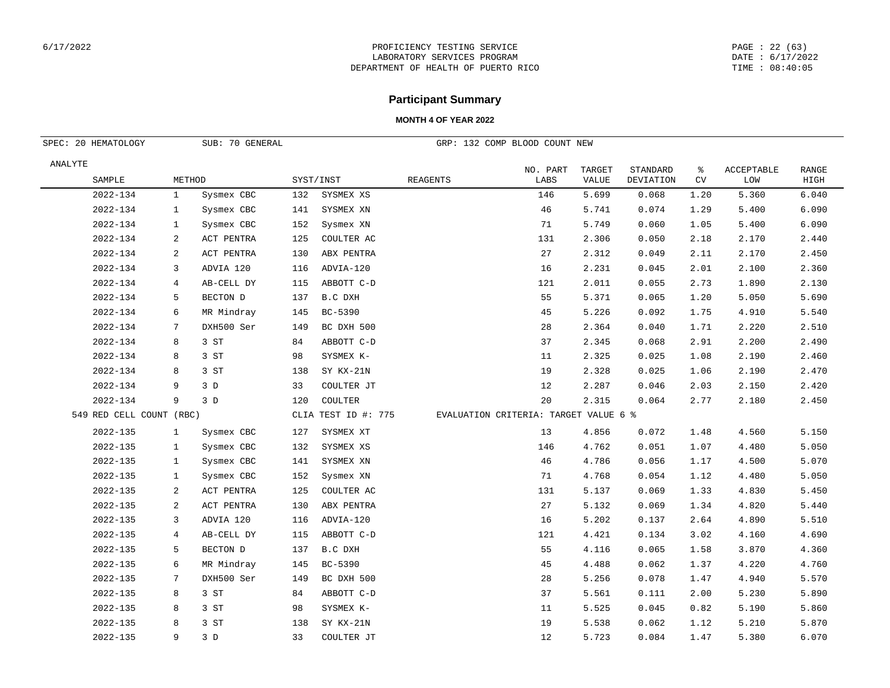# Participant Summary

**MONTH 4 OF YEAR 2022**

SPEC: 20 HEMATOLOGY SUB: 70 GENERAL GRP: 132 COMP BLOOD COUNT NEW

| ANALYTE SAMPLE | METHOD | | SYST/INST | | REAGENTS | NO. PART LABS | TARGET VALUE | STANDARD DEVIATION | % CV | ACCEPTABLE LOW | RANGE HIGH |
|---|---|---|---|---|---|---|---|---|---|---|---|
| 2022-134 | 1 | Sysmex CBC | 132 | SYSMEX XS | | 146 | 5.699 | 0.068 | 1.20 | 5.360 | 6.040 |
| 2022-134 | 1 | Sysmex CBC | 141 | SYSMEX XN | | 46 | 5.741 | 0.074 | 1.29 | 5.400 | 6.090 |
| 2022-134 | 1 | Sysmex CBC | 152 | Sysmex XN | | 71 | 5.749 | 0.060 | 1.05 | 5.400 | 6.090 |
| 2022-134 | 2 | ACT PENTRA | 125 | COULTER AC | | 131 | 2.306 | 0.050 | 2.18 | 2.170 | 2.440 |
| 2022-134 | 2 | ACT PENTRA | 130 | ABX PENTRA | | 27 | 2.312 | 0.049 | 2.11 | 2.170 | 2.450 |
| 2022-134 | 3 | ADVIA 120 | 116 | ADVIA-120 | | 16 | 2.231 | 0.045 | 2.01 | 2.100 | 2.360 |
| 2022-134 | 4 | AB-CELL DY | 115 | ABBOTT C-D | | 121 | 2.011 | 0.055 | 2.73 | 1.890 | 2.130 |
| 2022-134 | 5 | BECTON D | 137 | B.C DXH | | 55 | 5.371 | 0.065 | 1.20 | 5.050 | 5.690 |
| 2022-134 | 6 | MR Mindray | 145 | BC-5390 | | 45 | 5.226 | 0.092 | 1.75 | 4.910 | 5.540 |
| 2022-134 | 7 | DXH500 Ser | 149 | BC DXH 500 | | 28 | 2.364 | 0.040 | 1.71 | 2.220 | 2.510 |
| 2022-134 | 8 | 3 ST | 84 | ABBOTT C-D | | 37 | 2.345 | 0.068 | 2.91 | 2.200 | 2.490 |
| 2022-134 | 8 | 3 ST | 98 | SYSMEX K- | | 11 | 2.325 | 0.025 | 1.08 | 2.190 | 2.460 |
| 2022-134 | 8 | 3 ST | 138 | SY KX-21N | | 19 | 2.328 | 0.025 | 1.06 | 2.190 | 2.470 |
| 2022-134 | 9 | 3 D | 33 | COULTER JT | | 12 | 2.287 | 0.046 | 2.03 | 2.150 | 2.420 |
| 2022-134 | 9 | 3 D | 120 | COULTER | | 20 | 2.315 | 0.064 | 2.77 | 2.180 | 2.450 |
| 549 RED CELL COUNT (RBC) | | | CLIA TEST ID #: 775 | | EVALUATION CRITERIA: TARGET VALUE 6 % | | | | | | |
| 2022-135 | 1 | Sysmex CBC | 127 | SYSMEX XT | | 13 | 4.856 | 0.072 | 1.48 | 4.560 | 5.150 |
| 2022-135 | 1 | Sysmex CBC | 132 | SYSMEX XS | | 146 | 4.762 | 0.051 | 1.07 | 4.480 | 5.050 |
| 2022-135 | 1 | Sysmex CBC | 141 | SYSMEX XN | | 46 | 4.786 | 0.056 | 1.17 | 4.500 | 5.070 |
| 2022-135 | 1 | Sysmex CBC | 152 | Sysmex XN | | 71 | 4.768 | 0.054 | 1.12 | 4.480 | 5.050 |
| 2022-135 | 2 | ACT PENTRA | 125 | COULTER AC | | 131 | 5.137 | 0.069 | 1.33 | 4.830 | 5.450 |
| 2022-135 | 2 | ACT PENTRA | 130 | ABX PENTRA | | 27 | 5.132 | 0.069 | 1.34 | 4.820 | 5.440 |
| 2022-135 | 3 | ADVIA 120 | 116 | ADVIA-120 | | 16 | 5.202 | 0.137 | 2.64 | 4.890 | 5.510 |
| 2022-135 | 4 | AB-CELL DY | 115 | ABBOTT C-D | | 121 | 4.421 | 0.134 | 3.02 | 4.160 | 4.690 |
| 2022-135 | 5 | BECTON D | 137 | B.C DXH | | 55 | 4.116 | 0.065 | 1.58 | 3.870 | 4.360 |
| 2022-135 | 6 | MR Mindray | 145 | BC-5390 | | 45 | 4.488 | 0.062 | 1.37 | 4.220 | 4.760 |
| 2022-135 | 7 | DXH500 Ser | 149 | BC DXH 500 | | 28 | 5.256 | 0.078 | 1.47 | 4.940 | 5.570 |
| 2022-135 | 8 | 3 ST | 84 | ABBOTT C-D | | 37 | 5.561 | 0.111 | 2.00 | 5.230 | 5.890 |
| 2022-135 | 8 | 3 ST | 98 | SYSMEX K- | | 11 | 5.525 | 0.045 | 0.82 | 5.190 | 5.860 |
| 2022-135 | 8 | 3 ST | 138 | SY KX-21N | | 19 | 5.538 | 0.062 | 1.12 | 5.210 | 5.870 |
| 2022-135 | 9 | 3 D | 33 | COULTER JT | | 12 | 5.723 | 0.084 | 1.47 | 5.380 | 6.070 |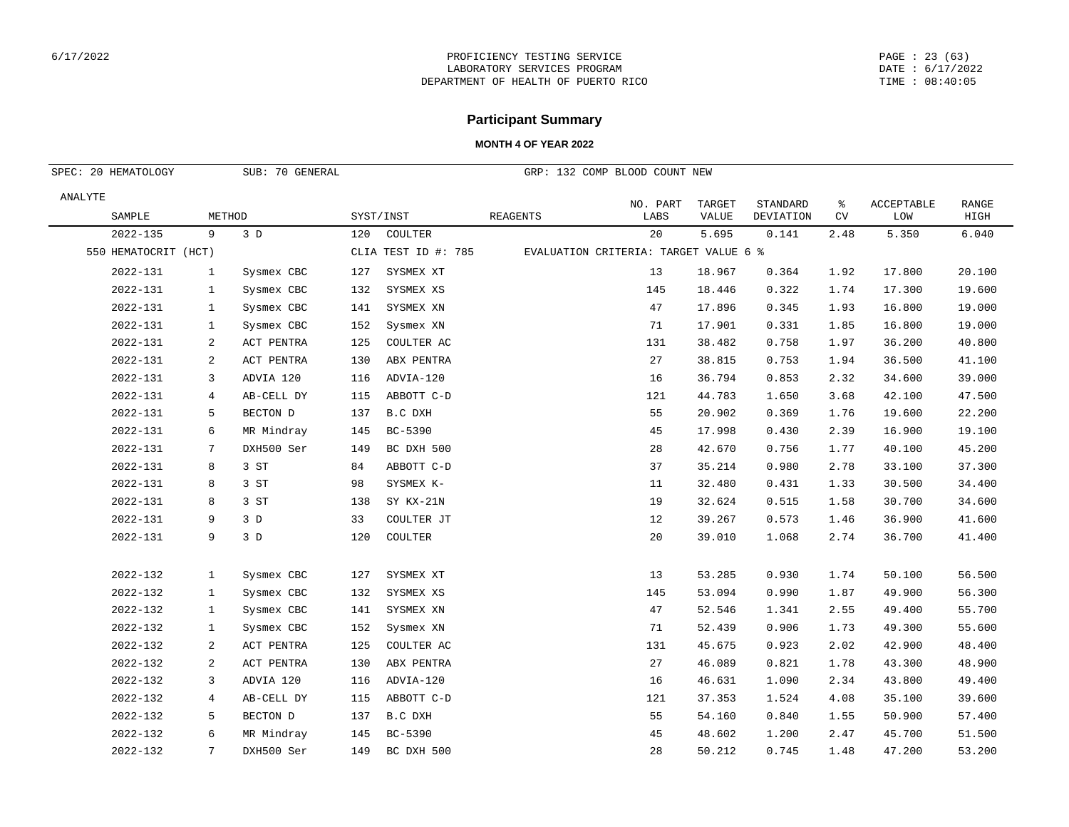PROFICIENCY TESTING SERVICE
LABORATORY SERVICES PROGRAM
DEPARTMENT OF HEALTH OF PUERTO RICO

# Participant Summary

### MONTH 4 OF YEAR 2022

SPEC: 20 HEMATOLOGY    SUB: 70 GENERAL    GRP: 132 COMP BLOOD COUNT NEW

| ANALYTE SAMPLE | METHOD | | SYST/INST | | REAGENTS | NO. PART LABS | TARGET VALUE | STANDARD DEVIATION | % CV | ACCEPTABLE LOW | RANGE HIGH |
|---|---|---|---|---|---|---|---|---|---|---|---|
| 2022-135 | 9 | 3 D | 120 | COULTER | | 20 | 5.695 | 0.141 | 2.48 | 5.350 | 6.040 |
| 550 HEMATOCRIT (HCT) | | | CLIA TEST ID #: 785 | | EVALUATION CRITERIA: TARGET VALUE 6 % | | | | | | |
| 2022-131 | 1 | Sysmex CBC | 127 | SYSMEX XT | | 13 | 18.967 | 0.364 | 1.92 | 17.800 | 20.100 |
| 2022-131 | 1 | Sysmex CBC | 132 | SYSMEX XS | | 145 | 18.446 | 0.322 | 1.74 | 17.300 | 19.600 |
| 2022-131 | 1 | Sysmex CBC | 141 | SYSMEX XN | | 47 | 17.896 | 0.345 | 1.93 | 16.800 | 19.000 |
| 2022-131 | 1 | Sysmex CBC | 152 | Sysmex XN | | 71 | 17.901 | 0.331 | 1.85 | 16.800 | 19.000 |
| 2022-131 | 2 | ACT PENTRA | 125 | COULTER AC | | 131 | 38.482 | 0.758 | 1.97 | 36.200 | 40.800 |
| 2022-131 | 2 | ACT PENTRA | 130 | ABX PENTRA | | 27 | 38.815 | 0.753 | 1.94 | 36.500 | 41.100 |
| 2022-131 | 3 | ADVIA 120 | 116 | ADVIA-120 | | 16 | 36.794 | 0.853 | 2.32 | 34.600 | 39.000 |
| 2022-131 | 4 | AB-CELL DY | 115 | ABBOTT C-D | | 121 | 44.783 | 1.650 | 3.68 | 42.100 | 47.500 |
| 2022-131 | 5 | BECTON D | 137 | B.C DXH | | 55 | 20.902 | 0.369 | 1.76 | 19.600 | 22.200 |
| 2022-131 | 6 | MR Mindray | 145 | BC-5390 | | 45 | 17.998 | 0.430 | 2.39 | 16.900 | 19.100 |
| 2022-131 | 7 | DXH500 Ser | 149 | BC DXH 500 | | 28 | 42.670 | 0.756 | 1.77 | 40.100 | 45.200 |
| 2022-131 | 8 | 3 ST | 84 | ABBOTT C-D | | 37 | 35.214 | 0.980 | 2.78 | 33.100 | 37.300 |
| 2022-131 | 8 | 3 ST | 98 | SYSMEX K- | | 11 | 32.480 | 0.431 | 1.33 | 30.500 | 34.400 |
| 2022-131 | 8 | 3 ST | 138 | SY KX-21N | | 19 | 32.624 | 0.515 | 1.58 | 30.700 | 34.600 |
| 2022-131 | 9 | 3 D | 33 | COULTER JT | | 12 | 39.267 | 0.573 | 1.46 | 36.900 | 41.600 |
| 2022-131 | 9 | 3 D | 120 | COULTER | | 20 | 39.010 | 1.068 | 2.74 | 36.700 | 41.400 |
| 2022-132 | 1 | Sysmex CBC | 127 | SYSMEX XT | | 13 | 53.285 | 0.930 | 1.74 | 50.100 | 56.500 |
| 2022-132 | 1 | Sysmex CBC | 132 | SYSMEX XS | | 145 | 53.094 | 0.990 | 1.87 | 49.900 | 56.300 |
| 2022-132 | 1 | Sysmex CBC | 141 | SYSMEX XN | | 47 | 52.546 | 1.341 | 2.55 | 49.400 | 55.700 |
| 2022-132 | 1 | Sysmex CBC | 152 | Sysmex XN | | 71 | 52.439 | 0.906 | 1.73 | 49.300 | 55.600 |
| 2022-132 | 2 | ACT PENTRA | 125 | COULTER AC | | 131 | 45.675 | 0.923 | 2.02 | 42.900 | 48.400 |
| 2022-132 | 2 | ACT PENTRA | 130 | ABX PENTRA | | 27 | 46.089 | 0.821 | 1.78 | 43.300 | 48.900 |
| 2022-132 | 3 | ADVIA 120 | 116 | ADVIA-120 | | 16 | 46.631 | 1.090 | 2.34 | 43.800 | 49.400 |
| 2022-132 | 4 | AB-CELL DY | 115 | ABBOTT C-D | | 121 | 37.353 | 1.524 | 4.08 | 35.100 | 39.600 |
| 2022-132 | 5 | BECTON D | 137 | B.C DXH | | 55 | 54.160 | 0.840 | 1.55 | 50.900 | 57.400 |
| 2022-132 | 6 | MR Mindray | 145 | BC-5390 | | 45 | 48.602 | 1.200 | 2.47 | 45.700 | 51.500 |
| 2022-132 | 7 | DXH500 Ser | 149 | BC DXH 500 | | 28 | 50.212 | 0.745 | 1.48 | 47.200 | 53.200 |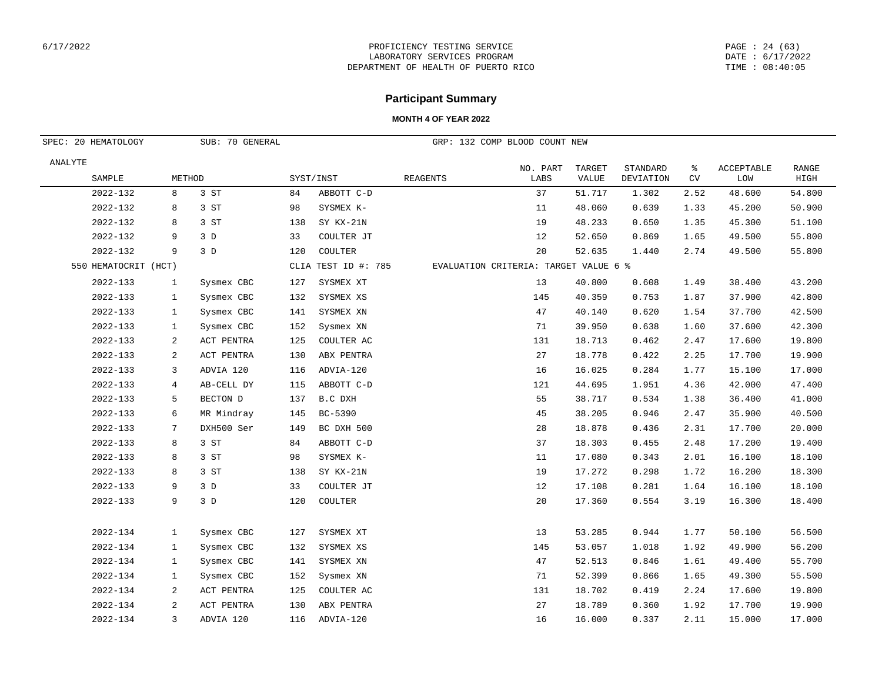# Participant Summary

**MONTH 4 OF YEAR 2022**

SPEC: 20 HEMATOLOGY SUB: 70 GENERAL GRP: 132 COMP BLOOD COUNT NEW

| ANALYTE SAMPLE | METHOD | | SYST/INST | | REAGENTS | NO. PART LABS | TARGET VALUE | STANDARD DEVIATION | % CV | ACCEPTABLE LOW | RANGE HIGH |
|---|---|---|---|---|---|---|---|---|---|---|---|
| 2022-132 | 8 | 3 ST | 84 | ABBOTT C-D | | 37 | 51.717 | 1.302 | 2.52 | 48.600 | 54.800 |
| 2022-132 | 8 | 3 ST | 98 | SYSMEX K- | | 11 | 48.060 | 0.639 | 1.33 | 45.200 | 50.900 |
| 2022-132 | 8 | 3 ST | 138 | SY KX-21N | | 19 | 48.233 | 0.650 | 1.35 | 45.300 | 51.100 |
| 2022-132 | 9 | 3 D | 33 | COULTER JT | | 12 | 52.650 | 0.869 | 1.65 | 49.500 | 55.800 |
| 2022-132 | 9 | 3 D | 120 | COULTER | | 20 | 52.635 | 1.440 | 2.74 | 49.500 | 55.800 |
| 550 HEMATOCRIT (HCT) | | | CLIA TEST ID #: 785 | | EVALUATION CRITERIA: TARGET VALUE 6 % | | | | | | |
| 2022-133 | 1 | Sysmex CBC | 127 | SYSMEX XT | | 13 | 40.800 | 0.608 | 1.49 | 38.400 | 43.200 |
| 2022-133 | 1 | Sysmex CBC | 132 | SYSMEX XS | | 145 | 40.359 | 0.753 | 1.87 | 37.900 | 42.800 |
| 2022-133 | 1 | Sysmex CBC | 141 | SYSMEX XN | | 47 | 40.140 | 0.620 | 1.54 | 37.700 | 42.500 |
| 2022-133 | 1 | Sysmex CBC | 152 | Sysmex XN | | 71 | 39.950 | 0.638 | 1.60 | 37.600 | 42.300 |
| 2022-133 | 2 | ACT PENTRA | 125 | COULTER AC | | 131 | 18.713 | 0.462 | 2.47 | 17.600 | 19.800 |
| 2022-133 | 2 | ACT PENTRA | 130 | ABX PENTRA | | 27 | 18.778 | 0.422 | 2.25 | 17.700 | 19.900 |
| 2022-133 | 3 | ADVIA 120 | 116 | ADVIA-120 | | 16 | 16.025 | 0.284 | 1.77 | 15.100 | 17.000 |
| 2022-133 | 4 | AB-CELL DY | 115 | ABBOTT C-D | | 121 | 44.695 | 1.951 | 4.36 | 42.000 | 47.400 |
| 2022-133 | 5 | BECTON D | 137 | B.C DXH | | 55 | 38.717 | 0.534 | 1.38 | 36.400 | 41.000 |
| 2022-133 | 6 | MR Mindray | 145 | BC-5390 | | 45 | 38.205 | 0.946 | 2.47 | 35.900 | 40.500 |
| 2022-133 | 7 | DXH500 Ser | 149 | BC DXH 500 | | 28 | 18.878 | 0.436 | 2.31 | 17.700 | 20.000 |
| 2022-133 | 8 | 3 ST | 84 | ABBOTT C-D | | 37 | 18.303 | 0.455 | 2.48 | 17.200 | 19.400 |
| 2022-133 | 8 | 3 ST | 98 | SYSMEX K- | | 11 | 17.080 | 0.343 | 2.01 | 16.100 | 18.100 |
| 2022-133 | 8 | 3 ST | 138 | SY KX-21N | | 19 | 17.272 | 0.298 | 1.72 | 16.200 | 18.300 |
| 2022-133 | 9 | 3 D | 33 | COULTER JT | | 12 | 17.108 | 0.281 | 1.64 | 16.100 | 18.100 |
| 2022-133 | 9 | 3 D | 120 | COULTER | | 20 | 17.360 | 0.554 | 3.19 | 16.300 | 18.400 |
| | | | | | | | | | | | |
| 2022-134 | 1 | Sysmex CBC | 127 | SYSMEX XT | | 13 | 53.285 | 0.944 | 1.77 | 50.100 | 56.500 |
| 2022-134 | 1 | Sysmex CBC | 132 | SYSMEX XS | | 145 | 53.057 | 1.018 | 1.92 | 49.900 | 56.200 |
| 2022-134 | 1 | Sysmex CBC | 141 | SYSMEX XN | | 47 | 52.513 | 0.846 | 1.61 | 49.400 | 55.700 |
| 2022-134 | 1 | Sysmex CBC | 152 | Sysmex XN | | 71 | 52.399 | 0.866 | 1.65 | 49.300 | 55.500 |
| 2022-134 | 2 | ACT PENTRA | 125 | COULTER AC | | 131 | 18.702 | 0.419 | 2.24 | 17.600 | 19.800 |
| 2022-134 | 2 | ACT PENTRA | 130 | ABX PENTRA | | 27 | 18.789 | 0.360 | 1.92 | 17.700 | 19.900 |
| 2022-134 | 3 | ADVIA 120 | 116 | ADVIA-120 | | 16 | 16.000 | 0.337 | 2.11 | 15.000 | 17.000 |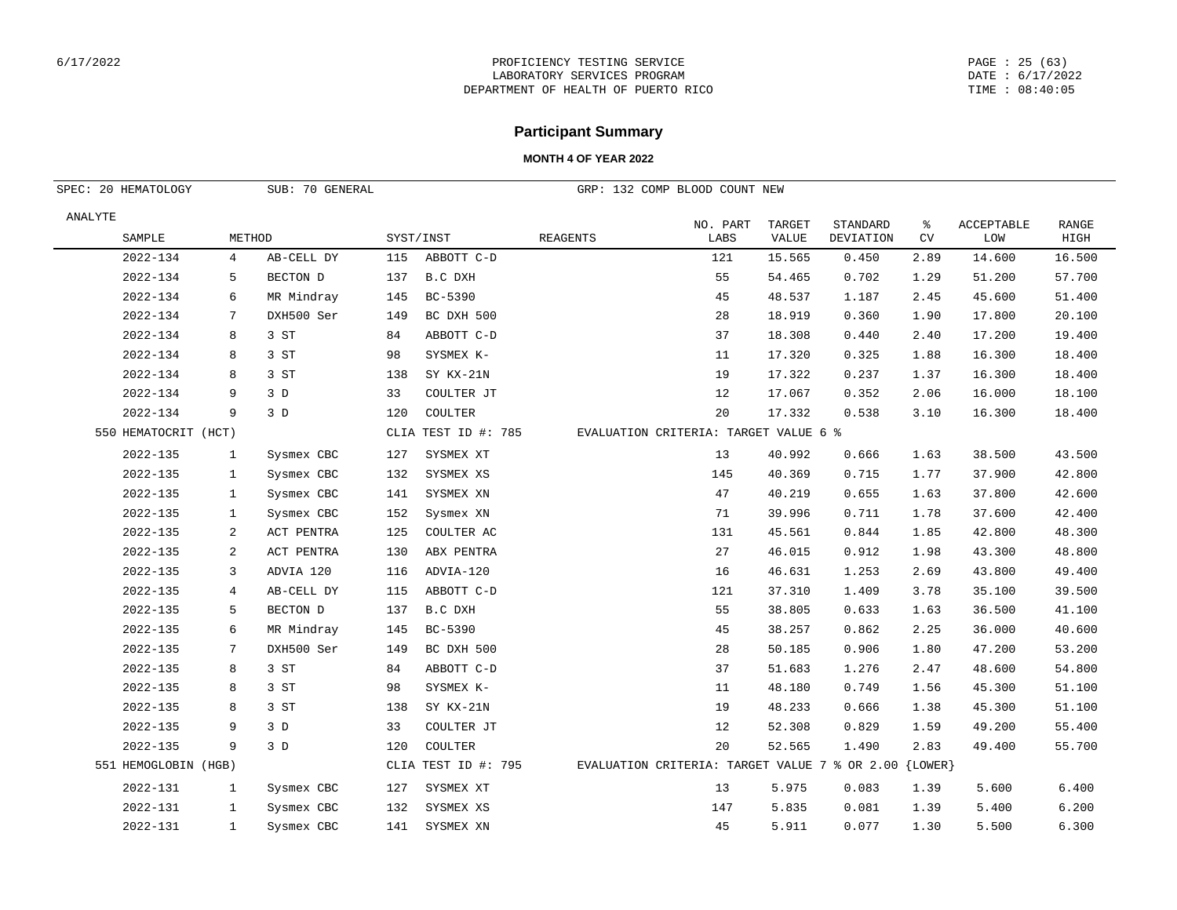PROFICIENCY TESTING SERVICE
LABORATORY SERVICES PROGRAM
DEPARTMENT OF HEALTH OF PUERTO RICO

## Participant Summary

**MONTH 4 OF YEAR 2022**

SPEC: 20 HEMATOLOGY | SUB: 70 GENERAL | GRP: 132 COMP BLOOD COUNT NEW

| ANALYTE / SAMPLE | METHOD | | SYST/INST | | REAGENTS | NO. PART LABS | TARGET VALUE | STANDARD DEVIATION | % CV | ACCEPTABLE LOW | RANGE HIGH |
|---|---|---|---|---|---|---|---|---|---|---|---|
| 2022-134 | 4 | AB-CELL DY | 115 | ABBOTT C-D | | 121 | 15.565 | 0.450 | 2.89 | 14.600 | 16.500 |
| 2022-134 | 5 | BECTON D | 137 | B.C DXH | | 55 | 54.465 | 0.702 | 1.29 | 51.200 | 57.700 |
| 2022-134 | 6 | MR Mindray | 145 | BC-5390 | | 45 | 48.537 | 1.187 | 2.45 | 45.600 | 51.400 |
| 2022-134 | 7 | DXH500 Ser | 149 | BC DXH 500 | | 28 | 18.919 | 0.360 | 1.90 | 17.800 | 20.100 |
| 2022-134 | 8 | 3 ST | 84 | ABBOTT C-D | | 37 | 18.308 | 0.440 | 2.40 | 17.200 | 19.400 |
| 2022-134 | 8 | 3 ST | 98 | SYSMEX K- | | 11 | 17.320 | 0.325 | 1.88 | 16.300 | 18.400 |
| 2022-134 | 8 | 3 ST | 138 | SY KX-21N | | 19 | 17.322 | 0.237 | 1.37 | 16.300 | 18.400 |
| 2022-134 | 9 | 3 D | 33 | COULTER JT | | 12 | 17.067 | 0.352 | 2.06 | 16.000 | 18.100 |
| 2022-134 | 9 | 3 D | 120 | COULTER | | 20 | 17.332 | 0.538 | 3.10 | 16.300 | 18.400 |
| 550 HEMATOCRIT (HCT) | | | CLIA TEST ID #: 785 | | EVALUATION CRITERIA: TARGET VALUE 6 % | | | | | | |
| 2022-135 | 1 | Sysmex CBC | 127 | SYSMEX XT | | 13 | 40.992 | 0.666 | 1.63 | 38.500 | 43.500 |
| 2022-135 | 1 | Sysmex CBC | 132 | SYSMEX XS | | 145 | 40.369 | 0.715 | 1.77 | 37.900 | 42.800 |
| 2022-135 | 1 | Sysmex CBC | 141 | SYSMEX XN | | 47 | 40.219 | 0.655 | 1.63 | 37.800 | 42.600 |
| 2022-135 | 1 | Sysmex CBC | 152 | Sysmex XN | | 71 | 39.996 | 0.711 | 1.78 | 37.600 | 42.400 |
| 2022-135 | 2 | ACT PENTRA | 125 | COULTER AC | | 131 | 45.561 | 0.844 | 1.85 | 42.800 | 48.300 |
| 2022-135 | 2 | ACT PENTRA | 130 | ABX PENTRA | | 27 | 46.015 | 0.912 | 1.98 | 43.300 | 48.800 |
| 2022-135 | 3 | ADVIA 120 | 116 | ADVIA-120 | | 16 | 46.631 | 1.253 | 2.69 | 43.800 | 49.400 |
| 2022-135 | 4 | AB-CELL DY | 115 | ABBOTT C-D | | 121 | 37.310 | 1.409 | 3.78 | 35.100 | 39.500 |
| 2022-135 | 5 | BECTON D | 137 | B.C DXH | | 55 | 38.805 | 0.633 | 1.63 | 36.500 | 41.100 |
| 2022-135 | 6 | MR Mindray | 145 | BC-5390 | | 45 | 38.257 | 0.862 | 2.25 | 36.000 | 40.600 |
| 2022-135 | 7 | DXH500 Ser | 149 | BC DXH 500 | | 28 | 50.185 | 0.906 | 1.80 | 47.200 | 53.200 |
| 2022-135 | 8 | 3 ST | 84 | ABBOTT C-D | | 37 | 51.683 | 1.276 | 2.47 | 48.600 | 54.800 |
| 2022-135 | 8 | 3 ST | 98 | SYSMEX K- | | 11 | 48.180 | 0.749 | 1.56 | 45.300 | 51.100 |
| 2022-135 | 8 | 3 ST | 138 | SY KX-21N | | 19 | 48.233 | 0.666 | 1.38 | 45.300 | 51.100 |
| 2022-135 | 9 | 3 D | 33 | COULTER JT | | 12 | 52.308 | 0.829 | 1.59 | 49.200 | 55.400 |
| 2022-135 | 9 | 3 D | 120 | COULTER | | 20 | 52.565 | 1.490 | 2.83 | 49.400 | 55.700 |
| 551 HEMOGLOBIN (HGB) | | | CLIA TEST ID #: 795 | | EVALUATION CRITERIA: TARGET VALUE 7 % OR 2.00 {LOWER} | | | | | | |
| 2022-131 | 1 | Sysmex CBC | 127 | SYSMEX XT | | 13 | 5.975 | 0.083 | 1.39 | 5.600 | 6.400 |
| 2022-131 | 1 | Sysmex CBC | 132 | SYSMEX XS | | 147 | 5.835 | 0.081 | 1.39 | 5.400 | 6.200 |
| 2022-131 | 1 | Sysmex CBC | 141 | SYSMEX XN | | 45 | 5.911 | 0.077 | 1.30 | 5.500 | 6.300 |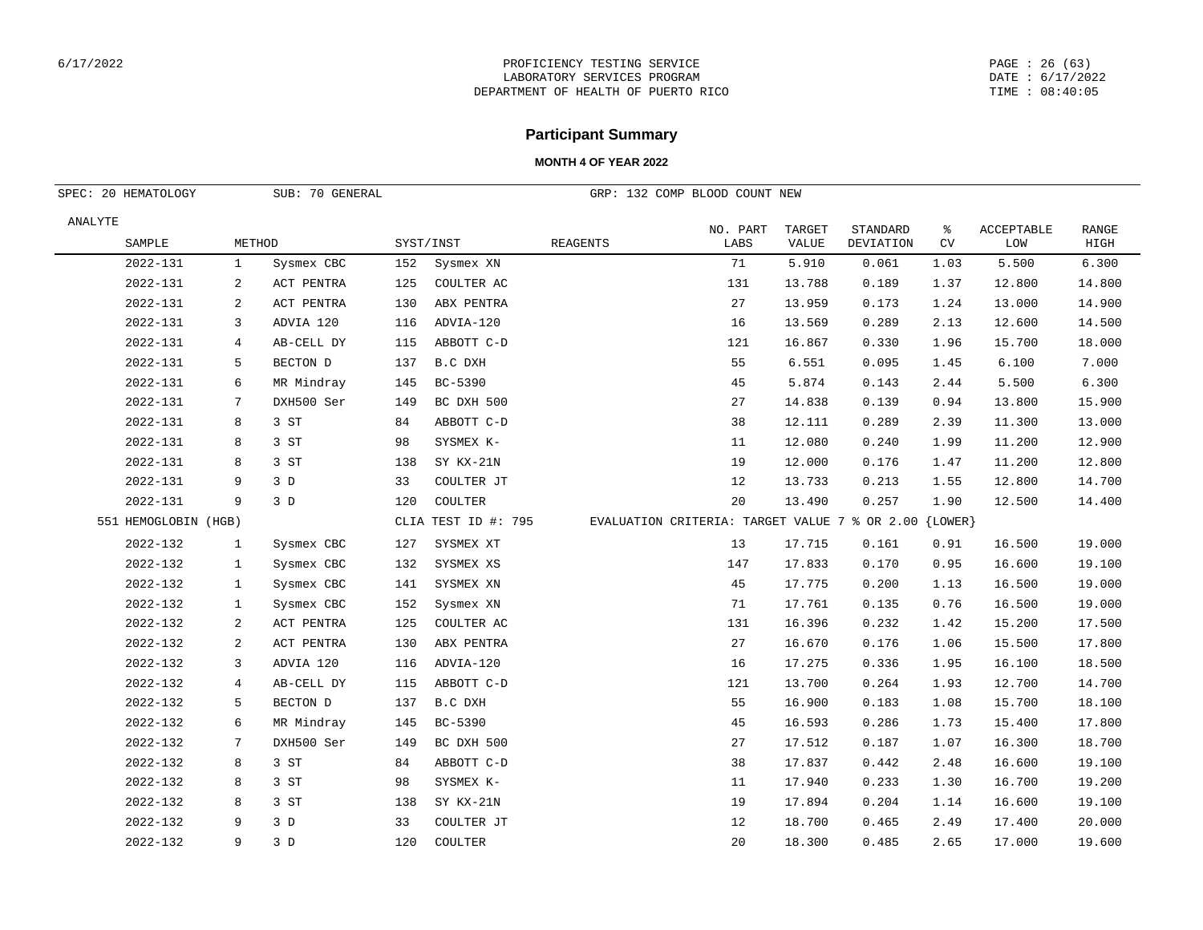# Participant Summary

**MONTH 4 OF YEAR 2022**

SPEC: 20 HEMATOLOGY &nbsp;&nbsp; SUB: 70 GENERAL &nbsp;&nbsp; GRP: 132 COMP BLOOD COUNT NEW

| ANALYTE SAMPLE | METHOD | | SYST/INST | | REAGENTS | NO. PART LABS | TARGET VALUE | STANDARD DEVIATION | % CV | ACCEPTABLE LOW | RANGE HIGH |
|---|---|---|---|---|---|---|---|---|---|---|---|
| 2022-131 | 1 | Sysmex CBC | 152 | Sysmex XN | | 71 | 5.910 | 0.061 | 1.03 | 5.500 | 6.300 |
| 2022-131 | 2 | ACT PENTRA | 125 | COULTER AC | | 131 | 13.788 | 0.189 | 1.37 | 12.800 | 14.800 |
| 2022-131 | 2 | ACT PENTRA | 130 | ABX PENTRA | | 27 | 13.959 | 0.173 | 1.24 | 13.000 | 14.900 |
| 2022-131 | 3 | ADVIA 120 | 116 | ADVIA-120 | | 16 | 13.569 | 0.289 | 2.13 | 12.600 | 14.500 |
| 2022-131 | 4 | AB-CELL DY | 115 | ABBOTT C-D | | 121 | 16.867 | 0.330 | 1.96 | 15.700 | 18.000 |
| 2022-131 | 5 | BECTON D | 137 | B.C DXH | | 55 | 6.551 | 0.095 | 1.45 | 6.100 | 7.000 |
| 2022-131 | 6 | MR Mindray | 145 | BC-5390 | | 45 | 5.874 | 0.143 | 2.44 | 5.500 | 6.300 |
| 2022-131 | 7 | DXH500 Ser | 149 | BC DXH 500 | | 27 | 14.838 | 0.139 | 0.94 | 13.800 | 15.900 |
| 2022-131 | 8 | 3 ST | 84 | ABBOTT C-D | | 38 | 12.111 | 0.289 | 2.39 | 11.300 | 13.000 |
| 2022-131 | 8 | 3 ST | 98 | SYSMEX K- | | 11 | 12.080 | 0.240 | 1.99 | 11.200 | 12.900 |
| 2022-131 | 8 | 3 ST | 138 | SY KX-21N | | 19 | 12.000 | 0.176 | 1.47 | 11.200 | 12.800 |
| 2022-131 | 9 | 3 D | 33 | COULTER JT | | 12 | 13.733 | 0.213 | 1.55 | 12.800 | 14.700 |
| 2022-131 | 9 | 3 D | 120 | COULTER | | 20 | 13.490 | 0.257 | 1.90 | 12.500 | 14.400 |
| 551 HEMOGLOBIN (HGB) | | | CLIA TEST ID #: 795 | | EVALUATION CRITERIA: TARGET VALUE 7 % OR 2.00 {LOWER} | | | | | | |
| 2022-132 | 1 | Sysmex CBC | 127 | SYSMEX XT | | 13 | 17.715 | 0.161 | 0.91 | 16.500 | 19.000 |
| 2022-132 | 1 | Sysmex CBC | 132 | SYSMEX XS | | 147 | 17.833 | 0.170 | 0.95 | 16.600 | 19.100 |
| 2022-132 | 1 | Sysmex CBC | 141 | SYSMEX XN | | 45 | 17.775 | 0.200 | 1.13 | 16.500 | 19.000 |
| 2022-132 | 1 | Sysmex CBC | 152 | Sysmex XN | | 71 | 17.761 | 0.135 | 0.76 | 16.500 | 19.000 |
| 2022-132 | 2 | ACT PENTRA | 125 | COULTER AC | | 131 | 16.396 | 0.232 | 1.42 | 15.200 | 17.500 |
| 2022-132 | 2 | ACT PENTRA | 130 | ABX PENTRA | | 27 | 16.670 | 0.176 | 1.06 | 15.500 | 17.800 |
| 2022-132 | 3 | ADVIA 120 | 116 | ADVIA-120 | | 16 | 17.275 | 0.336 | 1.95 | 16.100 | 18.500 |
| 2022-132 | 4 | AB-CELL DY | 115 | ABBOTT C-D | | 121 | 13.700 | 0.264 | 1.93 | 12.700 | 14.700 |
| 2022-132 | 5 | BECTON D | 137 | B.C DXH | | 55 | 16.900 | 0.183 | 1.08 | 15.700 | 18.100 |
| 2022-132 | 6 | MR Mindray | 145 | BC-5390 | | 45 | 16.593 | 0.286 | 1.73 | 15.400 | 17.800 |
| 2022-132 | 7 | DXH500 Ser | 149 | BC DXH 500 | | 27 | 17.512 | 0.187 | 1.07 | 16.300 | 18.700 |
| 2022-132 | 8 | 3 ST | 84 | ABBOTT C-D | | 38 | 17.837 | 0.442 | 2.48 | 16.600 | 19.100 |
| 2022-132 | 8 | 3 ST | 98 | SYSMEX K- | | 11 | 17.940 | 0.233 | 1.30 | 16.700 | 19.200 |
| 2022-132 | 8 | 3 ST | 138 | SY KX-21N | | 19 | 17.894 | 0.204 | 1.14 | 16.600 | 19.100 |
| 2022-132 | 9 | 3 D | 33 | COULTER JT | | 12 | 18.700 | 0.465 | 2.49 | 17.400 | 20.000 |
| 2022-132 | 9 | 3 D | 120 | COULTER | | 20 | 18.300 | 0.485 | 2.65 | 17.000 | 19.600 |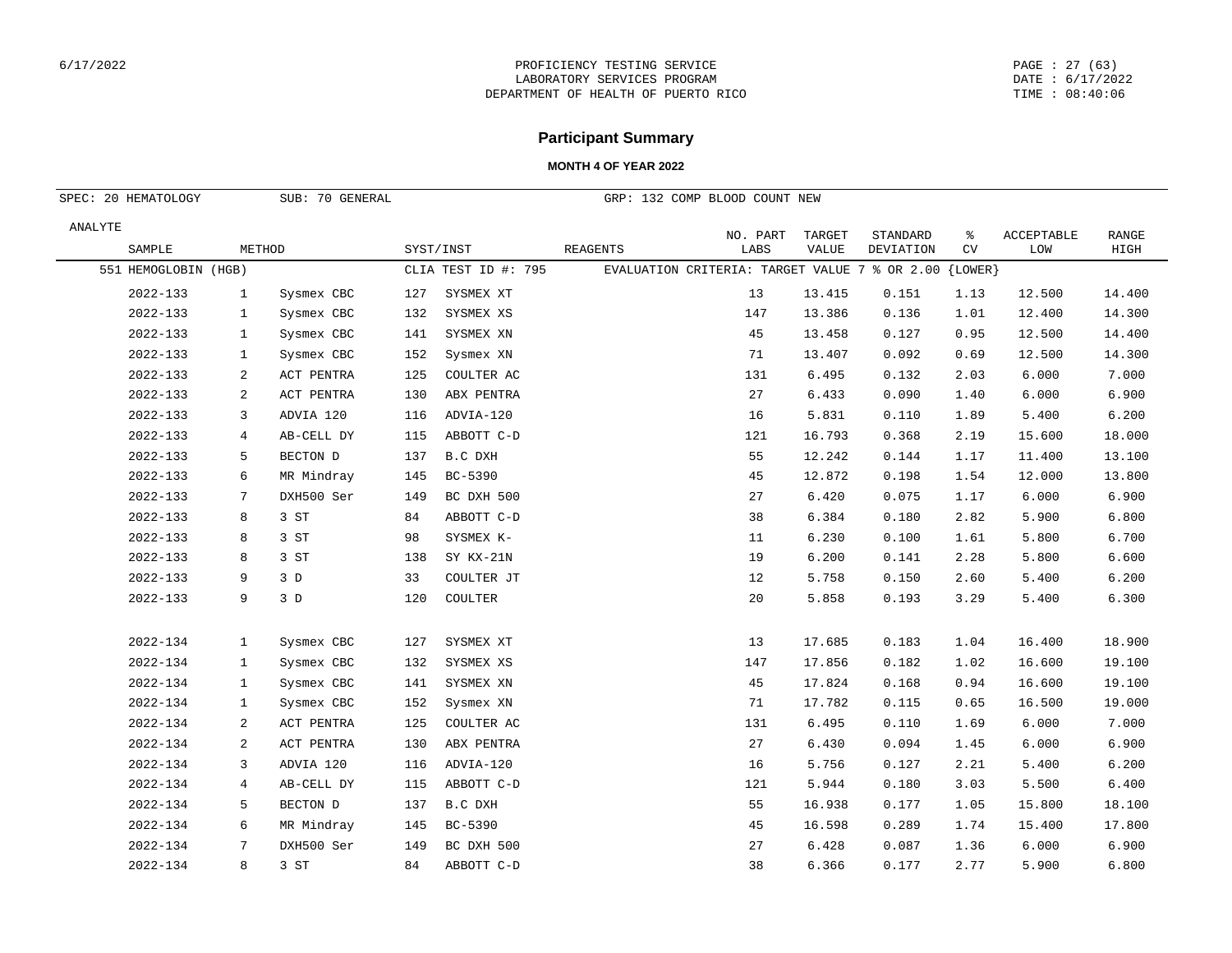6/17/2022

PROFICIENCY TESTING SERVICE
LABORATORY SERVICES PROGRAM
DEPARTMENT OF HEALTH OF PUERTO RICO

PAGE : 27 (63)
DATE : 6/17/2022
TIME : 08:40:06

## Participant Summary

### MONTH 4 OF YEAR 2022

SPEC: 20 HEMATOLOGY　　SUB: 70 GENERAL　　GRP: 132 COMP BLOOD COUNT NEW

| ANALYTE SAMPLE | METHOD | | SYST/INST | | REAGENTS | NO. PART LABS | TARGET VALUE | STANDARD DEVIATION | % CV | ACCEPTABLE LOW | RANGE HIGH |
|---|---|---|---|---|---|---|---|---|---|---|---|
| 551 HEMOGLOBIN (HGB) | | | CLIA TEST ID #: 795 | | EVALUATION CRITERIA: TARGET VALUE 7 % OR 2.00 {LOWER} | | | | | | |
| 2022-133 | 1 | Sysmex CBC | 127 | SYSMEX XT | | 13 | 13.415 | 0.151 | 1.13 | 12.500 | 14.400 |
| 2022-133 | 1 | Sysmex CBC | 132 | SYSMEX XS | | 147 | 13.386 | 0.136 | 1.01 | 12.400 | 14.300 |
| 2022-133 | 1 | Sysmex CBC | 141 | SYSMEX XN | | 45 | 13.458 | 0.127 | 0.95 | 12.500 | 14.400 |
| 2022-133 | 1 | Sysmex CBC | 152 | Sysmex XN | | 71 | 13.407 | 0.092 | 0.69 | 12.500 | 14.300 |
| 2022-133 | 2 | ACT PENTRA | 125 | COULTER AC | | 131 | 6.495 | 0.132 | 2.03 | 6.000 | 7.000 |
| 2022-133 | 2 | ACT PENTRA | 130 | ABX PENTRA | | 27 | 6.433 | 0.090 | 1.40 | 6.000 | 6.900 |
| 2022-133 | 3 | ADVIA 120 | 116 | ADVIA-120 | | 16 | 5.831 | 0.110 | 1.89 | 5.400 | 6.200 |
| 2022-133 | 4 | AB-CELL DY | 115 | ABBOTT C-D | | 121 | 16.793 | 0.368 | 2.19 | 15.600 | 18.000 |
| 2022-133 | 5 | BECTON D | 137 | B.C DXH | | 55 | 12.242 | 0.144 | 1.17 | 11.400 | 13.100 |
| 2022-133 | 6 | MR Mindray | 145 | BC-5390 | | 45 | 12.872 | 0.198 | 1.54 | 12.000 | 13.800 |
| 2022-133 | 7 | DXH500 Ser | 149 | BC DXH 500 | | 27 | 6.420 | 0.075 | 1.17 | 6.000 | 6.900 |
| 2022-133 | 8 | 3 ST | 84 | ABBOTT C-D | | 38 | 6.384 | 0.180 | 2.82 | 5.900 | 6.800 |
| 2022-133 | 8 | 3 ST | 98 | SYSMEX K- | | 11 | 6.230 | 0.100 | 1.61 | 5.800 | 6.700 |
| 2022-133 | 8 | 3 ST | 138 | SY KX-21N | | 19 | 6.200 | 0.141 | 2.28 | 5.800 | 6.600 |
| 2022-133 | 9 | 3 D | 33 | COULTER JT | | 12 | 5.758 | 0.150 | 2.60 | 5.400 | 6.200 |
| 2022-133 | 9 | 3 D | 120 | COULTER | | 20 | 5.858 | 0.193 | 3.29 | 5.400 | 6.300 |
| 2022-134 | 1 | Sysmex CBC | 127 | SYSMEX XT | | 13 | 17.685 | 0.183 | 1.04 | 16.400 | 18.900 |
| 2022-134 | 1 | Sysmex CBC | 132 | SYSMEX XS | | 147 | 17.856 | 0.182 | 1.02 | 16.600 | 19.100 |
| 2022-134 | 1 | Sysmex CBC | 141 | SYSMEX XN | | 45 | 17.824 | 0.168 | 0.94 | 16.600 | 19.100 |
| 2022-134 | 1 | Sysmex CBC | 152 | Sysmex XN | | 71 | 17.782 | 0.115 | 0.65 | 16.500 | 19.000 |
| 2022-134 | 2 | ACT PENTRA | 125 | COULTER AC | | 131 | 6.495 | 0.110 | 1.69 | 6.000 | 7.000 |
| 2022-134 | 2 | ACT PENTRA | 130 | ABX PENTRA | | 27 | 6.430 | 0.094 | 1.45 | 6.000 | 6.900 |
| 2022-134 | 3 | ADVIA 120 | 116 | ADVIA-120 | | 16 | 5.756 | 0.127 | 2.21 | 5.400 | 6.200 |
| 2022-134 | 4 | AB-CELL DY | 115 | ABBOTT C-D | | 121 | 5.944 | 0.180 | 3.03 | 5.500 | 6.400 |
| 2022-134 | 5 | BECTON D | 137 | B.C DXH | | 55 | 16.938 | 0.177 | 1.05 | 15.800 | 18.100 |
| 2022-134 | 6 | MR Mindray | 145 | BC-5390 | | 45 | 16.598 | 0.289 | 1.74 | 15.400 | 17.800 |
| 2022-134 | 7 | DXH500 Ser | 149 | BC DXH 500 | | 27 | 6.428 | 0.087 | 1.36 | 6.000 | 6.900 |
| 2022-134 | 8 | 3 ST | 84 | ABBOTT C-D | | 38 | 6.366 | 0.177 | 2.77 | 5.900 | 6.800 |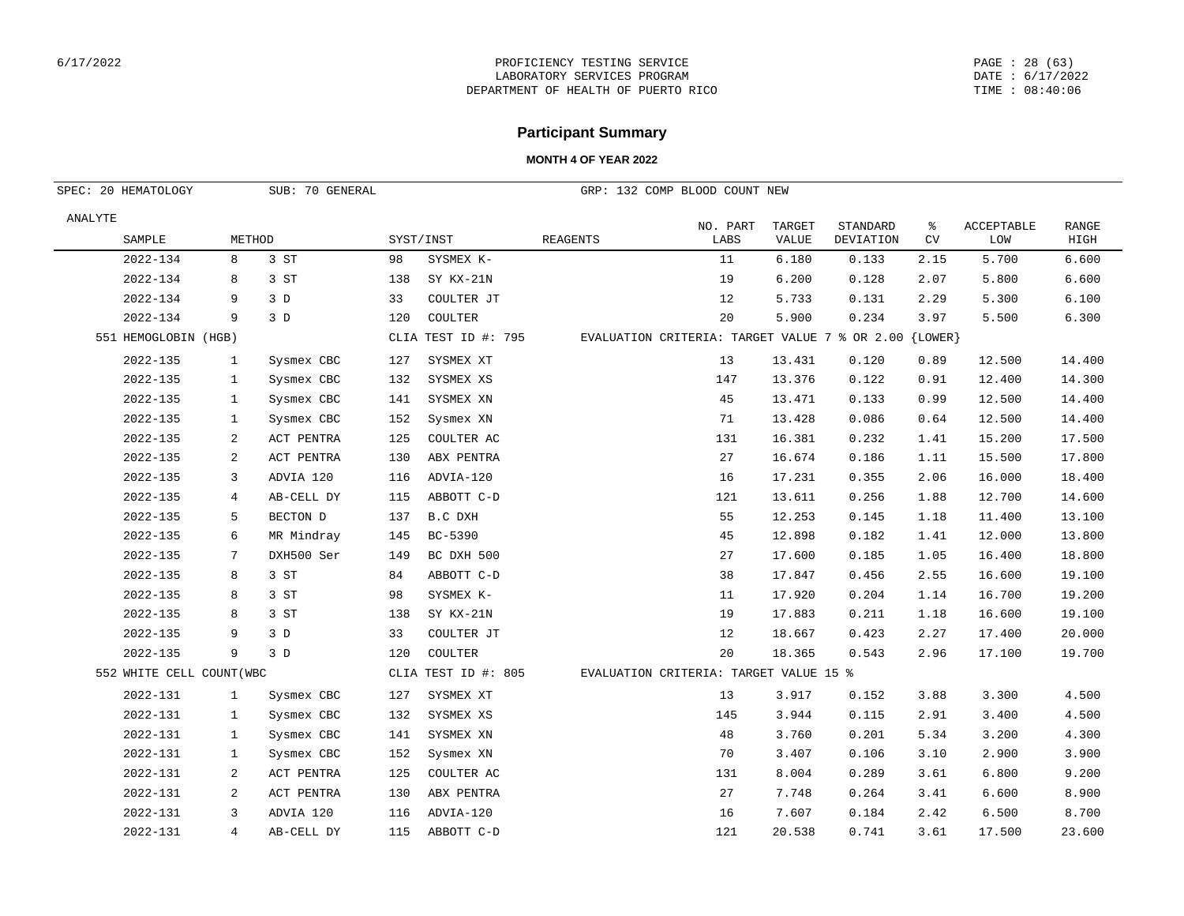# Participant Summary

**MONTH 4 OF YEAR 2022**

SPEC: 20 HEMATOLOGY | SUB: 70 GENERAL | GRP: 132 COMP BLOOD COUNT NEW

| ANALYTE SAMPLE | METHOD | | SYST/INST | | REAGENTS | NO. PART LABS | TARGET VALUE | STANDARD DEVIATION | % CV | ACCEPTABLE LOW | RANGE HIGH |
|---|---|---|---|---|---|---|---|---|---|---|---|
| 2022-134 | 8 | 3 ST | 98 | SYSMEX K- | | 11 | 6.180 | 0.133 | 2.15 | 5.700 | 6.600 |
| 2022-134 | 8 | 3 ST | 138 | SY KX-21N | | 19 | 6.200 | 0.128 | 2.07 | 5.800 | 6.600 |
| 2022-134 | 9 | 3 D | 33 | COULTER JT | | 12 | 5.733 | 0.131 | 2.29 | 5.300 | 6.100 |
| 2022-134 | 9 | 3 D | 120 | COULTER | | 20 | 5.900 | 0.234 | 3.97 | 5.500 | 6.300 |
| 551 HEMOGLOBIN (HGB) | | | CLIA TEST ID #: 795 | | EVALUATION CRITERIA: TARGET VALUE 7 % OR 2.00 {LOWER} | | | | | | |
| 2022-135 | 1 | Sysmex CBC | 127 | SYSMEX XT | | 13 | 13.431 | 0.120 | 0.89 | 12.500 | 14.400 |
| 2022-135 | 1 | Sysmex CBC | 132 | SYSMEX XS | | 147 | 13.376 | 0.122 | 0.91 | 12.400 | 14.300 |
| 2022-135 | 1 | Sysmex CBC | 141 | SYSMEX XN | | 45 | 13.471 | 0.133 | 0.99 | 12.500 | 14.400 |
| 2022-135 | 1 | Sysmex CBC | 152 | Sysmex XN | | 71 | 13.428 | 0.086 | 0.64 | 12.500 | 14.400 |
| 2022-135 | 2 | ACT PENTRA | 125 | COULTER AC | | 131 | 16.381 | 0.232 | 1.41 | 15.200 | 17.500 |
| 2022-135 | 2 | ACT PENTRA | 130 | ABX PENTRA | | 27 | 16.674 | 0.186 | 1.11 | 15.500 | 17.800 |
| 2022-135 | 3 | ADVIA 120 | 116 | ADVIA-120 | | 16 | 17.231 | 0.355 | 2.06 | 16.000 | 18.400 |
| 2022-135 | 4 | AB-CELL DY | 115 | ABBOTT C-D | | 121 | 13.611 | 0.256 | 1.88 | 12.700 | 14.600 |
| 2022-135 | 5 | BECTON D | 137 | B.C DXH | | 55 | 12.253 | 0.145 | 1.18 | 11.400 | 13.100 |
| 2022-135 | 6 | MR Mindray | 145 | BC-5390 | | 45 | 12.898 | 0.182 | 1.41 | 12.000 | 13.800 |
| 2022-135 | 7 | DXH500 Ser | 149 | BC DXH 500 | | 27 | 17.600 | 0.185 | 1.05 | 16.400 | 18.800 |
| 2022-135 | 8 | 3 ST | 84 | ABBOTT C-D | | 38 | 17.847 | 0.456 | 2.55 | 16.600 | 19.100 |
| 2022-135 | 8 | 3 ST | 98 | SYSMEX K- | | 11 | 17.920 | 0.204 | 1.14 | 16.700 | 19.200 |
| 2022-135 | 8 | 3 ST | 138 | SY KX-21N | | 19 | 17.883 | 0.211 | 1.18 | 16.600 | 19.100 |
| 2022-135 | 9 | 3 D | 33 | COULTER JT | | 12 | 18.667 | 0.423 | 2.27 | 17.400 | 20.000 |
| 2022-135 | 9 | 3 D | 120 | COULTER | | 20 | 18.365 | 0.543 | 2.96 | 17.100 | 19.700 |
| 552 WHITE CELL COUNT(WBC | | | CLIA TEST ID #: 805 | | EVALUATION CRITERIA: TARGET VALUE 15 % | | | | | | |
| 2022-131 | 1 | Sysmex CBC | 127 | SYSMEX XT | | 13 | 3.917 | 0.152 | 3.88 | 3.300 | 4.500 |
| 2022-131 | 1 | Sysmex CBC | 132 | SYSMEX XS | | 145 | 3.944 | 0.115 | 2.91 | 3.400 | 4.500 |
| 2022-131 | 1 | Sysmex CBC | 141 | SYSMEX XN | | 48 | 3.760 | 0.201 | 5.34 | 3.200 | 4.300 |
| 2022-131 | 1 | Sysmex CBC | 152 | Sysmex XN | | 70 | 3.407 | 0.106 | 3.10 | 2.900 | 3.900 |
| 2022-131 | 2 | ACT PENTRA | 125 | COULTER AC | | 131 | 8.004 | 0.289 | 3.61 | 6.800 | 9.200 |
| 2022-131 | 2 | ACT PENTRA | 130 | ABX PENTRA | | 27 | 7.748 | 0.264 | 3.41 | 6.600 | 8.900 |
| 2022-131 | 3 | ADVIA 120 | 116 | ADVIA-120 | | 16 | 7.607 | 0.184 | 2.42 | 6.500 | 8.700 |
| 2022-131 | 4 | AB-CELL DY | 115 | ABBOTT C-D | | 121 | 20.538 | 0.741 | 3.61 | 17.500 | 23.600 |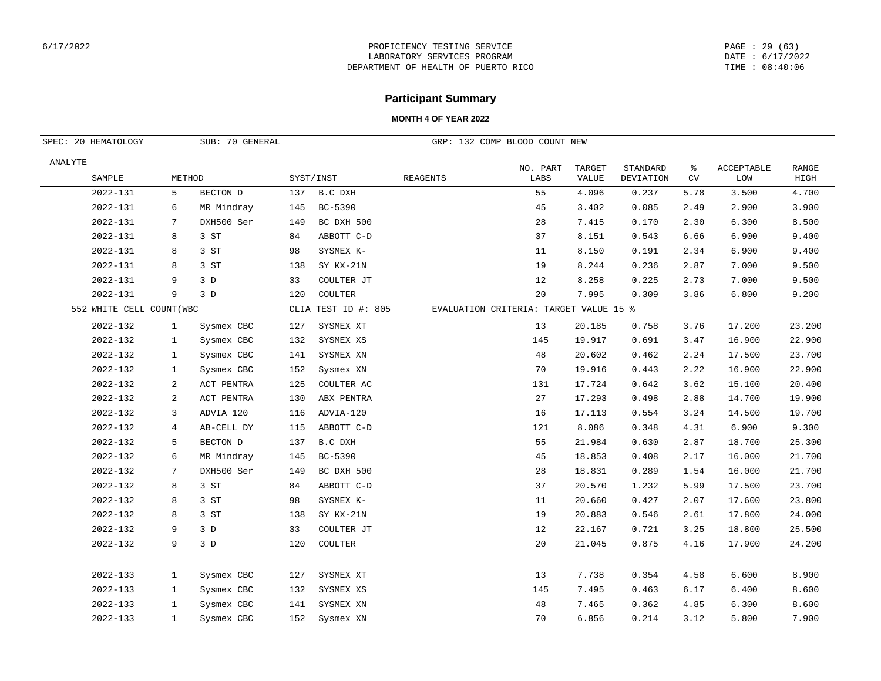# PROFICIENCY TESTING SERVICE
LABORATORY SERVICES PROGRAM
DEPARTMENT OF HEALTH OF PUERTO RICO

## Participant Summary

**MONTH 4 OF YEAR 2022**

SPEC: 20 HEMATOLOGY SUB: 70 GENERAL GRP: 132 COMP BLOOD COUNT NEW

| ANALYTE / SAMPLE | METHOD | | SYST/INST | | REAGENTS | NO. PART LABS | TARGET VALUE | STANDARD DEVIATION | % CV | ACCEPTABLE LOW | RANGE HIGH |
|---|---|---|---|---|---|---|---|---|---|---|---|
| 2022-131 | 5 | BECTON D | 137 | B.C DXH | | 55 | 4.096 | 0.237 | 5.78 | 3.500 | 4.700 |
| 2022-131 | 6 | MR Mindray | 145 | BC-5390 | | 45 | 3.402 | 0.085 | 2.49 | 2.900 | 3.900 |
| 2022-131 | 7 | DXH500 Ser | 149 | BC DXH 500 | | 28 | 7.415 | 0.170 | 2.30 | 6.300 | 8.500 |
| 2022-131 | 8 | 3 ST | 84 | ABBOTT C-D | | 37 | 8.151 | 0.543 | 6.66 | 6.900 | 9.400 |
| 2022-131 | 8 | 3 ST | 98 | SYSMEX K- | | 11 | 8.150 | 0.191 | 2.34 | 6.900 | 9.400 |
| 2022-131 | 8 | 3 ST | 138 | SY KX-21N | | 19 | 8.244 | 0.236 | 2.87 | 7.000 | 9.500 |
| 2022-131 | 9 | 3 D | 33 | COULTER JT | | 12 | 8.258 | 0.225 | 2.73 | 7.000 | 9.500 |
| 2022-131 | 9 | 3 D | 120 | COULTER | | 20 | 7.995 | 0.309 | 3.86 | 6.800 | 9.200 |
| **552 WHITE CELL COUNT(WBC** | | | CLIA TEST ID #: 805 | | EVALUATION CRITERIA: TARGET VALUE 15 % | | | | | | |
| 2022-132 | 1 | Sysmex CBC | 127 | SYSMEX XT | | 13 | 20.185 | 0.758 | 3.76 | 17.200 | 23.200 |
| 2022-132 | 1 | Sysmex CBC | 132 | SYSMEX XS | | 145 | 19.917 | 0.691 | 3.47 | 16.900 | 22.900 |
| 2022-132 | 1 | Sysmex CBC | 141 | SYSMEX XN | | 48 | 20.602 | 0.462 | 2.24 | 17.500 | 23.700 |
| 2022-132 | 1 | Sysmex CBC | 152 | Sysmex XN | | 70 | 19.916 | 0.443 | 2.22 | 16.900 | 22.900 |
| 2022-132 | 2 | ACT PENTRA | 125 | COULTER AC | | 131 | 17.724 | 0.642 | 3.62 | 15.100 | 20.400 |
| 2022-132 | 2 | ACT PENTRA | 130 | ABX PENTRA | | 27 | 17.293 | 0.498 | 2.88 | 14.700 | 19.900 |
| 2022-132 | 3 | ADVIA 120 | 116 | ADVIA-120 | | 16 | 17.113 | 0.554 | 3.24 | 14.500 | 19.700 |
| 2022-132 | 4 | AB-CELL DY | 115 | ABBOTT C-D | | 121 | 8.086 | 0.348 | 4.31 | 6.900 | 9.300 |
| 2022-132 | 5 | BECTON D | 137 | B.C DXH | | 55 | 21.984 | 0.630 | 2.87 | 18.700 | 25.300 |
| 2022-132 | 6 | MR Mindray | 145 | BC-5390 | | 45 | 18.853 | 0.408 | 2.17 | 16.000 | 21.700 |
| 2022-132 | 7 | DXH500 Ser | 149 | BC DXH 500 | | 28 | 18.831 | 0.289 | 1.54 | 16.000 | 21.700 |
| 2022-132 | 8 | 3 ST | 84 | ABBOTT C-D | | 37 | 20.570 | 1.232 | 5.99 | 17.500 | 23.700 |
| 2022-132 | 8 | 3 ST | 98 | SYSMEX K- | | 11 | 20.660 | 0.427 | 2.07 | 17.600 | 23.800 |
| 2022-132 | 8 | 3 ST | 138 | SY KX-21N | | 19 | 20.883 | 0.546 | 2.61 | 17.800 | 24.000 |
| 2022-132 | 9 | 3 D | 33 | COULTER JT | | 12 | 22.167 | 0.721 | 3.25 | 18.800 | 25.500 |
| 2022-132 | 9 | 3 D | 120 | COULTER | | 20 | 21.045 | 0.875 | 4.16 | 17.900 | 24.200 |
| 2022-133 | 1 | Sysmex CBC | 127 | SYSMEX XT | | 13 | 7.738 | 0.354 | 4.58 | 6.600 | 8.900 |
| 2022-133 | 1 | Sysmex CBC | 132 | SYSMEX XS | | 145 | 7.495 | 0.463 | 6.17 | 6.400 | 8.600 |
| 2022-133 | 1 | Sysmex CBC | 141 | SYSMEX XN | | 48 | 7.465 | 0.362 | 4.85 | 6.300 | 8.600 |
| 2022-133 | 1 | Sysmex CBC | 152 | Sysmex XN | | 70 | 6.856 | 0.214 | 3.12 | 5.800 | 7.900 |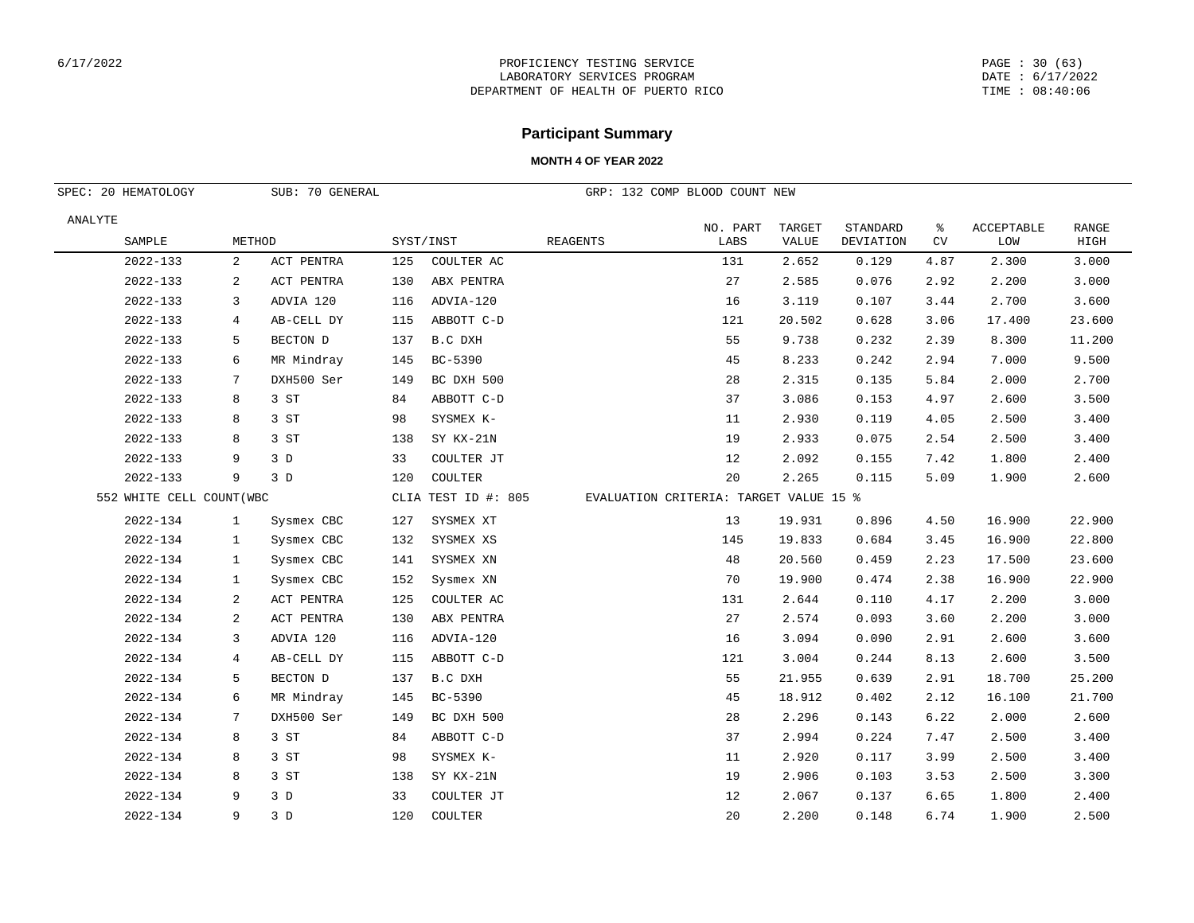PROFICIENCY TESTING SERVICE
LABORATORY SERVICES PROGRAM
DEPARTMENT OF HEALTH OF PUERTO RICO

# Participant Summary

**MONTH 4 OF YEAR 2022**

SPEC: 20 HEMATOLOGY    SUB: 70 GENERAL    GRP: 132 COMP BLOOD COUNT NEW

| ANALYTE | | | | | | | | | | | | |
|---|---|---|---|---|---|---|---|---|---|---|---|---|
| SAMPLE | METHOD | | SYST/INST | | REAGENTS | NO. PART LABS | TARGET VALUE | STANDARD DEVIATION | % CV | ACCEPTABLE LOW | RANGE HIGH |
| 2022-133 | 2 | ACT PENTRA | 125 | COULTER AC | | 131 | 2.652 | 0.129 | 4.87 | 2.300 | 3.000 |
| 2022-133 | 2 | ACT PENTRA | 130 | ABX PENTRA | | 27 | 2.585 | 0.076 | 2.92 | 2.200 | 3.000 |
| 2022-133 | 3 | ADVIA 120 | 116 | ADVIA-120 | | 16 | 3.119 | 0.107 | 3.44 | 2.700 | 3.600 |
| 2022-133 | 4 | AB-CELL DY | 115 | ABBOTT C-D | | 121 | 20.502 | 0.628 | 3.06 | 17.400 | 23.600 |
| 2022-133 | 5 | BECTON D | 137 | B.C DXH | | 55 | 9.738 | 0.232 | 2.39 | 8.300 | 11.200 |
| 2022-133 | 6 | MR Mindray | 145 | BC-5390 | | 45 | 8.233 | 0.242 | 2.94 | 7.000 | 9.500 |
| 2022-133 | 7 | DXH500 Ser | 149 | BC DXH 500 | | 28 | 2.315 | 0.135 | 5.84 | 2.000 | 2.700 |
| 2022-133 | 8 | 3 ST | 84 | ABBOTT C-D | | 37 | 3.086 | 0.153 | 4.97 | 2.600 | 3.500 |
| 2022-133 | 8 | 3 ST | 98 | SYSMEX K- | | 11 | 2.930 | 0.119 | 4.05 | 2.500 | 3.400 |
| 2022-133 | 8 | 3 ST | 138 | SY KX-21N | | 19 | 2.933 | 0.075 | 2.54 | 2.500 | 3.400 |
| 2022-133 | 9 | 3 D | 33 | COULTER JT | | 12 | 2.092 | 0.155 | 7.42 | 1.800 | 2.400 |
| 2022-133 | 9 | 3 D | 120 | COULTER | | 20 | 2.265 | 0.115 | 5.09 | 1.900 | 2.600 |
| 552 WHITE CELL COUNT(WBC | | | CLIA TEST ID #: 805 | | EVALUATION CRITERIA: TARGET VALUE 15 % | | | | | | |
| 2022-134 | 1 | Sysmex CBC | 127 | SYSMEX XT | | 13 | 19.931 | 0.896 | 4.50 | 16.900 | 22.900 |
| 2022-134 | 1 | Sysmex CBC | 132 | SYSMEX XS | | 145 | 19.833 | 0.684 | 3.45 | 16.900 | 22.800 |
| 2022-134 | 1 | Sysmex CBC | 141 | SYSMEX XN | | 48 | 20.560 | 0.459 | 2.23 | 17.500 | 23.600 |
| 2022-134 | 1 | Sysmex CBC | 152 | Sysmex XN | | 70 | 19.900 | 0.474 | 2.38 | 16.900 | 22.900 |
| 2022-134 | 2 | ACT PENTRA | 125 | COULTER AC | | 131 | 2.644 | 0.110 | 4.17 | 2.200 | 3.000 |
| 2022-134 | 2 | ACT PENTRA | 130 | ABX PENTRA | | 27 | 2.574 | 0.093 | 3.60 | 2.200 | 3.000 |
| 2022-134 | 3 | ADVIA 120 | 116 | ADVIA-120 | | 16 | 3.094 | 0.090 | 2.91 | 2.600 | 3.600 |
| 2022-134 | 4 | AB-CELL DY | 115 | ABBOTT C-D | | 121 | 3.004 | 0.244 | 8.13 | 2.600 | 3.500 |
| 2022-134 | 5 | BECTON D | 137 | B.C DXH | | 55 | 21.955 | 0.639 | 2.91 | 18.700 | 25.200 |
| 2022-134 | 6 | MR Mindray | 145 | BC-5390 | | 45 | 18.912 | 0.402 | 2.12 | 16.100 | 21.700 |
| 2022-134 | 7 | DXH500 Ser | 149 | BC DXH 500 | | 28 | 2.296 | 0.143 | 6.22 | 2.000 | 2.600 |
| 2022-134 | 8 | 3 ST | 84 | ABBOTT C-D | | 37 | 2.994 | 0.224 | 7.47 | 2.500 | 3.400 |
| 2022-134 | 8 | 3 ST | 98 | SYSMEX K- | | 11 | 2.920 | 0.117 | 3.99 | 2.500 | 3.400 |
| 2022-134 | 8 | 3 ST | 138 | SY KX-21N | | 19 | 2.906 | 0.103 | 3.53 | 2.500 | 3.300 |
| 2022-134 | 9 | 3 D | 33 | COULTER JT | | 12 | 2.067 | 0.137 | 6.65 | 1.800 | 2.400 |
| 2022-134 | 9 | 3 D | 120 | COULTER | | 20 | 2.200 | 0.148 | 6.74 | 1.900 | 2.500 |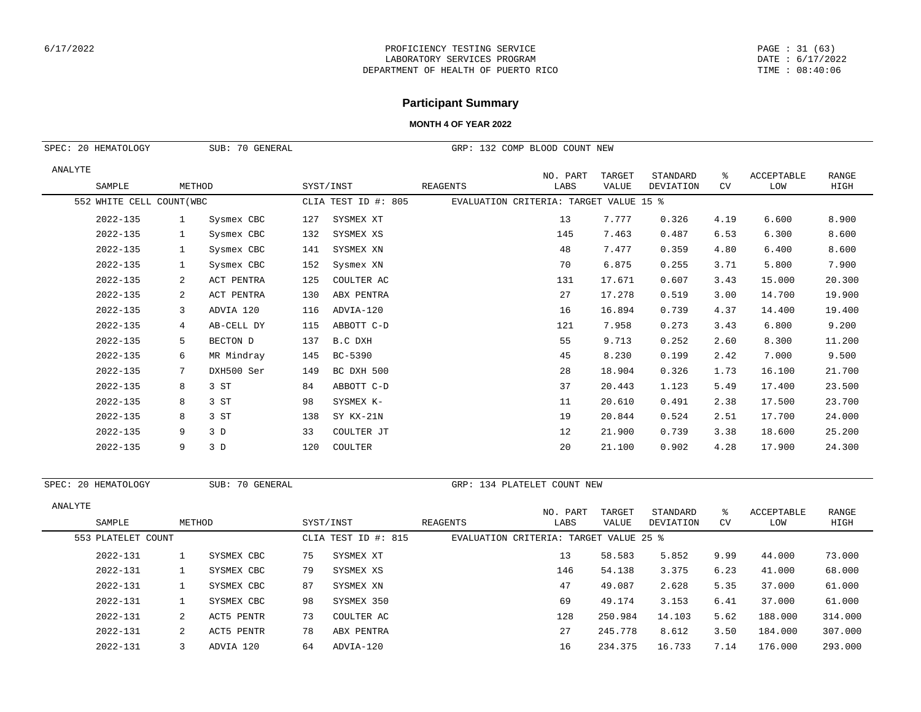# Participant Summary

**MONTH 4 OF YEAR 2022**

SPEC: 20 HEMATOLOGY SUB: 70 GENERAL GRP: 132 COMP BLOOD COUNT NEW

552 WHITE CELL COUNT(WBC — CLIA TEST ID #: 805 — EVALUATION CRITERIA: TARGET VALUE 15 %

| SAMPLE | METHOD | | SYST/INST | | REAGENTS | NO. PART LABS | TARGET VALUE | STANDARD DEVIATION | % CV | ACCEPTABLE LOW | RANGE HIGH |
|---|---|---|---|---|---|---|---|---|---|---|---|
| 2022-135 | 1 | Sysmex CBC | 127 | SYSMEX XT | | 13 | 7.777 | 0.326 | 4.19 | 6.600 | 8.900 |
| 2022-135 | 1 | Sysmex CBC | 132 | SYSMEX XS | | 145 | 7.463 | 0.487 | 6.53 | 6.300 | 8.600 |
| 2022-135 | 1 | Sysmex CBC | 141 | SYSMEX XN | | 48 | 7.477 | 0.359 | 4.80 | 6.400 | 8.600 |
| 2022-135 | 1 | Sysmex CBC | 152 | Sysmex XN | | 70 | 6.875 | 0.255 | 3.71 | 5.800 | 7.900 |
| 2022-135 | 2 | ACT PENTRA | 125 | COULTER AC | | 131 | 17.671 | 0.607 | 3.43 | 15.000 | 20.300 |
| 2022-135 | 2 | ACT PENTRA | 130 | ABX PENTRA | | 27 | 17.278 | 0.519 | 3.00 | 14.700 | 19.900 |
| 2022-135 | 3 | ADVIA 120 | 116 | ADVIA-120 | | 16 | 16.894 | 0.739 | 4.37 | 14.400 | 19.400 |
| 2022-135 | 4 | AB-CELL DY | 115 | ABBOTT C-D | | 121 | 7.958 | 0.273 | 3.43 | 6.800 | 9.200 |
| 2022-135 | 5 | BECTON D | 137 | B.C DXH | | 55 | 9.713 | 0.252 | 2.60 | 8.300 | 11.200 |
| 2022-135 | 6 | MR Mindray | 145 | BC-5390 | | 45 | 8.230 | 0.199 | 2.42 | 7.000 | 9.500 |
| 2022-135 | 7 | DXH500 Ser | 149 | BC DXH 500 | | 28 | 18.904 | 0.326 | 1.73 | 16.100 | 21.700 |
| 2022-135 | 8 | 3 ST | 84 | ABBOTT C-D | | 37 | 20.443 | 1.123 | 5.49 | 17.400 | 23.500 |
| 2022-135 | 8 | 3 ST | 98 | SYSMEX K- | | 11 | 20.610 | 0.491 | 2.38 | 17.500 | 23.700 |
| 2022-135 | 8 | 3 ST | 138 | SY KX-21N | | 19 | 20.844 | 0.524 | 2.51 | 17.700 | 24.000 |
| 2022-135 | 9 | 3 D | 33 | COULTER JT | | 12 | 21.900 | 0.739 | 3.38 | 18.600 | 25.200 |
| 2022-135 | 9 | 3 D | 120 | COULTER | | 20 | 21.100 | 0.902 | 4.28 | 17.900 | 24.300 |

SPEC: 20 HEMATOLOGY SUB: 70 GENERAL GRP: 134 PLATELET COUNT NEW

553 PLATELET COUNT — CLIA TEST ID #: 815 — EVALUATION CRITERIA: TARGET VALUE 25 %

| SAMPLE | METHOD | | SYST/INST | | REAGENTS | NO. PART LABS | TARGET VALUE | STANDARD DEVIATION | % CV | ACCEPTABLE LOW | RANGE HIGH |
|---|---|---|---|---|---|---|---|---|---|---|---|
| 2022-131 | 1 | SYSMEX CBC | 75 | SYSMEX XT | | 13 | 58.583 | 5.852 | 9.99 | 44.000 | 73.000 |
| 2022-131 | 1 | SYSMEX CBC | 79 | SYSMEX XS | | 146 | 54.138 | 3.375 | 6.23 | 41.000 | 68.000 |
| 2022-131 | 1 | SYSMEX CBC | 87 | SYSMEX XN | | 47 | 49.087 | 2.628 | 5.35 | 37.000 | 61.000 |
| 2022-131 | 1 | SYSMEX CBC | 98 | SYSMEX 350 | | 69 | 49.174 | 3.153 | 6.41 | 37.000 | 61.000 |
| 2022-131 | 2 | ACT5 PENTR | 73 | COULTER AC | | 128 | 250.984 | 14.103 | 5.62 | 188.000 | 314.000 |
| 2022-131 | 2 | ACT5 PENTR | 78 | ABX PENTRA | | 27 | 245.778 | 8.612 | 3.50 | 184.000 | 307.000 |
| 2022-131 | 3 | ADVIA 120 | 64 | ADVIA-120 | | 16 | 234.375 | 16.733 | 7.14 | 176.000 | 293.000 |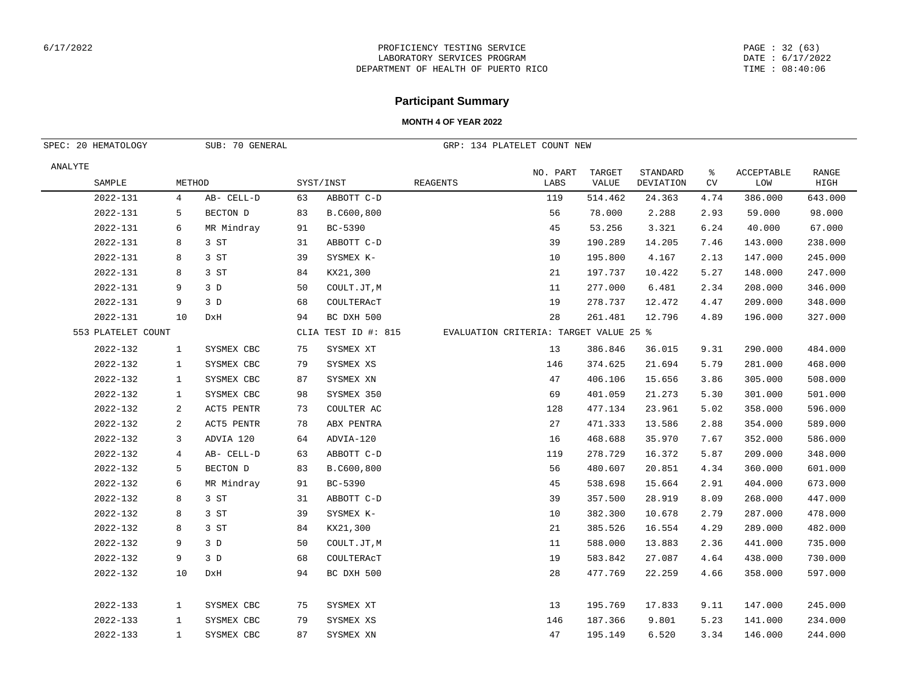PROFICIENCY TESTING SERVICE
LABORATORY SERVICES PROGRAM
DEPARTMENT OF HEALTH OF PUERTO RICO

## Participant Summary

**MONTH 4 OF YEAR 2022**

SPEC: 20 HEMATOLOGY SUB: 70 GENERAL GRP: 134 PLATELET COUNT NEW

| ANALYTE / SAMPLE | METHOD | | SYST/INST | | REAGENTS | NO. PART LABS | TARGET VALUE | STANDARD DEVIATION | % CV | ACCEPTABLE LOW | RANGE HIGH |
|---|---|---|---|---|---|---|---|---|---|---|---|
| 2022-131 | 4 | AB- CELL-D | 63 | ABBOTT C-D | | 119 | 514.462 | 24.363 | 4.74 | 386.000 | 643.000 |
| 2022-131 | 5 | BECTON D | 83 | B.C600,800 | | 56 | 78.000 | 2.288 | 2.93 | 59.000 | 98.000 |
| 2022-131 | 6 | MR Mindray | 91 | BC-5390 | | 45 | 53.256 | 3.321 | 6.24 | 40.000 | 67.000 |
| 2022-131 | 8 | 3 ST | 31 | ABBOTT C-D | | 39 | 190.289 | 14.205 | 7.46 | 143.000 | 238.000 |
| 2022-131 | 8 | 3 ST | 39 | SYSMEX K- | | 10 | 195.800 | 4.167 | 2.13 | 147.000 | 245.000 |
| 2022-131 | 8 | 3 ST | 84 | KX21,300 | | 21 | 197.737 | 10.422 | 5.27 | 148.000 | 247.000 |
| 2022-131 | 9 | 3 D | 50 | COULT.JT,M | | 11 | 277.000 | 6.481 | 2.34 | 208.000 | 346.000 |
| 2022-131 | 9 | 3 D | 68 | COULTERAcT | | 19 | 278.737 | 12.472 | 4.47 | 209.000 | 348.000 |
| 2022-131 | 10 | DxH | 94 | BC DXH 500 | | 28 | 261.481 | 12.796 | 4.89 | 196.000 | 327.000 |
| 553 PLATELET COUNT | | | CLIA TEST ID #: 815 | | EVALUATION CRITERIA: TARGET VALUE 25 % | | | | | | |
| 2022-132 | 1 | SYSMEX CBC | 75 | SYSMEX XT | | 13 | 386.846 | 36.015 | 9.31 | 290.000 | 484.000 |
| 2022-132 | 1 | SYSMEX CBC | 79 | SYSMEX XS | | 146 | 374.625 | 21.694 | 5.79 | 281.000 | 468.000 |
| 2022-132 | 1 | SYSMEX CBC | 87 | SYSMEX XN | | 47 | 406.106 | 15.656 | 3.86 | 305.000 | 508.000 |
| 2022-132 | 1 | SYSMEX CBC | 98 | SYSMEX 350 | | 69 | 401.059 | 21.273 | 5.30 | 301.000 | 501.000 |
| 2022-132 | 2 | ACT5 PENTR | 73 | COULTER AC | | 128 | 477.134 | 23.961 | 5.02 | 358.000 | 596.000 |
| 2022-132 | 2 | ACT5 PENTR | 78 | ABX PENTRA | | 27 | 471.333 | 13.586 | 2.88 | 354.000 | 589.000 |
| 2022-132 | 3 | ADVIA 120 | 64 | ADVIA-120 | | 16 | 468.688 | 35.970 | 7.67 | 352.000 | 586.000 |
| 2022-132 | 4 | AB- CELL-D | 63 | ABBOTT C-D | | 119 | 278.729 | 16.372 | 5.87 | 209.000 | 348.000 |
| 2022-132 | 5 | BECTON D | 83 | B.C600,800 | | 56 | 480.607 | 20.851 | 4.34 | 360.000 | 601.000 |
| 2022-132 | 6 | MR Mindray | 91 | BC-5390 | | 45 | 538.698 | 15.664 | 2.91 | 404.000 | 673.000 |
| 2022-132 | 8 | 3 ST | 31 | ABBOTT C-D | | 39 | 357.500 | 28.919 | 8.09 | 268.000 | 447.000 |
| 2022-132 | 8 | 3 ST | 39 | SYSMEX K- | | 10 | 382.300 | 10.678 | 2.79 | 287.000 | 478.000 |
| 2022-132 | 8 | 3 ST | 84 | KX21,300 | | 21 | 385.526 | 16.554 | 4.29 | 289.000 | 482.000 |
| 2022-132 | 9 | 3 D | 50 | COULT.JT,M | | 11 | 588.000 | 13.883 | 2.36 | 441.000 | 735.000 |
| 2022-132 | 9 | 3 D | 68 | COULTERAcT | | 19 | 583.842 | 27.087 | 4.64 | 438.000 | 730.000 |
| 2022-132 | 10 | DxH | 94 | BC DXH 500 | | 28 | 477.769 | 22.259 | 4.66 | 358.000 | 597.000 |
| 2022-133 | 1 | SYSMEX CBC | 75 | SYSMEX XT | | 13 | 195.769 | 17.833 | 9.11 | 147.000 | 245.000 |
| 2022-133 | 1 | SYSMEX CBC | 79 | SYSMEX XS | | 146 | 187.366 | 9.801 | 5.23 | 141.000 | 234.000 |
| 2022-133 | 1 | SYSMEX CBC | 87 | SYSMEX XN | | 47 | 195.149 | 6.520 | 3.34 | 146.000 | 244.000 |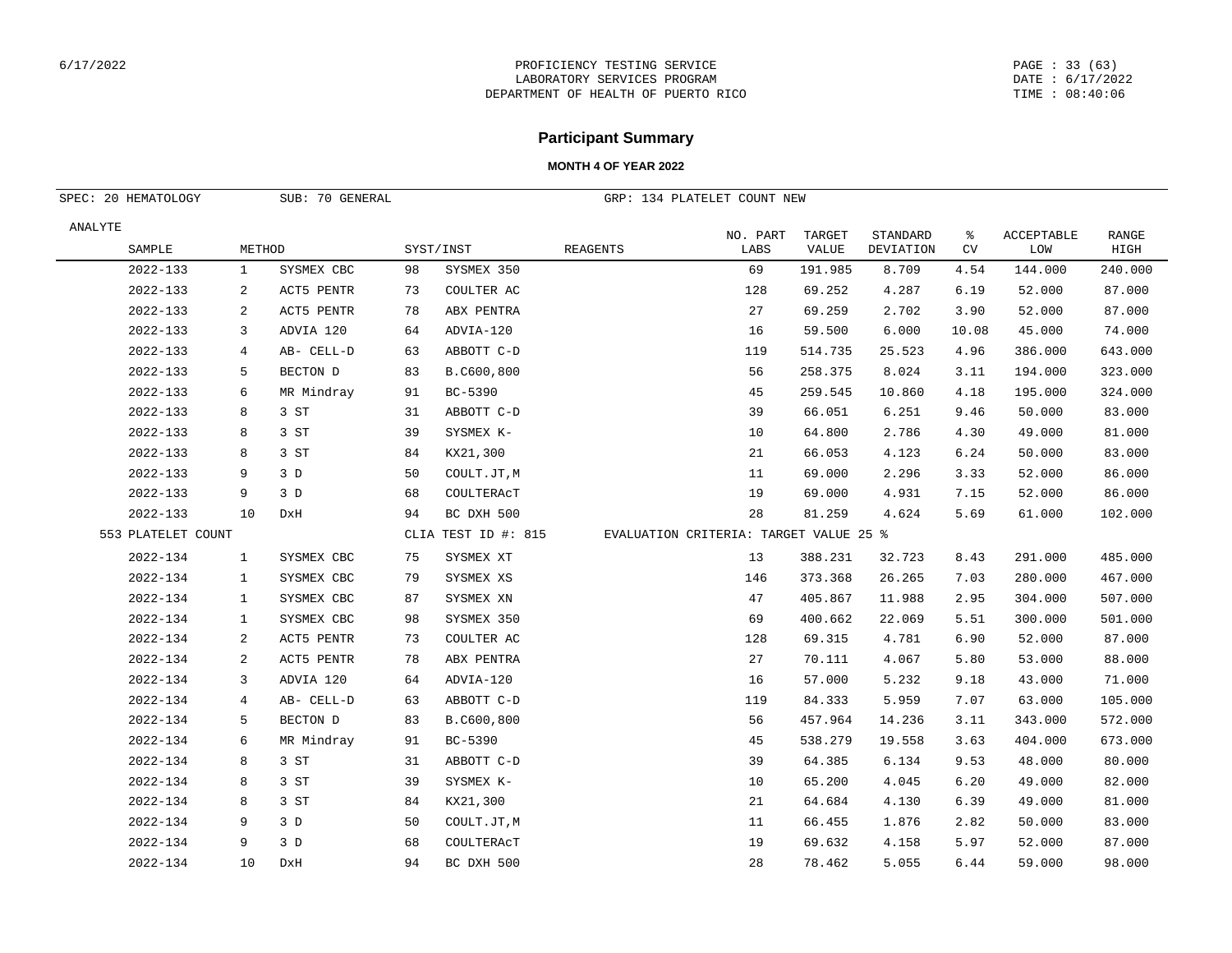6/17/2022

PROFICIENCY TESTING SERVICE
LABORATORY SERVICES PROGRAM
DEPARTMENT OF HEALTH OF PUERTO RICO

PAGE : 33 (63)
DATE : 6/17/2022
TIME : 08:40:06

## Participant Summary

**MONTH 4 OF YEAR 2022**

SPEC: 20 HEMATOLOGY SUB: 70 GENERAL GRP: 134 PLATELET COUNT NEW

| ANALYTE SAMPLE | METHOD | | SYST/INST | | REAGENTS | NO. PART LABS | TARGET VALUE | STANDARD DEVIATION | % CV | ACCEPTABLE LOW | RANGE HIGH |
|---|---|---|---|---|---|---|---|---|---|---|---|
| 2022-133 | 1 | SYSMEX CBC | 98 | SYSMEX 350 | | 69 | 191.985 | 8.709 | 4.54 | 144.000 | 240.000 |
| 2022-133 | 2 | ACT5 PENTR | 73 | COULTER AC | | 128 | 69.252 | 4.287 | 6.19 | 52.000 | 87.000 |
| 2022-133 | 2 | ACT5 PENTR | 78 | ABX PENTRA | | 27 | 69.259 | 2.702 | 3.90 | 52.000 | 87.000 |
| 2022-133 | 3 | ADVIA 120 | 64 | ADVIA-120 | | 16 | 59.500 | 6.000 | 10.08 | 45.000 | 74.000 |
| 2022-133 | 4 | AB- CELL-D | 63 | ABBOTT C-D | | 119 | 514.735 | 25.523 | 4.96 | 386.000 | 643.000 |
| 2022-133 | 5 | BECTON D | 83 | B.C600,800 | | 56 | 258.375 | 8.024 | 3.11 | 194.000 | 323.000 |
| 2022-133 | 6 | MR Mindray | 91 | BC-5390 | | 45 | 259.545 | 10.860 | 4.18 | 195.000 | 324.000 |
| 2022-133 | 8 | 3 ST | 31 | ABBOTT C-D | | 39 | 66.051 | 6.251 | 9.46 | 50.000 | 83.000 |
| 2022-133 | 8 | 3 ST | 39 | SYSMEX K- | | 10 | 64.800 | 2.786 | 4.30 | 49.000 | 81.000 |
| 2022-133 | 8 | 3 ST | 84 | KX21,300 | | 21 | 66.053 | 4.123 | 6.24 | 50.000 | 83.000 |
| 2022-133 | 9 | 3 D | 50 | COULT.JT,M | | 11 | 69.000 | 2.296 | 3.33 | 52.000 | 86.000 |
| 2022-133 | 9 | 3 D | 68 | COULTERAcT | | 19 | 69.000 | 4.931 | 7.15 | 52.000 | 86.000 |
| 2022-133 | 10 | DxH | 94 | BC DXH 500 | | 28 | 81.259 | 4.624 | 5.69 | 61.000 | 102.000 |
| 553 PLATELET COUNT | | | CLIA TEST ID #: 815 | | EVALUATION CRITERIA: TARGET VALUE 25 % | | | | | | |
| 2022-134 | 1 | SYSMEX CBC | 75 | SYSMEX XT | | 13 | 388.231 | 32.723 | 8.43 | 291.000 | 485.000 |
| 2022-134 | 1 | SYSMEX CBC | 79 | SYSMEX XS | | 146 | 373.368 | 26.265 | 7.03 | 280.000 | 467.000 |
| 2022-134 | 1 | SYSMEX CBC | 87 | SYSMEX XN | | 47 | 405.867 | 11.988 | 2.95 | 304.000 | 507.000 |
| 2022-134 | 1 | SYSMEX CBC | 98 | SYSMEX 350 | | 69 | 400.662 | 22.069 | 5.51 | 300.000 | 501.000 |
| 2022-134 | 2 | ACT5 PENTR | 73 | COULTER AC | | 128 | 69.315 | 4.781 | 6.90 | 52.000 | 87.000 |
| 2022-134 | 2 | ACT5 PENTR | 78 | ABX PENTRA | | 27 | 70.111 | 4.067 | 5.80 | 53.000 | 88.000 |
| 2022-134 | 3 | ADVIA 120 | 64 | ADVIA-120 | | 16 | 57.000 | 5.232 | 9.18 | 43.000 | 71.000 |
| 2022-134 | 4 | AB- CELL-D | 63 | ABBOTT C-D | | 119 | 84.333 | 5.959 | 7.07 | 63.000 | 105.000 |
| 2022-134 | 5 | BECTON D | 83 | B.C600,800 | | 56 | 457.964 | 14.236 | 3.11 | 343.000 | 572.000 |
| 2022-134 | 6 | MR Mindray | 91 | BC-5390 | | 45 | 538.279 | 19.558 | 3.63 | 404.000 | 673.000 |
| 2022-134 | 8 | 3 ST | 31 | ABBOTT C-D | | 39 | 64.385 | 6.134 | 9.53 | 48.000 | 80.000 |
| 2022-134 | 8 | 3 ST | 39 | SYSMEX K- | | 10 | 65.200 | 4.045 | 6.20 | 49.000 | 82.000 |
| 2022-134 | 8 | 3 ST | 84 | KX21,300 | | 21 | 64.684 | 4.130 | 6.39 | 49.000 | 81.000 |
| 2022-134 | 9 | 3 D | 50 | COULT.JT,M | | 11 | 66.455 | 1.876 | 2.82 | 50.000 | 83.000 |
| 2022-134 | 9 | 3 D | 68 | COULTERAcT | | 19 | 69.632 | 4.158 | 5.97 | 52.000 | 87.000 |
| 2022-134 | 10 | DxH | 94 | BC DXH 500 | | 28 | 78.462 | 5.055 | 6.44 | 59.000 | 98.000 |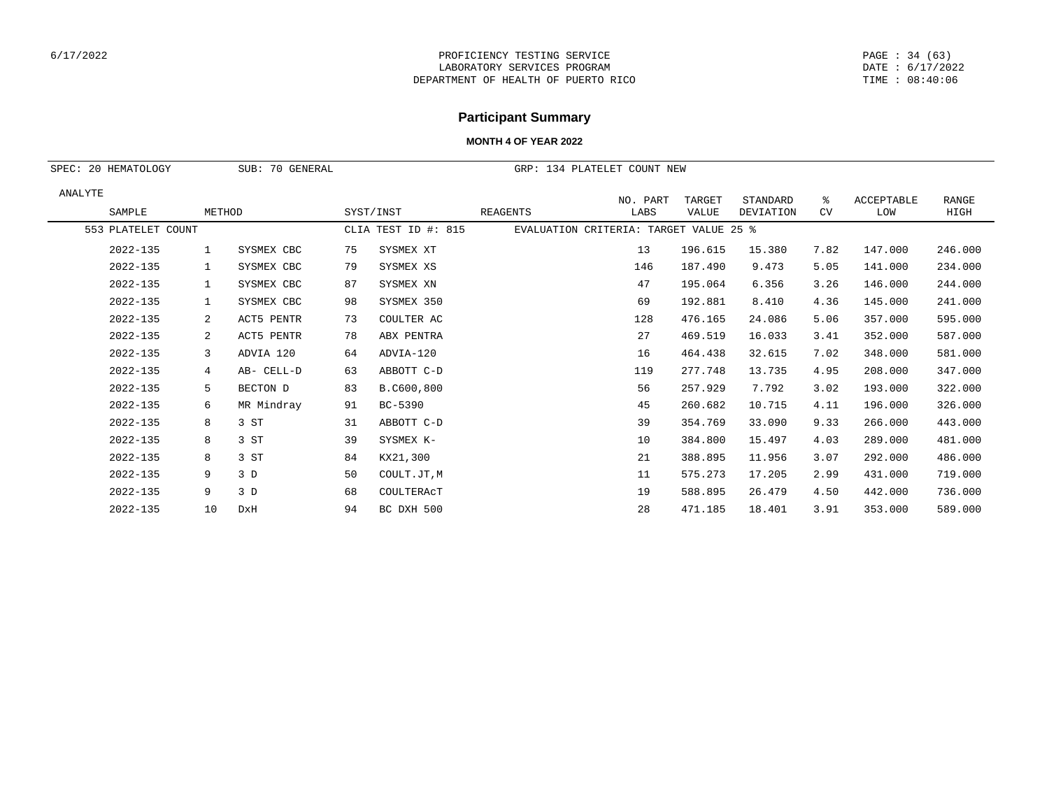PROFICIENCY TESTING SERVICE
LABORATORY SERVICES PROGRAM
DEPARTMENT OF HEALTH OF PUERTO RICO

# Participant Summary

### MONTH 4 OF YEAR 2022

SPEC: 20 HEMATOLOGY    SUB: 70 GENERAL    GRP: 134 PLATELET COUNT NEW

| ANALYTE / SAMPLE | METHOD | | SYST/INST | | REAGENTS | NO. PART LABS | TARGET VALUE | STANDARD DEVIATION | % CV | ACCEPTABLE LOW | RANGE HIGH |
|---|---|---|---|---|---|---|---|---|---|---|---|
| 553 PLATELET COUNT | | | CLIA TEST ID #: 815 | | EVALUATION CRITERIA: TARGET VALUE 25 % | | | | | | |
| 2022-135 | 1 | SYSMEX CBC | 75 | SYSMEX XT | | 13 | 196.615 | 15.380 | 7.82 | 147.000 | 246.000 |
| 2022-135 | 1 | SYSMEX CBC | 79 | SYSMEX XS | | 146 | 187.490 | 9.473 | 5.05 | 141.000 | 234.000 |
| 2022-135 | 1 | SYSMEX CBC | 87 | SYSMEX XN | | 47 | 195.064 | 6.356 | 3.26 | 146.000 | 244.000 |
| 2022-135 | 1 | SYSMEX CBC | 98 | SYSMEX 350 | | 69 | 192.881 | 8.410 | 4.36 | 145.000 | 241.000 |
| 2022-135 | 2 | ACT5 PENTR | 73 | COULTER AC | | 128 | 476.165 | 24.086 | 5.06 | 357.000 | 595.000 |
| 2022-135 | 2 | ACT5 PENTR | 78 | ABX PENTRA | | 27 | 469.519 | 16.033 | 3.41 | 352.000 | 587.000 |
| 2022-135 | 3 | ADVIA 120 | 64 | ADVIA-120 | | 16 | 464.438 | 32.615 | 7.02 | 348.000 | 581.000 |
| 2022-135 | 4 | AB- CELL-D | 63 | ABBOTT C-D | | 119 | 277.748 | 13.735 | 4.95 | 208.000 | 347.000 |
| 2022-135 | 5 | BECTON D | 83 | B.C600,800 | | 56 | 257.929 | 7.792 | 3.02 | 193.000 | 322.000 |
| 2022-135 | 6 | MR Mindray | 91 | BC-5390 | | 45 | 260.682 | 10.715 | 4.11 | 196.000 | 326.000 |
| 2022-135 | 8 | 3 ST | 31 | ABBOTT C-D | | 39 | 354.769 | 33.090 | 9.33 | 266.000 | 443.000 |
| 2022-135 | 8 | 3 ST | 39 | SYSMEX K- | | 10 | 384.800 | 15.497 | 4.03 | 289.000 | 481.000 |
| 2022-135 | 8 | 3 ST | 84 | KX21,300 | | 21 | 388.895 | 11.956 | 3.07 | 292.000 | 486.000 |
| 2022-135 | 9 | 3 D | 50 | COULT.JT,M | | 11 | 575.273 | 17.205 | 2.99 | 431.000 | 719.000 |
| 2022-135 | 9 | 3 D | 68 | COULTERAcT | | 19 | 588.895 | 26.479 | 4.50 | 442.000 | 736.000 |
| 2022-135 | 10 | DxH | 94 | BC DXH 500 | | 28 | 471.185 | 18.401 | 3.91 | 353.000 | 589.000 |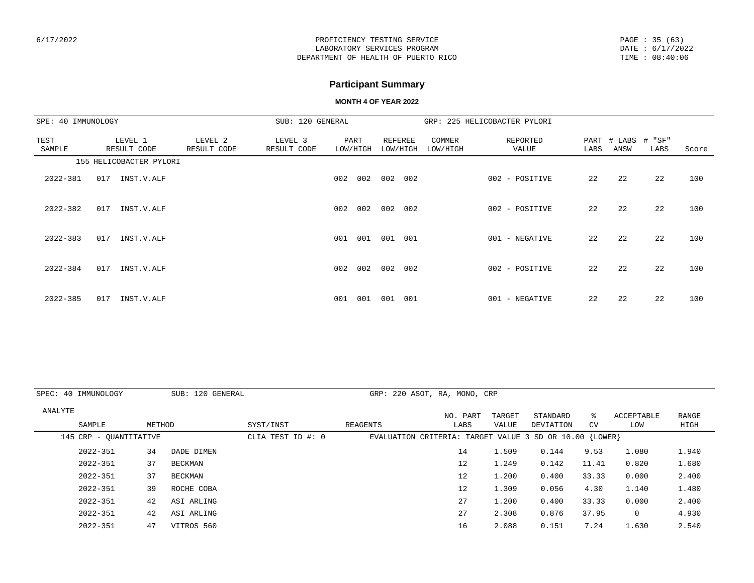## Participant Summary

**MONTH 4 OF YEAR 2022**

SPE: 40 IMMUNOLOGY | SUB: 120 GENERAL | GRP: 225 HELICOBACTER PYLORI

| TEST SAMPLE | LEVEL 1 RESULT CODE | LEVEL 2 RESULT CODE | LEVEL 3 RESULT CODE | PART LOW/HIGH | REFEREE LOW/HIGH | COMMER LOW/HIGH | REPORTED VALUE | PART LABS | # LABS ANSW | # "SF" LABS | Score |
|---|---|---|---|---|---|---|---|---|---|---|---|
| 155 HELICOBACTER PYLORI | | | | | | | | | | | |
| 2022-381 | 017 INST.V.ALF | | | 002 002 | 002 002 | | 002 - POSITIVE | 22 | 22 | 22 | 100 |
| 2022-382 | 017 INST.V.ALF | | | 002 002 | 002 002 | | 002 - POSITIVE | 22 | 22 | 22 | 100 |
| 2022-383 | 017 INST.V.ALF | | | 001 001 | 001 001 | | 001 - NEGATIVE | 22 | 22 | 22 | 100 |
| 2022-384 | 017 INST.V.ALF | | | 002 002 | 002 002 | | 002 - POSITIVE | 22 | 22 | 22 | 100 |
| 2022-385 | 017 INST.V.ALF | | | 001 001 | 001 001 | | 001 - NEGATIVE | 22 | 22 | 22 | 100 |

SPEC: 40 IMMUNOLOGY | SUB: 120 GENERAL | GRP: 220 ASOT, RA, MONO, CRP

| ANALYTE SAMPLE | METHOD | | SYST/INST | REAGENTS | NO. PART LABS | TARGET VALUE | STANDARD DEVIATION | % CV | ACCEPTABLE LOW | RANGE HIGH |
|---|---|---|---|---|---|---|---|---|---|---|
| 145 CRP - QUANTITATIVE | | | CLIA TEST ID #: 0 | EVALUATION CRITERIA: TARGET VALUE 3 SD OR 10.00 {LOWER} | | | | | | |
| 2022-351 | 34 | DADE DIMEN | | | 14 | 1.509 | 0.144 | 9.53 | 1.080 | 1.940 |
| 2022-351 | 37 | BECKMAN | | | 12 | 1.249 | 0.142 | 11.41 | 0.820 | 1.680 |
| 2022-351 | 37 | BECKMAN | | | 12 | 1.200 | 0.400 | 33.33 | 0.000 | 2.400 |
| 2022-351 | 39 | ROCHE COBA | | | 12 | 1.309 | 0.056 | 4.30 | 1.140 | 1.480 |
| 2022-351 | 42 | ASI ARLING | | | 27 | 1.200 | 0.400 | 33.33 | 0.000 | 2.400 |
| 2022-351 | 42 | ASI ARLING | | | 27 | 2.308 | 0.876 | 37.95 | 0 | 4.930 |
| 2022-351 | 47 | VITROS 560 | | | 16 | 2.088 | 0.151 | 7.24 | 1.630 | 2.540 |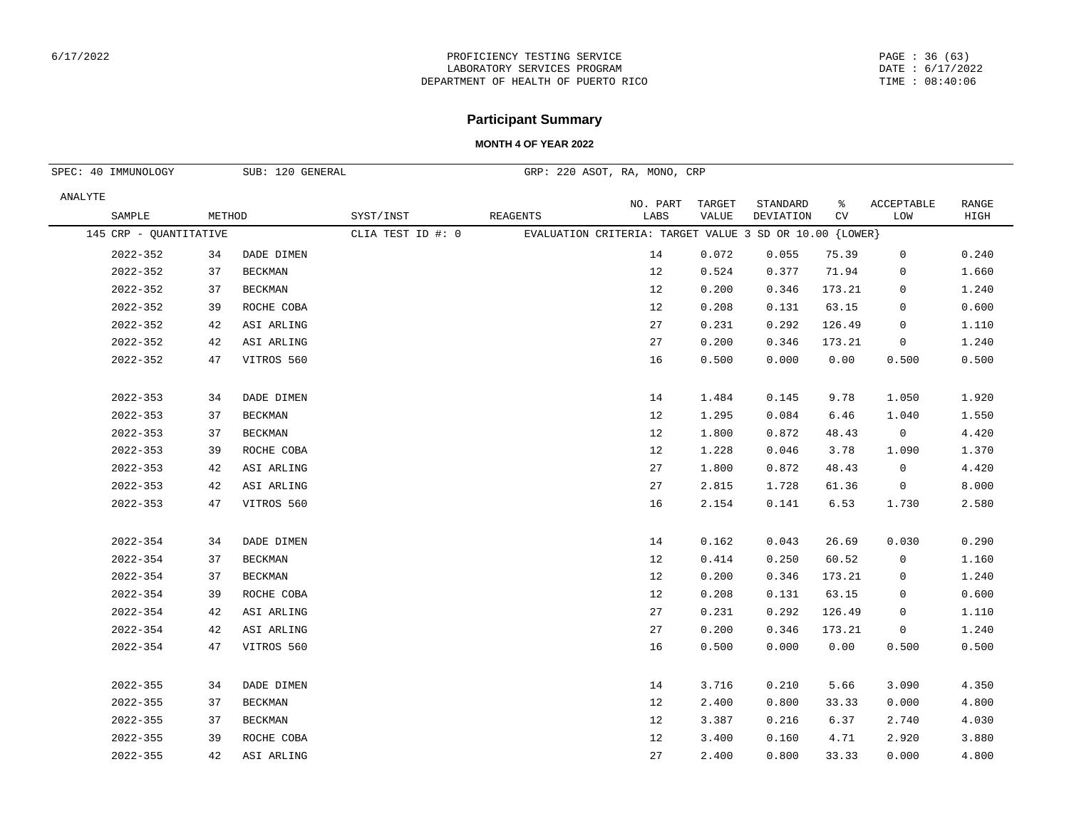PROFICIENCY TESTING SERVICE
LABORATORY SERVICES PROGRAM
DEPARTMENT OF HEALTH OF PUERTO RICO

## Participant Summary

**MONTH 4 OF YEAR 2022**

SPEC: 40 IMMUNOLOGY    SUB: 120 GENERAL    GRP: 220 ASOT, RA, MONO, CRP

| ANALYTE / SAMPLE | METHOD | | SYST/INST | REAGENTS | NO. PART LABS | TARGET VALUE | STANDARD DEVIATION | % CV | ACCEPTABLE LOW | RANGE HIGH |
|---|---|---|---|---|---|---|---|---|---|---|
| 145 CRP - QUANTITATIVE | | | CLIA TEST ID #: 0 | EVALUATION CRITERIA: TARGET VALUE 3 SD OR 10.00 {LOWER} | | | | | | |
| 2022-352 | 34 | DADE DIMEN | | | 14 | 0.072 | 0.055 | 75.39 | 0 | 0.240 |
| 2022-352 | 37 | BECKMAN | | | 12 | 0.524 | 0.377 | 71.94 | 0 | 1.660 |
| 2022-352 | 37 | BECKMAN | | | 12 | 0.200 | 0.346 | 173.21 | 0 | 1.240 |
| 2022-352 | 39 | ROCHE COBA | | | 12 | 0.208 | 0.131 | 63.15 | 0 | 0.600 |
| 2022-352 | 42 | ASI ARLING | | | 27 | 0.231 | 0.292 | 126.49 | 0 | 1.110 |
| 2022-352 | 42 | ASI ARLING | | | 27 | 0.200 | 0.346 | 173.21 | 0 | 1.240 |
| 2022-352 | 47 | VITROS 560 | | | 16 | 0.500 | 0.000 | 0.00 | 0.500 | 0.500 |
| 2022-353 | 34 | DADE DIMEN | | | 14 | 1.484 | 0.145 | 9.78 | 1.050 | 1.920 |
| 2022-353 | 37 | BECKMAN | | | 12 | 1.295 | 0.084 | 6.46 | 1.040 | 1.550 |
| 2022-353 | 37 | BECKMAN | | | 12 | 1.800 | 0.872 | 48.43 | 0 | 4.420 |
| 2022-353 | 39 | ROCHE COBA | | | 12 | 1.228 | 0.046 | 3.78 | 1.090 | 1.370 |
| 2022-353 | 42 | ASI ARLING | | | 27 | 1.800 | 0.872 | 48.43 | 0 | 4.420 |
| 2022-353 | 42 | ASI ARLING | | | 27 | 2.815 | 1.728 | 61.36 | 0 | 8.000 |
| 2022-353 | 47 | VITROS 560 | | | 16 | 2.154 | 0.141 | 6.53 | 1.730 | 2.580 |
| 2022-354 | 34 | DADE DIMEN | | | 14 | 0.162 | 0.043 | 26.69 | 0.030 | 0.290 |
| 2022-354 | 37 | BECKMAN | | | 12 | 0.414 | 0.250 | 60.52 | 0 | 1.160 |
| 2022-354 | 37 | BECKMAN | | | 12 | 0.200 | 0.346 | 173.21 | 0 | 1.240 |
| 2022-354 | 39 | ROCHE COBA | | | 12 | 0.208 | 0.131 | 63.15 | 0 | 0.600 |
| 2022-354 | 42 | ASI ARLING | | | 27 | 0.231 | 0.292 | 126.49 | 0 | 1.110 |
| 2022-354 | 42 | ASI ARLING | | | 27 | 0.200 | 0.346 | 173.21 | 0 | 1.240 |
| 2022-354 | 47 | VITROS 560 | | | 16 | 0.500 | 0.000 | 0.00 | 0.500 | 0.500 |
| 2022-355 | 34 | DADE DIMEN | | | 14 | 3.716 | 0.210 | 5.66 | 3.090 | 4.350 |
| 2022-355 | 37 | BECKMAN | | | 12 | 2.400 | 0.800 | 33.33 | 0.000 | 4.800 |
| 2022-355 | 37 | BECKMAN | | | 12 | 3.387 | 0.216 | 6.37 | 2.740 | 4.030 |
| 2022-355 | 39 | ROCHE COBA | | | 12 | 3.400 | 0.160 | 4.71 | 2.920 | 3.880 |
| 2022-355 | 42 | ASI ARLING | | | 27 | 2.400 | 0.800 | 33.33 | 0.000 | 4.800 |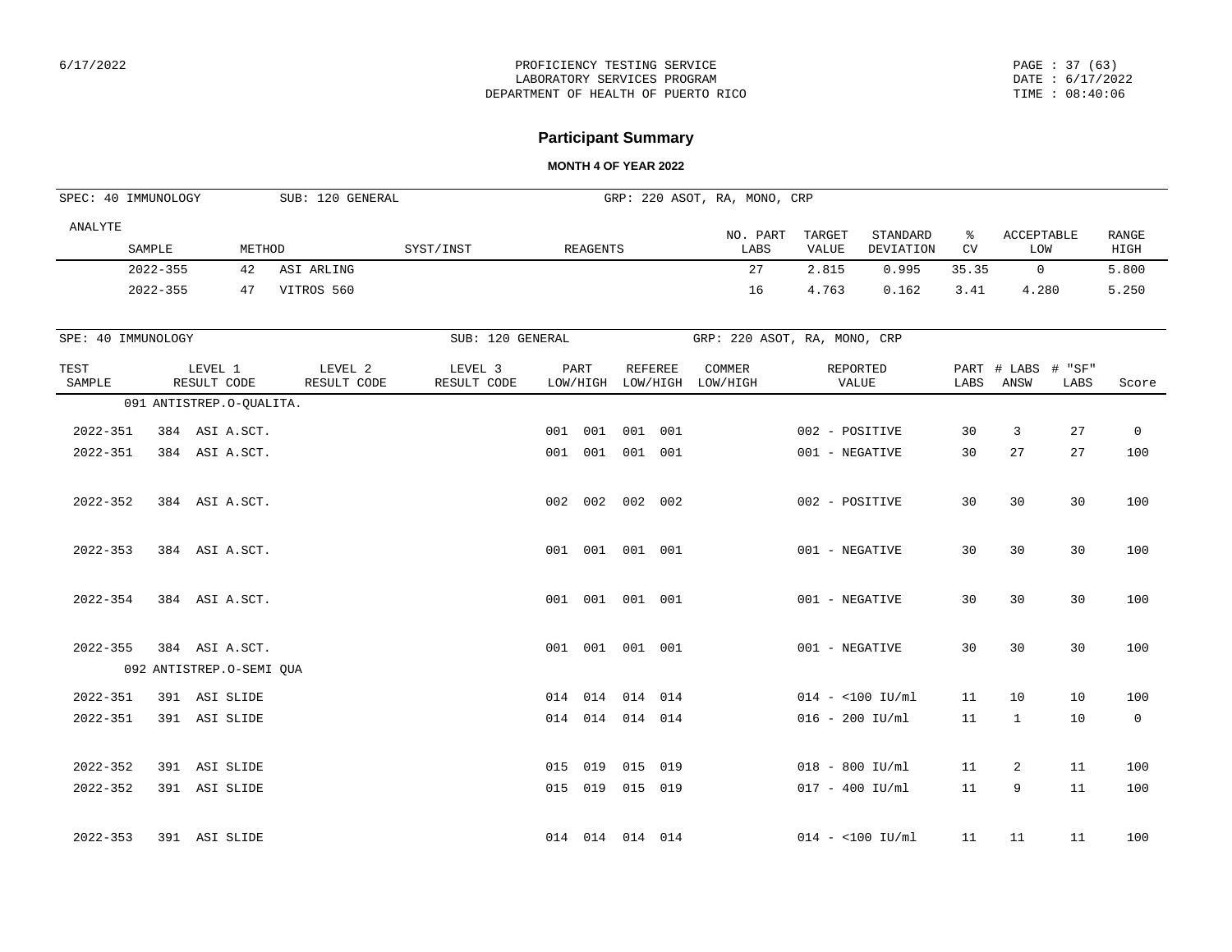# Participant Summary

**MONTH 4 OF YEAR 2022**

SPEC: 40 IMMUNOLOGY  SUB: 120 GENERAL  GRP: 220 ASOT, RA, MONO, CRP

| ANALYTE SAMPLE | METHOD | | SYST/INST | REAGENTS | NO. PART LABS | TARGET VALUE | STANDARD DEVIATION | % CV | ACCEPTABLE LOW | RANGE HIGH |
|---|---|---|---|---|---|---|---|---|---|---|
| 2022-355 | 42 | ASI ARLING | | | 27 | 2.815 | 0.995 | 35.35 | 0 | 5.800 |
| 2022-355 | 47 | VITROS 560 | | | 16 | 4.763 | 0.162 | 3.41 | 4.280 | 5.250 |

SPE: 40 IMMUNOLOGY  SUB: 120 GENERAL  GRP: 220 ASOT, RA, MONO, CRP

| TEST SAMPLE | LEVEL 1 RESULT CODE | LEVEL 2 RESULT CODE | LEVEL 3 RESULT CODE | PART LOW/HIGH | REFEREE LOW/HIGH | COMMER LOW/HIGH | REPORTED VALUE | PART LABS | # LABS ANSW | # "SF" LABS | Score |
|---|---|---|---|---|---|---|---|---|---|---|---|
| | 091 ANTISTREP.O-QUALITA. | | | | | | | | | | |
| 2022-351 | 384 ASI A.SCT. | | | 001 001 | 001 001 | | 002 - POSITIVE | 30 | 3 | 27 | 0 |
| 2022-351 | 384 ASI A.SCT. | | | 001 001 | 001 001 | | 001 - NEGATIVE | 30 | 27 | 27 | 100 |
| 2022-352 | 384 ASI A.SCT. | | | 002 002 | 002 002 | | 002 - POSITIVE | 30 | 30 | 30 | 100 |
| 2022-353 | 384 ASI A.SCT. | | | 001 001 | 001 001 | | 001 - NEGATIVE | 30 | 30 | 30 | 100 |
| 2022-354 | 384 ASI A.SCT. | | | 001 001 | 001 001 | | 001 - NEGATIVE | 30 | 30 | 30 | 100 |
| 2022-355 | 384 ASI A.SCT. | | | 001 001 | 001 001 | | 001 - NEGATIVE | 30 | 30 | 30 | 100 |
| | 092 ANTISTREP.O-SEMI QUA | | | | | | | | | | |
| 2022-351 | 391 ASI SLIDE | | | 014 014 | 014 014 | | 014 - <100 IU/ml | 11 | 10 | 10 | 100 |
| 2022-351 | 391 ASI SLIDE | | | 014 014 | 014 014 | | 016 - 200 IU/ml | 11 | 1 | 10 | 0 |
| 2022-352 | 391 ASI SLIDE | | | 015 019 | 015 019 | | 018 - 800 IU/ml | 11 | 2 | 11 | 100 |
| 2022-352 | 391 ASI SLIDE | | | 015 019 | 015 019 | | 017 - 400 IU/ml | 11 | 9 | 11 | 100 |
| 2022-353 | 391 ASI SLIDE | | | 014 014 | 014 014 | | 014 - <100 IU/ml | 11 | 11 | 11 | 100 |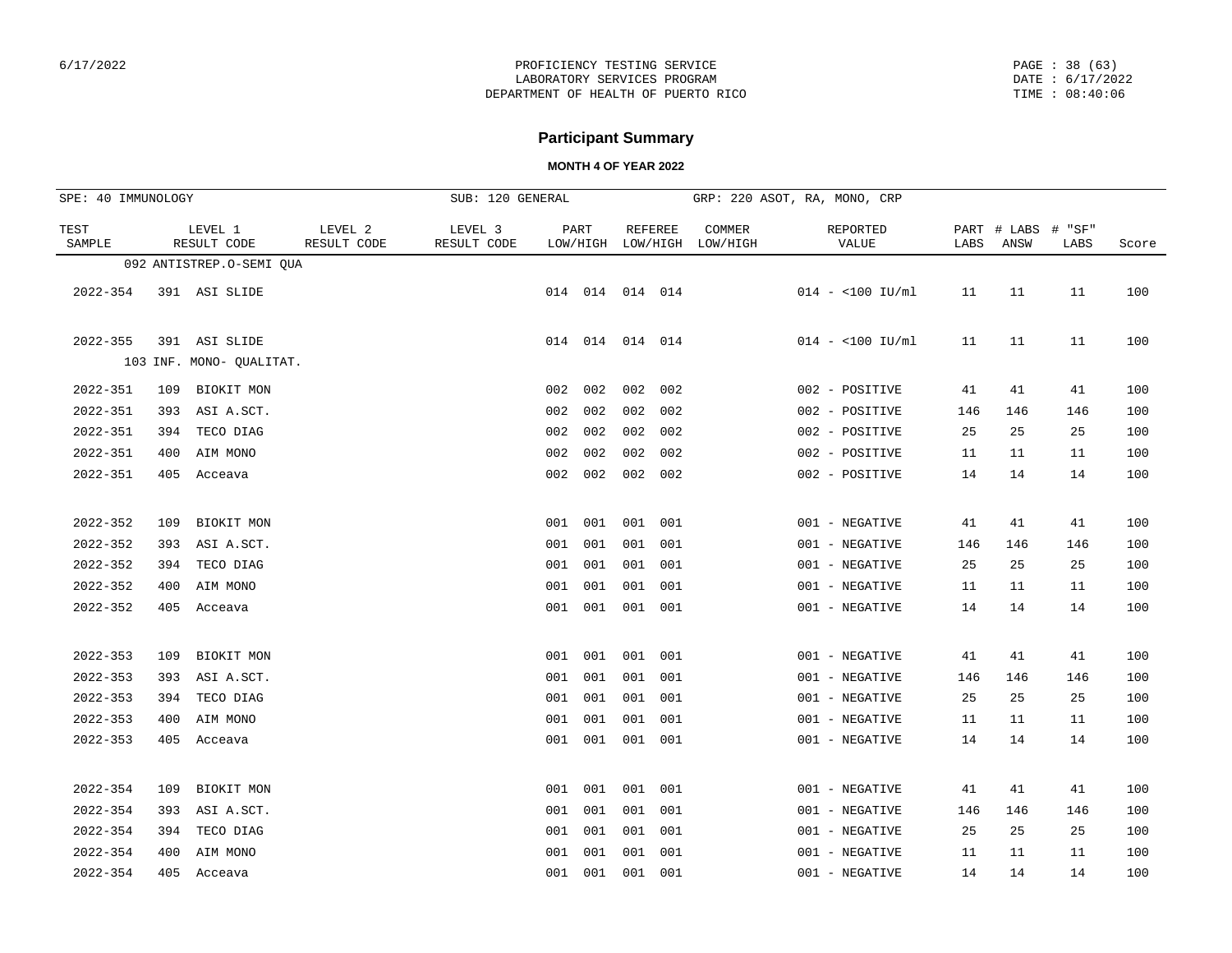PROFICIENCY TESTING SERVICE
LABORATORY SERVICES PROGRAM
DEPARTMENT OF HEALTH OF PUERTO RICO

## Participant Summary

### MONTH 4 OF YEAR 2022

SPE: 40 IMMUNOLOGY | SUB: 120 GENERAL | GRP: 220 ASOT, RA, MONO, CRP

| TEST SAMPLE | LEVEL 1 RESULT CODE | LEVEL 2 RESULT CODE | LEVEL 3 RESULT CODE | PART LOW/HIGH | REFEREE LOW/HIGH | COMMER LOW/HIGH | REPORTED VALUE | PART LABS | # LABS ANSW | # "SF" LABS | Score |
|---|---|---|---|---|---|---|---|---|---|---|---|
| | 092 ANTISTREP.O-SEMI QUA | | | | | | | | | | |
| 2022-354 | 391 ASI SLIDE | | | 014 014 | 014 014 | | 014 - <100 IU/ml | 11 | 11 | 11 | 100 |
| 2022-355 | 391 ASI SLIDE | | | 014 014 | 014 014 | | 014 - <100 IU/ml | 11 | 11 | 11 | 100 |
| | 103 INF. MONO- QUALITAT. | | | | | | | | | | |
| 2022-351 | 109 BIOKIT MON | | | 002 002 | 002 002 | | 002 - POSITIVE | 41 | 41 | 41 | 100 |
| 2022-351 | 393 ASI A.SCT. | | | 002 002 | 002 002 | | 002 - POSITIVE | 146 | 146 | 146 | 100 |
| 2022-351 | 394 TECO DIAG | | | 002 002 | 002 002 | | 002 - POSITIVE | 25 | 25 | 25 | 100 |
| 2022-351 | 400 AIM MONO | | | 002 002 | 002 002 | | 002 - POSITIVE | 11 | 11 | 11 | 100 |
| 2022-351 | 405 Acceava | | | 002 002 | 002 002 | | 002 - POSITIVE | 14 | 14 | 14 | 100 |
| 2022-352 | 109 BIOKIT MON | | | 001 001 | 001 001 | | 001 - NEGATIVE | 41 | 41 | 41 | 100 |
| 2022-352 | 393 ASI A.SCT. | | | 001 001 | 001 001 | | 001 - NEGATIVE | 146 | 146 | 146 | 100 |
| 2022-352 | 394 TECO DIAG | | | 001 001 | 001 001 | | 001 - NEGATIVE | 25 | 25 | 25 | 100 |
| 2022-352 | 400 AIM MONO | | | 001 001 | 001 001 | | 001 - NEGATIVE | 11 | 11 | 11 | 100 |
| 2022-352 | 405 Acceava | | | 001 001 | 001 001 | | 001 - NEGATIVE | 14 | 14 | 14 | 100 |
| 2022-353 | 109 BIOKIT MON | | | 001 001 | 001 001 | | 001 - NEGATIVE | 41 | 41 | 41 | 100 |
| 2022-353 | 393 ASI A.SCT. | | | 001 001 | 001 001 | | 001 - NEGATIVE | 146 | 146 | 146 | 100 |
| 2022-353 | 394 TECO DIAG | | | 001 001 | 001 001 | | 001 - NEGATIVE | 25 | 25 | 25 | 100 |
| 2022-353 | 400 AIM MONO | | | 001 001 | 001 001 | | 001 - NEGATIVE | 11 | 11 | 11 | 100 |
| 2022-353 | 405 Acceava | | | 001 001 | 001 001 | | 001 - NEGATIVE | 14 | 14 | 14 | 100 |
| 2022-354 | 109 BIOKIT MON | | | 001 001 | 001 001 | | 001 - NEGATIVE | 41 | 41 | 41 | 100 |
| 2022-354 | 393 ASI A.SCT. | | | 001 001 | 001 001 | | 001 - NEGATIVE | 146 | 146 | 146 | 100 |
| 2022-354 | 394 TECO DIAG | | | 001 001 | 001 001 | | 001 - NEGATIVE | 25 | 25 | 25 | 100 |
| 2022-354 | 400 AIM MONO | | | 001 001 | 001 001 | | 001 - NEGATIVE | 11 | 11 | 11 | 100 |
| 2022-354 | 405 Acceava | | | 001 001 | 001 001 | | 001 - NEGATIVE | 14 | 14 | 14 | 100 |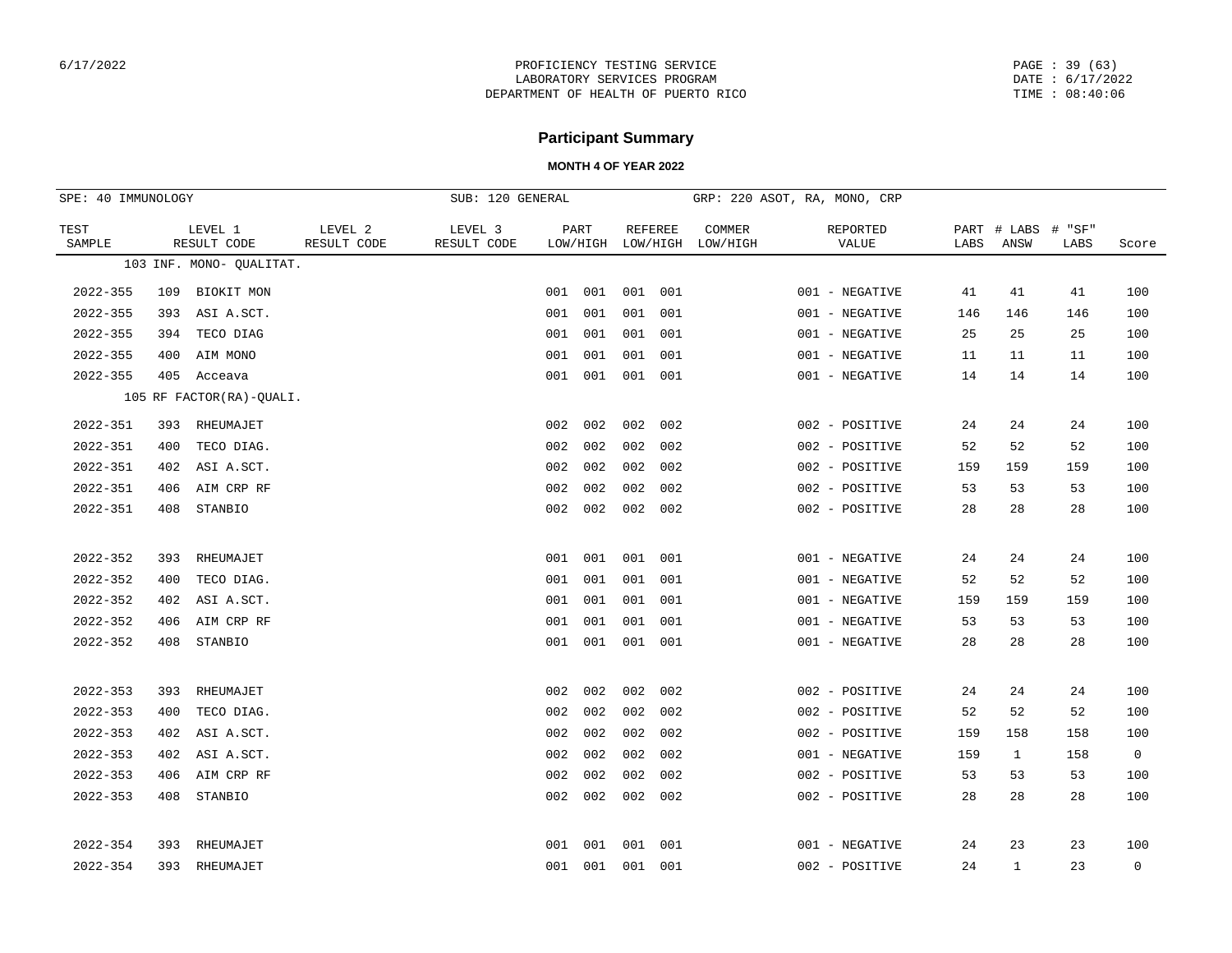PROFICIENCY TESTING SERVICE
LABORATORY SERVICES PROGRAM
DEPARTMENT OF HEALTH OF PUERTO RICO

## Participant Summary

**MONTH 4 OF YEAR 2022**

SPE: 40 IMMUNOLOGY | SUB: 120 GENERAL | GRP: 220 ASOT, RA, MONO, CRP

| TEST SAMPLE | LEVEL 1 RESULT CODE | LEVEL 2 RESULT CODE | LEVEL 3 RESULT CODE | PART LOW/HIGH | REFEREE LOW/HIGH | COMMER LOW/HIGH | REPORTED VALUE | PART LABS | # LABS ANSW | # "SF" LABS | Score |
|---|---|---|---|---|---|---|---|---|---|---|---|
| | 103 INF. MONO- QUALITAT. | | | | | | | | | | |
| 2022-355 | 109 BIOKIT MON | | | 001 001 | 001 001 | | 001 - NEGATIVE | 41 | 41 | 41 | 100 |
| 2022-355 | 393 ASI A.SCT. | | | 001 001 | 001 001 | | 001 - NEGATIVE | 146 | 146 | 146 | 100 |
| 2022-355 | 394 TECO DIAG | | | 001 001 | 001 001 | | 001 - NEGATIVE | 25 | 25 | 25 | 100 |
| 2022-355 | 400 AIM MONO | | | 001 001 | 001 001 | | 001 - NEGATIVE | 11 | 11 | 11 | 100 |
| 2022-355 | 405 Acceava | | | 001 001 | 001 001 | | 001 - NEGATIVE | 14 | 14 | 14 | 100 |
| | 105 RF FACTOR(RA)-QUALI. | | | | | | | | | | |
| 2022-351 | 393 RHEUMAJET | | | 002 002 | 002 002 | | 002 - POSITIVE | 24 | 24 | 24 | 100 |
| 2022-351 | 400 TECO DIAG. | | | 002 002 | 002 002 | | 002 - POSITIVE | 52 | 52 | 52 | 100 |
| 2022-351 | 402 ASI A.SCT. | | | 002 002 | 002 002 | | 002 - POSITIVE | 159 | 159 | 159 | 100 |
| 2022-351 | 406 AIM CRP RF | | | 002 002 | 002 002 | | 002 - POSITIVE | 53 | 53 | 53 | 100 |
| 2022-351 | 408 STANBIO | | | 002 002 | 002 002 | | 002 - POSITIVE | 28 | 28 | 28 | 100 |
| 2022-352 | 393 RHEUMAJET | | | 001 001 | 001 001 | | 001 - NEGATIVE | 24 | 24 | 24 | 100 |
| 2022-352 | 400 TECO DIAG. | | | 001 001 | 001 001 | | 001 - NEGATIVE | 52 | 52 | 52 | 100 |
| 2022-352 | 402 ASI A.SCT. | | | 001 001 | 001 001 | | 001 - NEGATIVE | 159 | 159 | 159 | 100 |
| 2022-352 | 406 AIM CRP RF | | | 001 001 | 001 001 | | 001 - NEGATIVE | 53 | 53 | 53 | 100 |
| 2022-352 | 408 STANBIO | | | 001 001 | 001 001 | | 001 - NEGATIVE | 28 | 28 | 28 | 100 |
| 2022-353 | 393 RHEUMAJET | | | 002 002 | 002 002 | | 002 - POSITIVE | 24 | 24 | 24 | 100 |
| 2022-353 | 400 TECO DIAG. | | | 002 002 | 002 002 | | 002 - POSITIVE | 52 | 52 | 52 | 100 |
| 2022-353 | 402 ASI A.SCT. | | | 002 002 | 002 002 | | 002 - POSITIVE | 159 | 158 | 158 | 100 |
| 2022-353 | 402 ASI A.SCT. | | | 002 002 | 002 002 | | 001 - NEGATIVE | 159 | 1 | 158 | 0 |
| 2022-353 | 406 AIM CRP RF | | | 002 002 | 002 002 | | 002 - POSITIVE | 53 | 53 | 53 | 100 |
| 2022-353 | 408 STANBIO | | | 002 002 | 002 002 | | 002 - POSITIVE | 28 | 28 | 28 | 100 |
| 2022-354 | 393 RHEUMAJET | | | 001 001 | 001 001 | | 001 - NEGATIVE | 24 | 23 | 23 | 100 |
| 2022-354 | 393 RHEUMAJET | | | 001 001 | 001 001 | | 002 - POSITIVE | 24 | 1 | 23 | 0 |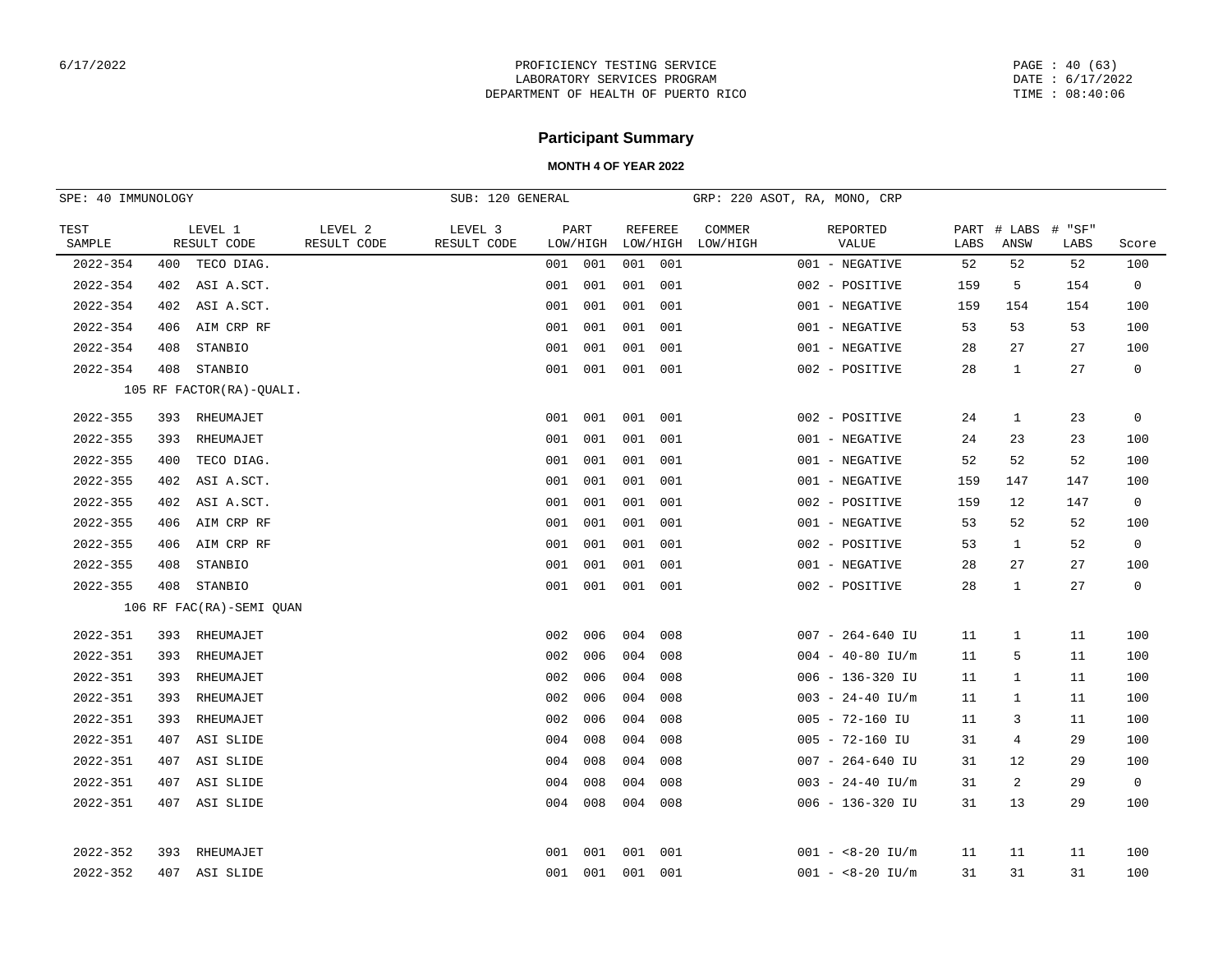# Participant Summary

**MONTH 4 OF YEAR 2022**

SPE: 40 IMMUNOLOGY | SUB: 120 GENERAL | GRP: 220 ASOT, RA, MONO, CRP

| TEST SAMPLE | LEVEL 1 RESULT CODE | LEVEL 2 RESULT CODE | LEVEL 3 RESULT CODE | PART LOW/HIGH | REFEREE LOW/HIGH | COMMER LOW/HIGH | REPORTED VALUE | PART LABS | # LABS ANSW | # "SF" LABS | Score |
|---|---|---|---|---|---|---|---|---|---|---|---|
| 2022-354 | 400 TECO DIAG. | | | 001 001 | 001 001 | | 001 - NEGATIVE | 52 | 52 | 52 | 100 |
| 2022-354 | 402 ASI A.SCT. | | | 001 001 | 001 001 | | 002 - POSITIVE | 159 | 5 | 154 | 0 |
| 2022-354 | 402 ASI A.SCT. | | | 001 001 | 001 001 | | 001 - NEGATIVE | 159 | 154 | 154 | 100 |
| 2022-354 | 406 AIM CRP RF | | | 001 001 | 001 001 | | 001 - NEGATIVE | 53 | 53 | 53 | 100 |
| 2022-354 | 408 STANBIO | | | 001 001 | 001 001 | | 001 - NEGATIVE | 28 | 27 | 27 | 100 |
| 2022-354 | 408 STANBIO | | | 001 001 | 001 001 | | 002 - POSITIVE | 28 | 1 | 27 | 0 |
| | 105 RF FACTOR(RA)-QUALI. | | | | | | | | | | |
| 2022-355 | 393 RHEUMAJET | | | 001 001 | 001 001 | | 002 - POSITIVE | 24 | 1 | 23 | 0 |
| 2022-355 | 393 RHEUMAJET | | | 001 001 | 001 001 | | 001 - NEGATIVE | 24 | 23 | 23 | 100 |
| 2022-355 | 400 TECO DIAG. | | | 001 001 | 001 001 | | 001 - NEGATIVE | 52 | 52 | 52 | 100 |
| 2022-355 | 402 ASI A.SCT. | | | 001 001 | 001 001 | | 001 - NEGATIVE | 159 | 147 | 147 | 100 |
| 2022-355 | 402 ASI A.SCT. | | | 001 001 | 001 001 | | 002 - POSITIVE | 159 | 12 | 147 | 0 |
| 2022-355 | 406 AIM CRP RF | | | 001 001 | 001 001 | | 001 - NEGATIVE | 53 | 52 | 52 | 100 |
| 2022-355 | 406 AIM CRP RF | | | 001 001 | 001 001 | | 002 - POSITIVE | 53 | 1 | 52 | 0 |
| 2022-355 | 408 STANBIO | | | 001 001 | 001 001 | | 001 - NEGATIVE | 28 | 27 | 27 | 100 |
| 2022-355 | 408 STANBIO | | | 001 001 | 001 001 | | 002 - POSITIVE | 28 | 1 | 27 | 0 |
| | 106 RF FAC(RA)-SEMI QUAN | | | | | | | | | | |
| 2022-351 | 393 RHEUMAJET | | | 002 006 | 004 008 | | 007 - 264-640 IU | 11 | 1 | 11 | 100 |
| 2022-351 | 393 RHEUMAJET | | | 002 006 | 004 008 | | 004 - 40-80 IU/m | 11 | 5 | 11 | 100 |
| 2022-351 | 393 RHEUMAJET | | | 002 006 | 004 008 | | 006 - 136-320 IU | 11 | 1 | 11 | 100 |
| 2022-351 | 393 RHEUMAJET | | | 002 006 | 004 008 | | 003 - 24-40 IU/m | 11 | 1 | 11 | 100 |
| 2022-351 | 393 RHEUMAJET | | | 002 006 | 004 008 | | 005 - 72-160 IU | 11 | 3 | 11 | 100 |
| 2022-351 | 407 ASI SLIDE | | | 004 008 | 004 008 | | 005 - 72-160 IU | 31 | 4 | 29 | 100 |
| 2022-351 | 407 ASI SLIDE | | | 004 008 | 004 008 | | 007 - 264-640 IU | 31 | 12 | 29 | 100 |
| 2022-351 | 407 ASI SLIDE | | | 004 008 | 004 008 | | 003 - 24-40 IU/m | 31 | 2 | 29 | 0 |
| 2022-351 | 407 ASI SLIDE | | | 004 008 | 004 008 | | 006 - 136-320 IU | 31 | 13 | 29 | 100 |
| 2022-352 | 393 RHEUMAJET | | | 001 001 | 001 001 | | 001 - <8-20 IU/m | 11 | 11 | 11 | 100 |
| 2022-352 | 407 ASI SLIDE | | | 001 001 | 001 001 | | 001 - <8-20 IU/m | 31 | 31 | 31 | 100 |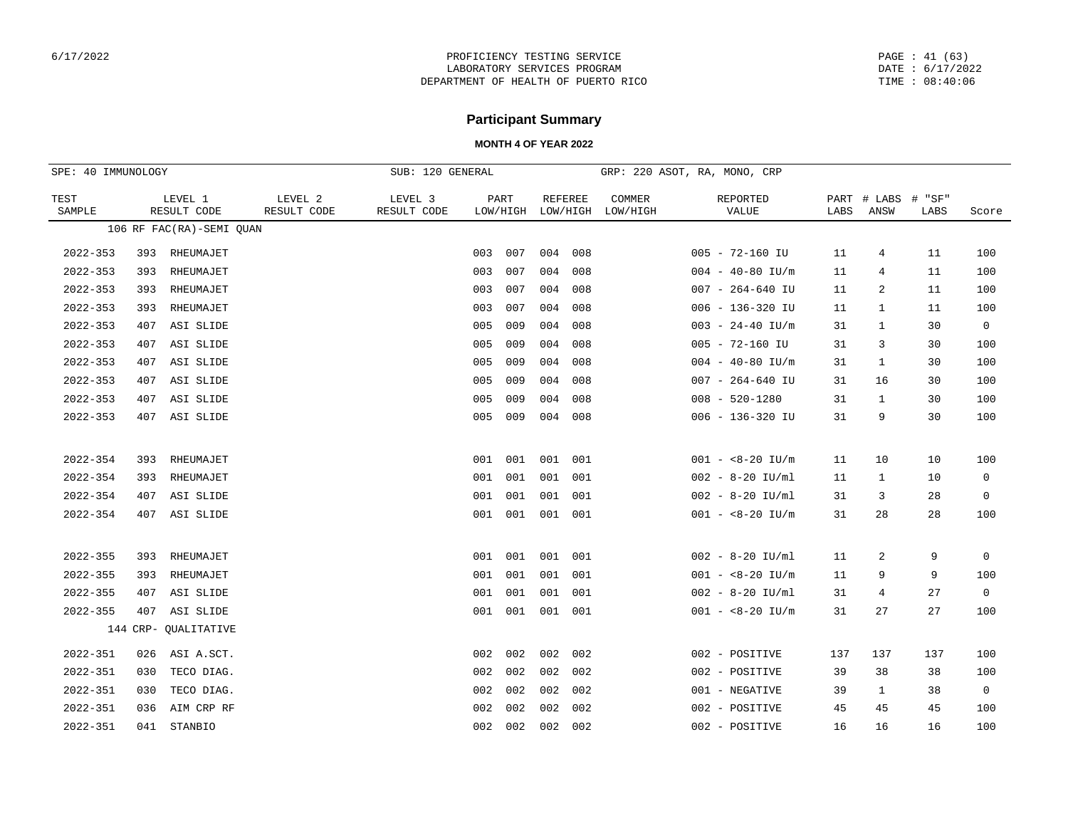6/17/2022

PROFICIENCY TESTING SERVICE
LABORATORY SERVICES PROGRAM
DEPARTMENT OF HEALTH OF PUERTO RICO

PAGE : 41 (63)
DATE : 6/17/2022
TIME : 08:40:06

# Participant Summary

**MONTH 4 OF YEAR 2022**

SPE: 40 IMMUNOLOGY | SUB: 120 GENERAL | GRP: 220 ASOT, RA, MONO, CRP

| TEST SAMPLE | LEVEL 1 RESULT CODE | LEVEL 2 RESULT CODE | LEVEL 3 RESULT CODE | PART LOW/HIGH | REFEREE LOW/HIGH | COMMER LOW/HIGH | REPORTED VALUE | PART LABS | # LABS ANSW | # "SF" LABS | Score |
|---|---|---|---|---|---|---|---|---|---|---|---|
| | 106 RF FAC(RA)-SEMI QUAN | | | | | | | | | | |
| 2022-353 | 393 RHEUMAJET | | | 003 007 | 004 008 | | 005 - 72-160 IU | 11 | 4 | 11 | 100 |
| 2022-353 | 393 RHEUMAJET | | | 003 007 | 004 008 | | 004 - 40-80 IU/m | 11 | 4 | 11 | 100 |
| 2022-353 | 393 RHEUMAJET | | | 003 007 | 004 008 | | 007 - 264-640 IU | 11 | 2 | 11 | 100 |
| 2022-353 | 393 RHEUMAJET | | | 003 007 | 004 008 | | 006 - 136-320 IU | 11 | 1 | 11 | 100 |
| 2022-353 | 407 ASI SLIDE | | | 005 009 | 004 008 | | 003 - 24-40 IU/m | 31 | 1 | 30 | 0 |
| 2022-353 | 407 ASI SLIDE | | | 005 009 | 004 008 | | 005 - 72-160 IU | 31 | 3 | 30 | 100 |
| 2022-353 | 407 ASI SLIDE | | | 005 009 | 004 008 | | 004 - 40-80 IU/m | 31 | 1 | 30 | 100 |
| 2022-353 | 407 ASI SLIDE | | | 005 009 | 004 008 | | 007 - 264-640 IU | 31 | 16 | 30 | 100 |
| 2022-353 | 407 ASI SLIDE | | | 005 009 | 004 008 | | 008 - 520-1280 | 31 | 1 | 30 | 100 |
| 2022-353 | 407 ASI SLIDE | | | 005 009 | 004 008 | | 006 - 136-320 IU | 31 | 9 | 30 | 100 |
| 2022-354 | 393 RHEUMAJET | | | 001 001 | 001 001 | | 001 - <8-20 IU/m | 11 | 10 | 10 | 100 |
| 2022-354 | 393 RHEUMAJET | | | 001 001 | 001 001 | | 002 - 8-20 IU/ml | 11 | 1 | 10 | 0 |
| 2022-354 | 407 ASI SLIDE | | | 001 001 | 001 001 | | 002 - 8-20 IU/ml | 31 | 3 | 28 | 0 |
| 2022-354 | 407 ASI SLIDE | | | 001 001 | 001 001 | | 001 - <8-20 IU/m | 31 | 28 | 28 | 100 |
| 2022-355 | 393 RHEUMAJET | | | 001 001 | 001 001 | | 002 - 8-20 IU/ml | 11 | 2 | 9 | 0 |
| 2022-355 | 393 RHEUMAJET | | | 001 001 | 001 001 | | 001 - <8-20 IU/m | 11 | 9 | 9 | 100 |
| 2022-355 | 407 ASI SLIDE | | | 001 001 | 001 001 | | 002 - 8-20 IU/ml | 31 | 4 | 27 | 0 |
| 2022-355 | 407 ASI SLIDE | | | 001 001 | 001 001 | | 001 - <8-20 IU/m | 31 | 27 | 27 | 100 |
| | 144 CRP- QUALITATIVE | | | | | | | | | | |
| 2022-351 | 026 ASI A.SCT. | | | 002 002 | 002 002 | | 002 - POSITIVE | 137 | 137 | 137 | 100 |
| 2022-351 | 030 TECO DIAG. | | | 002 002 | 002 002 | | 002 - POSITIVE | 39 | 38 | 38 | 100 |
| 2022-351 | 030 TECO DIAG. | | | 002 002 | 002 002 | | 001 - NEGATIVE | 39 | 1 | 38 | 0 |
| 2022-351 | 036 AIM CRP RF | | | 002 002 | 002 002 | | 002 - POSITIVE | 45 | 45 | 45 | 100 |
| 2022-351 | 041 STANBIO | | | 002 002 | 002 002 | | 002 - POSITIVE | 16 | 16 | 16 | 100 |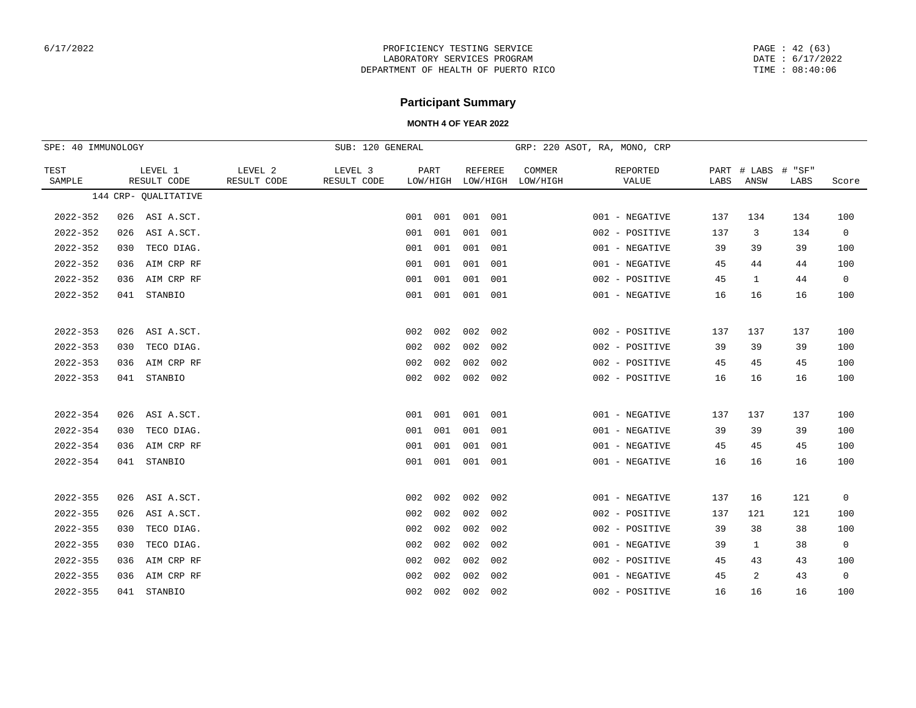PROFICIENCY TESTING SERVICE
LABORATORY SERVICES PROGRAM
DEPARTMENT OF HEALTH OF PUERTO RICO

# Participant Summary

**MONTH 4 OF YEAR 2022**

SPE: 40 IMMUNOLOGY | SUB: 120 GENERAL | GRP: 220 ASOT, RA, MONO, CRP

| TEST SAMPLE | LEVEL 1 RESULT CODE | LEVEL 2 RESULT CODE | LEVEL 3 RESULT CODE | PART LOW/HIGH | REFEREE LOW/HIGH | COMMER LOW/HIGH | REPORTED VALUE | PART LABS | # LABS ANSW | # "SF" LABS | Score |
|---|---|---|---|---|---|---|---|---|---|---|---|
| | 144 CRP- QUALITATIVE | | | | | | | | | | |
| 2022-352 | 026 ASI A.SCT. | | | 001 001 | 001 001 | | 001 - NEGATIVE | 137 | 134 | 134 | 100 |
| 2022-352 | 026 ASI A.SCT. | | | 001 001 | 001 001 | | 002 - POSITIVE | 137 | 3 | 134 | 0 |
| 2022-352 | 030 TECO DIAG. | | | 001 001 | 001 001 | | 001 - NEGATIVE | 39 | 39 | 39 | 100 |
| 2022-352 | 036 AIM CRP RF | | | 001 001 | 001 001 | | 001 - NEGATIVE | 45 | 44 | 44 | 100 |
| 2022-352 | 036 AIM CRP RF | | | 001 001 | 001 001 | | 002 - POSITIVE | 45 | 1 | 44 | 0 |
| 2022-352 | 041 STANBIO | | | 001 001 | 001 001 | | 001 - NEGATIVE | 16 | 16 | 16 | 100 |
| 2022-353 | 026 ASI A.SCT. | | | 002 002 | 002 002 | | 002 - POSITIVE | 137 | 137 | 137 | 100 |
| 2022-353 | 030 TECO DIAG. | | | 002 002 | 002 002 | | 002 - POSITIVE | 39 | 39 | 39 | 100 |
| 2022-353 | 036 AIM CRP RF | | | 002 002 | 002 002 | | 002 - POSITIVE | 45 | 45 | 45 | 100 |
| 2022-353 | 041 STANBIO | | | 002 002 | 002 002 | | 002 - POSITIVE | 16 | 16 | 16 | 100 |
| 2022-354 | 026 ASI A.SCT. | | | 001 001 | 001 001 | | 001 - NEGATIVE | 137 | 137 | 137 | 100 |
| 2022-354 | 030 TECO DIAG. | | | 001 001 | 001 001 | | 001 - NEGATIVE | 39 | 39 | 39 | 100 |
| 2022-354 | 036 AIM CRP RF | | | 001 001 | 001 001 | | 001 - NEGATIVE | 45 | 45 | 45 | 100 |
| 2022-354 | 041 STANBIO | | | 001 001 | 001 001 | | 001 - NEGATIVE | 16 | 16 | 16 | 100 |
| 2022-355 | 026 ASI A.SCT. | | | 002 002 | 002 002 | | 001 - NEGATIVE | 137 | 16 | 121 | 0 |
| 2022-355 | 026 ASI A.SCT. | | | 002 002 | 002 002 | | 002 - POSITIVE | 137 | 121 | 121 | 100 |
| 2022-355 | 030 TECO DIAG. | | | 002 002 | 002 002 | | 002 - POSITIVE | 39 | 38 | 38 | 100 |
| 2022-355 | 030 TECO DIAG. | | | 002 002 | 002 002 | | 001 - NEGATIVE | 39 | 1 | 38 | 0 |
| 2022-355 | 036 AIM CRP RF | | | 002 002 | 002 002 | | 002 - POSITIVE | 45 | 43 | 43 | 100 |
| 2022-355 | 036 AIM CRP RF | | | 002 002 | 002 002 | | 001 - NEGATIVE | 45 | 2 | 43 | 0 |
| 2022-355 | 041 STANBIO | | | 002 002 | 002 002 | | 002 - POSITIVE | 16 | 16 | 16 | 100 |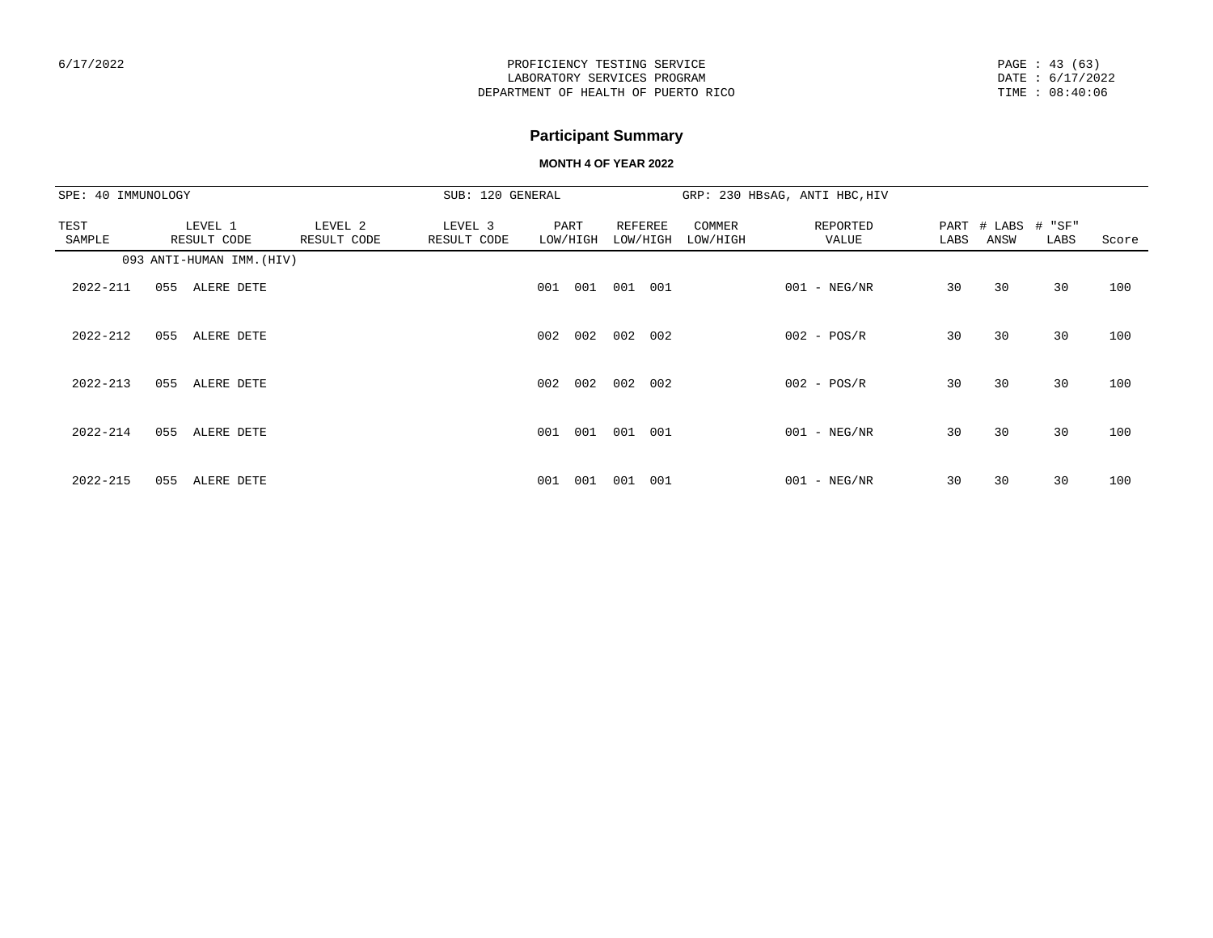# Participant Summary

**MONTH 4 OF YEAR 2022**

SPE: 40 IMMUNOLOGY | SUB: 120 GENERAL | GRP: 230 HBsAG, ANTI HBC,HIV

| TEST SAMPLE | LEVEL 1 RESULT CODE | LEVEL 2 RESULT CODE | LEVEL 3 RESULT CODE | PART LOW/HIGH | REFEREE LOW/HIGH | COMMER LOW/HIGH | REPORTED VALUE | PART LABS | # LABS ANSW | # "SF" LABS | Score |
|---|---|---|---|---|---|---|---|---|---|---|---|
| | 093 ANTI-HUMAN IMM.(HIV) | | | | | | | | | | |
| 2022-211 | 055 ALERE DETE | | | 001 001 | 001 001 | | 001 - NEG/NR | 30 | 30 | 30 | 100 |
| 2022-212 | 055 ALERE DETE | | | 002 002 | 002 002 | | 002 - POS/R | 30 | 30 | 30 | 100 |
| 2022-213 | 055 ALERE DETE | | | 002 002 | 002 002 | | 002 - POS/R | 30 | 30 | 30 | 100 |
| 2022-214 | 055 ALERE DETE | | | 001 001 | 001 001 | | 001 - NEG/NR | 30 | 30 | 30 | 100 |
| 2022-215 | 055 ALERE DETE | | | 001 001 | 001 001 | | 001 - NEG/NR | 30 | 30 | 30 | 100 |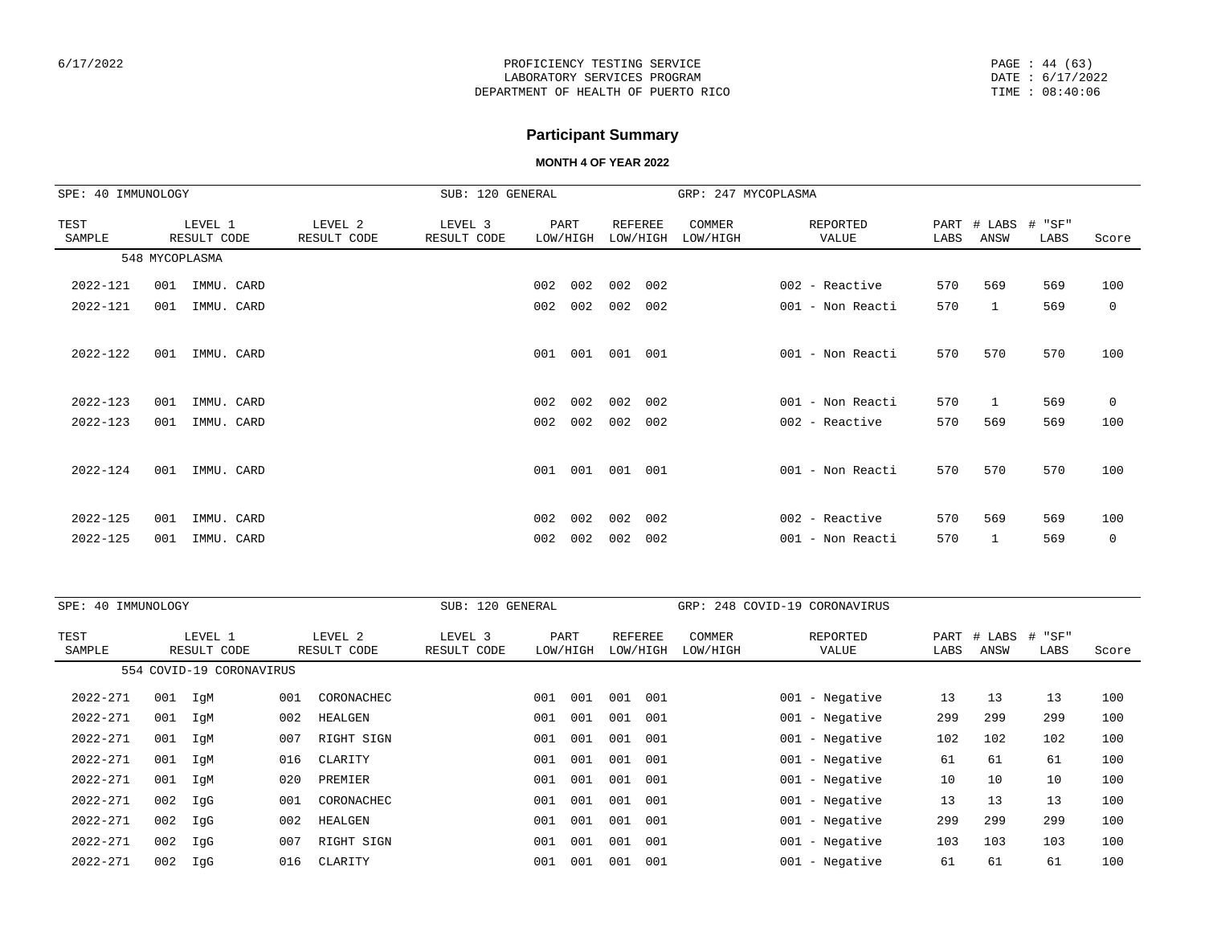## Participant Summary

**MONTH 4 OF YEAR 2022**

SPE: 40 IMMUNOLOGY | SUB: 120 GENERAL | GRP: 247 MYCOPLASMA

| TEST SAMPLE | LEVEL 1 RESULT CODE | LEVEL 2 RESULT CODE | LEVEL 3 RESULT CODE | PART LOW/HIGH | REFEREE LOW/HIGH | COMMER LOW/HIGH | REPORTED VALUE | PART LABS | # LABS ANSW | # "SF" LABS | Score |
|---|---|---|---|---|---|---|---|---|---|---|---|
| 548 MYCOPLASMA | | | | | | | | | | | |
| 2022-121 | 001 IMMU. CARD | | | 002 002 | 002 002 | | 002 - Reactive | 570 | 569 | 569 | 100 |
| 2022-121 | 001 IMMU. CARD | | | 002 002 | 002 002 | | 001 - Non Reacti | 570 | 1 | 569 | 0 |
| 2022-122 | 001 IMMU. CARD | | | 001 001 | 001 001 | | 001 - Non Reacti | 570 | 570 | 570 | 100 |
| 2022-123 | 001 IMMU. CARD | | | 002 002 | 002 002 | | 001 - Non Reacti | 570 | 1 | 569 | 0 |
| 2022-123 | 001 IMMU. CARD | | | 002 002 | 002 002 | | 002 - Reactive | 570 | 569 | 569 | 100 |
| 2022-124 | 001 IMMU. CARD | | | 001 001 | 001 001 | | 001 - Non Reacti | 570 | 570 | 570 | 100 |
| 2022-125 | 001 IMMU. CARD | | | 002 002 | 002 002 | | 002 - Reactive | 570 | 569 | 569 | 100 |
| 2022-125 | 001 IMMU. CARD | | | 002 002 | 002 002 | | 001 - Non Reacti | 570 | 1 | 569 | 0 |

SPE: 40 IMMUNOLOGY | SUB: 120 GENERAL | GRP: 248 COVID-19 CORONAVIRUS

| TEST SAMPLE | LEVEL 1 RESULT CODE | LEVEL 2 RESULT CODE | LEVEL 3 RESULT CODE | PART LOW/HIGH | REFEREE LOW/HIGH | COMMER LOW/HIGH | REPORTED VALUE | PART LABS | # LABS ANSW | # "SF" LABS | Score |
|---|---|---|---|---|---|---|---|---|---|---|---|
| 554 COVID-19 CORONAVIRUS | | | | | | | | | | | |
| 2022-271 | 001 IgM | 001 CORONACHEC | | 001 001 | 001 001 | | 001 - Negative | 13 | 13 | 13 | 100 |
| 2022-271 | 001 IgM | 002 HEALGEN | | 001 001 | 001 001 | | 001 - Negative | 299 | 299 | 299 | 100 |
| 2022-271 | 001 IgM | 007 RIGHT SIGN | | 001 001 | 001 001 | | 001 - Negative | 102 | 102 | 102 | 100 |
| 2022-271 | 001 IgM | 016 CLARITY | | 001 001 | 001 001 | | 001 - Negative | 61 | 61 | 61 | 100 |
| 2022-271 | 001 IgM | 020 PREMIER | | 001 001 | 001 001 | | 001 - Negative | 10 | 10 | 10 | 100 |
| 2022-271 | 002 IgG | 001 CORONACHEC | | 001 001 | 001 001 | | 001 - Negative | 13 | 13 | 13 | 100 |
| 2022-271 | 002 IgG | 002 HEALGEN | | 001 001 | 001 001 | | 001 - Negative | 299 | 299 | 299 | 100 |
| 2022-271 | 002 IgG | 007 RIGHT SIGN | | 001 001 | 001 001 | | 001 - Negative | 103 | 103 | 103 | 100 |
| 2022-271 | 002 IgG | 016 CLARITY | | 001 001 | 001 001 | | 001 - Negative | 61 | 61 | 61 | 100 |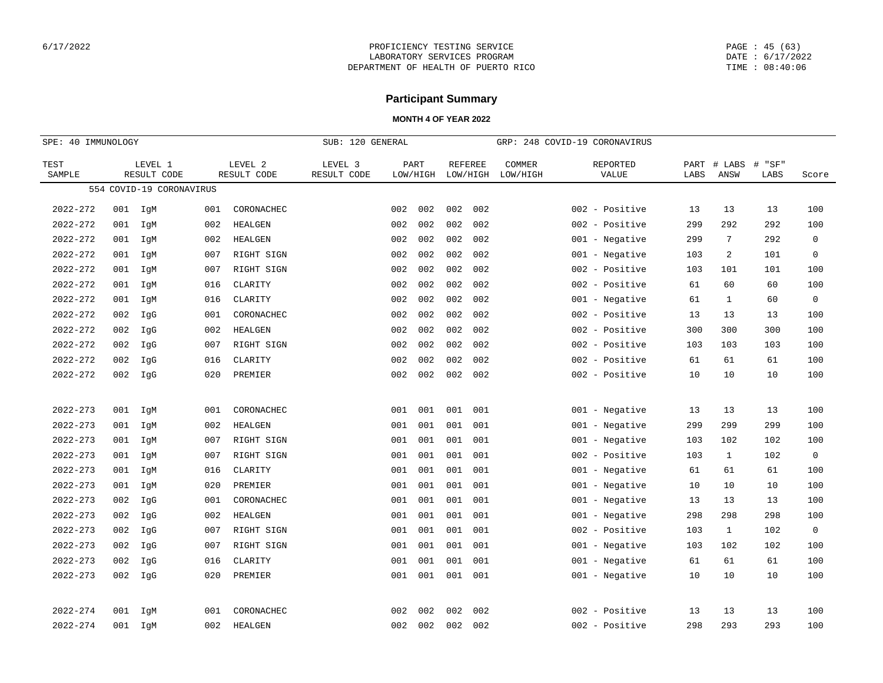# Participant Summary

**MONTH 4 OF YEAR 2022**

PROFICIENCY TESTING SERVICE
LABORATORY SERVICES PROGRAM
DEPARTMENT OF HEALTH OF PUERTO RICO

SPE: 40 IMMUNOLOGY | SUB: 120 GENERAL | GRP: 248 COVID-19 CORONAVIRUS

554 COVID-19 CORONAVIRUS

| TEST SAMPLE | LEVEL 1 RESULT CODE | | LEVEL 2 RESULT CODE | | LEVEL 3 RESULT CODE | PART LOW/HIGH | | REFEREE LOW/HIGH | | COMMER LOW/HIGH | REPORTED VALUE | PART LABS | # LABS ANSW | # "SF" LABS | Score |
|---|---|---|---|---|---|---|---|---|---|---|---|---|---|---|---|
| 2022-272 | 001 | IgM | 001 | CORONACHEC | | 002 | 002 | 002 | 002 | | 002 - Positive | 13 | 13 | 13 | 100 |
| 2022-272 | 001 | IgM | 002 | HEALGEN | | 002 | 002 | 002 | 002 | | 002 - Positive | 299 | 292 | 292 | 100 |
| 2022-272 | 001 | IgM | 002 | HEALGEN | | 002 | 002 | 002 | 002 | | 001 - Negative | 299 | 7 | 292 | 0 |
| 2022-272 | 001 | IgM | 007 | RIGHT SIGN | | 002 | 002 | 002 | 002 | | 001 - Negative | 103 | 2 | 101 | 0 |
| 2022-272 | 001 | IgM | 007 | RIGHT SIGN | | 002 | 002 | 002 | 002 | | 002 - Positive | 103 | 101 | 101 | 100 |
| 2022-272 | 001 | IgM | 016 | CLARITY | | 002 | 002 | 002 | 002 | | 002 - Positive | 61 | 60 | 60 | 100 |
| 2022-272 | 001 | IgM | 016 | CLARITY | | 002 | 002 | 002 | 002 | | 001 - Negative | 61 | 1 | 60 | 0 |
| 2022-272 | 002 | IgG | 001 | CORONACHEC | | 002 | 002 | 002 | 002 | | 002 - Positive | 13 | 13 | 13 | 100 |
| 2022-272 | 002 | IgG | 002 | HEALGEN | | 002 | 002 | 002 | 002 | | 002 - Positive | 300 | 300 | 300 | 100 |
| 2022-272 | 002 | IgG | 007 | RIGHT SIGN | | 002 | 002 | 002 | 002 | | 002 - Positive | 103 | 103 | 103 | 100 |
| 2022-272 | 002 | IgG | 016 | CLARITY | | 002 | 002 | 002 | 002 | | 002 - Positive | 61 | 61 | 61 | 100 |
| 2022-272 | 002 | IgG | 020 | PREMIER | | 002 | 002 | 002 | 002 | | 002 - Positive | 10 | 10 | 10 | 100 |
| 2022-273 | 001 | IgM | 001 | CORONACHEC | | 001 | 001 | 001 | 001 | | 001 - Negative | 13 | 13 | 13 | 100 |
| 2022-273 | 001 | IgM | 002 | HEALGEN | | 001 | 001 | 001 | 001 | | 001 - Negative | 299 | 299 | 299 | 100 |
| 2022-273 | 001 | IgM | 007 | RIGHT SIGN | | 001 | 001 | 001 | 001 | | 001 - Negative | 103 | 102 | 102 | 100 |
| 2022-273 | 001 | IgM | 007 | RIGHT SIGN | | 001 | 001 | 001 | 001 | | 002 - Positive | 103 | 1 | 102 | 0 |
| 2022-273 | 001 | IgM | 016 | CLARITY | | 001 | 001 | 001 | 001 | | 001 - Negative | 61 | 61 | 61 | 100 |
| 2022-273 | 001 | IgM | 020 | PREMIER | | 001 | 001 | 001 | 001 | | 001 - Negative | 10 | 10 | 10 | 100 |
| 2022-273 | 002 | IgG | 001 | CORONACHEC | | 001 | 001 | 001 | 001 | | 001 - Negative | 13 | 13 | 13 | 100 |
| 2022-273 | 002 | IgG | 002 | HEALGEN | | 001 | 001 | 001 | 001 | | 001 - Negative | 298 | 298 | 298 | 100 |
| 2022-273 | 002 | IgG | 007 | RIGHT SIGN | | 001 | 001 | 001 | 001 | | 002 - Positive | 103 | 1 | 102 | 0 |
| 2022-273 | 002 | IgG | 007 | RIGHT SIGN | | 001 | 001 | 001 | 001 | | 001 - Negative | 103 | 102 | 102 | 100 |
| 2022-273 | 002 | IgG | 016 | CLARITY | | 001 | 001 | 001 | 001 | | 001 - Negative | 61 | 61 | 61 | 100 |
| 2022-273 | 002 | IgG | 020 | PREMIER | | 001 | 001 | 001 | 001 | | 001 - Negative | 10 | 10 | 10 | 100 |
| 2022-274 | 001 | IgM | 001 | CORONACHEC | | 002 | 002 | 002 | 002 | | 002 - Positive | 13 | 13 | 13 | 100 |
| 2022-274 | 001 | IgM | 002 | HEALGEN | | 002 | 002 | 002 | 002 | | 002 - Positive | 298 | 293 | 293 | 100 |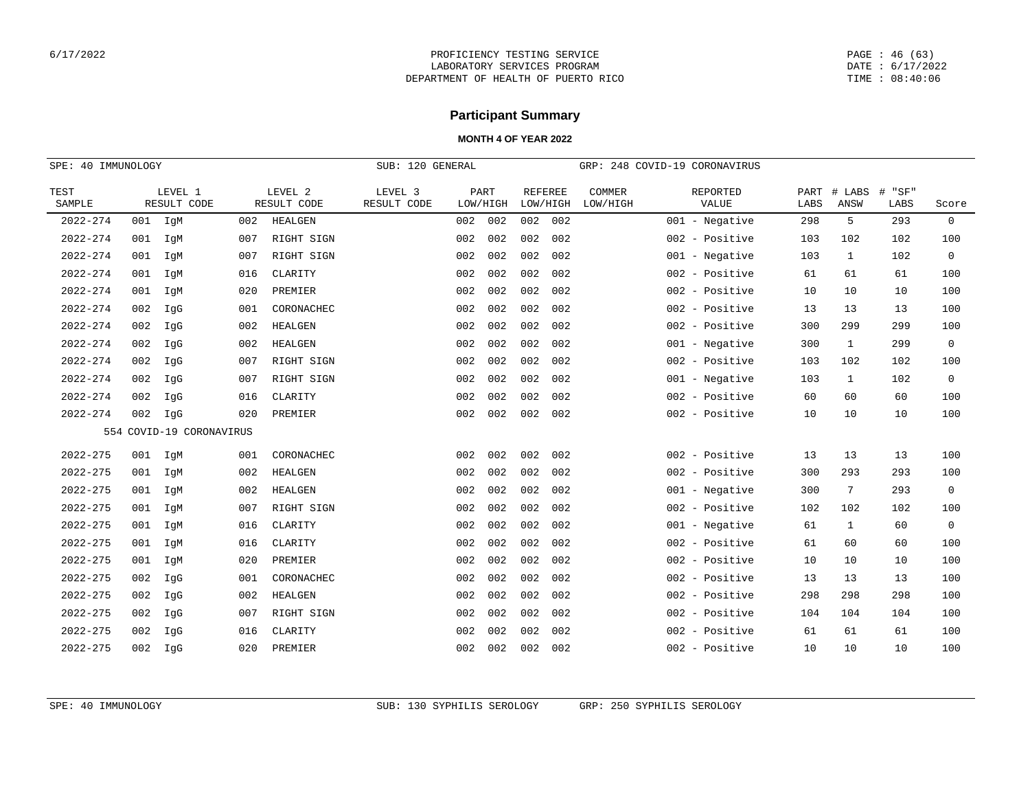# Participant Summary

**MONTH 4 OF YEAR 2022**

SPE: 40 IMMUNOLOGY — SUB: 120 GENERAL — GRP: 248 COVID-19 CORONAVIRUS

| TEST SAMPLE | LEVEL 1 RESULT CODE | | LEVEL 2 RESULT CODE | | LEVEL 3 RESULT CODE | PART LOW/HIGH | | REFEREE LOW/HIGH | | COMMER LOW/HIGH | REPORTED VALUE | PART LABS | # LABS ANSW | # "SF" LABS | Score |
|---|---|---|---|---|---|---|---|---|---|---|---|---|---|---|---|
| 2022-274 | 001 | IgM | 002 | HEALGEN | | 002 | 002 | 002 | 002 | | 001 - Negative | 298 | 5 | 293 | 0 |
| 2022-274 | 001 | IgM | 007 | RIGHT SIGN | | 002 | 002 | 002 | 002 | | 002 - Positive | 103 | 102 | 102 | 100 |
| 2022-274 | 001 | IgM | 007 | RIGHT SIGN | | 002 | 002 | 002 | 002 | | 001 - Negative | 103 | 1 | 102 | 0 |
| 2022-274 | 001 | IgM | 016 | CLARITY | | 002 | 002 | 002 | 002 | | 002 - Positive | 61 | 61 | 61 | 100 |
| 2022-274 | 001 | IgM | 020 | PREMIER | | 002 | 002 | 002 | 002 | | 002 - Positive | 10 | 10 | 10 | 100 |
| 2022-274 | 002 | IgG | 001 | CORONACHEC | | 002 | 002 | 002 | 002 | | 002 - Positive | 13 | 13 | 13 | 100 |
| 2022-274 | 002 | IgG | 002 | HEALGEN | | 002 | 002 | 002 | 002 | | 002 - Positive | 300 | 299 | 299 | 100 |
| 2022-274 | 002 | IgG | 002 | HEALGEN | | 002 | 002 | 002 | 002 | | 001 - Negative | 300 | 1 | 299 | 0 |
| 2022-274 | 002 | IgG | 007 | RIGHT SIGN | | 002 | 002 | 002 | 002 | | 002 - Positive | 103 | 102 | 102 | 100 |
| 2022-274 | 002 | IgG | 007 | RIGHT SIGN | | 002 | 002 | 002 | 002 | | 001 - Negative | 103 | 1 | 102 | 0 |
| 2022-274 | 002 | IgG | 016 | CLARITY | | 002 | 002 | 002 | 002 | | 002 - Positive | 60 | 60 | 60 | 100 |
| 2022-274 | 002 | IgG | 020 | PREMIER | | 002 | 002 | 002 | 002 | | 002 - Positive | 10 | 10 | 10 | 100 |
| | 554 COVID-19 CORONAVIRUS | | | | | | | | | | | | | | |
| 2022-275 | 001 | IgM | 001 | CORONACHEC | | 002 | 002 | 002 | 002 | | 002 - Positive | 13 | 13 | 13 | 100 |
| 2022-275 | 001 | IgM | 002 | HEALGEN | | 002 | 002 | 002 | 002 | | 002 - Positive | 300 | 293 | 293 | 100 |
| 2022-275 | 001 | IgM | 002 | HEALGEN | | 002 | 002 | 002 | 002 | | 001 - Negative | 300 | 7 | 293 | 0 |
| 2022-275 | 001 | IgM | 007 | RIGHT SIGN | | 002 | 002 | 002 | 002 | | 002 - Positive | 102 | 102 | 102 | 100 |
| 2022-275 | 001 | IgM | 016 | CLARITY | | 002 | 002 | 002 | 002 | | 001 - Negative | 61 | 1 | 60 | 0 |
| 2022-275 | 001 | IgM | 016 | CLARITY | | 002 | 002 | 002 | 002 | | 002 - Positive | 61 | 60 | 60 | 100 |
| 2022-275 | 001 | IgM | 020 | PREMIER | | 002 | 002 | 002 | 002 | | 002 - Positive | 10 | 10 | 10 | 100 |
| 2022-275 | 002 | IgG | 001 | CORONACHEC | | 002 | 002 | 002 | 002 | | 002 - Positive | 13 | 13 | 13 | 100 |
| 2022-275 | 002 | IgG | 002 | HEALGEN | | 002 | 002 | 002 | 002 | | 002 - Positive | 298 | 298 | 298 | 100 |
| 2022-275 | 002 | IgG | 007 | RIGHT SIGN | | 002 | 002 | 002 | 002 | | 002 - Positive | 104 | 104 | 104 | 100 |
| 2022-275 | 002 | IgG | 016 | CLARITY | | 002 | 002 | 002 | 002 | | 002 - Positive | 61 | 61 | 61 | 100 |
| 2022-275 | 002 | IgG | 020 | PREMIER | | 002 | 002 | 002 | 002 | | 002 - Positive | 10 | 10 | 10 | 100 |

SPE: 40 IMMUNOLOGY — SUB: 130 SYPHILIS SEROLOGY — GRP: 250 SYPHILIS SEROLOGY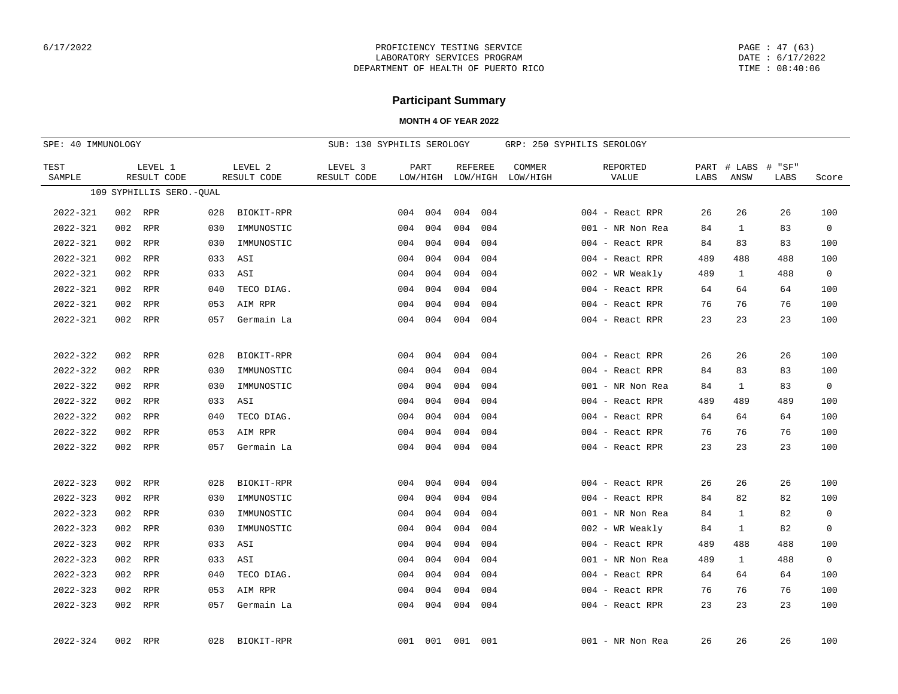PROFICIENCY TESTING SERVICE
LABORATORY SERVICES PROGRAM
DEPARTMENT OF HEALTH OF PUERTO RICO

DATE : 6/17/2022
TIME : 08:40:06

# Participant Summary

### MONTH 4 OF YEAR 2022

SPE: 40 IMMUNOLOGY SUB: 130 SYPHILIS SEROLOGY GRP: 250 SYPHILIS SEROLOGY

| TEST SAMPLE | LEVEL 1 RESULT CODE | LEVEL 2 RESULT CODE | LEVEL 3 RESULT CODE | PART LOW/HIGH | REFEREE LOW/HIGH | COMMER LOW/HIGH | REPORTED VALUE | PART LABS | # LABS ANSW | # "SF" LABS | Score |
|---|---|---|---|---|---|---|---|---|---|---|---|
| 109 SYPHILLIS SERO.-QUAL | | | | | | | | | | | |
| 2022-321 | 002 RPR | 028 BIOKIT-RPR | | 004 004 | 004 004 | | 004 - React RPR | 26 | 26 | 26 | 100 |
| 2022-321 | 002 RPR | 030 IMMUNOSTIC | | 004 004 | 004 004 | | 001 - NR Non Rea | 84 | 1 | 83 | 0 |
| 2022-321 | 002 RPR | 030 IMMUNOSTIC | | 004 004 | 004 004 | | 004 - React RPR | 84 | 83 | 83 | 100 |
| 2022-321 | 002 RPR | 033 ASI | | 004 004 | 004 004 | | 004 - React RPR | 489 | 488 | 488 | 100 |
| 2022-321 | 002 RPR | 033 ASI | | 004 004 | 004 004 | | 002 - WR Weakly | 489 | 1 | 488 | 0 |
| 2022-321 | 002 RPR | 040 TECO DIAG. | | 004 004 | 004 004 | | 004 - React RPR | 64 | 64 | 64 | 100 |
| 2022-321 | 002 RPR | 053 AIM RPR | | 004 004 | 004 004 | | 004 - React RPR | 76 | 76 | 76 | 100 |
| 2022-321 | 002 RPR | 057 Germain La | | 004 004 | 004 004 | | 004 - React RPR | 23 | 23 | 23 | 100 |
| 2022-322 | 002 RPR | 028 BIOKIT-RPR | | 004 004 | 004 004 | | 004 - React RPR | 26 | 26 | 26 | 100 |
| 2022-322 | 002 RPR | 030 IMMUNOSTIC | | 004 004 | 004 004 | | 004 - React RPR | 84 | 83 | 83 | 100 |
| 2022-322 | 002 RPR | 030 IMMUNOSTIC | | 004 004 | 004 004 | | 001 - NR Non Rea | 84 | 1 | 83 | 0 |
| 2022-322 | 002 RPR | 033 ASI | | 004 004 | 004 004 | | 004 - React RPR | 489 | 489 | 489 | 100 |
| 2022-322 | 002 RPR | 040 TECO DIAG. | | 004 004 | 004 004 | | 004 - React RPR | 64 | 64 | 64 | 100 |
| 2022-322 | 002 RPR | 053 AIM RPR | | 004 004 | 004 004 | | 004 - React RPR | 76 | 76 | 76 | 100 |
| 2022-322 | 002 RPR | 057 Germain La | | 004 004 | 004 004 | | 004 - React RPR | 23 | 23 | 23 | 100 |
| 2022-323 | 002 RPR | 028 BIOKIT-RPR | | 004 004 | 004 004 | | 004 - React RPR | 26 | 26 | 26 | 100 |
| 2022-323 | 002 RPR | 030 IMMUNOSTIC | | 004 004 | 004 004 | | 004 - React RPR | 84 | 82 | 82 | 100 |
| 2022-323 | 002 RPR | 030 IMMUNOSTIC | | 004 004 | 004 004 | | 001 - NR Non Rea | 84 | 1 | 82 | 0 |
| 2022-323 | 002 RPR | 030 IMMUNOSTIC | | 004 004 | 004 004 | | 002 - WR Weakly | 84 | 1 | 82 | 0 |
| 2022-323 | 002 RPR | 033 ASI | | 004 004 | 004 004 | | 004 - React RPR | 489 | 488 | 488 | 100 |
| 2022-323 | 002 RPR | 033 ASI | | 004 004 | 004 004 | | 001 - NR Non Rea | 489 | 1 | 488 | 0 |
| 2022-323 | 002 RPR | 040 TECO DIAG. | | 004 004 | 004 004 | | 004 - React RPR | 64 | 64 | 64 | 100 |
| 2022-323 | 002 RPR | 053 AIM RPR | | 004 004 | 004 004 | | 004 - React RPR | 76 | 76 | 76 | 100 |
| 2022-323 | 002 RPR | 057 Germain La | | 004 004 | 004 004 | | 004 - React RPR | 23 | 23 | 23 | 100 |
| 2022-324 | 002 RPR | 028 BIOKIT-RPR | | 001 001 | 001 001 | | 001 - NR Non Rea | 26 | 26 | 26 | 100 |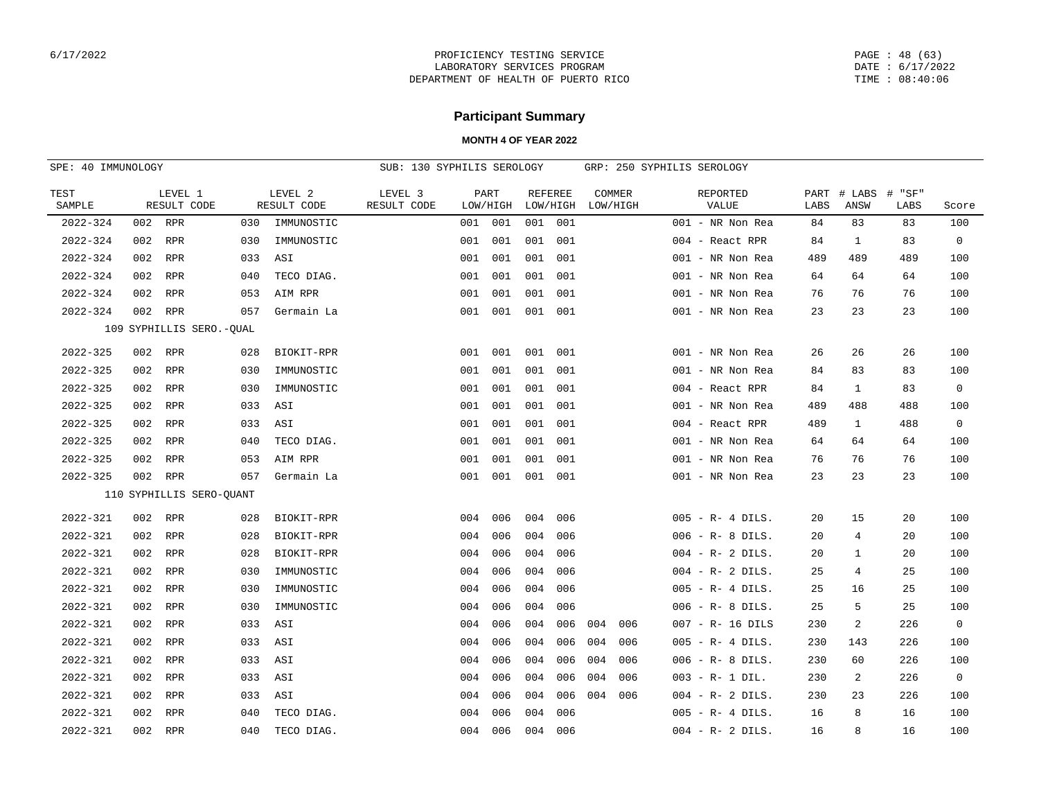# Participant Summary

**MONTH 4 OF YEAR 2022**

SPE: 40 IMMUNOLOGY — SUB: 130 SYPHILIS SEROLOGY — GRP: 250 SYPHILIS SEROLOGY

| TEST SAMPLE | LEVEL 1 RESULT CODE | LEVEL 2 RESULT CODE | LEVEL 3 RESULT CODE | PART LOW/HIGH | REFEREE LOW/HIGH | COMMER LOW/HIGH | REPORTED VALUE | PART LABS | # LABS ANSW | # "SF" LABS | Score |
|---|---|---|---|---|---|---|---|---|---|---|---|
| 2022-324 | 002 RPR | 030 IMMUNOSTIC | | 001 001 | 001 001 | | 001 - NR Non Rea | 84 | 83 | 83 | 100 |
| 2022-324 | 002 RPR | 030 IMMUNOSTIC | | 001 001 | 001 001 | | 004 - React RPR | 84 | 1 | 83 | 0 |
| 2022-324 | 002 RPR | 033 ASI | | 001 001 | 001 001 | | 001 - NR Non Rea | 489 | 489 | 489 | 100 |
| 2022-324 | 002 RPR | 040 TECO DIAG. | | 001 001 | 001 001 | | 001 - NR Non Rea | 64 | 64 | 64 | 100 |
| 2022-324 | 002 RPR | 053 AIM RPR | | 001 001 | 001 001 | | 001 - NR Non Rea | 76 | 76 | 76 | 100 |
| 2022-324 | 002 RPR | 057 Germain La | | 001 001 | 001 001 | | 001 - NR Non Rea | 23 | 23 | 23 | 100 |
| 109 SYPHILLIS SERO.-QUAL | | | | | | | | | | | |
| 2022-325 | 002 RPR | 028 BIOKIT-RPR | | 001 001 | 001 001 | | 001 - NR Non Rea | 26 | 26 | 26 | 100 |
| 2022-325 | 002 RPR | 030 IMMUNOSTIC | | 001 001 | 001 001 | | 001 - NR Non Rea | 84 | 83 | 83 | 100 |
| 2022-325 | 002 RPR | 030 IMMUNOSTIC | | 001 001 | 001 001 | | 004 - React RPR | 84 | 1 | 83 | 0 |
| 2022-325 | 002 RPR | 033 ASI | | 001 001 | 001 001 | | 001 - NR Non Rea | 489 | 488 | 488 | 100 |
| 2022-325 | 002 RPR | 033 ASI | | 001 001 | 001 001 | | 004 - React RPR | 489 | 1 | 488 | 0 |
| 2022-325 | 002 RPR | 040 TECO DIAG. | | 001 001 | 001 001 | | 001 - NR Non Rea | 64 | 64 | 64 | 100 |
| 2022-325 | 002 RPR | 053 AIM RPR | | 001 001 | 001 001 | | 001 - NR Non Rea | 76 | 76 | 76 | 100 |
| 2022-325 | 002 RPR | 057 Germain La | | 001 001 | 001 001 | | 001 - NR Non Rea | 23 | 23 | 23 | 100 |
| 110 SYPHILLIS SERO-QUANT | | | | | | | | | | | |
| 2022-321 | 002 RPR | 028 BIOKIT-RPR | | 004 006 | 004 006 | | 005 - R- 4 DILS. | 20 | 15 | 20 | 100 |
| 2022-321 | 002 RPR | 028 BIOKIT-RPR | | 004 006 | 004 006 | | 006 - R- 8 DILS. | 20 | 4 | 20 | 100 |
| 2022-321 | 002 RPR | 028 BIOKIT-RPR | | 004 006 | 004 006 | | 004 - R- 2 DILS. | 20 | 1 | 20 | 100 |
| 2022-321 | 002 RPR | 030 IMMUNOSTIC | | 004 006 | 004 006 | | 004 - R- 2 DILS. | 25 | 4 | 25 | 100 |
| 2022-321 | 002 RPR | 030 IMMUNOSTIC | | 004 006 | 004 006 | | 005 - R- 4 DILS. | 25 | 16 | 25 | 100 |
| 2022-321 | 002 RPR | 030 IMMUNOSTIC | | 004 006 | 004 006 | | 006 - R- 8 DILS. | 25 | 5 | 25 | 100 |
| 2022-321 | 002 RPR | 033 ASI | | 004 006 | 004 006 | 004 006 | 007 - R- 16 DILS | 230 | 2 | 226 | 0 |
| 2022-321 | 002 RPR | 033 ASI | | 004 006 | 004 006 | 004 006 | 005 - R- 4 DILS. | 230 | 143 | 226 | 100 |
| 2022-321 | 002 RPR | 033 ASI | | 004 006 | 004 006 | 004 006 | 006 - R- 8 DILS. | 230 | 60 | 226 | 100 |
| 2022-321 | 002 RPR | 033 ASI | | 004 006 | 004 006 | 004 006 | 003 - R- 1 DIL. | 230 | 2 | 226 | 0 |
| 2022-321 | 002 RPR | 033 ASI | | 004 006 | 004 006 | 004 006 | 004 - R- 2 DILS. | 230 | 23 | 226 | 100 |
| 2022-321 | 002 RPR | 040 TECO DIAG. | | 004 006 | 004 006 | | 005 - R- 4 DILS. | 16 | 8 | 16 | 100 |
| 2022-321 | 002 RPR | 040 TECO DIAG. | | 004 006 | 004 006 | | 004 - R- 2 DILS. | 16 | 8 | 16 | 100 |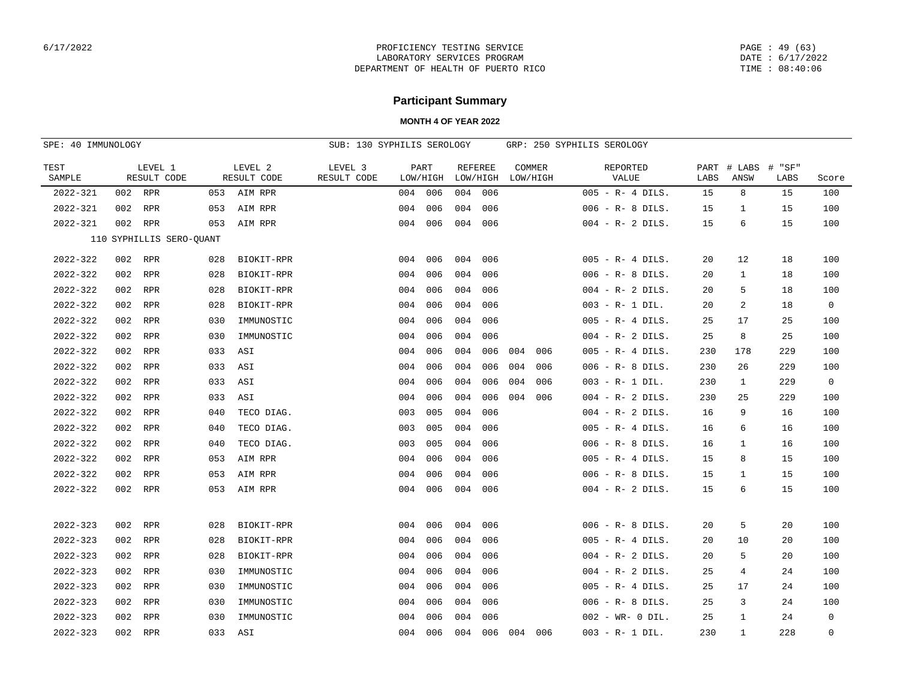# Participant Summary

**MONTH 4 OF YEAR 2022**

SPE: 40 IMMUNOLOGY | SUB: 130 SYPHILIS SEROLOGY | GRP: 250 SYPHILIS SEROLOGY

| TEST SAMPLE | LEVEL 1 RESULT CODE | LEVEL 2 RESULT CODE | LEVEL 3 RESULT CODE | PART LOW/HIGH | REFEREE LOW/HIGH | COMMER LOW/HIGH | REPORTED VALUE | PART LABS | # LABS ANSW | # "SF" LABS | Score |
|---|---|---|---|---|---|---|---|---|---|---|---|
| 2022-321 | 002 RPR | 053 AIM RPR | | 004 006 | 004 006 | | 005 - R- 4 DILS. | 15 | 8 | 15 | 100 |
| 2022-321 | 002 RPR | 053 AIM RPR | | 004 006 | 004 006 | | 006 - R- 8 DILS. | 15 | 1 | 15 | 100 |
| 2022-321 | 002 RPR | 053 AIM RPR | | 004 006 | 004 006 | | 004 - R- 2 DILS. | 15 | 6 | 15 | 100 |
| | 110 SYPHILLIS SERO-QUANT | | | | | | | | | | |
| 2022-322 | 002 RPR | 028 BIOKIT-RPR | | 004 006 | 004 006 | | 005 - R- 4 DILS. | 20 | 12 | 18 | 100 |
| 2022-322 | 002 RPR | 028 BIOKIT-RPR | | 004 006 | 004 006 | | 006 - R- 8 DILS. | 20 | 1 | 18 | 100 |
| 2022-322 | 002 RPR | 028 BIOKIT-RPR | | 004 006 | 004 006 | | 004 - R- 2 DILS. | 20 | 5 | 18 | 100 |
| 2022-322 | 002 RPR | 028 BIOKIT-RPR | | 004 006 | 004 006 | | 003 - R- 1 DIL. | 20 | 2 | 18 | 0 |
| 2022-322 | 002 RPR | 030 IMMUNOSTIC | | 004 006 | 004 006 | | 005 - R- 4 DILS. | 25 | 17 | 25 | 100 |
| 2022-322 | 002 RPR | 030 IMMUNOSTIC | | 004 006 | 004 006 | | 004 - R- 2 DILS. | 25 | 8 | 25 | 100 |
| 2022-322 | 002 RPR | 033 ASI | | 004 006 | 004 006 | 004 006 | 005 - R- 4 DILS. | 230 | 178 | 229 | 100 |
| 2022-322 | 002 RPR | 033 ASI | | 004 006 | 004 006 | 004 006 | 006 - R- 8 DILS. | 230 | 26 | 229 | 100 |
| 2022-322 | 002 RPR | 033 ASI | | 004 006 | 004 006 | 004 006 | 003 - R- 1 DIL. | 230 | 1 | 229 | 0 |
| 2022-322 | 002 RPR | 033 ASI | | 004 006 | 004 006 | 004 006 | 004 - R- 2 DILS. | 230 | 25 | 229 | 100 |
| 2022-322 | 002 RPR | 040 TECO DIAG. | | 003 005 | 004 006 | | 004 - R- 2 DILS. | 16 | 9 | 16 | 100 |
| 2022-322 | 002 RPR | 040 TECO DIAG. | | 003 005 | 004 006 | | 005 - R- 4 DILS. | 16 | 6 | 16 | 100 |
| 2022-322 | 002 RPR | 040 TECO DIAG. | | 003 005 | 004 006 | | 006 - R- 8 DILS. | 16 | 1 | 16 | 100 |
| 2022-322 | 002 RPR | 053 AIM RPR | | 004 006 | 004 006 | | 005 - R- 4 DILS. | 15 | 8 | 15 | 100 |
| 2022-322 | 002 RPR | 053 AIM RPR | | 004 006 | 004 006 | | 006 - R- 8 DILS. | 15 | 1 | 15 | 100 |
| 2022-322 | 002 RPR | 053 AIM RPR | | 004 006 | 004 006 | | 004 - R- 2 DILS. | 15 | 6 | 15 | 100 |
| 2022-323 | 002 RPR | 028 BIOKIT-RPR | | 004 006 | 004 006 | | 006 - R- 8 DILS. | 20 | 5 | 20 | 100 |
| 2022-323 | 002 RPR | 028 BIOKIT-RPR | | 004 006 | 004 006 | | 005 - R- 4 DILS. | 20 | 10 | 20 | 100 |
| 2022-323 | 002 RPR | 028 BIOKIT-RPR | | 004 006 | 004 006 | | 004 - R- 2 DILS. | 20 | 5 | 20 | 100 |
| 2022-323 | 002 RPR | 030 IMMUNOSTIC | | 004 006 | 004 006 | | 004 - R- 2 DILS. | 25 | 4 | 24 | 100 |
| 2022-323 | 002 RPR | 030 IMMUNOSTIC | | 004 006 | 004 006 | | 005 - R- 4 DILS. | 25 | 17 | 24 | 100 |
| 2022-323 | 002 RPR | 030 IMMUNOSTIC | | 004 006 | 004 006 | | 006 - R- 8 DILS. | 25 | 3 | 24 | 100 |
| 2022-323 | 002 RPR | 030 IMMUNOSTIC | | 004 006 | 004 006 | | 002 - WR- 0 DIL. | 25 | 1 | 24 | 0 |
| 2022-323 | 002 RPR | 033 ASI | | 004 006 | 004 006 | 004 006 | 003 - R- 1 DIL. | 230 | 1 | 228 | 0 |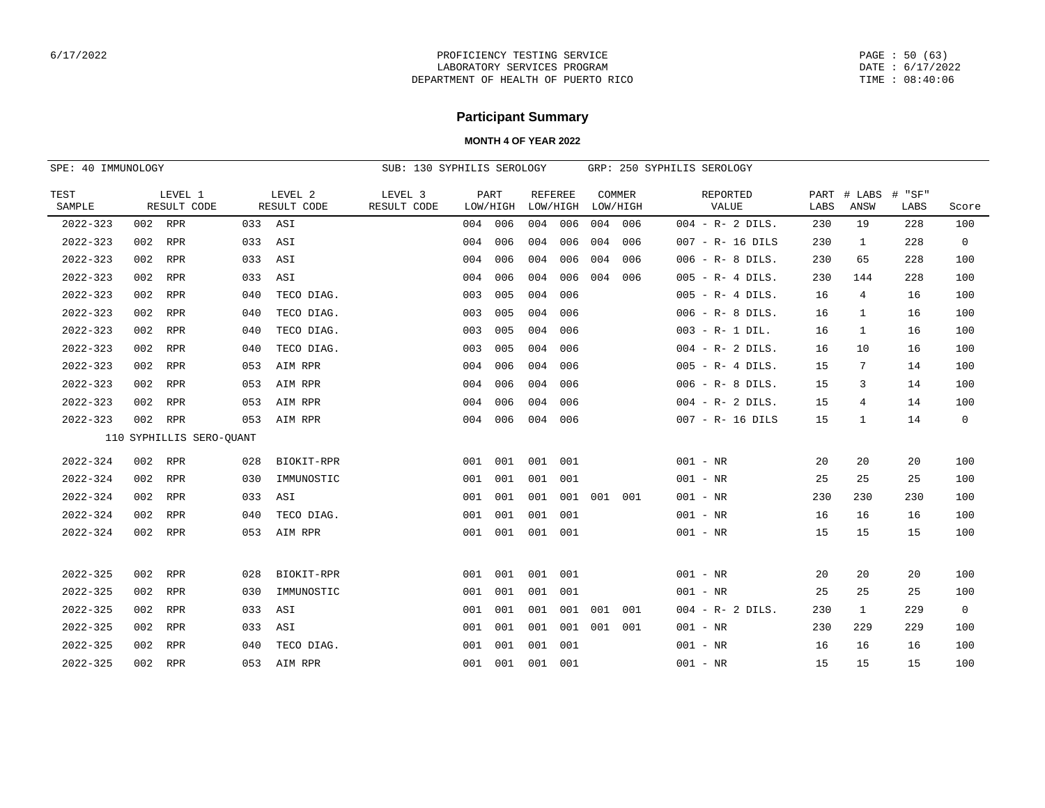## Participant Summary

**MONTH 4 OF YEAR 2022**

SPE: 40 IMMUNOLOGY | SUB: 130 SYPHILIS SEROLOGY | GRP: 250 SYPHILIS SEROLOGY

| TEST SAMPLE | LEVEL 1 RESULT CODE | LEVEL 2 RESULT CODE | LEVEL 3 RESULT CODE | PART LOW/HIGH | REFEREE LOW/HIGH | COMMER LOW/HIGH | REPORTED VALUE | PART LABS | # LABS ANSW | # "SF" LABS | Score |
|---|---|---|---|---|---|---|---|---|---|---|---|
| 2022-323 | 002 RPR | 033 ASI | | 004 006 | 004 006 | 004 006 | 004 - R- 2 DILS. | 230 | 19 | 228 | 100 |
| 2022-323 | 002 RPR | 033 ASI | | 004 006 | 004 006 | 004 006 | 007 - R- 16 DILS | 230 | 1 | 228 | 0 |
| 2022-323 | 002 RPR | 033 ASI | | 004 006 | 004 006 | 004 006 | 006 - R- 8 DILS. | 230 | 65 | 228 | 100 |
| 2022-323 | 002 RPR | 033 ASI | | 004 006 | 004 006 | 004 006 | 005 - R- 4 DILS. | 230 | 144 | 228 | 100 |
| 2022-323 | 002 RPR | 040 TECO DIAG. | | 003 005 | 004 006 | | 005 - R- 4 DILS. | 16 | 4 | 16 | 100 |
| 2022-323 | 002 RPR | 040 TECO DIAG. | | 003 005 | 004 006 | | 006 - R- 8 DILS. | 16 | 1 | 16 | 100 |
| 2022-323 | 002 RPR | 040 TECO DIAG. | | 003 005 | 004 006 | | 003 - R- 1 DIL. | 16 | 1 | 16 | 100 |
| 2022-323 | 002 RPR | 040 TECO DIAG. | | 003 005 | 004 006 | | 004 - R- 2 DILS. | 16 | 10 | 16 | 100 |
| 2022-323 | 002 RPR | 053 AIM RPR | | 004 006 | 004 006 | | 005 - R- 4 DILS. | 15 | 7 | 14 | 100 |
| 2022-323 | 002 RPR | 053 AIM RPR | | 004 006 | 004 006 | | 006 - R- 8 DILS. | 15 | 3 | 14 | 100 |
| 2022-323 | 002 RPR | 053 AIM RPR | | 004 006 | 004 006 | | 004 - R- 2 DILS. | 15 | 4 | 14 | 100 |
| 2022-323 | 002 RPR | 053 AIM RPR | | 004 006 | 004 006 | | 007 - R- 16 DILS | 15 | 1 | 14 | 0 |
| | 110 SYPHILLIS SERO-QUANT | | | | | | | | | | |
| 2022-324 | 002 RPR | 028 BIOKIT-RPR | | 001 001 | 001 001 | | 001 - NR | 20 | 20 | 20 | 100 |
| 2022-324 | 002 RPR | 030 IMMUNOSTIC | | 001 001 | 001 001 | | 001 - NR | 25 | 25 | 25 | 100 |
| 2022-324 | 002 RPR | 033 ASI | | 001 001 | 001 001 | 001 001 | 001 - NR | 230 | 230 | 230 | 100 |
| 2022-324 | 002 RPR | 040 TECO DIAG. | | 001 001 | 001 001 | | 001 - NR | 16 | 16 | 16 | 100 |
| 2022-324 | 002 RPR | 053 AIM RPR | | 001 001 | 001 001 | | 001 - NR | 15 | 15 | 15 | 100 |
| 2022-325 | 002 RPR | 028 BIOKIT-RPR | | 001 001 | 001 001 | | 001 - NR | 20 | 20 | 20 | 100 |
| 2022-325 | 002 RPR | 030 IMMUNOSTIC | | 001 001 | 001 001 | | 001 - NR | 25 | 25 | 25 | 100 |
| 2022-325 | 002 RPR | 033 ASI | | 001 001 | 001 001 | 001 001 | 004 - R- 2 DILS. | 230 | 1 | 229 | 0 |
| 2022-325 | 002 RPR | 033 ASI | | 001 001 | 001 001 | 001 001 | 001 - NR | 230 | 229 | 229 | 100 |
| 2022-325 | 002 RPR | 040 TECO DIAG. | | 001 001 | 001 001 | | 001 - NR | 16 | 16 | 16 | 100 |
| 2022-325 | 002 RPR | 053 AIM RPR | | 001 001 | 001 001 | | 001 - NR | 15 | 15 | 15 | 100 |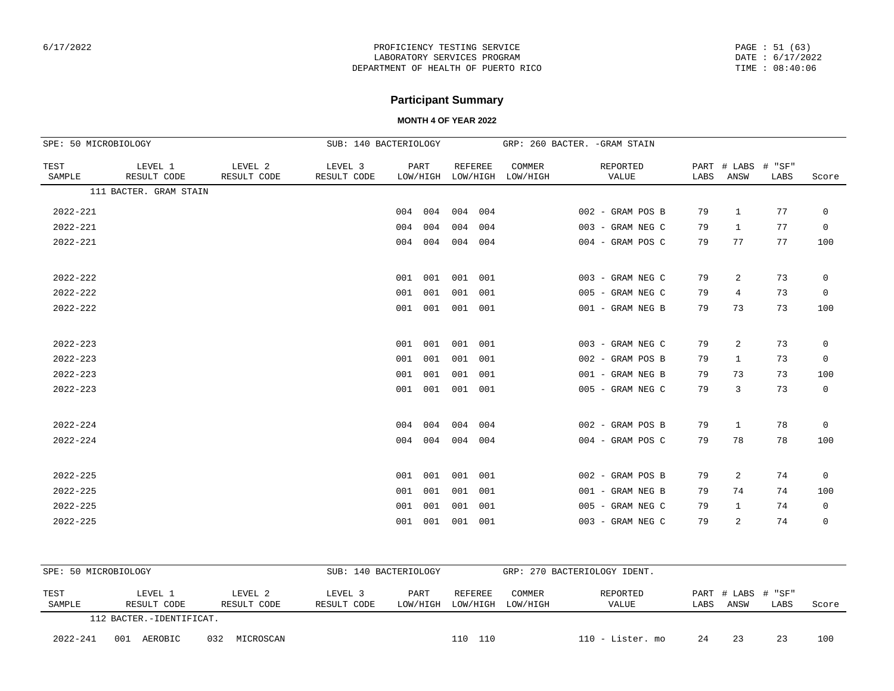# Participant Summary

**MONTH 4 OF YEAR 2022**

| SPE: 50 MICROBIOLOGY | | | SUB: 140 BACTERIOLOGY | | | GRP: 260 BACTER. -GRAM STAIN | | | | | |
|---|---|---|---|---|---|---|---|---|---|---|---|
| TEST SAMPLE | LEVEL 1 RESULT CODE | LEVEL 2 RESULT CODE | LEVEL 3 RESULT CODE | PART LOW/HIGH | REFEREE LOW/HIGH | COMMER LOW/HIGH | REPORTED VALUE | PART LABS | # LABS ANSW | # "SF" LABS | Score |
| | 111 BACTER. GRAM STAIN | | | | | | | | | | |
| 2022-221 | | | | 004 004 | 004 004 | | 002 - GRAM POS B | 79 | 1 | 77 | 0 |
| 2022-221 | | | | 004 004 | 004 004 | | 003 - GRAM NEG C | 79 | 1 | 77 | 0 |
| 2022-221 | | | | 004 004 | 004 004 | | 004 - GRAM POS C | 79 | 77 | 77 | 100 |
| 2022-222 | | | | 001 001 | 001 001 | | 003 - GRAM NEG C | 79 | 2 | 73 | 0 |
| 2022-222 | | | | 001 001 | 001 001 | | 005 - GRAM NEG C | 79 | 4 | 73 | 0 |
| 2022-222 | | | | 001 001 | 001 001 | | 001 - GRAM NEG B | 79 | 73 | 73 | 100 |
| 2022-223 | | | | 001 001 | 001 001 | | 003 - GRAM NEG C | 79 | 2 | 73 | 0 |
| 2022-223 | | | | 001 001 | 001 001 | | 002 - GRAM POS B | 79 | 1 | 73 | 0 |
| 2022-223 | | | | 001 001 | 001 001 | | 001 - GRAM NEG B | 79 | 73 | 73 | 100 |
| 2022-223 | | | | 001 001 | 001 001 | | 005 - GRAM NEG C | 79 | 3 | 73 | 0 |
| 2022-224 | | | | 004 004 | 004 004 | | 002 - GRAM POS B | 79 | 1 | 78 | 0 |
| 2022-224 | | | | 004 004 | 004 004 | | 004 - GRAM POS C | 79 | 78 | 78 | 100 |
| 2022-225 | | | | 001 001 | 001 001 | | 002 - GRAM POS B | 79 | 2 | 74 | 0 |
| 2022-225 | | | | 001 001 | 001 001 | | 001 - GRAM NEG B | 79 | 74 | 74 | 100 |
| 2022-225 | | | | 001 001 | 001 001 | | 005 - GRAM NEG C | 79 | 1 | 74 | 0 |
| 2022-225 | | | | 001 001 | 001 001 | | 003 - GRAM NEG C | 79 | 2 | 74 | 0 |

| SPE: 50 MICROBIOLOGY | | | SUB: 140 BACTERIOLOGY | | | GRP: 270 BACTERIOLOGY IDENT. | | | | | |
|---|---|---|---|---|---|---|---|---|---|---|---|
| TEST SAMPLE | LEVEL 1 RESULT CODE | LEVEL 2 RESULT CODE | LEVEL 3 RESULT CODE | PART LOW/HIGH | REFEREE LOW/HIGH | COMMER LOW/HIGH | REPORTED VALUE | PART LABS | # LABS ANSW | # "SF" LABS | Score |
| | 112 BACTER.-IDENTIFICAT. | | | | | | | | | | |
| 2022-241 | 001 AEROBIC | 032 MICROSCAN | | | 110 110 | | 110 - Lister. mo | 24 | 23 | 23 | 100 |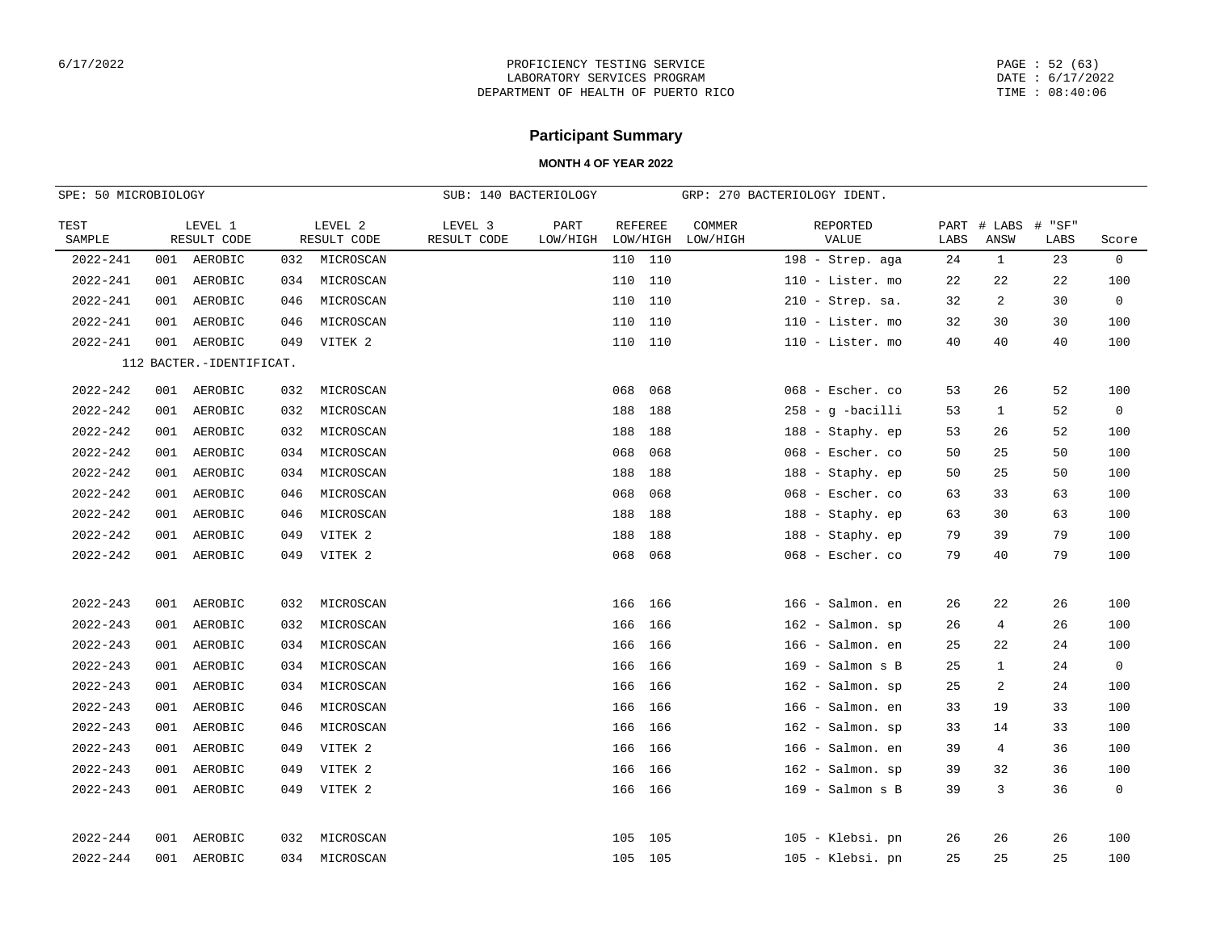PROFICIENCY TESTING SERVICE
LABORATORY SERVICES PROGRAM
DEPARTMENT OF HEALTH OF PUERTO RICO

## Participant Summary

### MONTH 4 OF YEAR 2022

SPE: 50 MICROBIOLOGY | SUB: 140 BACTERIOLOGY | GRP: 270 BACTERIOLOGY IDENT.

| TEST SAMPLE | LEVEL 1 RESULT CODE | LEVEL 2 RESULT CODE | LEVEL 3 RESULT CODE | PART LOW/HIGH | REFEREE LOW/HIGH | COMMER LOW/HIGH | REPORTED VALUE | PART LABS | # LABS ANSW | # "SF" LABS | Score |
|---|---|---|---|---|---|---|---|---|---|---|---|
| 2022-241 | 001 AEROBIC | 032 MICROSCAN | | | 110 110 | | 198 - Strep. aga | 24 | 1 | 23 | 0 |
| 2022-241 | 001 AEROBIC | 034 MICROSCAN | | | 110 110 | | 110 - Lister. mo | 22 | 22 | 22 | 100 |
| 2022-241 | 001 AEROBIC | 046 MICROSCAN | | | 110 110 | | 210 - Strep. sa. | 32 | 2 | 30 | 0 |
| 2022-241 | 001 AEROBIC | 046 MICROSCAN | | | 110 110 | | 110 - Lister. mo | 32 | 30 | 30 | 100 |
| 2022-241 | 001 AEROBIC | 049 VITEK 2 | | | 110 110 | | 110 - Lister. mo | 40 | 40 | 40 | 100 |
| 112 BACTER.-IDENTIFICAT. | | | | | | | | | | | |
| 2022-242 | 001 AEROBIC | 032 MICROSCAN | | | 068 068 | | 068 - Escher. co | 53 | 26 | 52 | 100 |
| 2022-242 | 001 AEROBIC | 032 MICROSCAN | | | 188 188 | | 258 - g -bacilli | 53 | 1 | 52 | 0 |
| 2022-242 | 001 AEROBIC | 032 MICROSCAN | | | 188 188 | | 188 - Staphy. ep | 53 | 26 | 52 | 100 |
| 2022-242 | 001 AEROBIC | 034 MICROSCAN | | | 068 068 | | 068 - Escher. co | 50 | 25 | 50 | 100 |
| 2022-242 | 001 AEROBIC | 034 MICROSCAN | | | 188 188 | | 188 - Staphy. ep | 50 | 25 | 50 | 100 |
| 2022-242 | 001 AEROBIC | 046 MICROSCAN | | | 068 068 | | 068 - Escher. co | 63 | 33 | 63 | 100 |
| 2022-242 | 001 AEROBIC | 046 MICROSCAN | | | 188 188 | | 188 - Staphy. ep | 63 | 30 | 63 | 100 |
| 2022-242 | 001 AEROBIC | 049 VITEK 2 | | | 188 188 | | 188 - Staphy. ep | 79 | 39 | 79 | 100 |
| 2022-242 | 001 AEROBIC | 049 VITEK 2 | | | 068 068 | | 068 - Escher. co | 79 | 40 | 79 | 100 |
| 2022-243 | 001 AEROBIC | 032 MICROSCAN | | | 166 166 | | 166 - Salmon. en | 26 | 22 | 26 | 100 |
| 2022-243 | 001 AEROBIC | 032 MICROSCAN | | | 166 166 | | 162 - Salmon. sp | 26 | 4 | 26 | 100 |
| 2022-243 | 001 AEROBIC | 034 MICROSCAN | | | 166 166 | | 166 - Salmon. en | 25 | 22 | 24 | 100 |
| 2022-243 | 001 AEROBIC | 034 MICROSCAN | | | 166 166 | | 169 - Salmon s B | 25 | 1 | 24 | 0 |
| 2022-243 | 001 AEROBIC | 034 MICROSCAN | | | 166 166 | | 162 - Salmon. sp | 25 | 2 | 24 | 100 |
| 2022-243 | 001 AEROBIC | 046 MICROSCAN | | | 166 166 | | 166 - Salmon. en | 33 | 19 | 33 | 100 |
| 2022-243 | 001 AEROBIC | 046 MICROSCAN | | | 166 166 | | 162 - Salmon. sp | 33 | 14 | 33 | 100 |
| 2022-243 | 001 AEROBIC | 049 VITEK 2 | | | 166 166 | | 166 - Salmon. en | 39 | 4 | 36 | 100 |
| 2022-243 | 001 AEROBIC | 049 VITEK 2 | | | 166 166 | | 162 - Salmon. sp | 39 | 32 | 36 | 100 |
| 2022-243 | 001 AEROBIC | 049 VITEK 2 | | | 166 166 | | 169 - Salmon s B | 39 | 3 | 36 | 0 |
| 2022-244 | 001 AEROBIC | 032 MICROSCAN | | | 105 105 | | 105 - Klebsi. pn | 26 | 26 | 26 | 100 |
| 2022-244 | 001 AEROBIC | 034 MICROSCAN | | | 105 105 | | 105 - Klebsi. pn | 25 | 25 | 25 | 100 |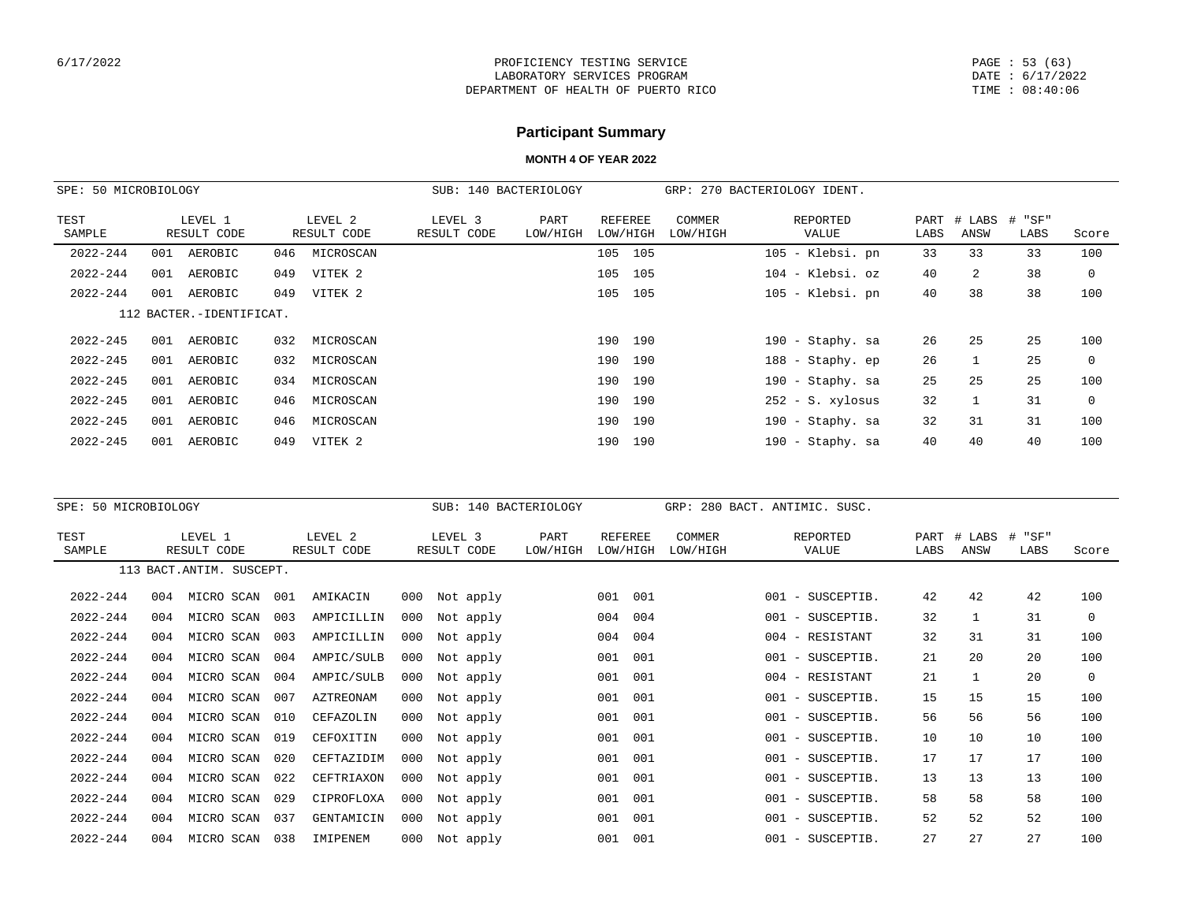6/17/2022

PROFICIENCY TESTING SERVICE
LABORATORY SERVICES PROGRAM
DEPARTMENT OF HEALTH OF PUERTO RICO

PAGE : 53 (63)
DATE : 6/17/2022
TIME : 08:40:06

## Participant Summary

**MONTH 4 OF YEAR 2022**

SPE: 50 MICROBIOLOGY | SUB: 140 BACTERIOLOGY | GRP: 270 BACTERIOLOGY IDENT.

| TEST SAMPLE | LEVEL 1 RESULT CODE | LEVEL 2 RESULT CODE | LEVEL 3 RESULT CODE | PART LOW/HIGH | REFEREE LOW/HIGH | COMMER LOW/HIGH | REPORTED VALUE | PART LABS | # LABS ANSW | # "SF" LABS | Score |
|---|---|---|---|---|---|---|---|---|---|---|---|
| 2022-244 | 001 AEROBIC | 046 MICROSCAN | | | 105 105 | | 105 - Klebsi. pn | 33 | 33 | 33 | 100 |
| 2022-244 | 001 AEROBIC | 049 VITEK 2 | | | 105 105 | | 104 - Klebsi. oz | 40 | 2 | 38 | 0 |
| 2022-244 | 001 AEROBIC | 049 VITEK 2 | | | 105 105 | | 105 - Klebsi. pn | 40 | 38 | 38 | 100 |
| 112 BACTER.-IDENTIFICAT. | | | | | | | | | | | |
| 2022-245 | 001 AEROBIC | 032 MICROSCAN | | | 190 190 | | 190 - Staphy. sa | 26 | 25 | 25 | 100 |
| 2022-245 | 001 AEROBIC | 032 MICROSCAN | | | 190 190 | | 188 - Staphy. ep | 26 | 1 | 25 | 0 |
| 2022-245 | 001 AEROBIC | 034 MICROSCAN | | | 190 190 | | 190 - Staphy. sa | 25 | 25 | 25 | 100 |
| 2022-245 | 001 AEROBIC | 046 MICROSCAN | | | 190 190 | | 252 - S. xylosus | 32 | 1 | 31 | 0 |
| 2022-245 | 001 AEROBIC | 046 MICROSCAN | | | 190 190 | | 190 - Staphy. sa | 32 | 31 | 31 | 100 |
| 2022-245 | 001 AEROBIC | 049 VITEK 2 | | | 190 190 | | 190 - Staphy. sa | 40 | 40 | 40 | 100 |

SPE: 50 MICROBIOLOGY | SUB: 140 BACTERIOLOGY | GRP: 280 BACT. ANTIMIC. SUSC.

| TEST SAMPLE | LEVEL 1 RESULT CODE | LEVEL 2 RESULT CODE | LEVEL 3 RESULT CODE | PART LOW/HIGH | REFEREE LOW/HIGH | COMMER LOW/HIGH | REPORTED VALUE | PART LABS | # LABS ANSW | # "SF" LABS | Score |
|---|---|---|---|---|---|---|---|---|---|---|---|
| 113 BACT.ANTIM. SUSCEPT. | | | | | | | | | | | |
| 2022-244 | 004 MICRO SCAN | 001 AMIKACIN | 000 Not apply | | 001 001 | | 001 - SUSCEPTIB. | 42 | 42 | 42 | 100 |
| 2022-244 | 004 MICRO SCAN | 003 AMPICILLIN | 000 Not apply | | 004 004 | | 001 - SUSCEPTIB. | 32 | 1 | 31 | 0 |
| 2022-244 | 004 MICRO SCAN | 003 AMPICILLIN | 000 Not apply | | 004 004 | | 004 - RESISTANT | 32 | 31 | 31 | 100 |
| 2022-244 | 004 MICRO SCAN | 004 AMPIC/SULB | 000 Not apply | | 001 001 | | 001 - SUSCEPTIB. | 21 | 20 | 20 | 100 |
| 2022-244 | 004 MICRO SCAN | 004 AMPIC/SULB | 000 Not apply | | 001 001 | | 004 - RESISTANT | 21 | 1 | 20 | 0 |
| 2022-244 | 004 MICRO SCAN | 007 AZTREONAM | 000 Not apply | | 001 001 | | 001 - SUSCEPTIB. | 15 | 15 | 15 | 100 |
| 2022-244 | 004 MICRO SCAN | 010 CEFAZOLIN | 000 Not apply | | 001 001 | | 001 - SUSCEPTIB. | 56 | 56 | 56 | 100 |
| 2022-244 | 004 MICRO SCAN | 019 CEFOXITIN | 000 Not apply | | 001 001 | | 001 - SUSCEPTIB. | 10 | 10 | 10 | 100 |
| 2022-244 | 004 MICRO SCAN | 020 CEFTAZIDIM | 000 Not apply | | 001 001 | | 001 - SUSCEPTIB. | 17 | 17 | 17 | 100 |
| 2022-244 | 004 MICRO SCAN | 022 CEFTRIAXON | 000 Not apply | | 001 001 | | 001 - SUSCEPTIB. | 13 | 13 | 13 | 100 |
| 2022-244 | 004 MICRO SCAN | 029 CIPROFLOXA | 000 Not apply | | 001 001 | | 001 - SUSCEPTIB. | 58 | 58 | 58 | 100 |
| 2022-244 | 004 MICRO SCAN | 037 GENTAMICIN | 000 Not apply | | 001 001 | | 001 - SUSCEPTIB. | 52 | 52 | 52 | 100 |
| 2022-244 | 004 MICRO SCAN | 038 IMIPENEM | 000 Not apply | | 001 001 | | 001 - SUSCEPTIB. | 27 | 27 | 27 | 100 |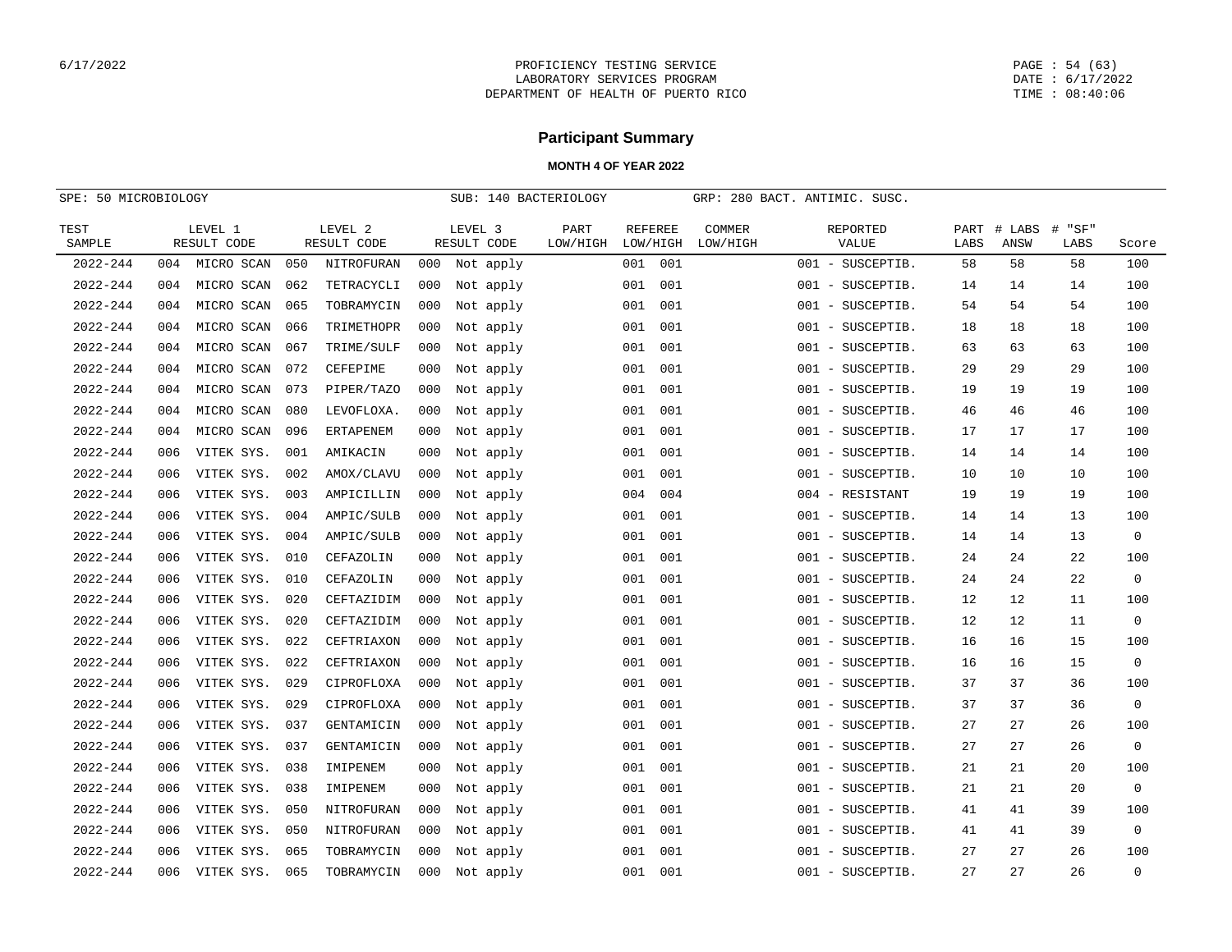## Participant Summary

**MONTH 4 OF YEAR 2022**

SPE: 50 MICROBIOLOGY — SUB: 140 BACTERIOLOGY — GRP: 280 BACT. ANTIMIC. SUSC.

| TEST SAMPLE | LEVEL 1 RESULT CODE | LEVEL 2 RESULT CODE | LEVEL 3 RESULT CODE | PART LOW/HIGH | REFEREE LOW/HIGH | COMMER LOW/HIGH | REPORTED VALUE | PART LABS | # LABS ANSW | # "SF" LABS | Score |
|---|---|---|---|---|---|---|---|---|---|---|---|
| 2022-244 | 004 MICRO SCAN | 050 NITROFURAN | 000 Not apply | | 001 001 | | 001 - SUSCEPTIB. | 58 | 58 | 58 | 100 |
| 2022-244 | 004 MICRO SCAN | 062 TETRACYCLI | 000 Not apply | | 001 001 | | 001 - SUSCEPTIB. | 14 | 14 | 14 | 100 |
| 2022-244 | 004 MICRO SCAN | 065 TOBRAMYCIN | 000 Not apply | | 001 001 | | 001 - SUSCEPTIB. | 54 | 54 | 54 | 100 |
| 2022-244 | 004 MICRO SCAN | 066 TRIMETHOPR | 000 Not apply | | 001 001 | | 001 - SUSCEPTIB. | 18 | 18 | 18 | 100 |
| 2022-244 | 004 MICRO SCAN | 067 TRIME/SULF | 000 Not apply | | 001 001 | | 001 - SUSCEPTIB. | 63 | 63 | 63 | 100 |
| 2022-244 | 004 MICRO SCAN | 072 CEFEPIME | 000 Not apply | | 001 001 | | 001 - SUSCEPTIB. | 29 | 29 | 29 | 100 |
| 2022-244 | 004 MICRO SCAN | 073 PIPER/TAZO | 000 Not apply | | 001 001 | | 001 - SUSCEPTIB. | 19 | 19 | 19 | 100 |
| 2022-244 | 004 MICRO SCAN | 080 LEVOFLOXA. | 000 Not apply | | 001 001 | | 001 - SUSCEPTIB. | 46 | 46 | 46 | 100 |
| 2022-244 | 004 MICRO SCAN | 096 ERTAPENEM | 000 Not apply | | 001 001 | | 001 - SUSCEPTIB. | 17 | 17 | 17 | 100 |
| 2022-244 | 006 VITEK SYS. | 001 AMIKACIN | 000 Not apply | | 001 001 | | 001 - SUSCEPTIB. | 14 | 14 | 14 | 100 |
| 2022-244 | 006 VITEK SYS. | 002 AMOX/CLAVU | 000 Not apply | | 001 001 | | 001 - SUSCEPTIB. | 10 | 10 | 10 | 100 |
| 2022-244 | 006 VITEK SYS. | 003 AMPICILLIN | 000 Not apply | | 004 004 | | 004 - RESISTANT | 19 | 19 | 19 | 100 |
| 2022-244 | 006 VITEK SYS. | 004 AMPIC/SULB | 000 Not apply | | 001 001 | | 001 - SUSCEPTIB. | 14 | 14 | 13 | 100 |
| 2022-244 | 006 VITEK SYS. | 004 AMPIC/SULB | 000 Not apply | | 001 001 | | 001 - SUSCEPTIB. | 14 | 14 | 13 | 0 |
| 2022-244 | 006 VITEK SYS. | 010 CEFAZOLIN | 000 Not apply | | 001 001 | | 001 - SUSCEPTIB. | 24 | 24 | 22 | 100 |
| 2022-244 | 006 VITEK SYS. | 010 CEFAZOLIN | 000 Not apply | | 001 001 | | 001 - SUSCEPTIB. | 24 | 24 | 22 | 0 |
| 2022-244 | 006 VITEK SYS. | 020 CEFTAZIDIM | 000 Not apply | | 001 001 | | 001 - SUSCEPTIB. | 12 | 12 | 11 | 100 |
| 2022-244 | 006 VITEK SYS. | 020 CEFTAZIDIM | 000 Not apply | | 001 001 | | 001 - SUSCEPTIB. | 12 | 12 | 11 | 0 |
| 2022-244 | 006 VITEK SYS. | 022 CEFTRIAXON | 000 Not apply | | 001 001 | | 001 - SUSCEPTIB. | 16 | 16 | 15 | 100 |
| 2022-244 | 006 VITEK SYS. | 022 CEFTRIAXON | 000 Not apply | | 001 001 | | 001 - SUSCEPTIB. | 16 | 16 | 15 | 0 |
| 2022-244 | 006 VITEK SYS. | 029 CIPROFLOXA | 000 Not apply | | 001 001 | | 001 - SUSCEPTIB. | 37 | 37 | 36 | 100 |
| 2022-244 | 006 VITEK SYS. | 029 CIPROFLOXA | 000 Not apply | | 001 001 | | 001 - SUSCEPTIB. | 37 | 37 | 36 | 0 |
| 2022-244 | 006 VITEK SYS. | 037 GENTAMICIN | 000 Not apply | | 001 001 | | 001 - SUSCEPTIB. | 27 | 27 | 26 | 100 |
| 2022-244 | 006 VITEK SYS. | 037 GENTAMICIN | 000 Not apply | | 001 001 | | 001 - SUSCEPTIB. | 27 | 27 | 26 | 0 |
| 2022-244 | 006 VITEK SYS. | 038 IMIPENEM | 000 Not apply | | 001 001 | | 001 - SUSCEPTIB. | 21 | 21 | 20 | 100 |
| 2022-244 | 006 VITEK SYS. | 038 IMIPENEM | 000 Not apply | | 001 001 | | 001 - SUSCEPTIB. | 21 | 21 | 20 | 0 |
| 2022-244 | 006 VITEK SYS. | 050 NITROFURAN | 000 Not apply | | 001 001 | | 001 - SUSCEPTIB. | 41 | 41 | 39 | 100 |
| 2022-244 | 006 VITEK SYS. | 050 NITROFURAN | 000 Not apply | | 001 001 | | 001 - SUSCEPTIB. | 41 | 41 | 39 | 0 |
| 2022-244 | 006 VITEK SYS. | 065 TOBRAMYCIN | 000 Not apply | | 001 001 | | 001 - SUSCEPTIB. | 27 | 27 | 26 | 100 |
| 2022-244 | 006 VITEK SYS. | 065 TOBRAMYCIN | 000 Not apply | | 001 001 | | 001 - SUSCEPTIB. | 27 | 27 | 26 | 0 |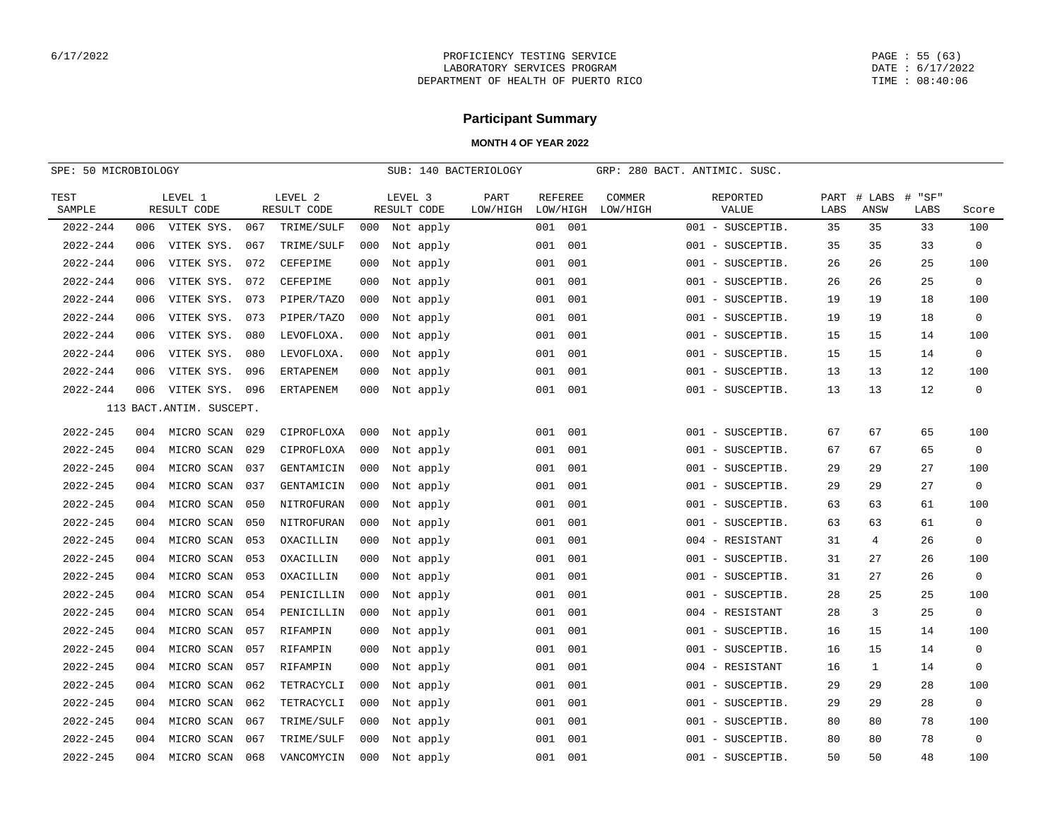## Participant Summary

**MONTH 4 OF YEAR 2022**

SPE: 50 MICROBIOLOGY | SUB: 140 BACTERIOLOGY | GRP: 280 BACT. ANTIMIC. SUSC.

| TEST SAMPLE | LEVEL 1 RESULT CODE | LEVEL 2 RESULT CODE | LEVEL 3 RESULT CODE | PART LOW/HIGH | REFEREE LOW/HIGH | COMMER LOW/HIGH | REPORTED VALUE | PART LABS | # LABS ANSW | # "SF" LABS | Score |
|---|---|---|---|---|---|---|---|---|---|---|---|
| 2022-244 | 006 VITEK SYS. | 067 TRIME/SULF | 000 Not apply | | 001 001 | | 001 - SUSCEPTIB. | 35 | 35 | 33 | 100 |
| 2022-244 | 006 VITEK SYS. | 067 TRIME/SULF | 000 Not apply | | 001 001 | | 001 - SUSCEPTIB. | 35 | 35 | 33 | 0 |
| 2022-244 | 006 VITEK SYS. | 072 CEFEPIME | 000 Not apply | | 001 001 | | 001 - SUSCEPTIB. | 26 | 26 | 25 | 100 |
| 2022-244 | 006 VITEK SYS. | 072 CEFEPIME | 000 Not apply | | 001 001 | | 001 - SUSCEPTIB. | 26 | 26 | 25 | 0 |
| 2022-244 | 006 VITEK SYS. | 073 PIPER/TAZO | 000 Not apply | | 001 001 | | 001 - SUSCEPTIB. | 19 | 19 | 18 | 100 |
| 2022-244 | 006 VITEK SYS. | 073 PIPER/TAZO | 000 Not apply | | 001 001 | | 001 - SUSCEPTIB. | 19 | 19 | 18 | 0 |
| 2022-244 | 006 VITEK SYS. | 080 LEVOFLOXA. | 000 Not apply | | 001 001 | | 001 - SUSCEPTIB. | 15 | 15 | 14 | 100 |
| 2022-244 | 006 VITEK SYS. | 080 LEVOFLOXA. | 000 Not apply | | 001 001 | | 001 - SUSCEPTIB. | 15 | 15 | 14 | 0 |
| 2022-244 | 006 VITEK SYS. | 096 ERTAPENEM | 000 Not apply | | 001 001 | | 001 - SUSCEPTIB. | 13 | 13 | 12 | 100 |
| 2022-244 | 006 VITEK SYS. | 096 ERTAPENEM | 000 Not apply | | 001 001 | | 001 - SUSCEPTIB. | 13 | 13 | 12 | 0 |
| 113 BACT.ANTIM. SUSCEPT. | | | | | | | | | | | |
| 2022-245 | 004 MICRO SCAN | 029 CIPROFLOXA | 000 Not apply | | 001 001 | | 001 - SUSCEPTIB. | 67 | 67 | 65 | 100 |
| 2022-245 | 004 MICRO SCAN | 029 CIPROFLOXA | 000 Not apply | | 001 001 | | 001 - SUSCEPTIB. | 67 | 67 | 65 | 0 |
| 2022-245 | 004 MICRO SCAN | 037 GENTAMICIN | 000 Not apply | | 001 001 | | 001 - SUSCEPTIB. | 29 | 29 | 27 | 100 |
| 2022-245 | 004 MICRO SCAN | 037 GENTAMICIN | 000 Not apply | | 001 001 | | 001 - SUSCEPTIB. | 29 | 29 | 27 | 0 |
| 2022-245 | 004 MICRO SCAN | 050 NITROFURAN | 000 Not apply | | 001 001 | | 001 - SUSCEPTIB. | 63 | 63 | 61 | 100 |
| 2022-245 | 004 MICRO SCAN | 050 NITROFURAN | 000 Not apply | | 001 001 | | 001 - SUSCEPTIB. | 63 | 63 | 61 | 0 |
| 2022-245 | 004 MICRO SCAN | 053 OXACILLIN | 000 Not apply | | 001 001 | | 004 - RESISTANT | 31 | 4 | 26 | 0 |
| 2022-245 | 004 MICRO SCAN | 053 OXACILLIN | 000 Not apply | | 001 001 | | 001 - SUSCEPTIB. | 31 | 27 | 26 | 100 |
| 2022-245 | 004 MICRO SCAN | 053 OXACILLIN | 000 Not apply | | 001 001 | | 001 - SUSCEPTIB. | 31 | 27 | 26 | 0 |
| 2022-245 | 004 MICRO SCAN | 054 PENICILLIN | 000 Not apply | | 001 001 | | 001 - SUSCEPTIB. | 28 | 25 | 25 | 100 |
| 2022-245 | 004 MICRO SCAN | 054 PENICILLIN | 000 Not apply | | 001 001 | | 004 - RESISTANT | 28 | 3 | 25 | 0 |
| 2022-245 | 004 MICRO SCAN | 057 RIFAMPIN | 000 Not apply | | 001 001 | | 001 - SUSCEPTIB. | 16 | 15 | 14 | 100 |
| 2022-245 | 004 MICRO SCAN | 057 RIFAMPIN | 000 Not apply | | 001 001 | | 001 - SUSCEPTIB. | 16 | 15 | 14 | 0 |
| 2022-245 | 004 MICRO SCAN | 057 RIFAMPIN | 000 Not apply | | 001 001 | | 004 - RESISTANT | 16 | 1 | 14 | 0 |
| 2022-245 | 004 MICRO SCAN | 062 TETRACYCLI | 000 Not apply | | 001 001 | | 001 - SUSCEPTIB. | 29 | 29 | 28 | 100 |
| 2022-245 | 004 MICRO SCAN | 062 TETRACYCLI | 000 Not apply | | 001 001 | | 001 - SUSCEPTIB. | 29 | 29 | 28 | 0 |
| 2022-245 | 004 MICRO SCAN | 067 TRIME/SULF | 000 Not apply | | 001 001 | | 001 - SUSCEPTIB. | 80 | 80 | 78 | 100 |
| 2022-245 | 004 MICRO SCAN | 067 TRIME/SULF | 000 Not apply | | 001 001 | | 001 - SUSCEPTIB. | 80 | 80 | 78 | 0 |
| 2022-245 | 004 MICRO SCAN | 068 VANCOMYCIN | 000 Not apply | | 001 001 | | 001 - SUSCEPTIB. | 50 | 50 | 48 | 100 |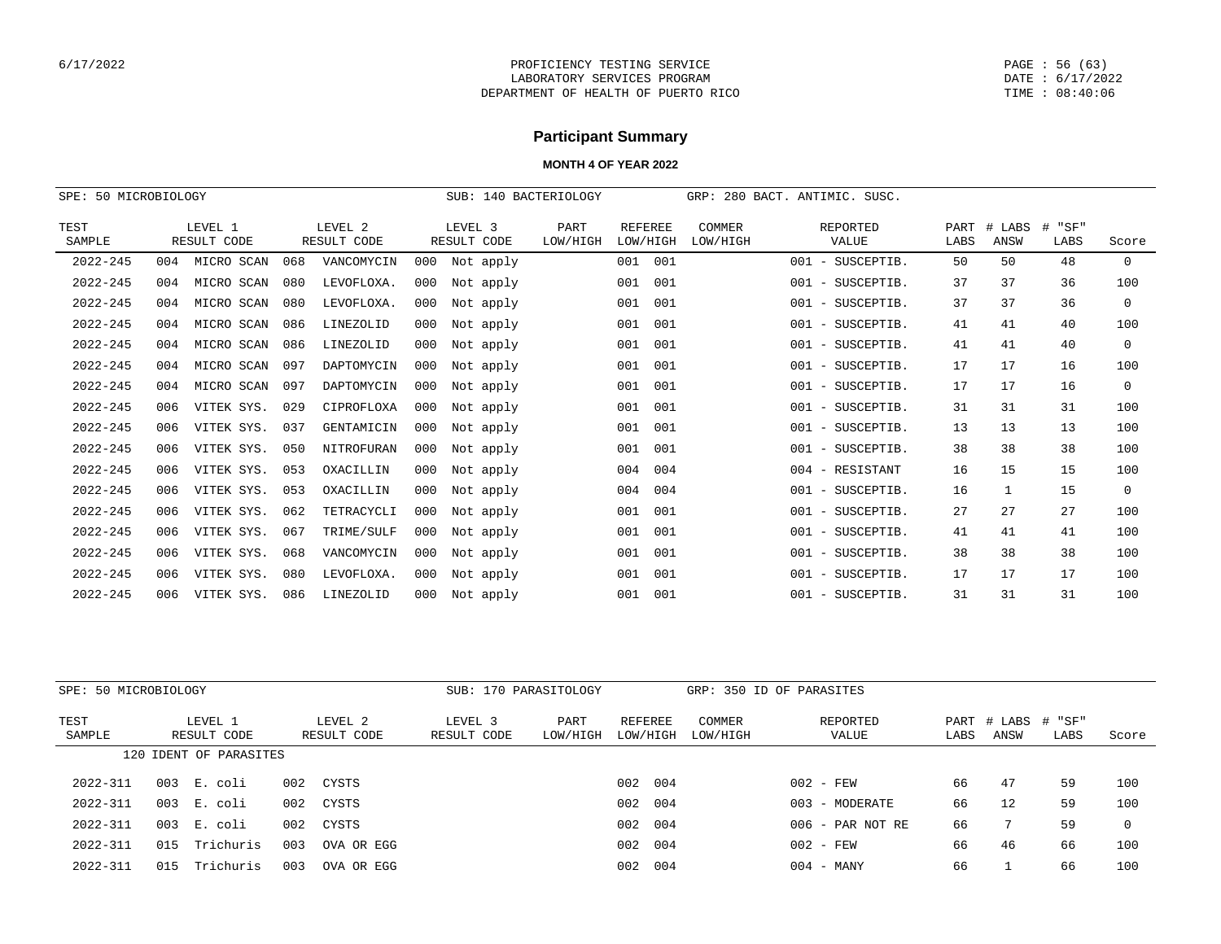## Participant Summary

**MONTH 4 OF YEAR 2022**

SPE: 50 MICROBIOLOGY SUB: 140 BACTERIOLOGY GRP: 280 BACT. ANTIMIC. SUSC.

| TEST SAMPLE | LEVEL 1 RESULT CODE | LEVEL 2 RESULT CODE | LEVEL 3 RESULT CODE | PART LOW/HIGH | REFEREE LOW/HIGH | COMMER LOW/HIGH | REPORTED VALUE | PART LABS | # LABS ANSW | # "SF" LABS | Score |
|---|---|---|---|---|---|---|---|---|---|---|---|
| 2022-245 | 004 MICRO SCAN | 068 VANCOMYCIN | 000 Not apply | | 001 001 | | 001 - SUSCEPTIB. | 50 | 50 | 48 | 0 |
| 2022-245 | 004 MICRO SCAN | 080 LEVOFLOXA. | 000 Not apply | | 001 001 | | 001 - SUSCEPTIB. | 37 | 37 | 36 | 100 |
| 2022-245 | 004 MICRO SCAN | 080 LEVOFLOXA. | 000 Not apply | | 001 001 | | 001 - SUSCEPTIB. | 37 | 37 | 36 | 0 |
| 2022-245 | 004 MICRO SCAN | 086 LINEZOLID | 000 Not apply | | 001 001 | | 001 - SUSCEPTIB. | 41 | 41 | 40 | 100 |
| 2022-245 | 004 MICRO SCAN | 086 LINEZOLID | 000 Not apply | | 001 001 | | 001 - SUSCEPTIB. | 41 | 41 | 40 | 0 |
| 2022-245 | 004 MICRO SCAN | 097 DAPTOMYCIN | 000 Not apply | | 001 001 | | 001 - SUSCEPTIB. | 17 | 17 | 16 | 100 |
| 2022-245 | 004 MICRO SCAN | 097 DAPTOMYCIN | 000 Not apply | | 001 001 | | 001 - SUSCEPTIB. | 17 | 17 | 16 | 0 |
| 2022-245 | 006 VITEK SYS. | 029 CIPROFLOXA | 000 Not apply | | 001 001 | | 001 - SUSCEPTIB. | 31 | 31 | 31 | 100 |
| 2022-245 | 006 VITEK SYS. | 037 GENTAMICIN | 000 Not apply | | 001 001 | | 001 - SUSCEPTIB. | 13 | 13 | 13 | 100 |
| 2022-245 | 006 VITEK SYS. | 050 NITROFURAN | 000 Not apply | | 001 001 | | 001 - SUSCEPTIB. | 38 | 38 | 38 | 100 |
| 2022-245 | 006 VITEK SYS. | 053 OXACILLIN | 000 Not apply | | 004 004 | | 004 - RESISTANT | 16 | 15 | 15 | 100 |
| 2022-245 | 006 VITEK SYS. | 053 OXACILLIN | 000 Not apply | | 004 004 | | 001 - SUSCEPTIB. | 16 | 1 | 15 | 0 |
| 2022-245 | 006 VITEK SYS. | 062 TETRACYCLI | 000 Not apply | | 001 001 | | 001 - SUSCEPTIB. | 27 | 27 | 27 | 100 |
| 2022-245 | 006 VITEK SYS. | 067 TRIME/SULF | 000 Not apply | | 001 001 | | 001 - SUSCEPTIB. | 41 | 41 | 41 | 100 |
| 2022-245 | 006 VITEK SYS. | 068 VANCOMYCIN | 000 Not apply | | 001 001 | | 001 - SUSCEPTIB. | 38 | 38 | 38 | 100 |
| 2022-245 | 006 VITEK SYS. | 080 LEVOFLOXA. | 000 Not apply | | 001 001 | | 001 - SUSCEPTIB. | 17 | 17 | 17 | 100 |
| 2022-245 | 006 VITEK SYS. | 086 LINEZOLID | 000 Not apply | | 001 001 | | 001 - SUSCEPTIB. | 31 | 31 | 31 | 100 |

SPE: 50 MICROBIOLOGY SUB: 170 PARASITOLOGY GRP: 350 ID OF PARASITES

| TEST SAMPLE | LEVEL 1 RESULT CODE | LEVEL 2 RESULT CODE | LEVEL 3 RESULT CODE | PART LOW/HIGH | REFEREE LOW/HIGH | COMMER LOW/HIGH | REPORTED VALUE | PART LABS | # LABS ANSW | # "SF" LABS | Score |
|---|---|---|---|---|---|---|---|---|---|---|---|
| | 120 IDENT OF PARASITES | | | | | | | | | | |
| 2022-311 | 003 E. coli | 002 CYSTS | | | 002 004 | | 002 - FEW | 66 | 47 | 59 | 100 |
| 2022-311 | 003 E. coli | 002 CYSTS | | | 002 004 | | 003 - MODERATE | 66 | 12 | 59 | 100 |
| 2022-311 | 003 E. coli | 002 CYSTS | | | 002 004 | | 006 - PAR NOT RE | 66 | 7 | 59 | 0 |
| 2022-311 | 015 Trichuris | 003 OVA OR EGG | | | 002 004 | | 002 - FEW | 66 | 46 | 66 | 100 |
| 2022-311 | 015 Trichuris | 003 OVA OR EGG | | | 002 004 | | 004 - MANY | 66 | 1 | 66 | 100 |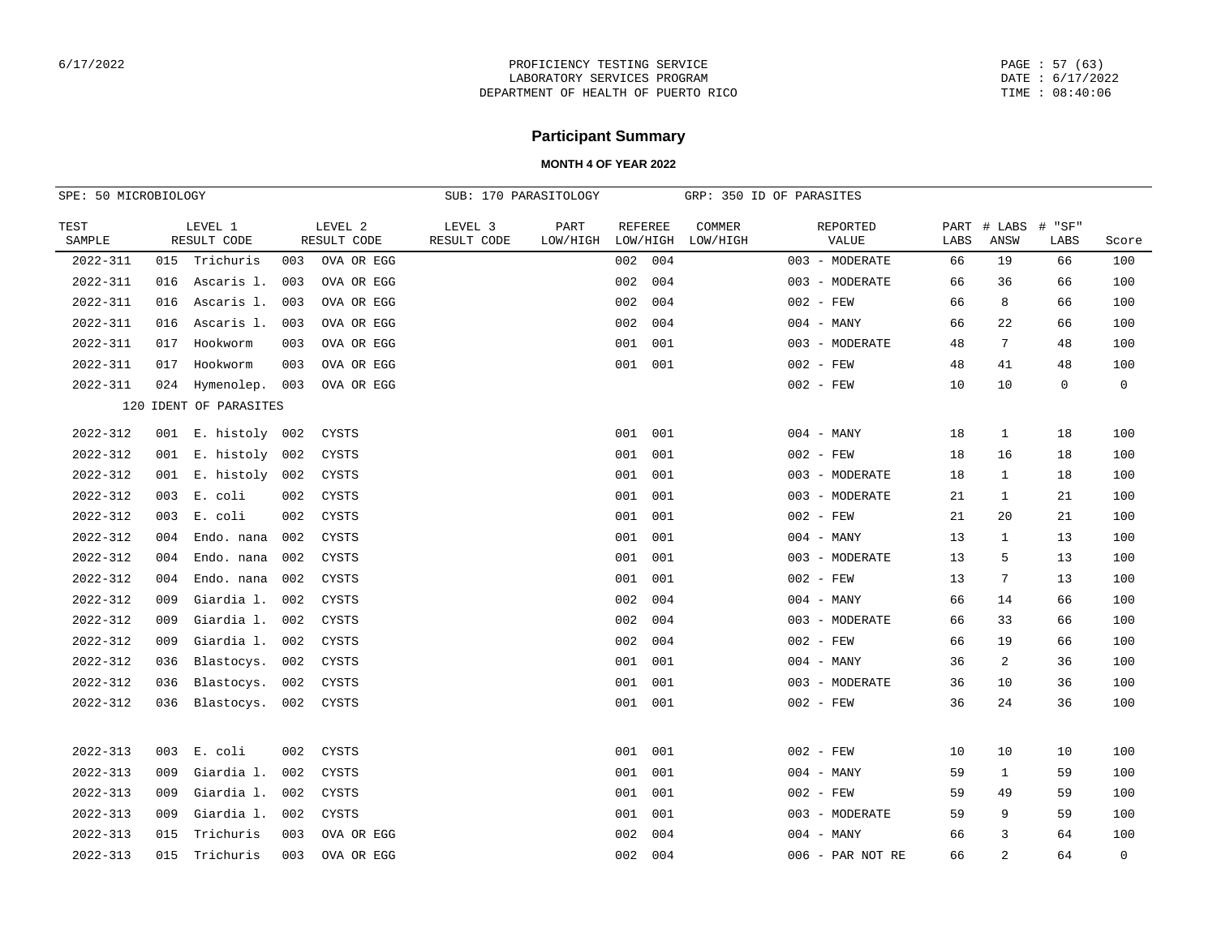# Participant Summary

**MONTH 4 OF YEAR 2022**

SPE: 50 MICROBIOLOGY | SUB: 170 PARASITOLOGY | GRP: 350 ID OF PARASITES

| TEST SAMPLE | LEVEL 1 RESULT CODE | LEVEL 2 RESULT CODE | LEVEL 3 RESULT CODE | PART LOW/HIGH | REFEREE LOW/HIGH | COMMER LOW/HIGH | REPORTED VALUE | PART LABS | # LABS ANSW | # "SF" LABS | Score |
|---|---|---|---|---|---|---|---|---|---|---|---|
| 2022-311 | 015 Trichuris | 003 OVA OR EGG | | | 002 004 | | 003 - MODERATE | 66 | 19 | 66 | 100 |
| 2022-311 | 016 Ascaris l. | 003 OVA OR EGG | | | 002 004 | | 003 - MODERATE | 66 | 36 | 66 | 100 |
| 2022-311 | 016 Ascaris l. | 003 OVA OR EGG | | | 002 004 | | 002 - FEW | 66 | 8 | 66 | 100 |
| 2022-311 | 016 Ascaris l. | 003 OVA OR EGG | | | 002 004 | | 004 - MANY | 66 | 22 | 66 | 100 |
| 2022-311 | 017 Hookworm | 003 OVA OR EGG | | | 001 001 | | 003 - MODERATE | 48 | 7 | 48 | 100 |
| 2022-311 | 017 Hookworm | 003 OVA OR EGG | | | 001 001 | | 002 - FEW | 48 | 41 | 48 | 100 |
| 2022-311 | 024 Hymenolep. | 003 OVA OR EGG | | | | | 002 - FEW | 10 | 10 | 0 | 0 |
| | 120 IDENT OF PARASITES | | | | | | | | | | |
| 2022-312 | 001 E. histoly | 002 CYSTS | | | 001 001 | | 004 - MANY | 18 | 1 | 18 | 100 |
| 2022-312 | 001 E. histoly | 002 CYSTS | | | 001 001 | | 002 - FEW | 18 | 16 | 18 | 100 |
| 2022-312 | 001 E. histoly | 002 CYSTS | | | 001 001 | | 003 - MODERATE | 18 | 1 | 18 | 100 |
| 2022-312 | 003 E. coli | 002 CYSTS | | | 001 001 | | 003 - MODERATE | 21 | 1 | 21 | 100 |
| 2022-312 | 003 E. coli | 002 CYSTS | | | 001 001 | | 002 - FEW | 21 | 20 | 21 | 100 |
| 2022-312 | 004 Endo. nana | 002 CYSTS | | | 001 001 | | 004 - MANY | 13 | 1 | 13 | 100 |
| 2022-312 | 004 Endo. nana | 002 CYSTS | | | 001 001 | | 003 - MODERATE | 13 | 5 | 13 | 100 |
| 2022-312 | 004 Endo. nana | 002 CYSTS | | | 001 001 | | 002 - FEW | 13 | 7 | 13 | 100 |
| 2022-312 | 009 Giardia l. | 002 CYSTS | | | 002 004 | | 004 - MANY | 66 | 14 | 66 | 100 |
| 2022-312 | 009 Giardia l. | 002 CYSTS | | | 002 004 | | 003 - MODERATE | 66 | 33 | 66 | 100 |
| 2022-312 | 009 Giardia l. | 002 CYSTS | | | 002 004 | | 002 - FEW | 66 | 19 | 66 | 100 |
| 2022-312 | 036 Blastocys. | 002 CYSTS | | | 001 001 | | 004 - MANY | 36 | 2 | 36 | 100 |
| 2022-312 | 036 Blastocys. | 002 CYSTS | | | 001 001 | | 003 - MODERATE | 36 | 10 | 36 | 100 |
| 2022-312 | 036 Blastocys. | 002 CYSTS | | | 001 001 | | 002 - FEW | 36 | 24 | 36 | 100 |
| 2022-313 | 003 E. coli | 002 CYSTS | | | 001 001 | | 002 - FEW | 10 | 10 | 10 | 100 |
| 2022-313 | 009 Giardia l. | 002 CYSTS | | | 001 001 | | 004 - MANY | 59 | 1 | 59 | 100 |
| 2022-313 | 009 Giardia l. | 002 CYSTS | | | 001 001 | | 002 - FEW | 59 | 49 | 59 | 100 |
| 2022-313 | 009 Giardia l. | 002 CYSTS | | | 001 001 | | 003 - MODERATE | 59 | 9 | 59 | 100 |
| 2022-313 | 015 Trichuris | 003 OVA OR EGG | | | 002 004 | | 004 - MANY | 66 | 3 | 64 | 100 |
| 2022-313 | 015 Trichuris | 003 OVA OR EGG | | | 002 004 | | 006 - PAR NOT RE | 66 | 2 | 64 | 0 |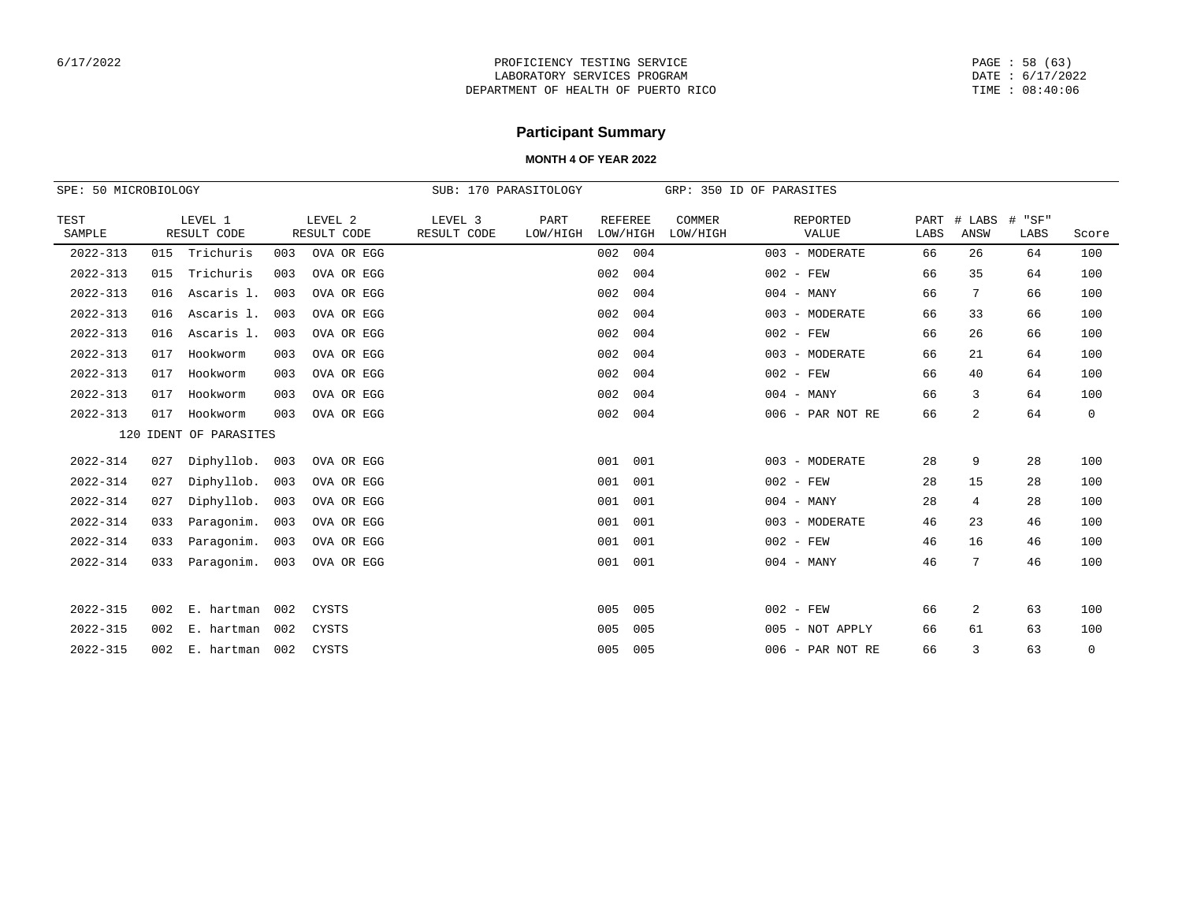## PROFICIENCY TESTING SERVICE
## LABORATORY SERVICES PROGRAM
## DEPARTMENT OF HEALTH OF PUERTO RICO

# Participant Summary

**MONTH 4 OF YEAR 2022**

SPE: 50 MICROBIOLOGY    SUB: 170 PARASITOLOGY    GRP: 350 ID OF PARASITES

| TEST SAMPLE | LEVEL 1 RESULT CODE | LEVEL 2 RESULT CODE | LEVEL 3 RESULT CODE | PART LOW/HIGH | REFEREE LOW/HIGH | COMMER LOW/HIGH | REPORTED VALUE | PART LABS | # LABS ANSW | # "SF" LABS | Score |
|---|---|---|---|---|---|---|---|---|---|---|---|
| 2022-313 | 015 Trichuris | 003 OVA OR EGG | | | 002 004 | | 003 - MODERATE | 66 | 26 | 64 | 100 |
| 2022-313 | 015 Trichuris | 003 OVA OR EGG | | | 002 004 | | 002 - FEW | 66 | 35 | 64 | 100 |
| 2022-313 | 016 Ascaris l. | 003 OVA OR EGG | | | 002 004 | | 004 - MANY | 66 | 7 | 66 | 100 |
| 2022-313 | 016 Ascaris l. | 003 OVA OR EGG | | | 002 004 | | 003 - MODERATE | 66 | 33 | 66 | 100 |
| 2022-313 | 016 Ascaris l. | 003 OVA OR EGG | | | 002 004 | | 002 - FEW | 66 | 26 | 66 | 100 |
| 2022-313 | 017 Hookworm | 003 OVA OR EGG | | | 002 004 | | 003 - MODERATE | 66 | 21 | 64 | 100 |
| 2022-313 | 017 Hookworm | 003 OVA OR EGG | | | 002 004 | | 002 - FEW | 66 | 40 | 64 | 100 |
| 2022-313 | 017 Hookworm | 003 OVA OR EGG | | | 002 004 | | 004 - MANY | 66 | 3 | 64 | 100 |
| 2022-313 | 017 Hookworm | 003 OVA OR EGG | | | 002 004 | | 006 - PAR NOT RE | 66 | 2 | 64 | 0 |
| | 120 IDENT OF PARASITES | | | | | | | | | | |
| 2022-314 | 027 Diphyllob. | 003 OVA OR EGG | | | 001 001 | | 003 - MODERATE | 28 | 9 | 28 | 100 |
| 2022-314 | 027 Diphyllob. | 003 OVA OR EGG | | | 001 001 | | 002 - FEW | 28 | 15 | 28 | 100 |
| 2022-314 | 027 Diphyllob. | 003 OVA OR EGG | | | 001 001 | | 004 - MANY | 28 | 4 | 28 | 100 |
| 2022-314 | 033 Paragonim. | 003 OVA OR EGG | | | 001 001 | | 003 - MODERATE | 46 | 23 | 46 | 100 |
| 2022-314 | 033 Paragonim. | 003 OVA OR EGG | | | 001 001 | | 002 - FEW | 46 | 16 | 46 | 100 |
| 2022-314 | 033 Paragonim. | 003 OVA OR EGG | | | 001 001 | | 004 - MANY | 46 | 7 | 46 | 100 |
| 2022-315 | 002 E. hartman | 002 CYSTS | | | 005 005 | | 002 - FEW | 66 | 2 | 63 | 100 |
| 2022-315 | 002 E. hartman | 002 CYSTS | | | 005 005 | | 005 - NOT APPLY | 66 | 61 | 63 | 100 |
| 2022-315 | 002 E. hartman | 002 CYSTS | | | 005 005 | | 006 - PAR NOT RE | 66 | 3 | 63 | 0 |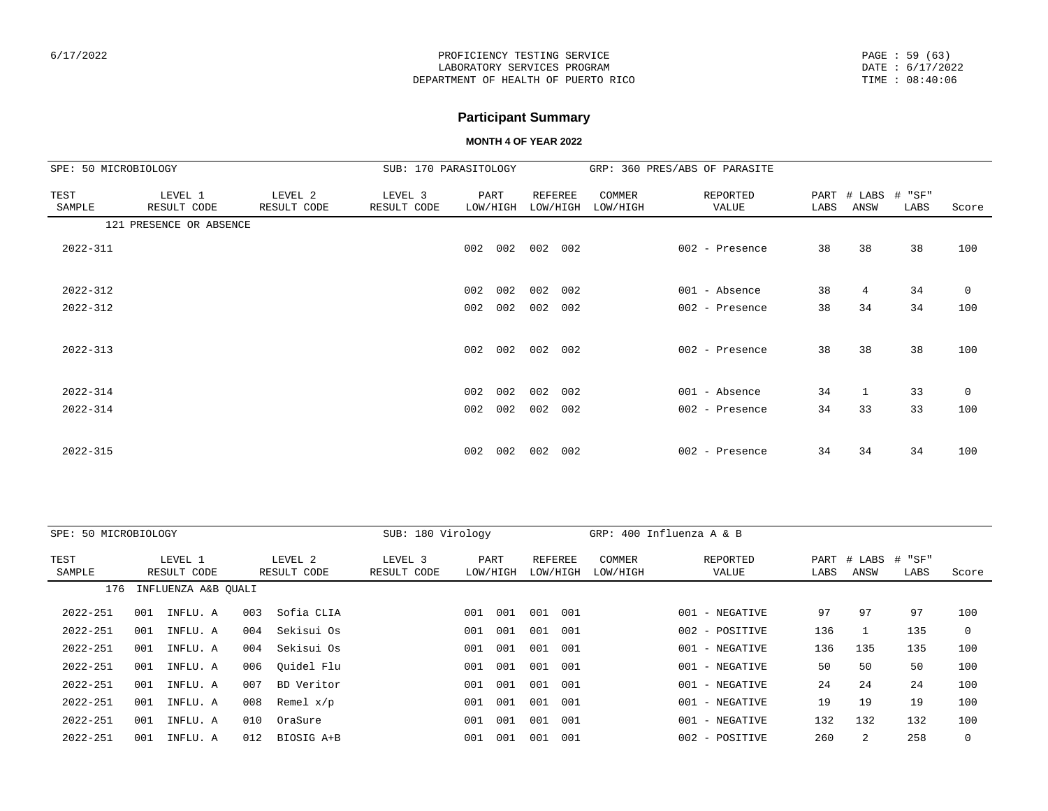## Participant Summary

**MONTH 4 OF YEAR 2022**

SPE: 50 MICROBIOLOGY — SUB: 170 PARASITOLOGY — GRP: 360 PRES/ABS OF PARASITE

| TEST SAMPLE | LEVEL 1 RESULT CODE | LEVEL 2 RESULT CODE | LEVEL 3 RESULT CODE | PART LOW/HIGH | REFEREE LOW/HIGH | COMMER LOW/HIGH | REPORTED VALUE | PART LABS | # LABS ANSW | # "SF" LABS | Score |
|---|---|---|---|---|---|---|---|---|---|---|---|
| 121 PRESENCE OR ABSENCE | | | | | | | | | | | |
| 2022-311 | | | | 002 002 | 002 002 | | 002 - Presence | 38 | 38 | 38 | 100 |
| 2022-312 | | | | 002 002 | 002 002 | | 001 - Absence | 38 | 4 | 34 | 0 |
| 2022-312 | | | | 002 002 | 002 002 | | 002 - Presence | 38 | 34 | 34 | 100 |
| 2022-313 | | | | 002 002 | 002 002 | | 002 - Presence | 38 | 38 | 38 | 100 |
| 2022-314 | | | | 002 002 | 002 002 | | 001 - Absence | 34 | 1 | 33 | 0 |
| 2022-314 | | | | 002 002 | 002 002 | | 002 - Presence | 34 | 33 | 33 | 100 |
| 2022-315 | | | | 002 002 | 002 002 | | 002 - Presence | 34 | 34 | 34 | 100 |

SPE: 50 MICROBIOLOGY — SUB: 180 Virology — GRP: 400 Influenza A & B

| TEST SAMPLE | LEVEL 1 RESULT CODE | LEVEL 2 RESULT CODE | LEVEL 3 RESULT CODE | PART LOW/HIGH | REFEREE LOW/HIGH | COMMER LOW/HIGH | REPORTED VALUE | PART LABS | # LABS ANSW | # "SF" LABS | Score |
|---|---|---|---|---|---|---|---|---|---|---|---|
| 176 INFLUENZA A&B QUALI | | | | | | | | | | | |
| 2022-251 | 001 INFLU. A | 003 Sofia CLIA | | 001 001 | 001 001 | | 001 - NEGATIVE | 97 | 97 | 97 | 100 |
| 2022-251 | 001 INFLU. A | 004 Sekisui Os | | 001 001 | 001 001 | | 002 - POSITIVE | 136 | 1 | 135 | 0 |
| 2022-251 | 001 INFLU. A | 004 Sekisui Os | | 001 001 | 001 001 | | 001 - NEGATIVE | 136 | 135 | 135 | 100 |
| 2022-251 | 001 INFLU. A | 006 Quidel Flu | | 001 001 | 001 001 | | 001 - NEGATIVE | 50 | 50 | 50 | 100 |
| 2022-251 | 001 INFLU. A | 007 BD Veritor | | 001 001 | 001 001 | | 001 - NEGATIVE | 24 | 24 | 24 | 100 |
| 2022-251 | 001 INFLU. A | 008 Remel x/p | | 001 001 | 001 001 | | 001 - NEGATIVE | 19 | 19 | 19 | 100 |
| 2022-251 | 001 INFLU. A | 010 OraSure | | 001 001 | 001 001 | | 001 - NEGATIVE | 132 | 132 | 132 | 100 |
| 2022-251 | 001 INFLU. A | 012 BIOSIG A+B | | 001 001 | 001 001 | | 002 - POSITIVE | 260 | 2 | 258 | 0 |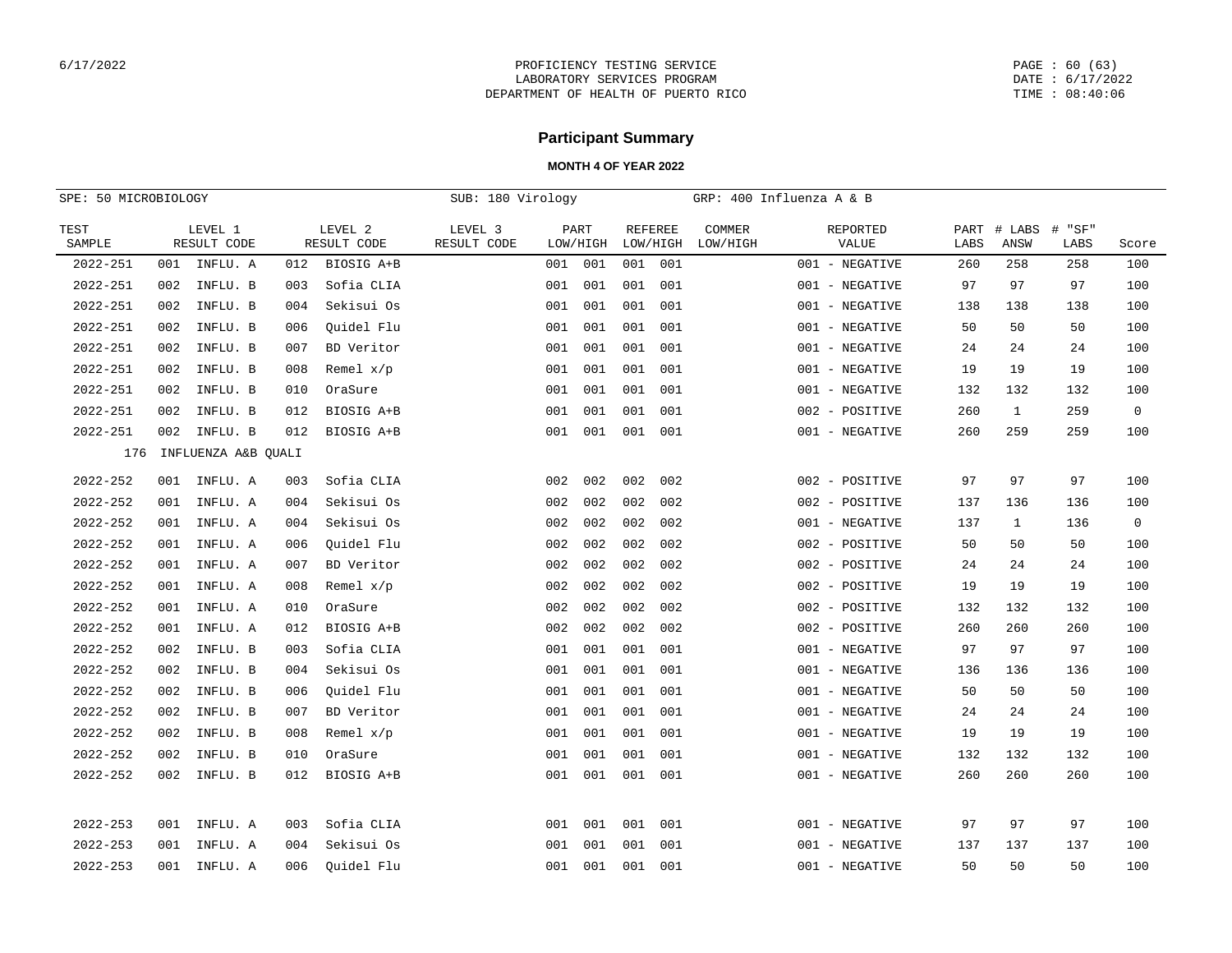PROFICIENCY TESTING SERVICE
LABORATORY SERVICES PROGRAM
DEPARTMENT OF HEALTH OF PUERTO RICO

## Participant Summary

### MONTH 4 OF YEAR 2022

SPE: 50 MICROBIOLOGY | SUB: 180 Virology | GRP: 400 Influenza A & B

| TEST SAMPLE | LEVEL 1 RESULT CODE | LEVEL 2 RESULT CODE | LEVEL 3 RESULT CODE | PART LOW/HIGH | REFEREE LOW/HIGH | COMMER LOW/HIGH | REPORTED VALUE | PART LABS | # LABS ANSW | # "SF" LABS | Score |
|---|---|---|---|---|---|---|---|---|---|---|---|
| 2022-251 | 001 INFLU. A | 012 BIOSIG A+B | | 001 001 | 001 001 | | 001 - NEGATIVE | 260 | 258 | 258 | 100 |
| 2022-251 | 002 INFLU. B | 003 Sofia CLIA | | 001 001 | 001 001 | | 001 - NEGATIVE | 97 | 97 | 97 | 100 |
| 2022-251 | 002 INFLU. B | 004 Sekisui Os | | 001 001 | 001 001 | | 001 - NEGATIVE | 138 | 138 | 138 | 100 |
| 2022-251 | 002 INFLU. B | 006 Quidel Flu | | 001 001 | 001 001 | | 001 - NEGATIVE | 50 | 50 | 50 | 100 |
| 2022-251 | 002 INFLU. B | 007 BD Veritor | | 001 001 | 001 001 | | 001 - NEGATIVE | 24 | 24 | 24 | 100 |
| 2022-251 | 002 INFLU. B | 008 Remel x/p | | 001 001 | 001 001 | | 001 - NEGATIVE | 19 | 19 | 19 | 100 |
| 2022-251 | 002 INFLU. B | 010 OraSure | | 001 001 | 001 001 | | 001 - NEGATIVE | 132 | 132 | 132 | 100 |
| 2022-251 | 002 INFLU. B | 012 BIOSIG A+B | | 001 001 | 001 001 | | 002 - POSITIVE | 260 | 1 | 259 | 0 |
| 2022-251 | 002 INFLU. B | 012 BIOSIG A+B | | 001 001 | 001 001 | | 001 - NEGATIVE | 260 | 259 | 259 | 100 |
| 176 | INFLUENZA A&B QUALI | | | | | | | | | | |
| 2022-252 | 001 INFLU. A | 003 Sofia CLIA | | 002 002 | 002 002 | | 002 - POSITIVE | 97 | 97 | 97 | 100 |
| 2022-252 | 001 INFLU. A | 004 Sekisui Os | | 002 002 | 002 002 | | 002 - POSITIVE | 137 | 136 | 136 | 100 |
| 2022-252 | 001 INFLU. A | 004 Sekisui Os | | 002 002 | 002 002 | | 001 - NEGATIVE | 137 | 1 | 136 | 0 |
| 2022-252 | 001 INFLU. A | 006 Quidel Flu | | 002 002 | 002 002 | | 002 - POSITIVE | 50 | 50 | 50 | 100 |
| 2022-252 | 001 INFLU. A | 007 BD Veritor | | 002 002 | 002 002 | | 002 - POSITIVE | 24 | 24 | 24 | 100 |
| 2022-252 | 001 INFLU. A | 008 Remel x/p | | 002 002 | 002 002 | | 002 - POSITIVE | 19 | 19 | 19 | 100 |
| 2022-252 | 001 INFLU. A | 010 OraSure | | 002 002 | 002 002 | | 002 - POSITIVE | 132 | 132 | 132 | 100 |
| 2022-252 | 001 INFLU. A | 012 BIOSIG A+B | | 002 002 | 002 002 | | 002 - POSITIVE | 260 | 260 | 260 | 100 |
| 2022-252 | 002 INFLU. B | 003 Sofia CLIA | | 001 001 | 001 001 | | 001 - NEGATIVE | 97 | 97 | 97 | 100 |
| 2022-252 | 002 INFLU. B | 004 Sekisui Os | | 001 001 | 001 001 | | 001 - NEGATIVE | 136 | 136 | 136 | 100 |
| 2022-252 | 002 INFLU. B | 006 Quidel Flu | | 001 001 | 001 001 | | 001 - NEGATIVE | 50 | 50 | 50 | 100 |
| 2022-252 | 002 INFLU. B | 007 BD Veritor | | 001 001 | 001 001 | | 001 - NEGATIVE | 24 | 24 | 24 | 100 |
| 2022-252 | 002 INFLU. B | 008 Remel x/p | | 001 001 | 001 001 | | 001 - NEGATIVE | 19 | 19 | 19 | 100 |
| 2022-252 | 002 INFLU. B | 010 OraSure | | 001 001 | 001 001 | | 001 - NEGATIVE | 132 | 132 | 132 | 100 |
| 2022-252 | 002 INFLU. B | 012 BIOSIG A+B | | 001 001 | 001 001 | | 001 - NEGATIVE | 260 | 260 | 260 | 100 |
| 2022-253 | 001 INFLU. A | 003 Sofia CLIA | | 001 001 | 001 001 | | 001 - NEGATIVE | 97 | 97 | 97 | 100 |
| 2022-253 | 001 INFLU. A | 004 Sekisui Os | | 001 001 | 001 001 | | 001 - NEGATIVE | 137 | 137 | 137 | 100 |
| 2022-253 | 001 INFLU. A | 006 Quidel Flu | | 001 001 | 001 001 | | 001 - NEGATIVE | 50 | 50 | 50 | 100 |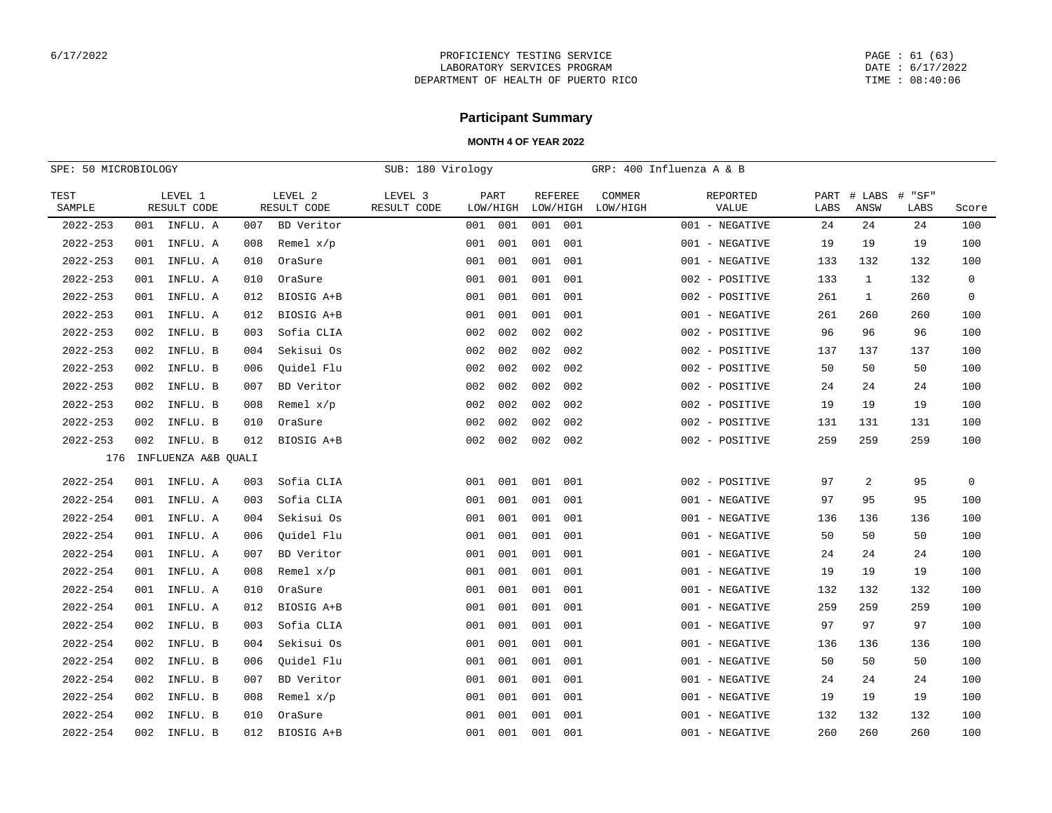## Participant Summary

**MONTH 4 OF YEAR 2022**

SPE: 50 MICROBIOLOGY | SUB: 180 Virology | GRP: 400 Influenza A & B

| TEST SAMPLE | LEVEL 1 RESULT CODE | | LEVEL 2 RESULT CODE | | LEVEL 3 RESULT CODE | PART LOW/HIGH | | REFEREE LOW/HIGH | | COMMER LOW/HIGH | REPORTED VALUE | PART LABS | # LABS ANSW | # "SF" LABS | Score |
|---|---|---|---|---|---|---|---|---|---|---|---|---|---|---|---|
| 2022-253 | 001 | INFLU. A | 007 | BD Veritor | | 001 | 001 | 001 | 001 | | 001 - NEGATIVE | 24 | 24 | 24 | 100 |
| 2022-253 | 001 | INFLU. A | 008 | Remel x/p | | 001 | 001 | 001 | 001 | | 001 - NEGATIVE | 19 | 19 | 19 | 100 |
| 2022-253 | 001 | INFLU. A | 010 | OraSure | | 001 | 001 | 001 | 001 | | 001 - NEGATIVE | 133 | 132 | 132 | 100 |
| 2022-253 | 001 | INFLU. A | 010 | OraSure | | 001 | 001 | 001 | 001 | | 002 - POSITIVE | 133 | 1 | 132 | 0 |
| 2022-253 | 001 | INFLU. A | 012 | BIOSIG A+B | | 001 | 001 | 001 | 001 | | 002 - POSITIVE | 261 | 1 | 260 | 0 |
| 2022-253 | 001 | INFLU. A | 012 | BIOSIG A+B | | 001 | 001 | 001 | 001 | | 001 - NEGATIVE | 261 | 260 | 260 | 100 |
| 2022-253 | 002 | INFLU. B | 003 | Sofia CLIA | | 002 | 002 | 002 | 002 | | 002 - POSITIVE | 96 | 96 | 96 | 100 |
| 2022-253 | 002 | INFLU. B | 004 | Sekisui Os | | 002 | 002 | 002 | 002 | | 002 - POSITIVE | 137 | 137 | 137 | 100 |
| 2022-253 | 002 | INFLU. B | 006 | Quidel Flu | | 002 | 002 | 002 | 002 | | 002 - POSITIVE | 50 | 50 | 50 | 100 |
| 2022-253 | 002 | INFLU. B | 007 | BD Veritor | | 002 | 002 | 002 | 002 | | 002 - POSITIVE | 24 | 24 | 24 | 100 |
| 2022-253 | 002 | INFLU. B | 008 | Remel x/p | | 002 | 002 | 002 | 002 | | 002 - POSITIVE | 19 | 19 | 19 | 100 |
| 2022-253 | 002 | INFLU. B | 010 | OraSure | | 002 | 002 | 002 | 002 | | 002 - POSITIVE | 131 | 131 | 131 | 100 |
| 2022-253 | 002 | INFLU. B | 012 | BIOSIG A+B | | 002 | 002 | 002 | 002 | | 002 - POSITIVE | 259 | 259 | 259 | 100 |
| 176 | INFLUENZA A&B QUALI | | | | | | | | | | | | | | |
| 2022-254 | 001 | INFLU. A | 003 | Sofia CLIA | | 001 | 001 | 001 | 001 | | 002 - POSITIVE | 97 | 2 | 95 | 0 |
| 2022-254 | 001 | INFLU. A | 003 | Sofia CLIA | | 001 | 001 | 001 | 001 | | 001 - NEGATIVE | 97 | 95 | 95 | 100 |
| 2022-254 | 001 | INFLU. A | 004 | Sekisui Os | | 001 | 001 | 001 | 001 | | 001 - NEGATIVE | 136 | 136 | 136 | 100 |
| 2022-254 | 001 | INFLU. A | 006 | Quidel Flu | | 001 | 001 | 001 | 001 | | 001 - NEGATIVE | 50 | 50 | 50 | 100 |
| 2022-254 | 001 | INFLU. A | 007 | BD Veritor | | 001 | 001 | 001 | 001 | | 001 - NEGATIVE | 24 | 24 | 24 | 100 |
| 2022-254 | 001 | INFLU. A | 008 | Remel x/p | | 001 | 001 | 001 | 001 | | 001 - NEGATIVE | 19 | 19 | 19 | 100 |
| 2022-254 | 001 | INFLU. A | 010 | OraSure | | 001 | 001 | 001 | 001 | | 001 - NEGATIVE | 132 | 132 | 132 | 100 |
| 2022-254 | 001 | INFLU. A | 012 | BIOSIG A+B | | 001 | 001 | 001 | 001 | | 001 - NEGATIVE | 259 | 259 | 259 | 100 |
| 2022-254 | 002 | INFLU. B | 003 | Sofia CLIA | | 001 | 001 | 001 | 001 | | 001 - NEGATIVE | 97 | 97 | 97 | 100 |
| 2022-254 | 002 | INFLU. B | 004 | Sekisui Os | | 001 | 001 | 001 | 001 | | 001 - NEGATIVE | 136 | 136 | 136 | 100 |
| 2022-254 | 002 | INFLU. B | 006 | Quidel Flu | | 001 | 001 | 001 | 001 | | 001 - NEGATIVE | 50 | 50 | 50 | 100 |
| 2022-254 | 002 | INFLU. B | 007 | BD Veritor | | 001 | 001 | 001 | 001 | | 001 - NEGATIVE | 24 | 24 | 24 | 100 |
| 2022-254 | 002 | INFLU. B | 008 | Remel x/p | | 001 | 001 | 001 | 001 | | 001 - NEGATIVE | 19 | 19 | 19 | 100 |
| 2022-254 | 002 | INFLU. B | 010 | OraSure | | 001 | 001 | 001 | 001 | | 001 - NEGATIVE | 132 | 132 | 132 | 100 |
| 2022-254 | 002 | INFLU. B | 012 | BIOSIG A+B | | 001 | 001 | 001 | 001 | | 001 - NEGATIVE | 260 | 260 | 260 | 100 |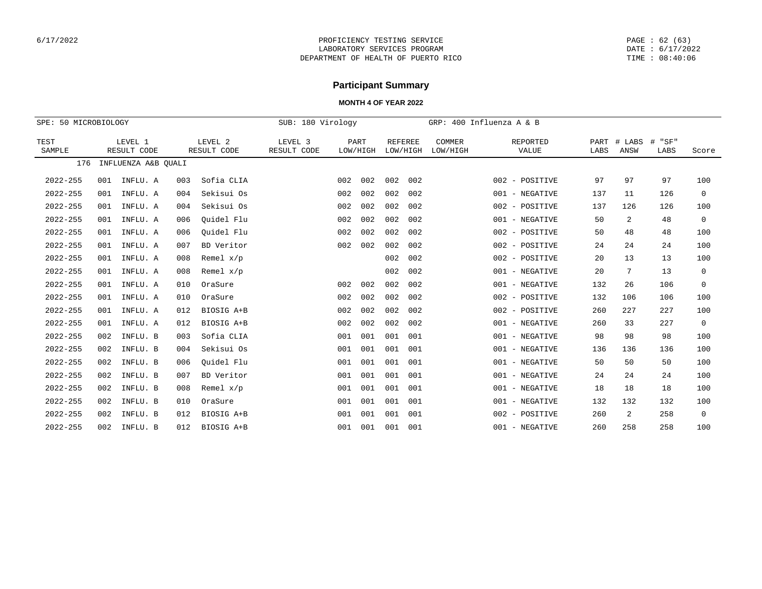# Participant Summary

**MONTH 4 OF YEAR 2022**

SPE: 50 MICROBIOLOGY    SUB: 180 Virology    GRP: 400 Influenza A & B

| TEST SAMPLE | LEVEL 1 RESULT CODE | | LEVEL 2 RESULT CODE | | LEVEL 3 RESULT CODE | PART LOW/HIGH | | REFEREE LOW/HIGH | | COMMER LOW/HIGH | REPORTED VALUE | PART LABS | # LABS ANSW | # "SF" LABS | Score |
|---|---|---|---|---|---|---|---|---|---|---|---|---|---|---|---|
| 176 | INFLUENZA A&B QUALI | | | | | | | | | | | | | | |
| 2022-255 | 001 | INFLU. A | 003 | Sofia CLIA | | 002 | 002 | 002 | 002 | | 002 - POSITIVE | 97 | 97 | 97 | 100 |
| 2022-255 | 001 | INFLU. A | 004 | Sekisui Os | | 002 | 002 | 002 | 002 | | 001 - NEGATIVE | 137 | 11 | 126 | 0 |
| 2022-255 | 001 | INFLU. A | 004 | Sekisui Os | | 002 | 002 | 002 | 002 | | 002 - POSITIVE | 137 | 126 | 126 | 100 |
| 2022-255 | 001 | INFLU. A | 006 | Quidel Flu | | 002 | 002 | 002 | 002 | | 001 - NEGATIVE | 50 | 2 | 48 | 0 |
| 2022-255 | 001 | INFLU. A | 006 | Quidel Flu | | 002 | 002 | 002 | 002 | | 002 - POSITIVE | 50 | 48 | 48 | 100 |
| 2022-255 | 001 | INFLU. A | 007 | BD Veritor | | 002 | 002 | 002 | 002 | | 002 - POSITIVE | 24 | 24 | 24 | 100 |
| 2022-255 | 001 | INFLU. A | 008 | Remel x/p | | | | 002 | 002 | | 002 - POSITIVE | 20 | 13 | 13 | 100 |
| 2022-255 | 001 | INFLU. A | 008 | Remel x/p | | | | 002 | 002 | | 001 - NEGATIVE | 20 | 7 | 13 | 0 |
| 2022-255 | 001 | INFLU. A | 010 | OraSure | | 002 | 002 | 002 | 002 | | 001 - NEGATIVE | 132 | 26 | 106 | 0 |
| 2022-255 | 001 | INFLU. A | 010 | OraSure | | 002 | 002 | 002 | 002 | | 002 - POSITIVE | 132 | 106 | 106 | 100 |
| 2022-255 | 001 | INFLU. A | 012 | BIOSIG A+B | | 002 | 002 | 002 | 002 | | 002 - POSITIVE | 260 | 227 | 227 | 100 |
| 2022-255 | 001 | INFLU. A | 012 | BIOSIG A+B | | 002 | 002 | 002 | 002 | | 001 - NEGATIVE | 260 | 33 | 227 | 0 |
| 2022-255 | 002 | INFLU. B | 003 | Sofia CLIA | | 001 | 001 | 001 | 001 | | 001 - NEGATIVE | 98 | 98 | 98 | 100 |
| 2022-255 | 002 | INFLU. B | 004 | Sekisui Os | | 001 | 001 | 001 | 001 | | 001 - NEGATIVE | 136 | 136 | 136 | 100 |
| 2022-255 | 002 | INFLU. B | 006 | Quidel Flu | | 001 | 001 | 001 | 001 | | 001 - NEGATIVE | 50 | 50 | 50 | 100 |
| 2022-255 | 002 | INFLU. B | 007 | BD Veritor | | 001 | 001 | 001 | 001 | | 001 - NEGATIVE | 24 | 24 | 24 | 100 |
| 2022-255 | 002 | INFLU. B | 008 | Remel x/p | | 001 | 001 | 001 | 001 | | 001 - NEGATIVE | 18 | 18 | 18 | 100 |
| 2022-255 | 002 | INFLU. B | 010 | OraSure | | 001 | 001 | 001 | 001 | | 001 - NEGATIVE | 132 | 132 | 132 | 100 |
| 2022-255 | 002 | INFLU. B | 012 | BIOSIG A+B | | 001 | 001 | 001 | 001 | | 002 - POSITIVE | 260 | 2 | 258 | 0 |
| 2022-255 | 002 | INFLU. B | 012 | BIOSIG A+B | | 001 | 001 | 001 | 001 | | 001 - NEGATIVE | 260 | 258 | 258 | 100 |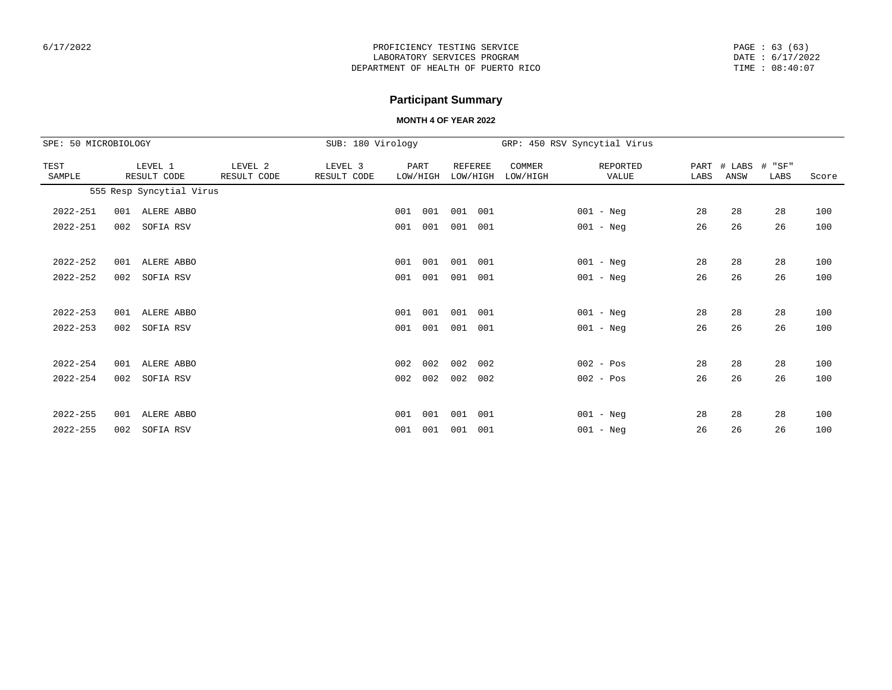PROFICIENCY TESTING SERVICE
LABORATORY SERVICES PROGRAM
DEPARTMENT OF HEALTH OF PUERTO RICO

## Participant Summary

**MONTH 4 OF YEAR 2022**

SPE: 50 MICROBIOLOGY | SUB: 180 Virology | GRP: 450 RSV Syncytial Virus

| TEST SAMPLE | LEVEL 1 RESULT CODE | LEVEL 2 RESULT CODE | LEVEL 3 RESULT CODE | PART LOW/HIGH | REFEREE LOW/HIGH | COMMER LOW/HIGH | REPORTED VALUE | PART LABS | # LABS ANSW | # "SF" LABS | Score |
|---|---|---|---|---|---|---|---|---|---|---|---|
| | 555 Resp Syncytial Virus | | | | | | | | | | |
| 2022-251 | 001 ALERE ABBO | | | 001 001 | 001 001 | | 001 - Neg | 28 | 28 | 28 | 100 |
| 2022-251 | 002 SOFIA RSV | | | 001 001 | 001 001 | | 001 - Neg | 26 | 26 | 26 | 100 |
| 2022-252 | 001 ALERE ABBO | | | 001 001 | 001 001 | | 001 - Neg | 28 | 28 | 28 | 100 |
| 2022-252 | 002 SOFIA RSV | | | 001 001 | 001 001 | | 001 - Neg | 26 | 26 | 26 | 100 |
| 2022-253 | 001 ALERE ABBO | | | 001 001 | 001 001 | | 001 - Neg | 28 | 28 | 28 | 100 |
| 2022-253 | 002 SOFIA RSV | | | 001 001 | 001 001 | | 001 - Neg | 26 | 26 | 26 | 100 |
| 2022-254 | 001 ALERE ABBO | | | 002 002 | 002 002 | | 002 - Pos | 28 | 28 | 28 | 100 |
| 2022-254 | 002 SOFIA RSV | | | 002 002 | 002 002 | | 002 - Pos | 26 | 26 | 26 | 100 |
| 2022-255 | 001 ALERE ABBO | | | 001 001 | 001 001 | | 001 - Neg | 28 | 28 | 28 | 100 |
| 2022-255 | 002 SOFIA RSV | | | 001 001 | 001 001 | | 001 - Neg | 26 | 26 | 26 | 100 |